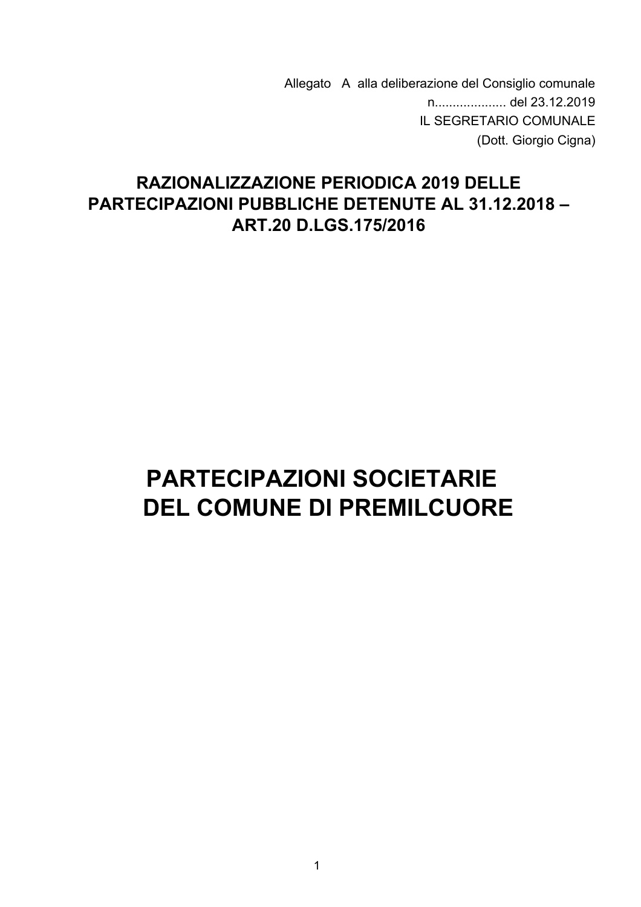Allegato A alla deliberazione del Consiglio comunale
n.................... del 23.12.2019
IL SEGRETARIO COMUNALE
(Dott. Giorgio Cigna)

**RAZIONALIZZAZIONE PERIODICA 2019 DELLE PARTECIPAZIONI PUBBLICHE DETENUTE AL 31.12.2018 – ART.20 D.LGS.175/2016**

# PARTECIPAZIONI SOCIETARIE DEL COMUNE DI PREMILCUORE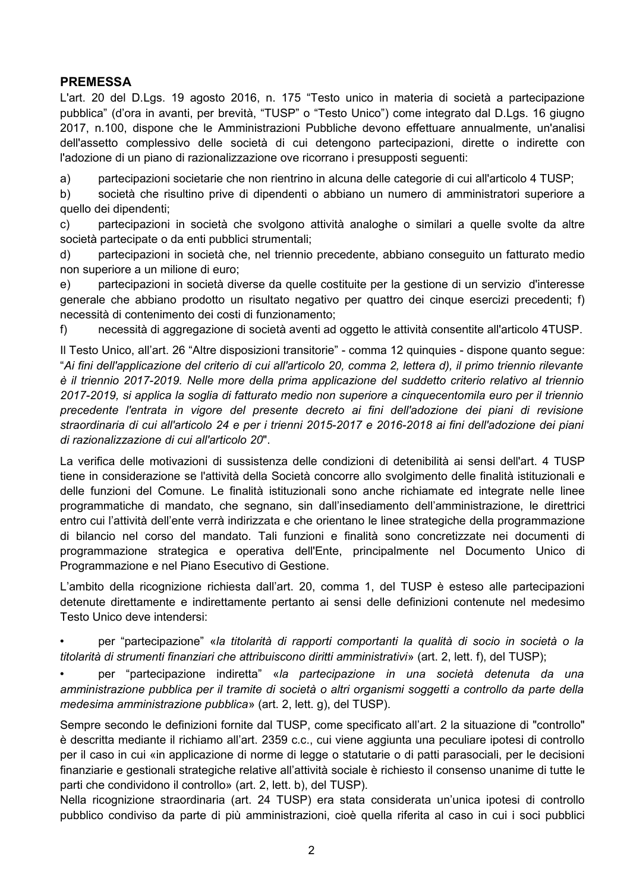## PREMESSA

L'art. 20 del D.Lgs. 19 agosto 2016, n. 175 "Testo unico in materia di società a partecipazione pubblica" (d'ora in avanti, per brevità, "TUSP" o "Testo Unico") come integrato dal D.Lgs. 16 giugno 2017, n.100, dispone che le Amministrazioni Pubbliche devono effettuare annualmente, un'analisi dell'assetto complessivo delle società di cui detengono partecipazioni, dirette o indirette con l'adozione di un piano di razionalizzazione ove ricorrano i presupposti seguenti:

a) partecipazioni societarie che non rientrino in alcuna delle categorie di cui all'articolo 4 TUSP;

b) società che risultino prive di dipendenti o abbiano un numero di amministratori superiore a quello dei dipendenti;

c) partecipazioni in società che svolgono attività analoghe o similari a quelle svolte da altre società partecipate o da enti pubblici strumentali;

d) partecipazioni in società che, nel triennio precedente, abbiano conseguito un fatturato medio non superiore a un milione di euro;

e) partecipazioni in società diverse da quelle costituite per la gestione di un servizio d'interesse generale che abbiano prodotto un risultato negativo per quattro dei cinque esercizi precedenti; f) necessità di contenimento dei costi di funzionamento;

f) necessità di aggregazione di società aventi ad oggetto le attività consentite all'articolo 4TUSP.

Il Testo Unico, all'art. 26 "Altre disposizioni transitorie" - comma 12 quinquies - dispone quanto segue: "*Ai fini dell'applicazione del criterio di cui all'articolo 20, comma 2, lettera d), il primo triennio rilevante è il triennio 2017-2019. Nelle more della prima applicazione del suddetto criterio relativo al triennio 2017-2019, si applica la soglia di fatturato medio non superiore a cinquecentomila euro per il triennio precedente l'entrata in vigore del presente decreto ai fini dell'adozione dei piani di revisione straordinaria di cui all'articolo 24 e per i trienni 2015-2017 e 2016-2018 ai fini dell'adozione dei piani di razionalizzazione di cui all'articolo 20*".

La verifica delle motivazioni di sussistenza delle condizioni di detenibilità ai sensi dell'art. 4 TUSP tiene in considerazione se l'attività della Società concorre allo svolgimento delle finalità istituzionali e delle funzioni del Comune. Le finalità istituzionali sono anche richiamate ed integrate nelle linee programmatiche di mandato, che segnano, sin dall'insediamento dell'amministrazione, le direttrici entro cui l'attività dell'ente verrà indirizzata e che orientano le linee strategiche della programmazione di bilancio nel corso del mandato. Tali funzioni e finalità sono concretizzate nei documenti di programmazione strategica e operativa dell'Ente, principalmente nel Documento Unico di Programmazione e nel Piano Esecutivo di Gestione.

L'ambito della ricognizione richiesta dall'art. 20, comma 1, del TUSP è esteso alle partecipazioni detenute direttamente e indirettamente pertanto ai sensi delle definizioni contenute nel medesimo Testo Unico deve intendersi:

- per "partecipazione" «*la titolarità di rapporti comportanti la qualità di socio in società o la titolarità di strumenti finanziari che attribuiscono diritti amministrativi*» (art. 2, lett. f), del TUSP);
- per "partecipazione indiretta" «*la partecipazione in una società detenuta da una amministrazione pubblica per il tramite di società o altri organismi soggetti a controllo da parte della medesima amministrazione pubblica*» (art. 2, lett. g), del TUSP).

Sempre secondo le definizioni fornite dal TUSP, come specificato all'art. 2 la situazione di "controllo" è descritta mediante il richiamo all'art. 2359 c.c., cui viene aggiunta una peculiare ipotesi di controllo per il caso in cui «in applicazione di norme di legge o statutarie o di patti parasociali, per le decisioni finanziarie e gestionali strategiche relative all'attività sociale è richiesto il consenso unanime di tutte le parti che condividono il controllo» (art. 2, lett. b), del TUSP).

Nella ricognizione straordinaria (art. 24 TUSP) era stata considerata un'unica ipotesi di controllo pubblico condiviso da parte di più amministrazioni, cioè quella riferita al caso in cui i soci pubblici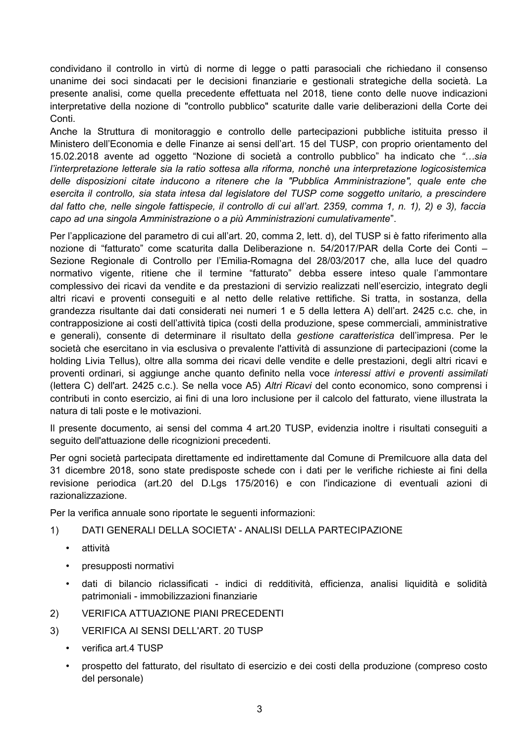condividano il controllo in virtù di norme di legge o patti parasociali che richiedano il consenso unanime dei soci sindacati per le decisioni finanziarie e gestionali strategiche della società. La presente analisi, come quella precedente effettuata nel 2018, tiene conto delle nuove indicazioni interpretative della nozione di "controllo pubblico" scaturite dalle varie deliberazioni della Corte dei Conti.

Anche la Struttura di monitoraggio e controllo delle partecipazioni pubbliche istituita presso il Ministero dell'Economia e delle Finanze ai sensi dell'art. 15 del TUSP, con proprio orientamento del 15.02.2018 avente ad oggetto "Nozione di società a controllo pubblico" ha indicato che *"…sia l'interpretazione letterale sia la ratio sottesa alla riforma, nonchè una interpretazione logicosistemica delle disposizioni citate inducono a ritenere che la "Pubblica Amministrazione", quale ente che esercita il controllo, sia stata intesa dal legislatore del TUSP come soggetto unitario, a prescindere dal fatto che, nelle singole fattispecie, il controllo di cui all'art. 2359, comma 1, n. 1), 2) e 3), faccia capo ad una singola Amministrazione o a più Amministrazioni cumulativamente*".

Per l'applicazione del parametro di cui all'art. 20, comma 2, lett. d), del TUSP si è fatto riferimento alla nozione di "fatturato" come scaturita dalla Deliberazione n. 54/2017/PAR della Corte dei Conti – Sezione Regionale di Controllo per l'Emilia-Romagna del 28/03/2017 che, alla luce del quadro normativo vigente, ritiene che il termine "fatturato" debba essere inteso quale l'ammontare complessivo dei ricavi da vendite e da prestazioni di servizio realizzati nell'esercizio, integrato degli altri ricavi e proventi conseguiti e al netto delle relative rettifiche. Si tratta, in sostanza, della grandezza risultante dai dati considerati nei numeri 1 e 5 della lettera A) dell'art. 2425 c.c. che, in contrapposizione ai costi dell'attività tipica (costi della produzione, spese commerciali, amministrative e generali), consente di determinare il risultato della *gestione caratteristica* dell'impresa. Per le società che esercitano in via esclusiva o prevalente l'attività di assunzione di partecipazioni (come la holding Livia Tellus), oltre alla somma dei ricavi delle vendite e delle prestazioni, degli altri ricavi e proventi ordinari, si aggiunge anche quanto definito nella voce *interessi attivi e proventi assimilati* (lettera C) dell'art. 2425 c.c.). Se nella voce A5) *Altri Ricavi* del conto economico, sono comprensi i contributi in conto esercizio, ai fini di una loro inclusione per il calcolo del fatturato, viene illustrata la natura di tali poste e le motivazioni.

Il presente documento, ai sensi del comma 4 art.20 TUSP, evidenzia inoltre i risultati conseguiti a seguito dell'attuazione delle ricognizioni precedenti.

Per ogni società partecipata direttamente ed indirettamente dal Comune di Premilcuore alla data del 31 dicembre 2018, sono state predisposte schede con i dati per le verifiche richieste ai fini della revisione periodica (art.20 del D.Lgs 175/2016) e con l'indicazione di eventuali azioni di razionalizzazione.

Per la verifica annuale sono riportate le seguenti informazioni:

1) DATI GENERALI DELLA SOCIETA' - ANALISI DELLA PARTECIPAZIONE
   - attività
   - presupposti normativi
   - dati di bilancio riclassificati - indici di redditività, efficienza, analisi liquidità e solidità patrimoniali - immobilizzazioni finanziarie
2) VERIFICA ATTUAZIONE PIANI PRECEDENTI
3) VERIFICA AI SENSI DELL'ART. 20 TUSP
   - verifica art.4 TUSP
   - prospetto del fatturato, del risultato di esercizio e dei costi della produzione (compreso costo del personale)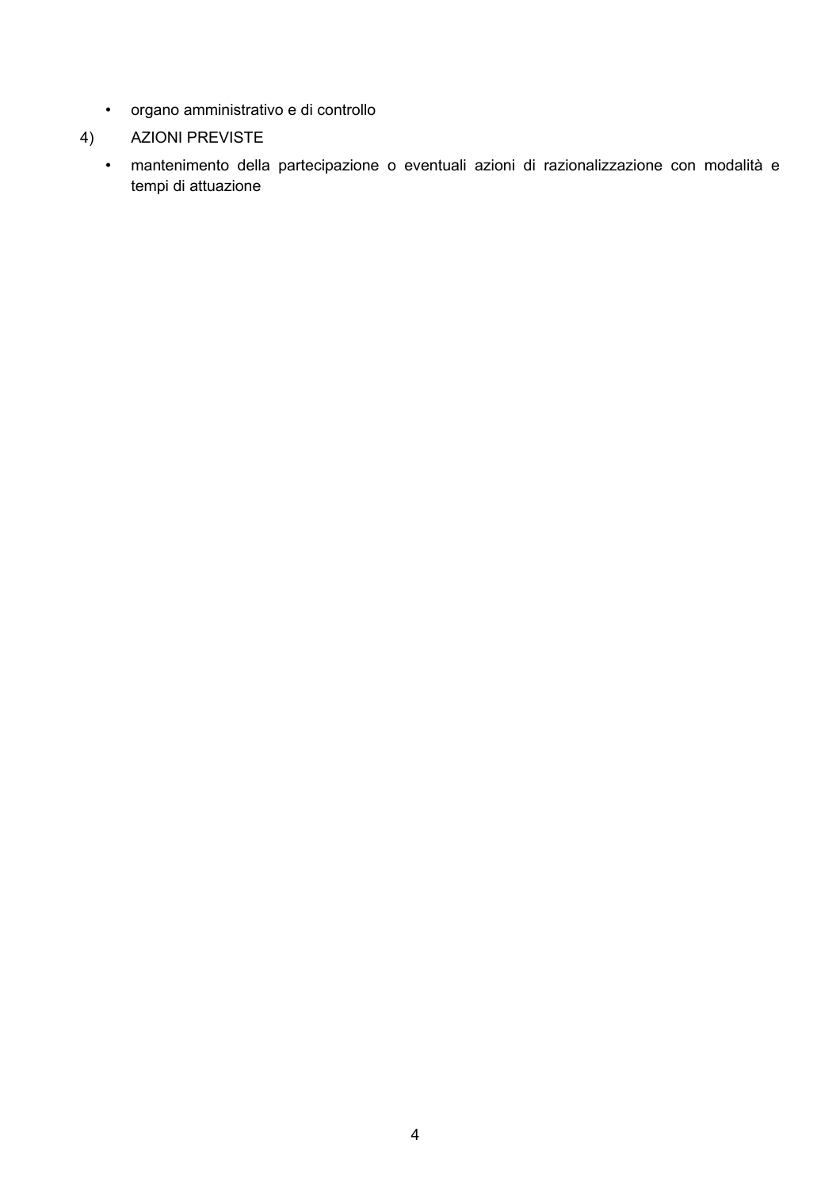- organo amministrativo e di controllo

4) AZIONI PREVISTE

- mantenimento della partecipazione o eventuali azioni di razionalizzazione con modalità e tempi di attuazione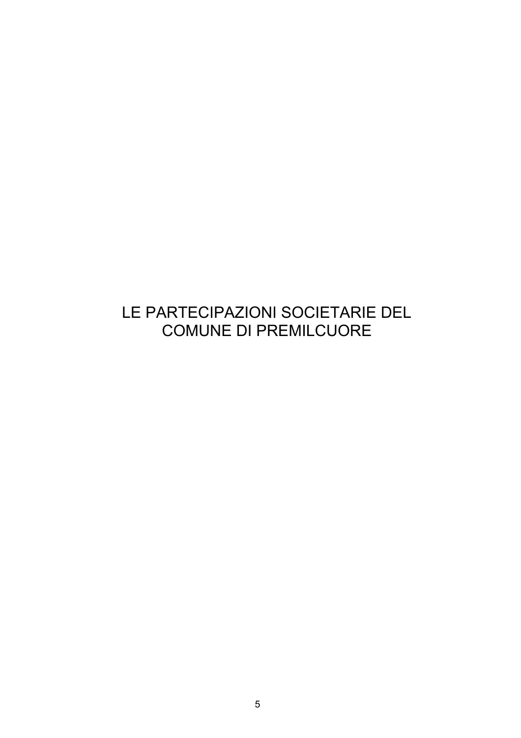# LE PARTECIPAZIONI SOCIETARIE DEL COMUNE DI PREMILCUORE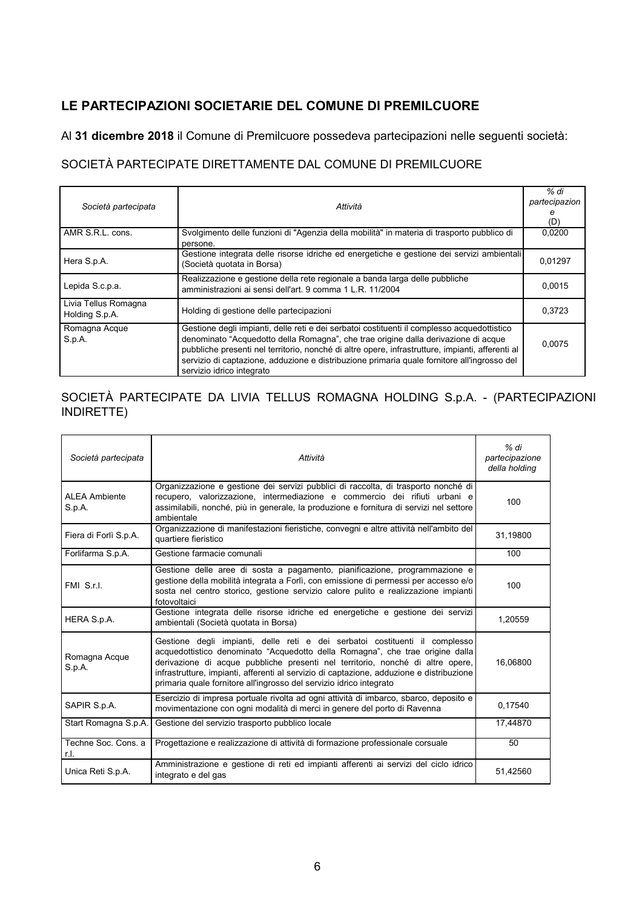## LE PARTECIPAZIONI SOCIETARIE DEL COMUNE DI PREMILCUORE

Al **31 dicembre 2018** il Comune di Premilcuore possedeva partecipazioni nelle seguenti società:

### SOCIETÀ PARTECIPATE DIRETTAMENTE DAL COMUNE DI PREMILCUORE

| *Società partecipata* | *Attività* | *% di partecipazione (D)* |
|---|---|---|
| AMR S.R.L. cons. | Svolgimento delle funzioni di "Agenzia della mobilità" in materia di trasporto pubblico di persone. | 0,0200 |
| Hera S.p.A. | Gestione integrata delle risorse idriche ed energetiche e gestione dei servizi ambientali (Società quotata in Borsa) | 0,01297 |
| Lepida S.c.p.a. | Realizzazione e gestione della rete regionale a banda larga delle pubbliche amministrazioni ai sensi dell'art. 9 comma 1 L.R. 11/2004 | 0,0015 |
| Livia Tellus Romagna Holding S.p.A. | Holding di gestione delle partecipazioni | 0,3723 |
| Romagna Acque S.p.A. | Gestione degli impianti, delle reti e dei serbatoi costituenti il complesso acquedottistico denominato "Acquedotto della Romagna", che trae origine dalla derivazione di acque pubbliche presenti nel territorio, nonché di altre opere, infrastrutture, impianti, afferenti al servizio di captazione, adduzione e distribuzione primaria quale fornitore all'ingrosso del servizio idrico integrato | 0,0075 |

### SOCIETÀ PARTECIPATE DA LIVIA TELLUS ROMAGNA HOLDING S.p.A. - (PARTECIPAZIONI INDIRETTE)

| *Società partecipata* | *Attività* | *% di partecipazione della holding* |
|---|---|---|
| ALEA Ambiente S.p.A. | Organizzazione e gestione dei servizi pubblici di raccolta, di trasporto nonché di recupero, valorizzazione, intermediazione e commercio dei rifiuti urbani e assimilabili, nonché, più in generale, la produzione e fornitura di servizi nel settore ambientale | 100 |
| Fiera di Forlì S.p.A. | Organizzazione di manifestazioni fieristiche, convegni e altre attività nell'ambito del quartiere fieristico | 31,19800 |
| Forlifarma S.p.A. | Gestione farmacie comunali | 100 |
| FMI S.r.l. | Gestione delle aree di sosta a pagamento, pianificazione, programmazione e gestione della mobilità integrata a Forlì, con emissione di permessi per accesso e/o sosta nel centro storico, gestione servizio calore pulito e realizzazione impianti fotovoltaici | 100 |
| HERA S.p.A. | Gestione integrata delle risorse idriche ed energetiche e gestione dei servizi ambientali (Società quotata in Borsa) | 1,20559 |
| Romagna Acque S.p.A. | Gestione degli impianti, delle reti e dei serbatoi costituenti il complesso acquedottistico denominato "Acquedotto della Romagna", che trae origine dalla derivazione di acque pubbliche presenti nel territorio, nonché di altre opere, infrastrutture, impianti, afferenti al servizio di captazione, adduzione e distribuzione primaria quale fornitore all'ingrosso del servizio idrico integrato | 16,06800 |
| SAPIR S.p.A. | Esercizio di impresa portuale rivolta ad ogni attività di imbarco, sbarco, deposito e movimentazione con ogni modalità di merci in genere del porto di Ravenna | 0,17540 |
| Start Romagna S.p.A. | Gestione del servizio trasporto pubblico locale | 17,44870 |
| Techne Soc. Cons. a r.l. | Progettazione e realizzazione di attività di formazione professionale corsuale | 50 |
| Unica Reti S.p.A. | Amministrazione e gestione di reti ed impianti afferenti ai servizi del ciclo idrico integrato e del gas | 51,42560 |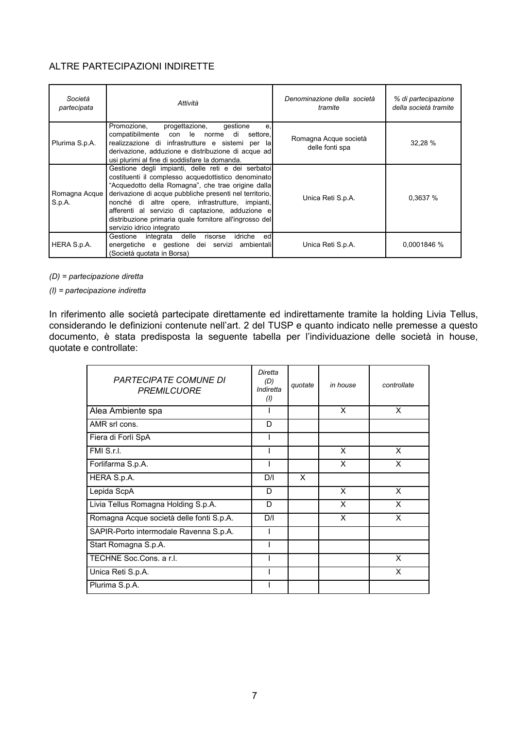ALTRE PARTECIPAZIONI INDIRETTE

| *Società partecipata* | *Attività* | *Denominazione della società tramite* | *% di partecipazione della società tramite* |
|---|---|---|---|
| Plurima S.p.A. | Promozione, progettazione, gestione e, compatibilmente con le norme di settore, realizzazione di infrastrutture e sistemi per la derivazione, adduzione e distribuzione di acque ad usi plurimi al fine di soddisfare la domanda. | Romagna Acque società delle fonti spa | 32,28 % |
| Romagna Acque S.p.A. | Gestione degli impianti, delle reti e dei serbatoi costituenti il complesso acquedottistico denominato "Acquedotto della Romagna", che trae origine dalla derivazione di acque pubbliche presenti nel territorio, nonché di altre opere, infrastrutture, impianti, afferenti al servizio di captazione, adduzione e distribuzione primaria quale fornitore all'ingrosso del servizio idrico integrato | Unica Reti S.p.A. | 0,3637 % |
| HERA S.p.A. | Gestione integrata delle risorse idriche ed energetiche e gestione dei servizi ambientali (Società quotata in Borsa) | Unica Reti S.p.A. | 0,0001846 % |

*(D) = partecipazione diretta*

*(I) = partecipazione indiretta*

In riferimento alle società partecipate direttamente ed indirettamente tramite la holding Livia Tellus, considerando le definizioni contenute nell'art. 2 del TUSP e quanto indicato nelle premesse a questo documento, è stata predisposta la seguente tabella per l'individuazione delle società in house, quotate e controllate:

| *PARTECIPATE COMUNE DI PREMILCUORE* | *Diretta (D) Indiretta (I)* | *quotate* | *in house* | *controllate* |
|---|---|---|---|---|
| Alea Ambiente spa | I | | X | X |
| AMR srl cons. | D | | | |
| Fiera di Forlì SpA | I | | | |
| FMI S.r.l. | I | | X | X |
| Forlifarma S.p.A. | I | | X | X |
| HERA S.p.A. | D/I | X | | |
| Lepida ScpA | D | | X | X |
| Livia Tellus Romagna Holding S.p.A. | D | | X | X |
| Romagna Acque società delle fonti S.p.A. | D/I | | X | X |
| SAPIR-Porto intermodale Ravenna S.p.A. | I | | | |
| Start Romagna S.p.A. | I | | | |
| TECHNE Soc.Cons. a r.l. | I | | | X |
| Unica Reti S.p.A. | I | | | X |
| Plurima S.p.A. | I | | | |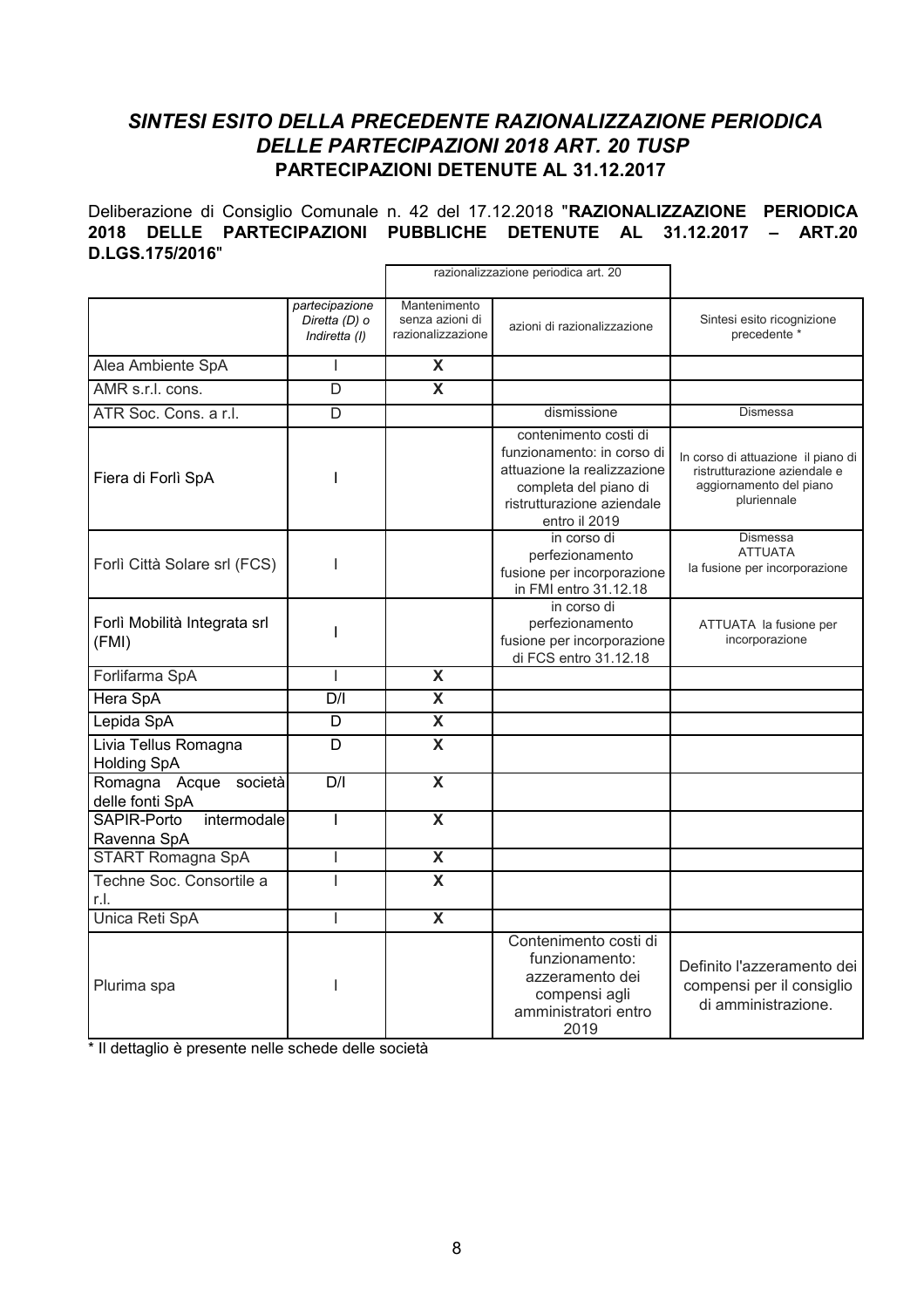## *SINTESI ESITO DELLA PRECEDENTE RAZIONALIZZAZIONE PERIODICA DELLE PARTECIPAZIONI 2018 ART. 20 TUSP*

### PARTECIPAZIONI DETENUTE AL 31.12.2017

Deliberazione di Consiglio Comunale n. 42 del 17.12.2018 "**RAZIONALIZZAZIONE PERIODICA 2018 DELLE PARTECIPAZIONI PUBBLICHE DETENUTE AL 31.12.2017 – ART.20 D.LGS.175/2016**"

| | | razionalizzazione periodica art. 20 | | |
|---|---|---|---|---|
| | *partecipazione Diretta (D) o Indiretta (I)* | Mantenimento senza azioni di razionalizzazione | azioni di razionalizzazione | Sintesi esito ricognizione precedente * |
| Alea Ambiente SpA | I | **X** | | |
| AMR s.r.l. cons. | D | **X** | | |
| ATR Soc. Cons. a r.l. | D | | dismissione | Dismessa |
| Fiera di Forlì SpA | I | | contenimento costi di funzionamento: in corso di attuazione la realizzazione completa del piano di ristrutturazione aziendale entro il 2019 | In corso di attuazione il piano di ristrutturazione aziendale e aggiornamento del piano pluriennale |
| Forlì Città Solare srl (FCS) | I | | in corso di perfezionamento fusione per incorporazione in FMI entro 31.12.18 | Dismessa ATTUATA la fusione per incorporazione |
| Forlì Mobilità Integrata srl (FMI) | I | | in corso di perfezionamento fusione per incorporazione di FCS entro 31.12.18 | ATTUATA la fusione per incorporazione |
| Forlifarma SpA | I | **X** | | |
| Hera SpA | D/I | **X** | | |
| Lepida SpA | D | **X** | | |
| Livia Tellus Romagna Holding SpA | D | **X** | | |
| Romagna Acque società delle fonti SpA | D/I | **X** | | |
| SAPIR-Porto intermodale Ravenna SpA | I | **X** | | |
| START Romagna SpA | I | **X** | | |
| Techne Soc. Consortile a r.l. | I | **X** | | |
| Unica Reti SpA | I | **X** | | |
| Plurima spa | I | | Contenimento costi di funzionamento: azzeramento dei compensi agli amministratori entro 2019 | Definito l'azzeramento dei compensi per il consiglio di amministrazione. |

* Il dettaglio è presente nelle schede delle società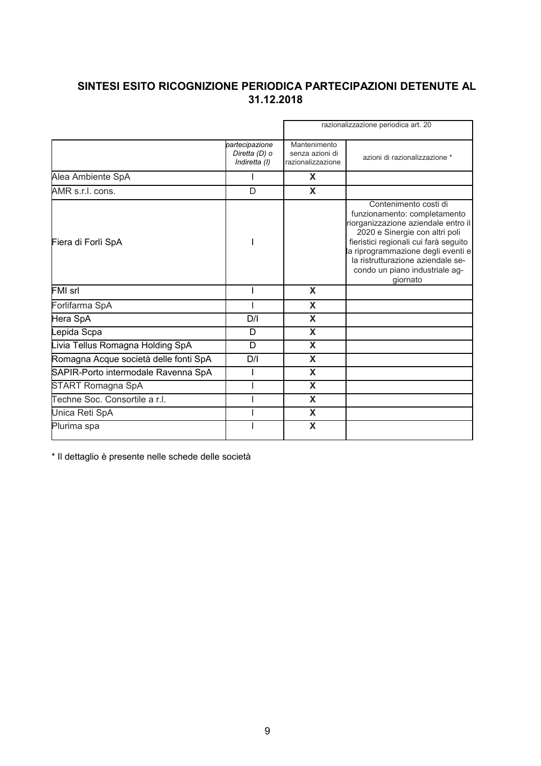## SINTESI ESITO RICOGNIZIONE PERIODICA PARTECIPAZIONI DETENUTE AL 31.12.2018

| | | razionalizzazione periodica art. 20 | |
|---|---|---|---|
| | *partecipazione Diretta (D) o Indiretta (I)* | Mantenimento senza azioni di razionalizzazione | azioni di razionalizzazione * |
| Alea Ambiente SpA | I | **X** | |
| AMR s.r.l. cons. | D | **X** | |
| Fiera di Forlì SpA | I | | Contenimento costi di funzionamento: completamento riorganizzazione aziendale entro il 2020 e Sinergie con altri poli fieristici regionali cui farà seguito la riprogrammazione degli eventi e la ristrutturazione aziendale secondo un piano industriale aggiornato |
| FMI srl | I | **X** | |
| Forlifarma SpA | I | **X** | |
| Hera SpA | D/I | **X** | |
| Lepida Scpa | D | **X** | |
| Livia Tellus Romagna Holding SpA | D | **X** | |
| Romagna Acque società delle fonti SpA | D/I | **X** | |
| SAPIR-Porto intermodale Ravenna SpA | I | **X** | |
| START Romagna SpA | I | **X** | |
| Techne Soc. Consortile a r.l. | I | **X** | |
| Unica Reti SpA | I | **X** | |
| Plurima spa | I | **X** | |

* Il dettaglio è presente nelle schede delle società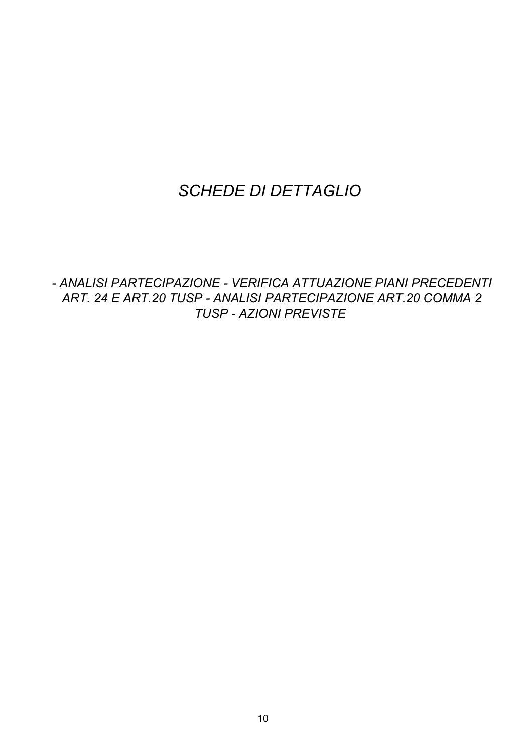# *SCHEDE DI DETTAGLIO*

*- ANALISI PARTECIPAZIONE - VERIFICA ATTUAZIONE PIANI PRECEDENTI ART. 24 E ART.20 TUSP - ANALISI PARTECIPAZIONE ART.20 COMMA 2 TUSP - AZIONI PREVISTE*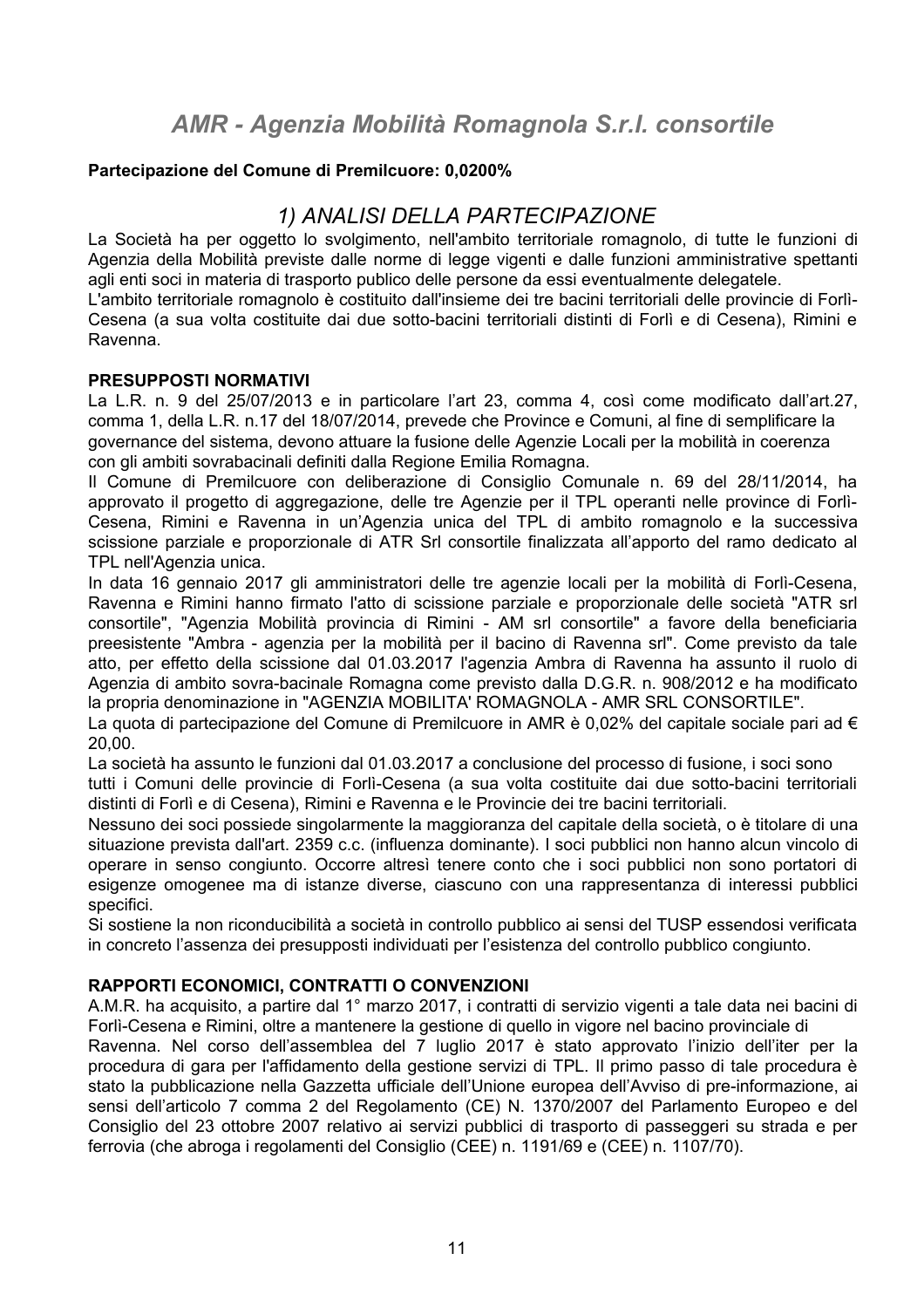# *AMR - Agenzia Mobilità Romagnola S.r.l. consortile*

**Partecipazione del Comune di Premilcuore: 0,0200%**

## *1) ANALISI DELLA PARTECIPAZIONE*

La Società ha per oggetto lo svolgimento, nell'ambito territoriale romagnolo, di tutte le funzioni di Agenzia della Mobilità previste dalle norme di legge vigenti e dalle funzioni amministrative spettanti agli enti soci in materia di trasporto publico delle persone da essi eventualmente delegatele.
L'ambito territoriale romagnolo è costituito dall'insieme dei tre bacini territoriali delle provincie di Forlì-Cesena (a sua volta costituite dai due sotto-bacini territoriali distinti di Forlì e di Cesena), Rimini e Ravenna.

**PRESUPPOSTI NORMATIVI**

La L.R. n. 9 del 25/07/2013 e in particolare l'art 23, comma 4, così come modificato dall'art.27, comma 1, della L.R. n.17 del 18/07/2014, prevede che Province e Comuni, al fine di semplificare la governance del sistema, devono attuare la fusione delle Agenzie Locali per la mobilità in coerenza con gli ambiti sovrabacinali definiti dalla Regione Emilia Romagna.
Il Comune di Premilcuore con deliberazione di Consiglio Comunale n. 69 del 28/11/2014, ha approvato il progetto di aggregazione, delle tre Agenzie per il TPL operanti nelle province di Forlì-Cesena, Rimini e Ravenna in un'Agenzia unica del TPL di ambito romagnolo e la successiva scissione parziale e proporzionale di ATR Srl consortile finalizzata all'apporto del ramo dedicato al TPL nell'Agenzia unica.
In data 16 gennaio 2017 gli amministratori delle tre agenzie locali per la mobilità di Forlì-Cesena, Ravenna e Rimini hanno firmato l'atto di scissione parziale e proporzionale delle società "ATR srl consortile", "Agenzia Mobilità provincia di Rimini - AM srl consortile" a favore della beneficiaria preesistente "Ambra - agenzia per la mobilità per il bacino di Ravenna srl". Come previsto da tale atto, per effetto della scissione dal 01.03.2017 l'agenzia Ambra di Ravenna ha assunto il ruolo di Agenzia di ambito sovra-bacinale Romagna come previsto dalla D.G.R. n. 908/2012 e ha modificato la propria denominazione in "AGENZIA MOBILITA' ROMAGNOLA - AMR SRL CONSORTILE".
La quota di partecipazione del Comune di Premilcuore in AMR è 0,02% del capitale sociale pari ad € 20,00.
La società ha assunto le funzioni dal 01.03.2017 a conclusione del processo di fusione, i soci sono tutti i Comuni delle provincie di Forlì-Cesena (a sua volta costituite dai due sotto-bacini territoriali distinti di Forlì e di Cesena), Rimini e Ravenna e le Provincie dei tre bacini territoriali.
Nessuno dei soci possiede singolarmente la maggioranza del capitale della società, o è titolare di una situazione prevista dall'art. 2359 c.c. (influenza dominante). I soci pubblici non hanno alcun vincolo di operare in senso congiunto. Occorre altresì tenere conto che i soci pubblici non sono portatori di esigenze omogenee ma di istanze diverse, ciascuno con una rappresentanza di interessi pubblici specifici.
Si sostiene la non riconducibilità a società in controllo pubblico ai sensi del TUSP essendosi verificata in concreto l'assenza dei presupposti individuati per l'esistenza del controllo pubblico congiunto.

**RAPPORTI ECONOMICI, CONTRATTI O CONVENZIONI**

A.M.R. ha acquisito, a partire dal 1° marzo 2017, i contratti di servizio vigenti a tale data nei bacini di Forlì-Cesena e Rimini, oltre a mantenere la gestione di quello in vigore nel bacino provinciale di Ravenna. Nel corso dell'assemblea del 7 luglio 2017 è stato approvato l'inizio dell'iter per la procedura di gara per l'affidamento della gestione servizi di TPL. Il primo passo di tale procedura è stato la pubblicazione nella Gazzetta ufficiale dell'Unione europea dell'Avviso di pre-informazione, ai sensi dell'articolo 7 comma 2 del Regolamento (CE) N. 1370/2007 del Parlamento Europeo e del Consiglio del 23 ottobre 2007 relativo ai servizi pubblici di trasporto di passeggeri su strada e per ferrovia (che abroga i regolamenti del Consiglio (CEE) n. 1191/69 e (CEE) n. 1107/70).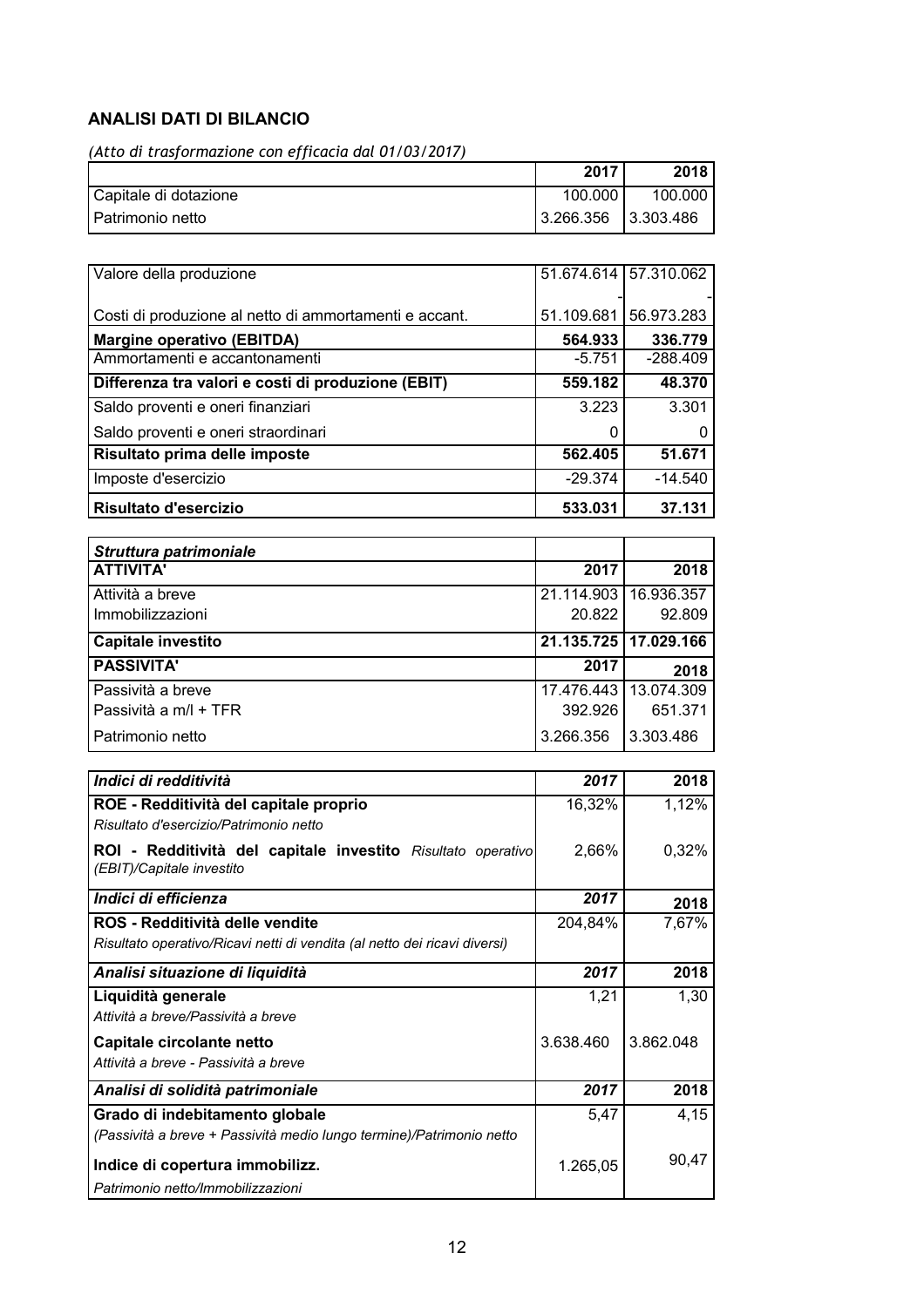## ANALISI DATI DI BILANCIO

*(Atto di trasformazione con efficacia dal 01/03/2017)*

| | 2017 | 2018 |
|---|---|---|
| Capitale di dotazione | 100.000 | 100.000 |
| Patrimonio netto | 3.266.356 | 3.303.486 |

| | | |
|---|---|---|
| Valore della produzione | 51.674.614 | 57.310.062 |
| | - | - |
| Costi di produzione al netto di ammortamenti e accant. | 51.109.681 | 56.973.283 |
| **Margine operativo (EBITDA)** | **564.933** | **336.779** |
| Ammortamenti e accantonamenti | -5.751 | -288.409 |
| **Differenza tra valori e costi di produzione (EBIT)** | **559.182** | **48.370** |
| Saldo proventi e oneri finanziari | 3.223 | 3.301 |
| Saldo proventi e oneri straordinari | 0 | 0 |
| **Risultato prima delle imposte** | **562.405** | **51.671** |
| Imposte d'esercizio | -29.374 | -14.540 |
| **Risultato d'esercizio** | **533.031** | **37.131** |

| ***Struttura patrimoniale*** | | |
|---|---|---|
| **ATTIVITA'** | **2017** | **2018** |
| Attività a breve | 21.114.903 | 16.936.357 |
| Immobilizzazioni | 20.822 | 92.809 |
| **Capitale investito** | **21.135.725** | **17.029.166** |
| **PASSIVITA'** | **2017** | **2018** |
| Passività a breve | 17.476.443 | 13.074.309 |
| Passività a m/l + TFR | 392.926 | 651.371 |
| Patrimonio netto | 3.266.356 | 3.303.486 |

| ***Indici di redditività*** | ***2017*** | **2018** |
|---|---|---|
| **ROE - Redditività del capitale proprio**<br>*Risultato d'esercizio/Patrimonio netto* | 16,32% | 1,12% |
| **ROI - Redditività del capitale investito** *Risultato operativo (EBIT)/Capitale investito* | 2,66% | 0,32% |
| ***Indici di efficienza*** | ***2017*** | **2018** |
| **ROS - Redditività delle vendite**<br>*Risultato operativo/Ricavi netti di vendita (al netto dei ricavi diversi)* | 204,84% | 7,67% |
| ***Analisi situazione di liquidità*** | ***2017*** | **2018** |
| **Liquidità generale**<br>*Attività a breve/Passività a breve* | 1,21 | 1,30 |
| **Capitale circolante netto**<br>*Attività a breve - Passività a breve* | 3.638.460 | 3.862.048 |
| ***Analisi di solidità patrimoniale*** | ***2017*** | **2018** |
| **Grado di indebitamento globale**<br>*(Passività a breve + Passività medio lungo termine)/Patrimonio netto* | 5,47 | 4,15 |
| **Indice di copertura immobilizz.**<br>*Patrimonio netto/Immobilizzazioni* | 1.265,05 | 90,47 |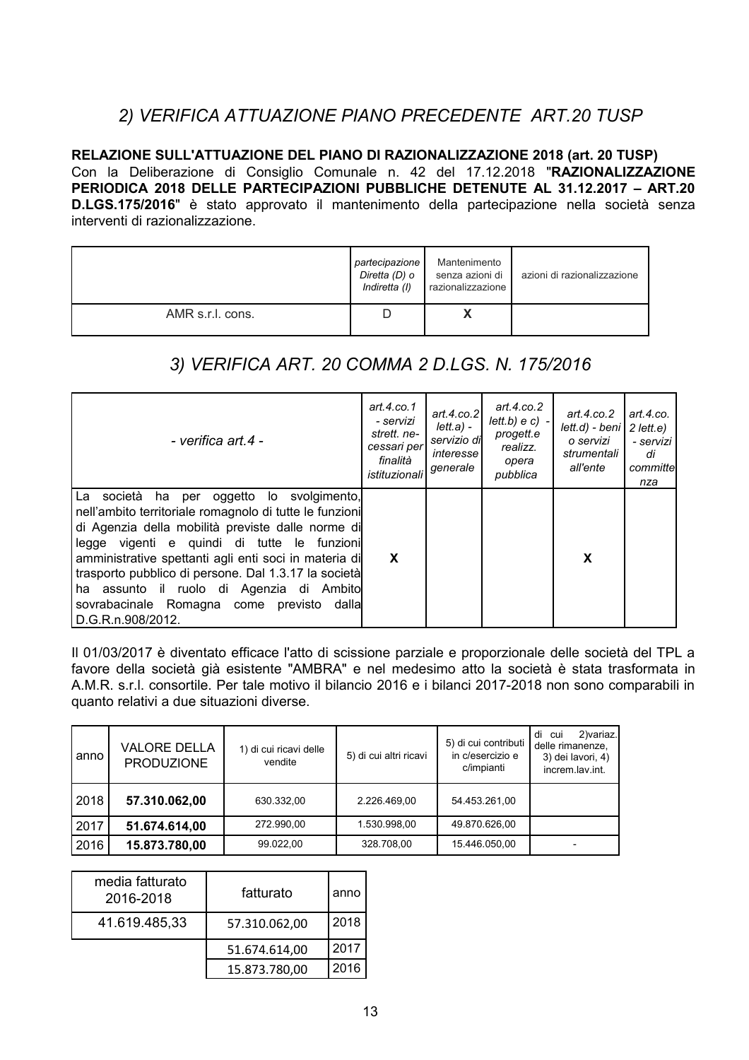## *2) VERIFICA ATTUAZIONE PIANO PRECEDENTE ART.20 TUSP*

**RELAZIONE SULL'ATTUAZIONE DEL PIANO DI RAZIONALIZZAZIONE 2018 (art. 20 TUSP)**
Con la Deliberazione di Consiglio Comunale n. 42 del 17.12.2018 "**RAZIONALIZZAZIONE PERIODICA 2018 DELLE PARTECIPAZIONI PUBBLICHE DETENUTE AL 31.12.2017 – ART.20 D.LGS.175/2016**" è stato approvato il mantenimento della partecipazione nella società senza interventi di razionalizzazione.

| | *partecipazione Diretta (D) o Indiretta (I)* | Mantenimento senza azioni di razionalizzazione | azioni di razionalizzazione |
|---|---|---|---|
| AMR s.r.l. cons. | D | **X** | |

## *3) VERIFICA ART. 20 COMMA 2 D.LGS. N. 175/2016*

| *- verifica art.4 -* | *art.4.co.1 - servizi strett. necessari per finalità istituzionali* | *art.4.co.2 lett.a) - servizio di interesse generale* | *art.4.co.2 lett.b) e c) - progett.e realizz. opera pubblica* | *art.4.co.2 lett.d) - beni o servizi strumentali all'ente* | *art.4.co. 2 lett.e) - servizi di committenza* |
|---|---|---|---|---|---|
| La società ha per oggetto lo svolgimento, nell'ambito territoriale romagnolo di tutte le funzioni di Agenzia della mobilità previste dalle norme di legge vigenti e quindi di tutte le funzioni amministrative spettanti agli enti soci in materia di trasporto pubblico di persone. Dal 1.3.17 la società ha assunto il ruolo di Agenzia di Ambito sovrabacinale Romagna come previsto dalla D.G.R.n.908/2012. | **X** | | | **X** | |

Il 01/03/2017 è diventato efficace l'atto di scissione parziale e proporzionale delle società del TPL a favore della società già esistente "AMBRA" e nel medesimo atto la società è stata trasformata in A.M.R. s.r.l. consortile. Per tale motivo il bilancio 2016 e i bilanci 2017-2018 non sono comparabili in quanto relativi a due situazioni diverse.

| anno | VALORE DELLA PRODUZIONE | 1) di cui ricavi delle vendite | 5) di cui altri ricavi | 5) di cui contributi in c/esercizio e c/impianti | di cui 2)variaz. delle rimanenze, 3) dei lavori, 4) increm.lav.int. |
|---|---|---|---|---|---|
| 2018 | **57.310.062,00** | 630.332,00 | 2.226.469,00 | 54.453.261,00 | |
| 2017 | **51.674.614,00** | 272.990,00 | 1.530.998,00 | 49.870.626,00 | |
| 2016 | **15.873.780,00** | 99.022,00 | 328.708,00 | 15.446.050,00 | - |

| media fatturato 2016-2018 | fatturato | anno |
|---|---|---|
| 41.619.485,33 | 57.310.062,00 | 2018 |
| | 51.674.614,00 | 2017 |
| | 15.873.780,00 | 2016 |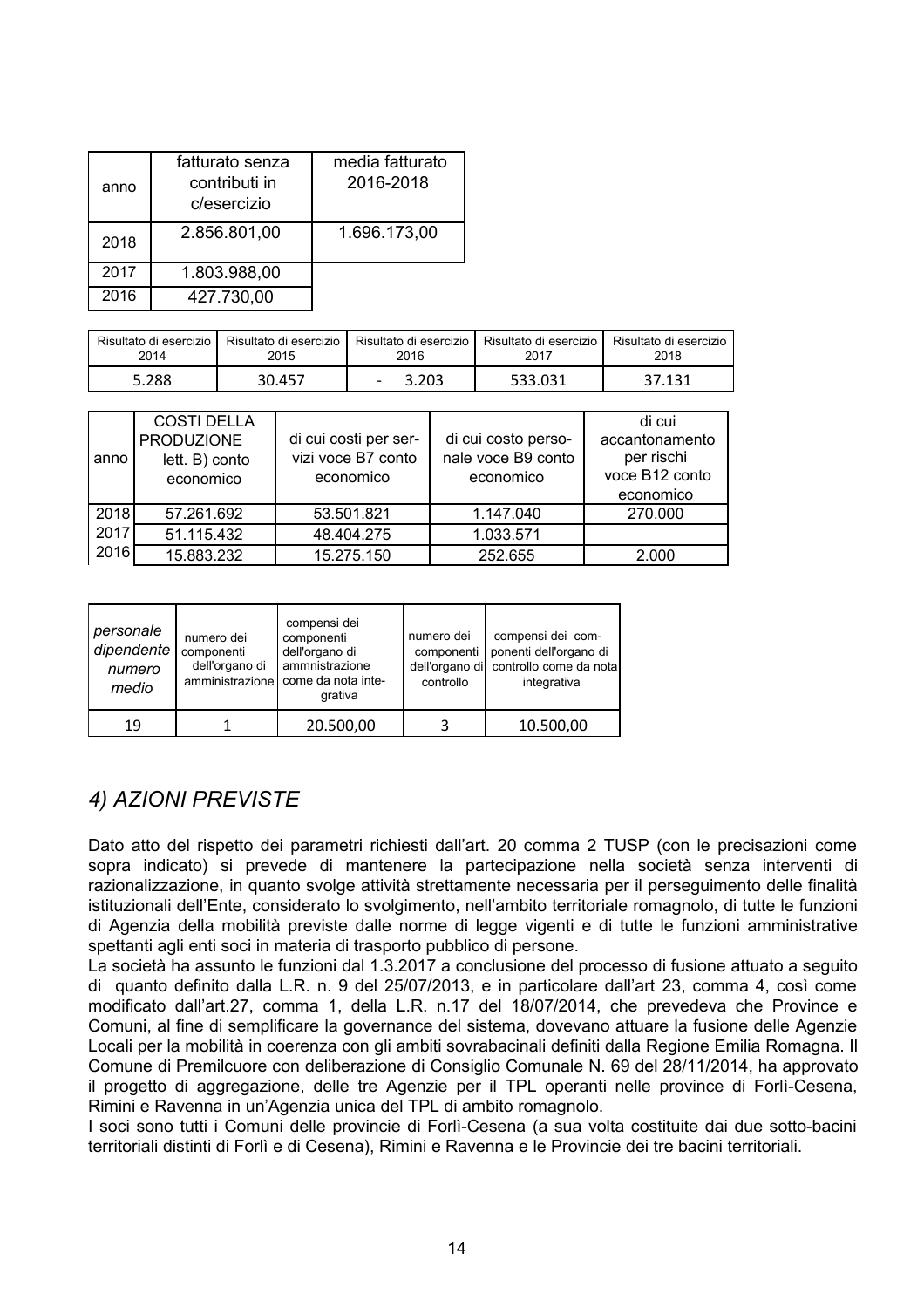| anno | fatturato senza contributi in c/esercizio | media fatturato 2016-2018 |
|---|---|---|
| 2018 | 2.856.801,00 | 1.696.173,00 |
| 2017 | 1.803.988,00 | |
| 2016 | 427.730,00 | |

| Risultato di esercizio 2014 | Risultato di esercizio 2015 | Risultato di esercizio 2016 | Risultato di esercizio 2017 | Risultato di esercizio 2018 |
|---|---|---|---|---|
| 5.288 | 30.457 | - 3.203 | 533.031 | 37.131 |

| anno | COSTI DELLA PRODUZIONE lett. B) conto economico | di cui costi per servizi voce B7 conto economico | di cui costo personale voce B9 conto economico | di cui accantonamento per rischi voce B12 conto economico |
|---|---|---|---|---|
| 2018 | 57.261.692 | 53.501.821 | 1.147.040 | 270.000 |
| 2017 | 51.115.432 | 48.404.275 | 1.033.571 | |
| 2016 | 15.883.232 | 15.275.150 | 252.655 | 2.000 |

| *personale dipendente numero medio* | numero dei componenti dell'organo di amministrazione | compensi dei componenti dell'organo di ammnistrazione come da nota integrativa | numero dei componenti dell'organo di controllo | compensi dei componenti dell'organo di controllo come da nota integrativa |
|---|---|---|---|---|
| 19 | 1 | 20.500,00 | 3 | 10.500,00 |

## *4) AZIONI PREVISTE*

Dato atto del rispetto dei parametri richiesti dall'art. 20 comma 2 TUSP (con le precisazioni come sopra indicato) si prevede di mantenere la partecipazione nella società senza interventi di razionalizzazione, in quanto svolge attività strettamente necessaria per il perseguimento delle finalità istituzionali dell'Ente, considerato lo svolgimento, nell'ambito territoriale romagnolo, di tutte le funzioni di Agenzia della mobilità previste dalle norme di legge vigenti e di tutte le funzioni amministrative spettanti agli enti soci in materia di trasporto pubblico di persone.
La società ha assunto le funzioni dal 1.3.2017 a conclusione del processo di fusione attuato a seguito di quanto definito dalla L.R. n. 9 del 25/07/2013, e in particolare dall'art 23, comma 4, così come modificato dall'art.27, comma 1, della L.R. n.17 del 18/07/2014, che prevedeva che Province e Comuni, al fine di semplificare la governance del sistema, dovevano attuare la fusione delle Agenzie Locali per la mobilità in coerenza con gli ambiti sovrabacinali definiti dalla Regione Emilia Romagna. Il Comune di Premilcuore con deliberazione di Consiglio Comunale N. 69 del 28/11/2014, ha approvato il progetto di aggregazione, delle tre Agenzie per il TPL operanti nelle province di Forlì-Cesena, Rimini e Ravenna in un'Agenzia unica del TPL di ambito romagnolo.
I soci sono tutti i Comuni delle provincie di Forlì-Cesena (a sua volta costituite dai due sotto-bacini territoriali distinti di Forlì e di Cesena), Rimini e Ravenna e le Provincie dei tre bacini territoriali.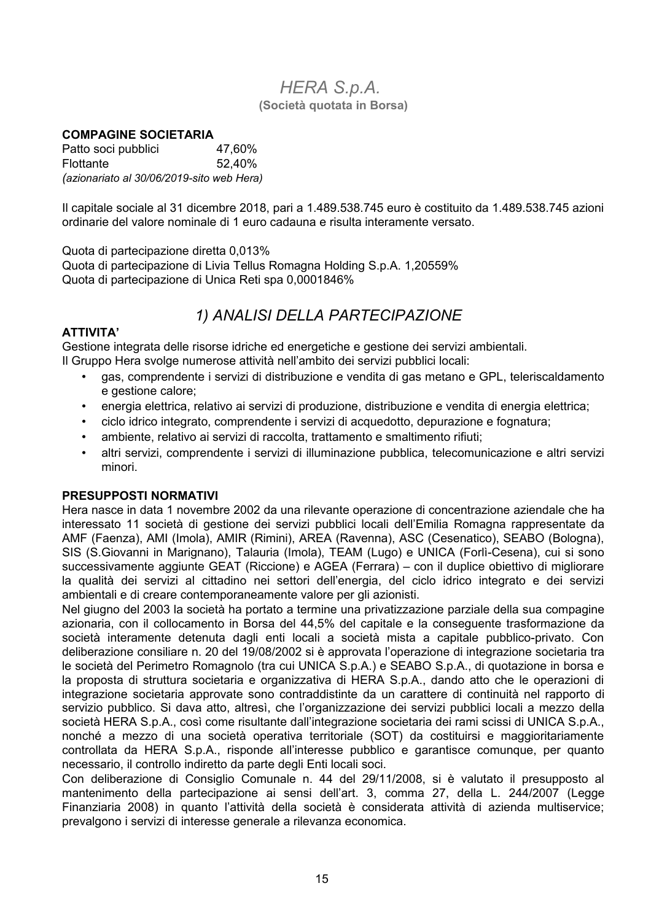# *HERA S.p.A.*

**(Società quotata in Borsa)**

**COMPAGINE SOCIETARIA**

| | |
|---|---|
| Patto soci pubblici | 47,60% |
| Flottante | 52,40% |

*(azionariato al 30/06/2019-sito web Hera)*

Il capitale sociale al 31 dicembre 2018, pari a 1.489.538.745 euro è costituito da 1.489.538.745 azioni ordinarie del valore nominale di 1 euro cadauna e risulta interamente versato.

Quota di partecipazione diretta 0,013%
Quota di partecipazione di Livia Tellus Romagna Holding S.p.A. 1,20559%
Quota di partecipazione di Unica Reti spa 0,0001846%

## *1) ANALISI DELLA PARTECIPAZIONE*

**ATTIVITA'**

Gestione integrata delle risorse idriche ed energetiche e gestione dei servizi ambientali.
Il Gruppo Hera svolge numerose attività nell'ambito dei servizi pubblici locali:

- gas, comprendente i servizi di distribuzione e vendita di gas metano e GPL, teleriscaldamento e gestione calore;
- energia elettrica, relativo ai servizi di produzione, distribuzione e vendita di energia elettrica;
- ciclo idrico integrato, comprendente i servizi di acquedotto, depurazione e fognatura;
- ambiente, relativo ai servizi di raccolta, trattamento e smaltimento rifiuti;
- altri servizi, comprendente i servizi di illuminazione pubblica, telecomunicazione e altri servizi minori.

**PRESUPPOSTI NORMATIVI**

Hera nasce in data 1 novembre 2002 da una rilevante operazione di concentrazione aziendale che ha interessato 11 società di gestione dei servizi pubblici locali dell'Emilia Romagna rappresentate da AMF (Faenza), AMI (Imola), AMIR (Rimini), AREA (Ravenna), ASC (Cesenatico), SEABO (Bologna), SIS (S.Giovanni in Marignano), Talauria (Imola), TEAM (Lugo) e UNICA (Forlì-Cesena), cui si sono successivamente aggiunte GEAT (Riccione) e AGEA (Ferrara) – con il duplice obiettivo di migliorare la qualità dei servizi al cittadino nei settori dell'energia, del ciclo idrico integrato e dei servizi ambientali e di creare contemporaneamente valore per gli azionisti.

Nel giugno del 2003 la società ha portato a termine una privatizzazione parziale della sua compagine azionaria, con il collocamento in Borsa del 44,5% del capitale e la conseguente trasformazione da società interamente detenuta dagli enti locali a società mista a capitale pubblico-privato. Con deliberazione consiliare n. 20 del 19/08/2002 si è approvata l'operazione di integrazione societaria tra le società del Perimetro Romagnolo (tra cui UNICA S.p.A.) e SEABO S.p.A., di quotazione in borsa e la proposta di struttura societaria e organizzativa di HERA S.p.A., dando atto che le operazioni di integrazione societaria approvate sono contraddistinte da un carattere di continuità nel rapporto di servizio pubblico. Si dava atto, altresì, che l'organizzazione dei servizi pubblici locali a mezzo della società HERA S.p.A., così come risultante dall'integrazione societaria dei rami scissi di UNICA S.p.A., nonché a mezzo di una società operativa territoriale (SOT) da costituirsi e maggioritariamente controllata da HERA S.p.A., risponde all'interesse pubblico e garantisce comunque, per quanto necessario, il controllo indiretto da parte degli Enti locali soci.

Con deliberazione di Consiglio Comunale n. 44 del 29/11/2008, si è valutato il presupposto al mantenimento della partecipazione ai sensi dell'art. 3, comma 27, della L. 244/2007 (Legge Finanziaria 2008) in quanto l'attività della società è considerata attività di azienda multiservice; prevalgono i servizi di interesse generale a rilevanza economica.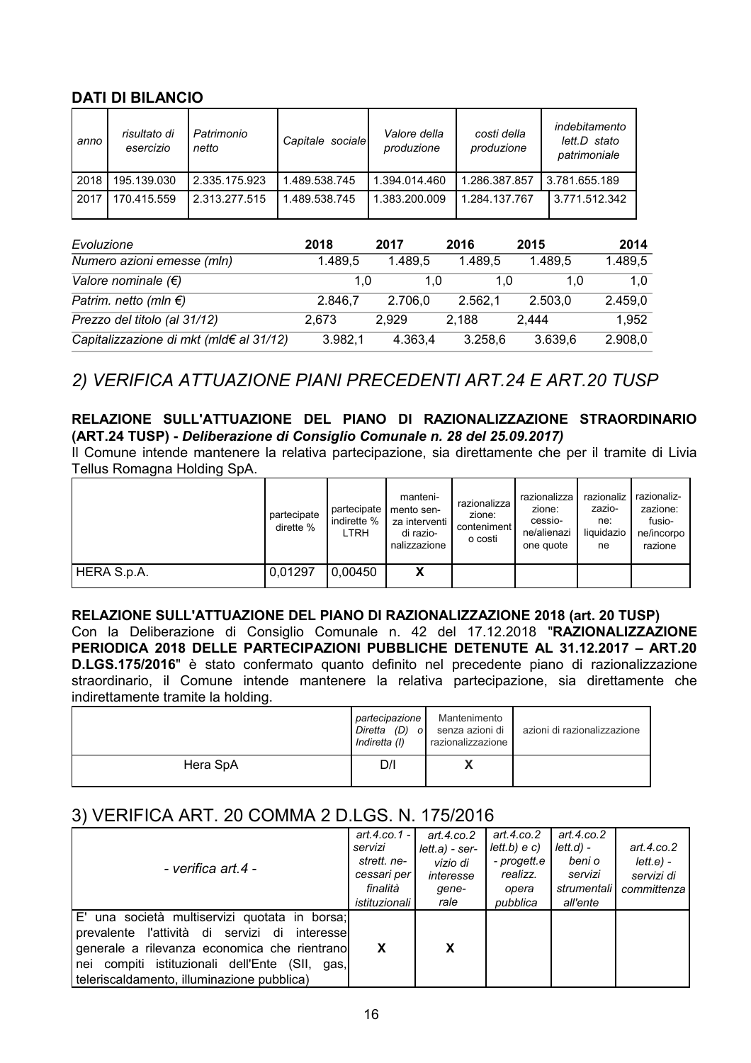**DATI DI BILANCIO**

| anno | risultato di esercizio | Patrimonio netto | Capitale sociale | Valore della produzione | costi della produzione | indebitamento lett.D stato patrimoniale |
|---|---|---|---|---|---|---|
| 2018 | 195.139.030 | 2.335.175.923 | 1.489.538.745 | 1.394.014.460 | 1.286.387.857 | 3.781.655.189 |
| 2017 | 170.415.559 | 2.313.277.515 | 1.489.538.745 | 1.383.200.009 | 1.284.137.767 | 3.771.512.342 |

| *Evoluzione* | 2018 | 2017 | 2016 | 2015 | 2014 |
|---|---|---|---|---|---|
| *Numero azioni emesse (mln)* | 1.489,5 | 1.489,5 | 1.489,5 | 1.489,5 | 1.489,5 |
| *Valore nominale (€)* | 1,0 | 1,0 | 1,0 | 1,0 | 1,0 |
| *Patrim. netto (mln €)* | 2.846,7 | 2.706,0 | 2.562,1 | 2.503,0 | 2.459,0 |
| *Prezzo del titolo (al 31/12)* | 2,673 | 2,929 | 2,188 | 2,444 | 1,952 |
| *Capitalizzazione di mkt (mld€ al 31/12)* | 3.982,1 | 4.363,4 | 3.258,6 | 3.639,6 | 2.908,0 |

## *2) VERIFICA ATTUAZIONE PIANI PRECEDENTI ART.24 E ART.20 TUSP*

**RELAZIONE SULL'ATTUAZIONE DEL PIANO DI RAZIONALIZZAZIONE STRAORDINARIO (ART.24 TUSP) -** ***Deliberazione di Consiglio Comunale n. 28 del 25.09.2017)***

Il Comune intende mantenere la relativa partecipazione, sia direttamente che per il tramite di Livia Tellus Romagna Holding SpA.

| | partecipate dirette % | partecipate indirette % LTRH | mantenimento senza interventi di razionalizzazione | razionalizzazione: contenimento costi | razionalizzazione: cessione/alienazione quote | razionalizzazione: liquidazione | razionalizzazione: fusione/incorporazione |
|---|---|---|---|---|---|---|---|
| HERA S.p.A. | 0,01297 | 0,00450 | X | | | | |

**RELAZIONE SULL'ATTUAZIONE DEL PIANO DI RAZIONALIZZAZIONE 2018 (art. 20 TUSP)**

Con la Deliberazione di Consiglio Comunale n. 42 del 17.12.2018 "**RAZIONALIZZAZIONE PERIODICA 2018 DELLE PARTECIPAZIONI PUBBLICHE DETENUTE AL 31.12.2017 – ART.20 D.LGS.175/2016**" è stato confermato quanto definito nel precedente piano di razionalizzazione straordinario, il Comune intende mantenere la relativa partecipazione, sia direttamente che indirettamente tramite la holding.

| | *partecipazione Diretta (D) o Indiretta (I)* | Mantenimento senza azioni di razionalizzazione | azioni di razionalizzazione |
|---|---|---|---|
| Hera SpA | D/I | X | |

## 3) VERIFICA ART. 20 COMMA 2 D.LGS. N. 175/2016

| *- verifica art.4 -* | *art.4.co.1 - servizi strett. necessari per finalità istituzionali* | *art.4.co.2 lett.a) - servizio di interesse generale* | *art.4.co.2 lett.b) e c) - progett.e realizz. opera pubblica* | *art.4.co.2 lett.d) - beni o servizi strumentali all'ente* | *art.4.co.2 lett.e) - servizi di committenza* |
|---|---|---|---|---|---|
| E' una società multiservizi quotata in borsa; prevalente l'attività di servizi di interesse generale a rilevanza economica che rientrano nei compiti istituzionali dell'Ente (SII, gas, teleriscaldamento, illuminazione pubblica) | X | X | | | |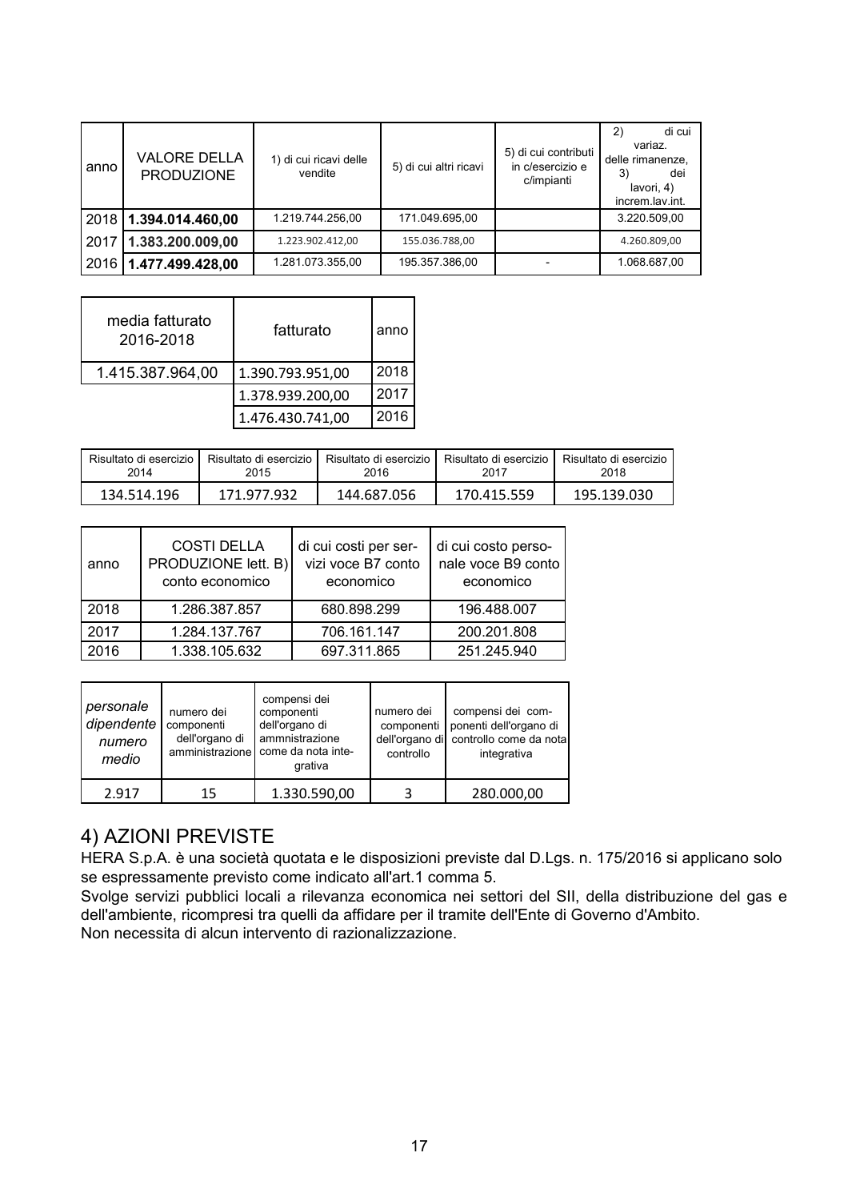| anno | VALORE DELLA PRODUZIONE | 1) di cui ricavi delle vendite | 5) di cui altri ricavi | 5) di cui contributi in c/esercizio e c/impianti | 2) di cui variaz. delle rimanenze, 3) dei lavori, 4) increm.lav.int. |
|---|---|---|---|---|---|
| 2018 | **1.394.014.460,00** | 1.219.744.256,00 | 171.049.695,00 | | 3.220.509,00 |
| 2017 | **1.383.200.009,00** | 1.223.902.412,00 | 155.036.788,00 | | 4.260.809,00 |
| 2016 | **1.477.499.428,00** | 1.281.073.355,00 | 195.357.386,00 | - | 1.068.687,00 |

| media fatturato 2016-2018 | fatturato | anno |
|---|---|---|
| 1.415.387.964,00 | 1.390.793.951,00 | 2018 |
| | 1.378.939.200,00 | 2017 |
| | 1.476.430.741,00 | 2016 |

| Risultato di esercizio 2014 | Risultato di esercizio 2015 | Risultato di esercizio 2016 | Risultato di esercizio 2017 | Risultato di esercizio 2018 |
|---|---|---|---|---|
| 134.514.196 | 171.977.932 | 144.687.056 | 170.415.559 | 195.139.030 |

| anno | COSTI DELLA PRODUZIONE lett. B) conto economico | di cui costi per servizi voce B7 conto economico | di cui costo personale voce B9 conto economico |
|---|---|---|---|
| 2018 | 1.286.387.857 | 680.898.299 | 196.488.007 |
| 2017 | 1.284.137.767 | 706.161.147 | 200.201.808 |
| 2016 | 1.338.105.632 | 697.311.865 | 251.245.940 |

| *personale dipendente numero medio* | numero dei componenti dell'organo di amministrazione | compensi dei componenti dell'organo di ammnistrazione come da nota integrativa | numero dei componenti dell'organo di controllo | compensi dei componenti dell'organo di controllo come da nota integrativa |
|---|---|---|---|---|
| 2.917 | 15 | 1.330.590,00 | 3 | 280.000,00 |

## 4) AZIONI PREVISTE

HERA S.p.A. è una società quotata e le disposizioni previste dal D.Lgs. n. 175/2016 si applicano solo se espressamente previsto come indicato all'art.1 comma 5.

Svolge servizi pubblici locali a rilevanza economica nei settori del SII, della distribuzione del gas e dell'ambiente, ricompresi tra quelli da affidare per il tramite dell'Ente di Governo d'Ambito.

Non necessita di alcun intervento di razionalizzazione.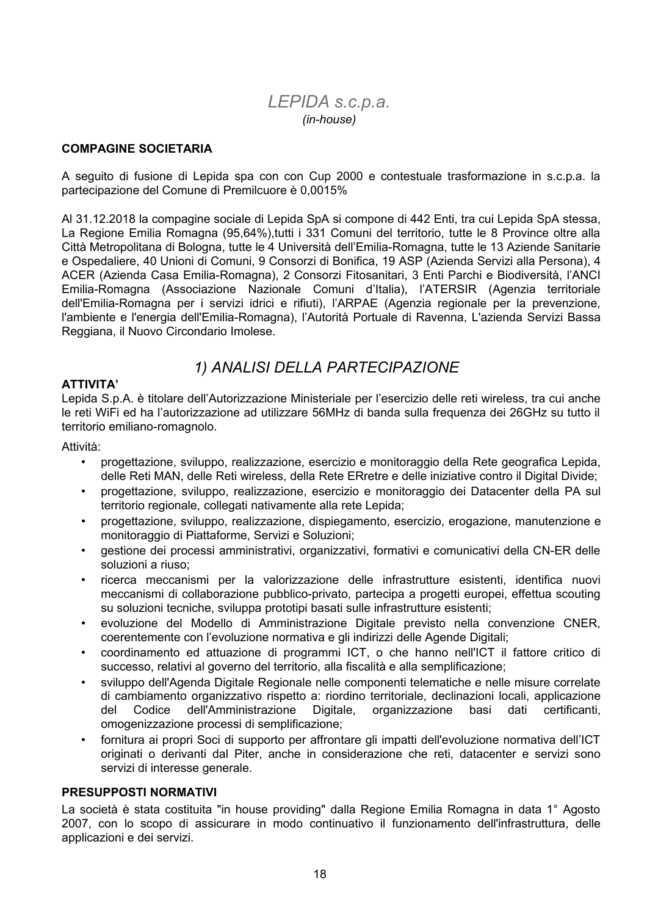# *LEPIDA s.c.p.a.*

*(in-house)*

**COMPAGINE SOCIETARIA**

A seguito di fusione di Lepida spa con con Cup 2000 e contestuale trasformazione in s.c.p.a. la partecipazione del Comune di Premilcuore è 0,0015%

Al 31.12.2018 la compagine sociale di Lepida SpA si compone di 442 Enti, tra cui Lepida SpA stessa, La Regione Emilia Romagna (95,64%),tutti i 331 Comuni del territorio, tutte le 8 Province oltre alla Città Metropolitana di Bologna, tutte le 4 Università dell'Emilia-Romagna, tutte le 13 Aziende Sanitarie e Ospedaliere, 40 Unioni di Comuni, 9 Consorzi di Bonifica, 19 ASP (Azienda Servizi alla Persona), 4 ACER (Azienda Casa Emilia-Romagna), 2 Consorzi Fitosanitari, 3 Enti Parchi e Biodiversità, l'ANCI Emilia-Romagna (Associazione Nazionale Comuni d'Italia), l'ATERSIR (Agenzia territoriale dell'Emilia-Romagna per i servizi idrici e rifiuti), l'ARPAE (Agenzia regionale per la prevenzione, l'ambiente e l'energia dell'Emilia-Romagna), l'Autorità Portuale di Ravenna, L'azienda Servizi Bassa Reggiana, il Nuovo Circondario Imolese.

## *1) ANALISI DELLA PARTECIPAZIONE*

**ATTIVITA'**

Lepida S.p.A. è titolare dell'Autorizzazione Ministeriale per l'esercizio delle reti wireless, tra cui anche le reti WiFi ed ha l'autorizzazione ad utilizzare 56MHz di banda sulla frequenza dei 26GHz su tutto il territorio emiliano-romagnolo.

Attività:

- progettazione, sviluppo, realizzazione, esercizio e monitoraggio della Rete geografica Lepida, delle Reti MAN, delle Reti wireless, della Rete ERretre e delle iniziative contro il Digital Divide;
- progettazione, sviluppo, realizzazione, esercizio e monitoraggio dei Datacenter della PA sul territorio regionale, collegati nativamente alla rete Lepida;
- progettazione, sviluppo, realizzazione, dispiegamento, esercizio, erogazione, manutenzione e monitoraggio di Piattaforme, Servizi e Soluzioni;
- gestione dei processi amministrativi, organizzativi, formativi e comunicativi della CN-ER delle soluzioni a riuso;
- ricerca meccanismi per la valorizzazione delle infrastrutture esistenti, identifica nuovi meccanismi di collaborazione pubblico-privato, partecipa a progetti europei, effettua scouting su soluzioni tecniche, sviluppa prototipi basati sulle infrastrutture esistenti;
- evoluzione del Modello di Amministrazione Digitale previsto nella convenzione CNER, coerentemente con l'evoluzione normativa e gli indirizzi delle Agende Digitali;
- coordinamento ed attuazione di programmi ICT, o che hanno nell'ICT il fattore critico di successo, relativi al governo del territorio, alla fiscalità e alla semplificazione;
- sviluppo dell'Agenda Digitale Regionale nelle componenti telematiche e nelle misure correlate di cambiamento organizzativo rispetto a: riordino territoriale, declinazioni locali, applicazione del Codice dell'Amministrazione Digitale, organizzazione basi dati certificanti, omogenizzazione processi di semplificazione;
- fornitura ai propri Soci di supporto per affrontare gli impatti dell'evoluzione normativa dell'ICT originati o derivanti dal Piter, anche in considerazione che reti, datacenter e servizi sono servizi di interesse generale.

**PRESUPPOSTI NORMATIVI**

La società è stata costituita "in house providing" dalla Regione Emilia Romagna in data 1° Agosto 2007, con lo scopo di assicurare in modo continuativo il funzionamento dell'infrastruttura, delle applicazioni e dei servizi.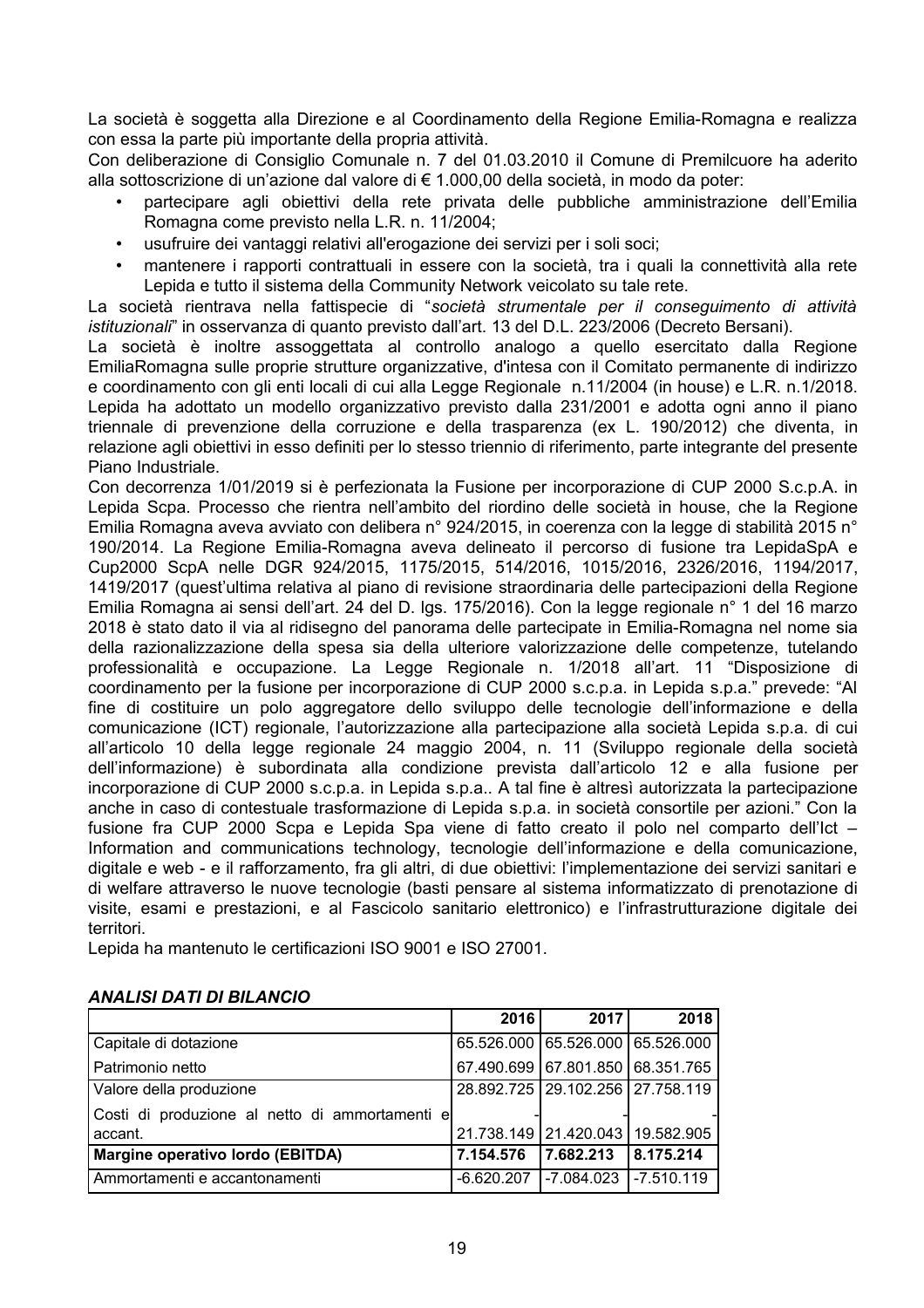La società è soggetta alla Direzione e al Coordinamento della Regione Emilia-Romagna e realizza con essa la parte più importante della propria attività.

Con deliberazione di Consiglio Comunale n. 7 del 01.03.2010 il Comune di Premilcuore ha aderito alla sottoscrizione di un'azione dal valore di € 1.000,00 della società, in modo da poter:

- partecipare agli obiettivi della rete privata delle pubbliche amministrazione dell'Emilia Romagna come previsto nella L.R. n. 11/2004;
- usufruire dei vantaggi relativi all'erogazione dei servizi per i soli soci;
- mantenere i rapporti contrattuali in essere con la società, tra i quali la connettività alla rete Lepida e tutto il sistema della Community Network veicolato su tale rete.

La società rientrava nella fattispecie di "*società strumentale per il conseguimento di attività istituzionali*" in osservanza di quanto previsto dall'art. 13 del D.L. 223/2006 (Decreto Bersani).

La società è inoltre assoggettata al controllo analogo a quello esercitato dalla Regione EmiliaRomagna sulle proprie strutture organizzative, d'intesa con il Comitato permanente di indirizzo e coordinamento con gli enti locali di cui alla Legge Regionale n.11/2004 (in house) e L.R. n.1/2018. Lepida ha adottato un modello organizzativo previsto dalla 231/2001 e adotta ogni anno il piano triennale di prevenzione della corruzione e della trasparenza (ex L. 190/2012) che diventa, in relazione agli obiettivi in esso definiti per lo stesso triennio di riferimento, parte integrante del presente Piano Industriale.

Con decorrenza 1/01/2019 si è perfezionata la Fusione per incorporazione di CUP 2000 S.c.p.A. in Lepida Scpa. Processo che rientra nell'ambito del riordino delle società in house, che la Regione Emilia Romagna aveva avviato con delibera n° 924/2015, in coerenza con la legge di stabilità 2015 n° 190/2014. La Regione Emilia-Romagna aveva delineato il percorso di fusione tra LepidaSpA e Cup2000 ScpA nelle DGR 924/2015, 1175/2015, 514/2016, 1015/2016, 2326/2016, 1194/2017, 1419/2017 (quest'ultima relativa al piano di revisione straordinaria delle partecipazioni della Regione Emilia Romagna ai sensi dell'art. 24 del D. lgs. 175/2016). Con la legge regionale n° 1 del 16 marzo 2018 è stato dato il via al ridisegno del panorama delle partecipate in Emilia-Romagna nel nome sia della razionalizzazione della spesa sia della ulteriore valorizzazione delle competenze, tutelando professionalità e occupazione. La Legge Regionale n. 1/2018 all'art. 11 "Disposizione di coordinamento per la fusione per incorporazione di CUP 2000 s.c.p.a. in Lepida s.p.a." prevede: "Al fine di costituire un polo aggregatore dello sviluppo delle tecnologie dell'informazione e della comunicazione (ICT) regionale, l'autorizzazione alla partecipazione alla società Lepida s.p.a. di cui all'articolo 10 della legge regionale 24 maggio 2004, n. 11 (Sviluppo regionale della società dell'informazione) è subordinata alla condizione prevista dall'articolo 12 e alla fusione per incorporazione di CUP 2000 s.c.p.a. in Lepida s.p.a.. A tal fine è altresì autorizzata la partecipazione anche in caso di contestuale trasformazione di Lepida s.p.a. in società consortile per azioni." Con la fusione fra CUP 2000 Scpa e Lepida Spa viene di fatto creato il polo nel comparto dell'Ict – Information and communications technology, tecnologie dell'informazione e della comunicazione, digitale e web - e il rafforzamento, fra gli altri, di due obiettivi: l'implementazione dei servizi sanitari e di welfare attraverso le nuove tecnologie (basti pensare al sistema informatizzato di prenotazione di visite, esami e prestazioni, e al Fascicolo sanitario elettronico) e l'infrastrutturazione digitale dei territori.

Lepida ha mantenuto le certificazioni ISO 9001 e ISO 27001.

***ANALISI DATI DI BILANCIO***

| | 2016 | 2017 | 2018 |
|---|---|---|---|
| Capitale di dotazione | 65.526.000 | 65.526.000 | 65.526.000 |
| Patrimonio netto | 67.490.699 | 67.801.850 | 68.351.765 |
| Valore della produzione | 28.892.725 | 29.102.256 | 27.758.119 |
| Costi di produzione al netto di ammortamenti e accant. | -21.738.149 | -21.420.043 | -19.582.905 |
| **Margine operativo lordo (EBITDA)** | **7.154.576** | **7.682.213** | **8.175.214** |
| Ammortamenti e accantonamenti | -6.620.207 | -7.084.023 | -7.510.119 |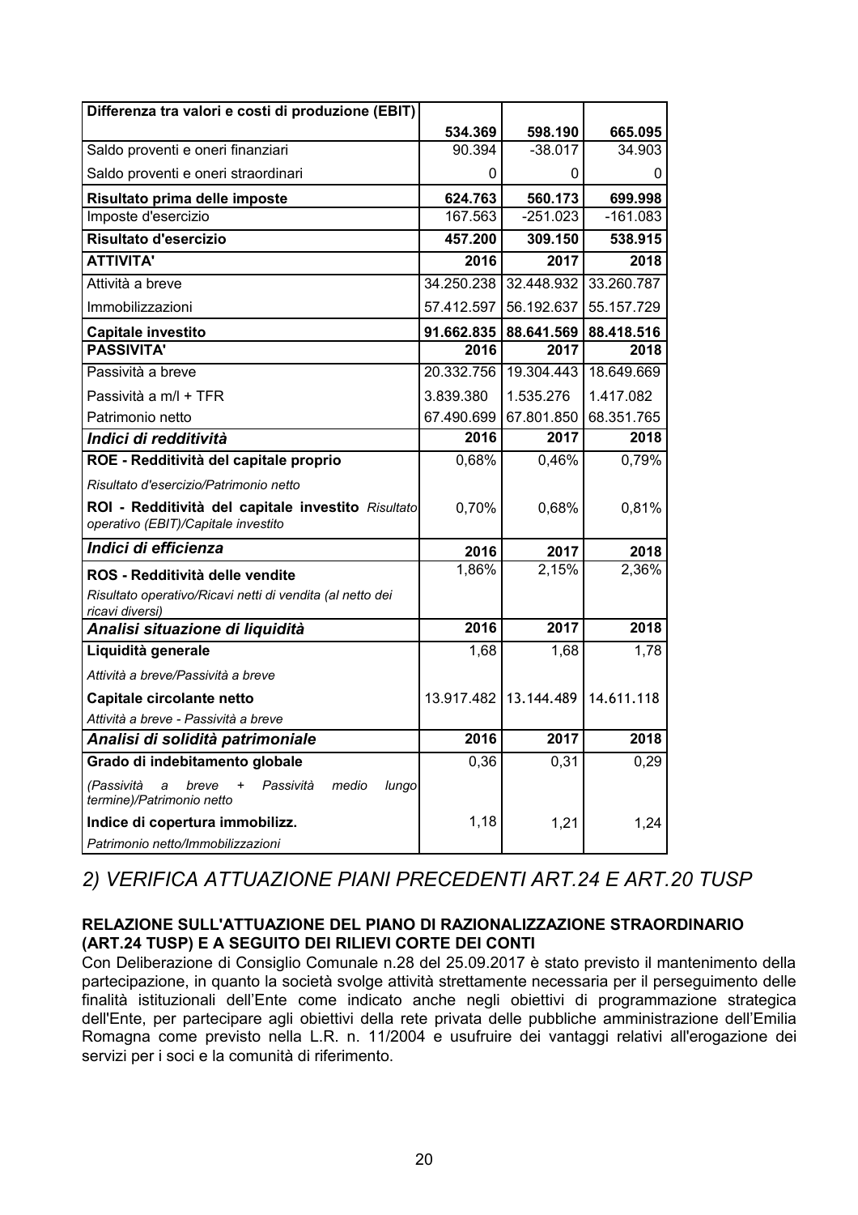| **Differenza tra valori e costi di produzione (EBIT)** | **534.369** | **598.190** | **665.095** |
|---|---|---|---|
| Saldo proventi e oneri finanziari | 90.394 | -38.017 | 34.903 |
| Saldo proventi e oneri straordinari | 0 | 0 | 0 |
| **Risultato prima delle imposte** | **624.763** | **560.173** | **699.998** |
| Imposte d'esercizio | 167.563 | -251.023 | -161.083 |
| **Risultato d'esercizio** | **457.200** | **309.150** | **538.915** |
| **ATTIVITA'** | **2016** | **2017** | **2018** |
| Attività a breve | 34.250.238 | 32.448.932 | 33.260.787 |
| Immobilizzazioni | 57.412.597 | 56.192.637 | 55.157.729 |
| **Capitale investito** | **91.662.835** | **88.641.569** | **88.418.516** |
| **PASSIVITA'** | **2016** | **2017** | **2018** |
| Passività a breve | 20.332.756 | 19.304.443 | 18.649.669 |
| Passività a m/l + TFR | 3.839.380 | 1.535.276 | 1.417.082 |
| Patrimonio netto | 67.490.699 | 67.801.850 | 68.351.765 |
| ***Indici di redditività*** | **2016** | **2017** | **2018** |
| **ROE - Redditività del capitale proprio** | 0,68% | 0,46% | 0,79% |
| *Risultato d'esercizio/Patrimonio netto* | | | |
| **ROI - Redditività del capitale investito** *Risultato operativo (EBIT)/Capitale investito* | 0,70% | 0,68% | 0,81% |
| ***Indici di efficienza*** | **2016** | **2017** | **2018** |
| **ROS - Redditività delle vendite** | 1,86% | 2,15% | 2,36% |
| *Risultato operativo/Ricavi netti di vendita (al netto dei ricavi diversi)* | | | |
| ***Analisi situazione di liquidità*** | **2016** | **2017** | **2018** |
| **Liquidità generale** | 1,68 | 1,68 | 1,78 |
| *Attività a breve/Passività a breve* | | | |
| **Capitale circolante netto** | 13.917.482 | 13.144.489 | 14.611.118 |
| *Attività a breve - Passività a breve* | | | |
| ***Analisi di solidità patrimoniale*** | **2016** | **2017** | **2018** |
| **Grado di indebitamento globale** | 0,36 | 0,31 | 0,29 |
| *(Passività a breve + Passività medio lungo termine)/Patrimonio netto* | | | |
| **Indice di copertura immobilizz.** | 1,18 | 1,21 | 1,24 |
| *Patrimonio netto/Immobilizzazioni* | | | |

## *2) VERIFICA ATTUAZIONE PIANI PRECEDENTI ART.24 E ART.20 TUSP*

### RELAZIONE SULL'ATTUAZIONE DEL PIANO DI RAZIONALIZZAZIONE STRAORDINARIO (ART.24 TUSP) E A SEGUITO DEI RILIEVI CORTE DEI CONTI

Con Deliberazione di Consiglio Comunale n.28 del 25.09.2017 è stato previsto il mantenimento della partecipazione, in quanto la società svolge attività strettamente necessaria per il perseguimento delle finalità istituzionali dell'Ente come indicato anche negli obiettivi di programmazione strategica dell'Ente, per partecipare agli obiettivi della rete privata delle pubbliche amministrazione dell'Emilia Romagna come previsto nella L.R. n. 11/2004 e usufruire dei vantaggi relativi all'erogazione dei servizi per i soci e la comunità di riferimento.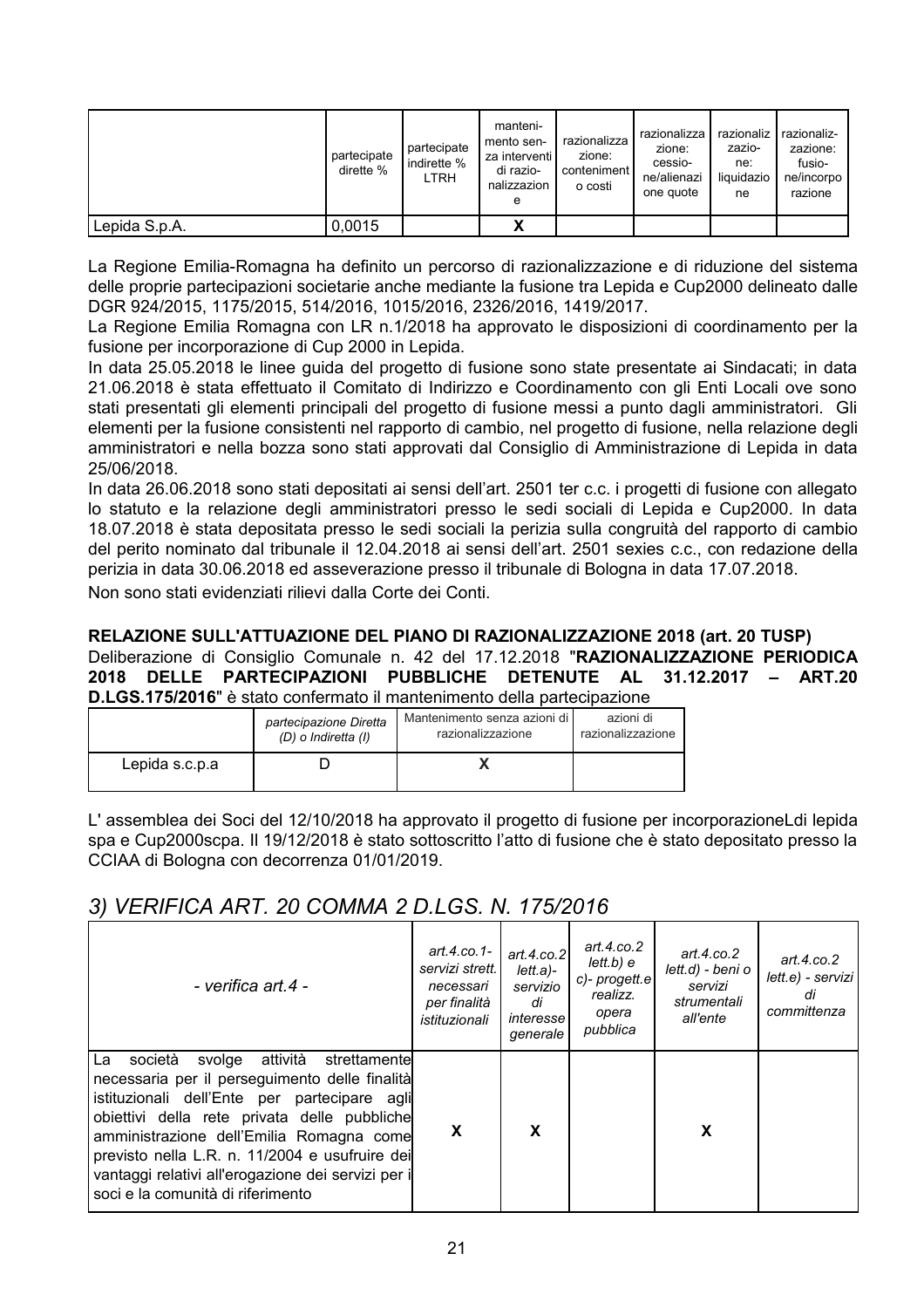| | partecipate dirette % | partecipate indirette % LTRH | manteni-mento sen-za interventi di razio-nalizzazion e | razionalizza zione: conteniment o costi | razionalizza zione: cessio-ne/alienazi one quote | razionaliz zazio-ne: liquidazio ne | razionaliz-zazione: fusio-ne/incorpo razione |
|---|---|---|---|---|---|---|---|
| Lepida S.p.A. | 0,0015 | | X | | | | |

La Regione Emilia-Romagna ha definito un percorso di razionalizzazione e di riduzione del sistema delle proprie partecipazioni societarie anche mediante la fusione tra Lepida e Cup2000 delineato dalle DGR 924/2015, 1175/2015, 514/2016, 1015/2016, 2326/2016, 1419/2017.

La Regione Emilia Romagna con LR n.1/2018 ha approvato le disposizioni di coordinamento per la fusione per incorporazione di Cup 2000 in Lepida.

In data 25.05.2018 le linee guida del progetto di fusione sono state presentate ai Sindacati; in data 21.06.2018 è stata effettuato il Comitato di Indirizzo e Coordinamento con gli Enti Locali ove sono stati presentati gli elementi principali del progetto di fusione messi a punto dagli amministratori. Gli elementi per la fusione consistenti nel rapporto di cambio, nel progetto di fusione, nella relazione degli amministratori e nella bozza sono stati approvati dal Consiglio di Amministrazione di Lepida in data 25/06/2018.

In data 26.06.2018 sono stati depositati ai sensi dell'art. 2501 ter c.c. i progetti di fusione con allegato lo statuto e la relazione degli amministratori presso le sedi sociali di Lepida e Cup2000. In data 18.07.2018 è stata depositata presso le sedi sociali la perizia sulla congruità del rapporto di cambio del perito nominato dal tribunale il 12.04.2018 ai sensi dell'art. 2501 sexies c.c., con redazione della perizia in data 30.06.2018 ed asseverazione presso il tribunale di Bologna in data 17.07.2018.

Non sono stati evidenziati rilievi dalla Corte dei Conti.

**RELAZIONE SULL'ATTUAZIONE DEL PIANO DI RAZIONALIZZAZIONE 2018 (art. 20 TUSP)**

Deliberazione di Consiglio Comunale n. 42 del 17.12.2018 "**RAZIONALIZZAZIONE PERIODICA 2018 DELLE PARTECIPAZIONI PUBBLICHE DETENUTE AL 31.12.2017 – ART.20 D.LGS.175/2016**" è stato confermato il mantenimento della partecipazione

| | *partecipazione Diretta (D) o Indiretta (I)* | Mantenimento senza azioni di razionalizzazione | azioni di razionalizzazione |
|---|---|---|---|
| Lepida s.c.p.a | D | X | |

L' assemblea dei Soci del 12/10/2018 ha approvato il progetto di fusione per incorporazioneLdi lepida spa e Cup2000scpa. Il 19/12/2018 è stato sottoscritto l'atto di fusione che è stato depositato presso la CCIAA di Bologna con decorrenza 01/01/2019.

## *3) VERIFICA ART. 20 COMMA 2 D.LGS. N. 175/2016*

| *- verifica art.4 -* | *art.4.co.1- servizi strett. necessari per finalità istituzionali* | *art.4.co.2 lett.a)- servizio di interesse generale* | *art.4.co.2 lett.b) e c)- progett.e realizz. opera pubblica* | *art.4.co.2 lett.d) - beni o servizi strumentali all'ente* | *art.4.co.2 lett.e) - servizi di committenza* |
|---|---|---|---|---|---|
| La società svolge attività strettamente necessaria per il perseguimento delle finalità istituzionali dell'Ente per partecipare agli obiettivi della rete privata delle pubbliche amministrazione dell'Emilia Romagna come previsto nella L.R. n. 11/2004 e usufruire dei vantaggi relativi all'erogazione dei servizi per i soci e la comunità di riferimento | X | X | | X | |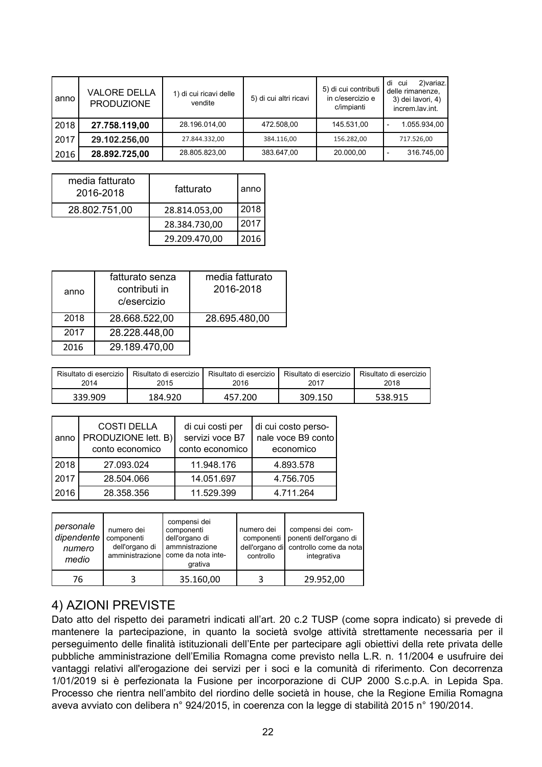| anno | VALORE DELLA PRODUZIONE | 1) di cui ricavi delle vendite | 5) di cui altri ricavi | 5) di cui contributi in c/esercizio e c/impianti | di cui 2)variaz. delle rimanenze, 3) dei lavori, 4) increm.lav.int. |
|---|---|---|---|---|---|
| 2018 | **27.758.119,00** | 28.196.014,00 | 472.508,00 | 145.531,00 | - 1.055.934,00 |
| 2017 | **29.102.256,00** | 27.844.332,00 | 384.116,00 | 156.282,00 | 717.526,00 |
| 2016 | **28.892.725,00** | 28.805.823,00 | 383.647,00 | 20.000,00 | - 316.745,00 |

| media fatturato 2016-2018 | fatturato | anno |
|---|---|---|
| 28.802.751,00 | 28.814.053,00 | 2018 |
| | 28.384.730,00 | 2017 |
| | 29.209.470,00 | 2016 |

| anno | fatturato senza contributi in c/esercizio | media fatturato 2016-2018 |
|---|---|---|
| 2018 | 28.668.522,00 | 28.695.480,00 |
| 2017 | 28.228.448,00 | |
| 2016 | 29.189.470,00 | |

| Risultato di esercizio 2014 | Risultato di esercizio 2015 | Risultato di esercizio 2016 | Risultato di esercizio 2017 | Risultato di esercizio 2018 |
|---|---|---|---|---|
| 339.909 | 184.920 | 457.200 | 309.150 | 538.915 |

| anno | COSTI DELLA PRODUZIONE lett. B) conto economico | di cui costi per servizi voce B7 conto economico | di cui costo personale voce B9 conto economico |
|---|---|---|---|
| 2018 | 27.093.024 | 11.948.176 | 4.893.578 |
| 2017 | 28.504.066 | 14.051.697 | 4.756.705 |
| 2016 | 28.358.356 | 11.529.399 | 4.711.264 |

| *personale dipendente numero medio* | numero dei componenti dell'organo di amministrazione | compensi dei componenti dell'organo di ammnistrazione come da nota integrativa | numero dei componenti dell'organo di controllo | compensi dei componenti dell'organo di controllo come da nota integrativa |
|---|---|---|---|---|
| 76 | 3 | 35.160,00 | 3 | 29.952,00 |

## 4) AZIONI PREVISTE

Dato atto del rispetto dei parametri indicati all'art. 20 c.2 TUSP (come sopra indicato) si prevede di mantenere la partecipazione, in quanto la società svolge attività strettamente necessaria per il perseguimento delle finalità istituzionali dell'Ente per partecipare agli obiettivi della rete privata delle pubbliche amministrazione dell'Emilia Romagna come previsto nella L.R. n. 11/2004 e usufruire dei vantaggi relativi all'erogazione dei servizi per i soci e la comunità di riferimento. Con decorrenza 1/01/2019 si è perfezionata la Fusione per incorporazione di CUP 2000 S.c.p.A. in Lepida Spa. Processo che rientra nell'ambito del riordino delle società in house, che la Regione Emilia Romagna aveva avviato con delibera n° 924/2015, in coerenza con la legge di stabilità 2015 n° 190/2014.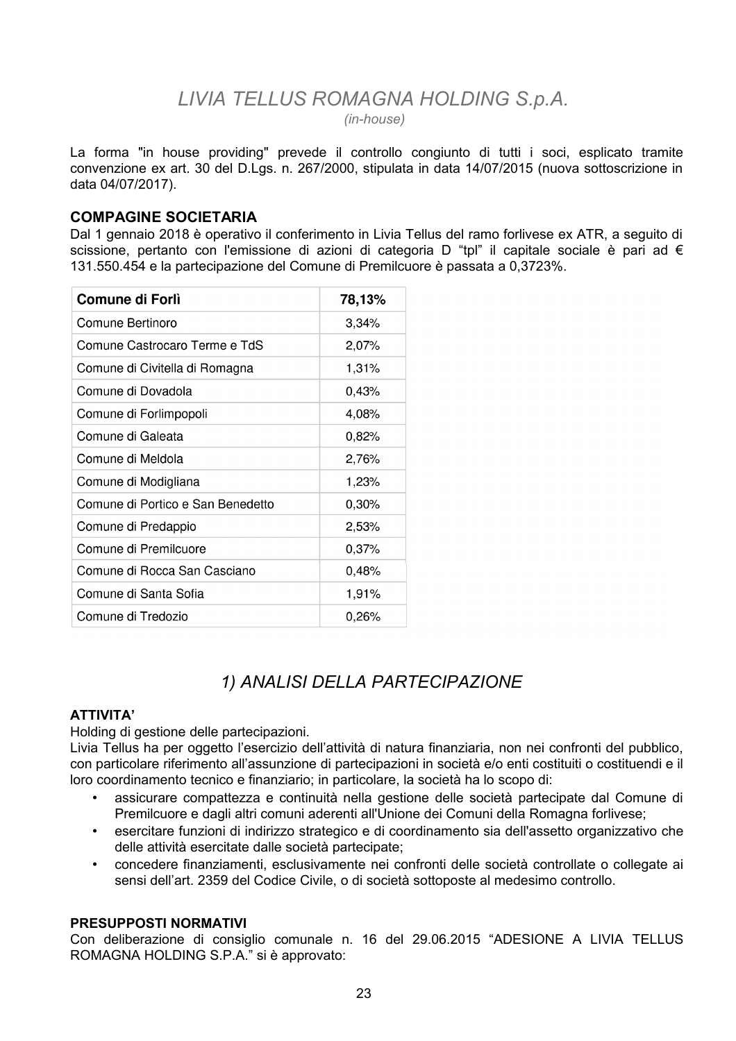# *LIVIA TELLUS ROMAGNA HOLDING S.p.A.*

*(in-house)*

La forma "in house providing" prevede il controllo congiunto di tutti i soci, esplicato tramite convenzione ex art. 30 del D.Lgs. n. 267/2000, stipulata in data 14/07/2015 (nuova sottoscrizione in data 04/07/2017).

### COMPAGINE SOCIETARIA

Dal 1 gennaio 2018 è operativo il conferimento in Livia Tellus del ramo forlivese ex ATR, a seguito di scissione, pertanto con l'emissione di azioni di categoria D "tpl" il capitale sociale è pari ad € 131.550.454 e la partecipazione del Comune di Premilcuore è passata a 0,3723%.

| **Comune di Forlì** | **78,13%** |
|---|---|
| Comune Bertinoro | 3,34% |
| Comune Castrocaro Terme e TdS | 2,07% |
| Comune di Civitella di Romagna | 1,31% |
| Comune di Dovadola | 0,43% |
| Comune di Forlimpopoli | 4,08% |
| Comune di Galeata | 0,82% |
| Comune di Meldola | 2,76% |
| Comune di Modigliana | 1,23% |
| Comune di Portico e San Benedetto | 0,30% |
| Comune di Predappio | 2,53% |
| Comune di Premilcuore | 0,37% |
| Comune di Rocca San Casciano | 0,48% |
| Comune di Santa Sofia | 1,91% |
| Comune di Tredozio | 0,26% |

## *1) ANALISI DELLA PARTECIPAZIONE*

### ATTIVITA'

Holding di gestione delle partecipazioni.

Livia Tellus ha per oggetto l'esercizio dell'attività di natura finanziaria, non nei confronti del pubblico, con particolare riferimento all'assunzione di partecipazioni in società e/o enti costituiti o costituendi e il loro coordinamento tecnico e finanziario; in particolare, la società ha lo scopo di:

- assicurare compattezza e continuità nella gestione delle società partecipate dal Comune di Premilcuore e dagli altri comuni aderenti all'Unione dei Comuni della Romagna forlivese;
- esercitare funzioni di indirizzo strategico e di coordinamento sia dell'assetto organizzativo che delle attività esercitate dalle società partecipate;
- concedere finanziamenti, esclusivamente nei confronti delle società controllate o collegate ai sensi dell'art. 2359 del Codice Civile, o di società sottoposte al medesimo controllo.

### PRESUPPOSTI NORMATIVI

Con deliberazione di consiglio comunale n. 16 del 29.06.2015 "ADESIONE A LIVIA TELLUS ROMAGNA HOLDING S.P.A." si è approvato: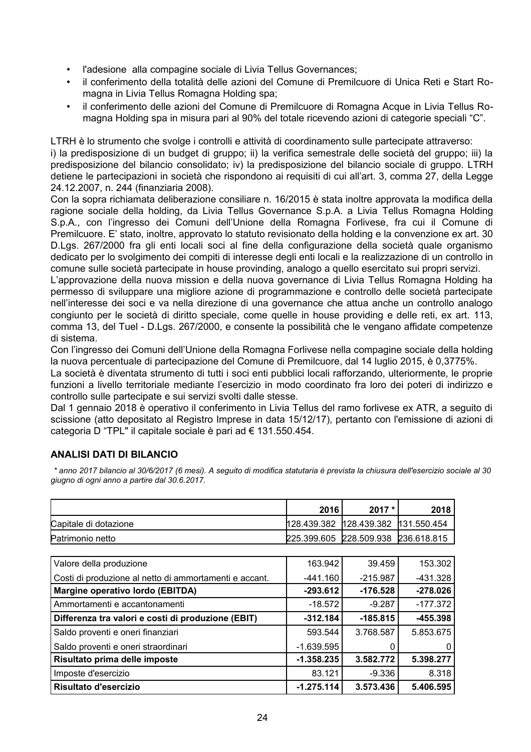- l'adesione alla compagine sociale di Livia Tellus Governances;
- il conferimento della totalità delle azioni del Comune di Premilcuore di Unica Reti e Start Romagna in Livia Tellus Romagna Holding spa;
- il conferimento delle azioni del Comune di Premilcuore di Romagna Acque in Livia Tellus Romagna Holding spa in misura pari al 90% del totale ricevendo azioni di categorie speciali "C".

LTRH è lo strumento che svolge i controlli e attività di coordinamento sulle partecipate attraverso: i) la predisposizione di un budget di gruppo; ii) la verifica semestrale delle società del gruppo; iii) la predisposizione del bilancio consolidato; iv) la predisposizione del bilancio sociale di gruppo. LTRH detiene le partecipazioni in società che rispondono ai requisiti di cui all'art. 3, comma 27, della Legge 24.12.2007, n. 244 (finanziaria 2008).

Con la sopra richiamata deliberazione consiliare n. 16/2015 è stata inoltre approvata la modifica della ragione sociale della holding, da Livia Tellus Governance S.p.A. a Livia Tellus Romagna Holding S.p.A., con l'ingresso dei Comuni dell'Unione della Romagna Forlivese, fra cui il Comune di Premilcuore. E' stato, inoltre, approvato lo statuto revisionato della holding e la convenzione ex art. 30 D.Lgs. 267/2000 fra gli enti locali soci al fine della configurazione della società quale organismo dedicato per lo svolgimento dei compiti di interesse degli enti locali e la realizzazione di un controllo in comune sulle società partecipate in house provinding, analogo a quello esercitato sui propri servizi.

L'approvazione della nuova mission e della nuova governance di Livia Tellus Romagna Holding ha permesso di sviluppare una migliore azione di programmazione e controllo delle società partecipate nell'interesse dei soci e va nella direzione di una governance che attua anche un controllo analogo congiunto per le società di diritto speciale, come quelle in house providing e delle reti, ex art. 113, comma 13, del Tuel - D.Lgs. 267/2000, e consente la possibilità che le vengano affidate competenze di sistema.

Con l'ingresso dei Comuni dell'Unione della Romagna Forlivese nella compagine sociale della holding la nuova percentuale di partecipazione del Comune di Premilcuore, dal 14 luglio 2015, è 0,3775%.

La società è diventata strumento di tutti i soci enti pubblici locali rafforzando, ulteriormente, le proprie funzioni a livello territoriale mediante l'esercizio in modo coordinato fra loro dei poteri di indirizzo e controllo sulle partecipate e sui servizi svolti dalle stesse.

Dal 1 gennaio 2018 è operativo il conferimento in Livia Tellus del ramo forlivese ex ATR, a seguito di scissione (atto depositato al Registro Imprese in data 15/12/17), pertanto con l'emissione di azioni di categoria D "TPL" il capitale sociale è pari ad € 131.550.454.

## ANALISI DATI DI BILANCIO

*\* anno 2017 bilancio al 30/6/2017 (6 mesi). A seguito di modifica statutaria è prevista la chiusura dell'esercizio sociale al 30 giugno di ogni anno a partire dal 30.6.2017.*

| | 2016 | 2017 * | 2018 |
|---|---|---|---|
| Capitale di dotazione | 128.439.382 | 128.439.382 | 131.550.454 |
| Patrimonio netto | 225.399.605 | 228.509.938 | 236.618.815 |

| | 2016 | 2017 * | 2018 |
|---|---|---|---|
| Valore della produzione | 163.942 | 39.459 | 153.302 |
| Costi di produzione al netto di ammortamenti e accant. | -441.160 | -215.987 | -431.328 |
| **Margine operativo lordo (EBITDA)** | **-293.612** | **-176.528** | **-278.026** |
| Ammortamenti e accantonamenti | -18.572 | -9.287 | -177.372 |
| **Differenza tra valori e costi di produzione (EBIT)** | **-312.184** | **-185.815** | **-455.398** |
| Saldo proventi e oneri finanziari | 593.544 | 3.768.587 | 5.853.675 |
| Saldo proventi e oneri straordinari | -1.639.595 | 0 | 0 |
| **Risultato prima delle imposte** | **-1.358.235** | **3.582.772** | **5.398.277** |
| Imposte d'esercizio | 83.121 | -9.336 | 8.318 |
| **Risultato d'esercizio** | **-1.275.114** | **3.573.436** | **5.406.595** |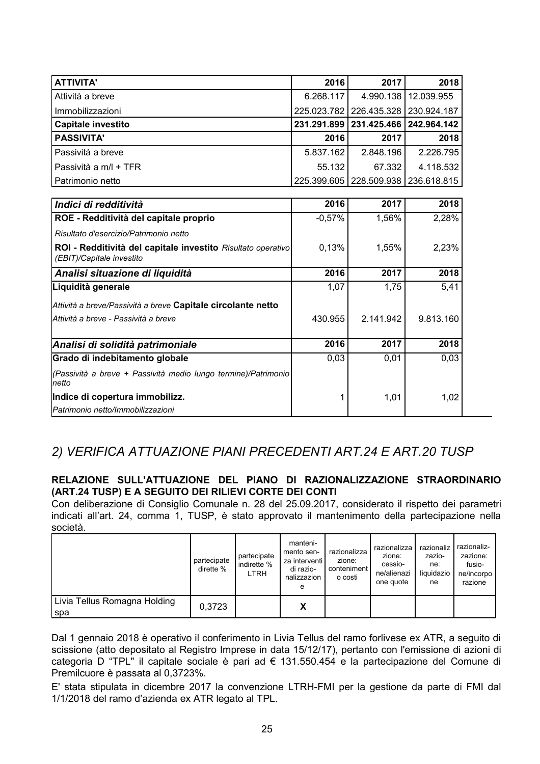| ATTIVITA' | 2016 | 2017 | 2018 |
|---|---|---|---|
| Attività a breve | 6.268.117 | 4.990.138 | 12.039.955 |
| Immobilizzazioni | 225.023.782 | 226.435.328 | 230.924.187 |
| **Capitale investito** | **231.291.899** | **231.425.466** | **242.964.142** |
| **PASSIVITA'** | **2016** | **2017** | **2018** |
| Passività a breve | 5.837.162 | 2.848.196 | 2.226.795 |
| Passività a m/l + TFR | 55.132 | 67.332 | 4.118.532 |
| Patrimonio netto | 225.399.605 | 228.509.938 | 236.618.815 |

| *Indici di redditività* | 2016 | 2017 | 2018 |
|---|---|---|---|
| **ROE - Redditività del capitale proprio** | -0,57% | 1,56% | 2,28% |
| *Risultato d'esercizio/Patrimonio netto* | | | |
| **ROI - Redditività del capitale investito** *Risultato operativo (EBIT)/Capitale investito* | 0,13% | 1,55% | 2,23% |
| ***Analisi situazione di liquidità*** | **2016** | **2017** | **2018** |
| **Liquidità generale** | 1,07 | 1,75 | 5,41 |
| *Attività a breve/Passività a breve* **Capitale circolante netto** | | | |
| *Attività a breve - Passività a breve* | 430.955 | 2.141.942 | 9.813.160 |
| ***Analisi di solidità patrimoniale*** | **2016** | **2017** | **2018** |
| **Grado di indebitamento globale** | 0,03 | 0,01 | 0,03 |
| *(Passività a breve + Passività medio lungo termine)/Patrimonio netto* | | | |
| **Indice di copertura immobilizz.** | 1 | 1,01 | 1,02 |
| *Patrimonio netto/Immobilizzazioni* | | | |

## *2) VERIFICA ATTUAZIONE PIANI PRECEDENTI ART.24 E ART.20 TUSP*

**RELAZIONE SULL'ATTUAZIONE DEL PIANO DI RAZIONALIZZAZIONE STRAORDINARIO (ART.24 TUSP) E A SEGUITO DEI RILIEVI CORTE DEI CONTI**

Con deliberazione di Consiglio Comunale n. 28 del 25.09.2017, considerato il rispetto dei parametri indicati all'art. 24, comma 1, TUSP, è stato approvato il mantenimento della partecipazione nella società.

| | partecipate dirette % | partecipate indirette % LTRH | mantenimento senza interventi di razionalizzazione | razionalizzazione: contenimento costi | razionalizzazione: cessione/alienazione quote | razionalizzazione: liquidazione | razionalizzazione: fusione/incorporazione |
|---|---|---|---|---|---|---|---|
| Livia Tellus Romagna Holding spa | 0,3723 | | X | | | | |

Dal 1 gennaio 2018 è operativo il conferimento in Livia Tellus del ramo forlivese ex ATR, a seguito di scissione (atto depositato al Registro Imprese in data 15/12/17), pertanto con l'emissione di azioni di categoria D "TPL" il capitale sociale è pari ad € 131.550.454 e la partecipazione del Comune di Premilcuore è passata al 0,3723%.

E' stata stipulata in dicembre 2017 la convenzione LTRH-FMI per la gestione da parte di FMI dal 1/1/2018 del ramo d'azienda ex ATR legato al TPL.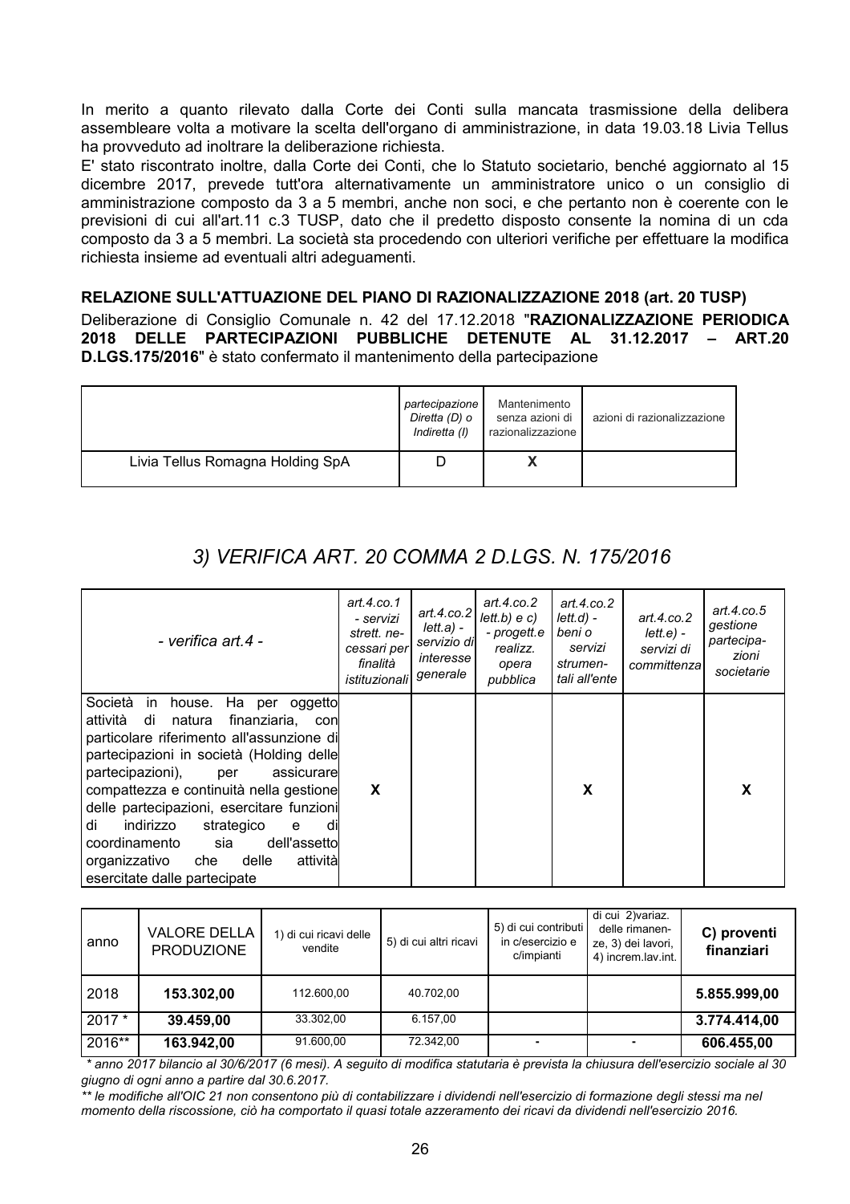In merito a quanto rilevato dalla Corte dei Conti sulla mancata trasmissione della delibera assembleare volta a motivare la scelta dell'organo di amministrazione, in data 19.03.18 Livia Tellus ha provveduto ad inoltrare la deliberazione richiesta.

E' stato riscontrato inoltre, dalla Corte dei Conti, che lo Statuto societario, benché aggiornato al 15 dicembre 2017, prevede tutt'ora alternativamente un amministratore unico o un consiglio di amministrazione composto da 3 a 5 membri, anche non soci, e che pertanto non è coerente con le previsioni di cui all'art.11 c.3 TUSP, dato che il predetto disposto consente la nomina di un cda composto da 3 a 5 membri. La società sta procedendo con ulteriori verifiche per effettuare la modifica richiesta insieme ad eventuali altri adeguamenti.

**RELAZIONE SULL'ATTUAZIONE DEL PIANO DI RAZIONALIZZAZIONE 2018 (art. 20 TUSP)**

Deliberazione di Consiglio Comunale n. 42 del 17.12.2018 "**RAZIONALIZZAZIONE PERIODICA 2018 DELLE PARTECIPAZIONI PUBBLICHE DETENUTE AL 31.12.2017 – ART.20 D.LGS.175/2016**" è stato confermato il mantenimento della partecipazione

| | *partecipazione Diretta (D) o Indiretta (I)* | Mantenimento senza azioni di razionalizzazione | azioni di razionalizzazione |
|---|---|---|---|
| Livia Tellus Romagna Holding SpA | D | X | |

## *3) VERIFICA ART. 20 COMMA 2 D.LGS. N. 175/2016*

| *- verifica art.4 -* | *art.4.co.1 - servizi strett. necessari per finalità istituzionali* | *art.4.co.2 lett.a) - servizio di interesse generale* | *art.4.co.2 lett.b) e c) - progett.e realizz. opera pubblica* | *art.4.co.2 lett.d) - beni o servizi strumentali all'ente* | *art.4.co.2 lett.e) - servizi di committenza* | *art.4.co.5 gestione partecipazioni societarie* |
|---|---|---|---|---|---|---|
| Società in house. Ha per oggetto attività di natura finanziaria, con particolare riferimento all'assunzione di partecipazioni in società (Holding delle partecipazioni), per assicurare compattezza e continuità nella gestione delle partecipazioni, esercitare funzioni di indirizzo strategico e di coordinamento sia dell'assetto organizzativo che delle attività esercitate dalle partecipate | X | | | X | | X |

| anno | VALORE DELLA PRODUZIONE | 1) di cui ricavi delle vendite | 5) di cui altri ricavi | 5) di cui contributi in c/esercizio e c/impianti | di cui 2)variaz. delle rimanenze, 3) dei lavori, 4) increm.lav.int. | C) proventi finanziari |
|---|---|---|---|---|---|---|
| 2018 | **153.302,00** | 112.600,00 | 40.702,00 | | | **5.855.999,00** |
| 2017 * | **39.459,00** | 33.302,00 | 6.157,00 | | | **3.774.414,00** |
| 2016** | **163.942,00** | 91.600,00 | 72.342,00 | - | - | **606.455,00** |

*\* anno 2017 bilancio al 30/6/2017 (6 mesi). A seguito di modifica statutaria è prevista la chiusura dell'esercizio sociale al 30 giugno di ogni anno a partire dal 30.6.2017.*

*\*\* le modifiche all'OIC 21 non consentono più di contabilizzare i dividendi nell'esercizio di formazione degli stessi ma nel momento della riscossione, ciò ha comportato il quasi totale azzeramento dei ricavi da dividendi nell'esercizio 2016.*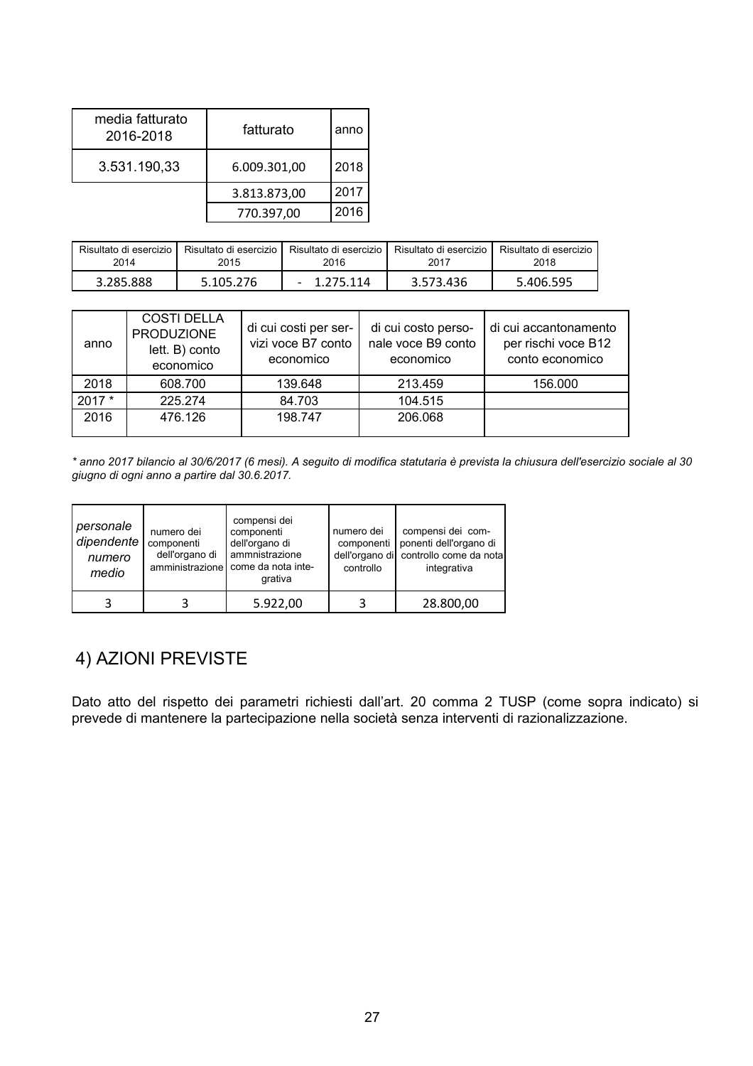| media fatturato 2016-2018 | fatturato | anno |
|---|---|---|
| 3.531.190,33 | 6.009.301,00 | 2018 |
| | 3.813.873,00 | 2017 |
| | 770.397,00 | 2016 |

| Risultato di esercizio 2014 | Risultato di esercizio 2015 | Risultato di esercizio 2016 | Risultato di esercizio 2017 | Risultato di esercizio 2018 |
|---|---|---|---|---|
| 3.285.888 | 5.105.276 | - 1.275.114 | 3.573.436 | 5.406.595 |

| anno | COSTI DELLA PRODUZIONE lett. B) conto economico | di cui costi per servizi voce B7 conto economico | di cui costo personale voce B9 conto economico | di cui accantonamento per rischi voce B12 conto economico |
|---|---|---|---|---|
| 2018 | 608.700 | 139.648 | 213.459 | 156.000 |
| 2017 * | 225.274 | 84.703 | 104.515 | |
| 2016 | 476.126 | 198.747 | 206.068 | |

*\* anno 2017 bilancio al 30/6/2017 (6 mesi). A seguito di modifica statutaria è prevista la chiusura dell'esercizio sociale al 30 giugno di ogni anno a partire dal 30.6.2017.*

| *personale dipendente numero medio* | numero dei componenti dell'organo di amministrazione | compensi dei componenti dell'organo di ammnistrazione come da nota integrativa | numero dei componenti dell'organo di controllo | compensi dei componenti dell'organo di controllo come da nota integrativa |
|---|---|---|---|---|
| 3 | 3 | 5.922,00 | 3 | 28.800,00 |

## 4) AZIONI PREVISTE

Dato atto del rispetto dei parametri richiesti dall'art. 20 comma 2 TUSP (come sopra indicato) si prevede di mantenere la partecipazione nella società senza interventi di razionalizzazione.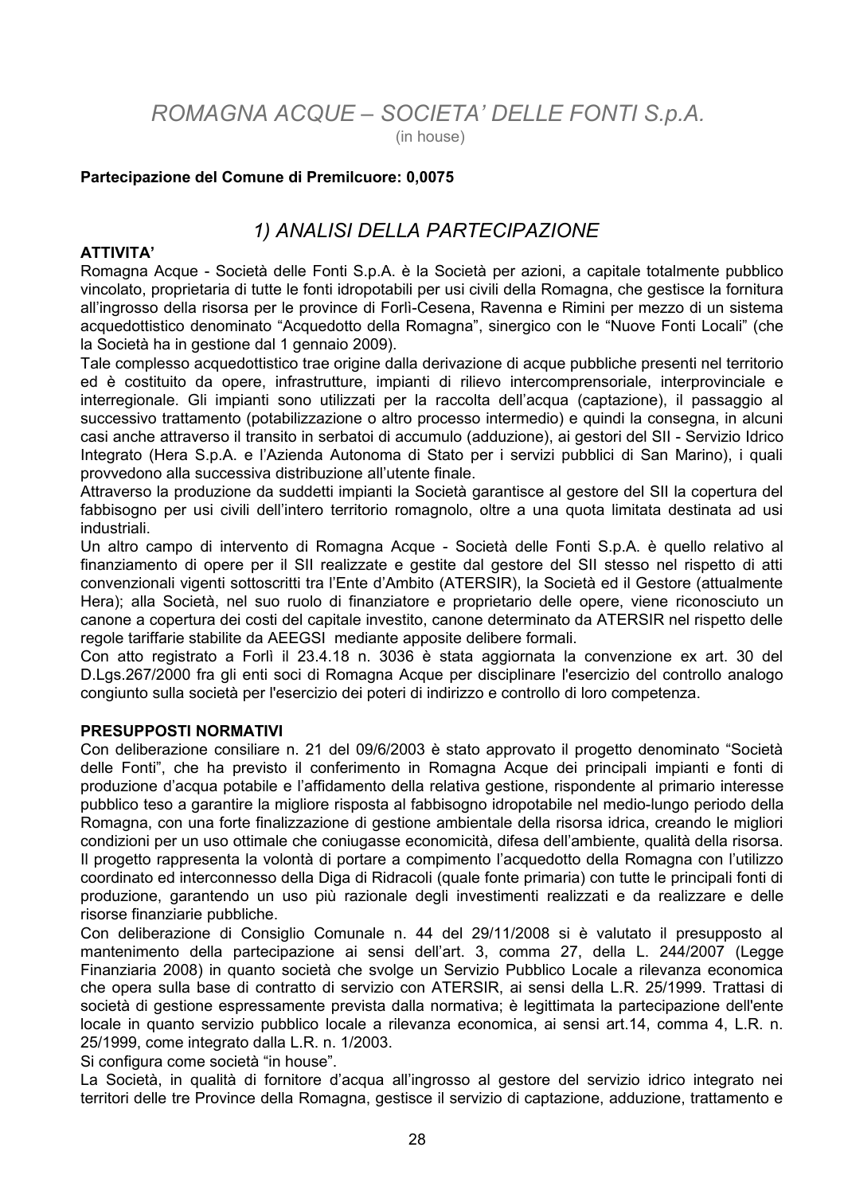# *ROMAGNA ACQUE – SOCIETA' DELLE FONTI S.p.A.*

(in house)

**Partecipazione del Comune di Premilcuore: 0,0075**

## *1) ANALISI DELLA PARTECIPAZIONE*

**ATTIVITA'**

Romagna Acque - Società delle Fonti S.p.A. è la Società per azioni, a capitale totalmente pubblico vincolato, proprietaria di tutte le fonti idropotabili per usi civili della Romagna, che gestisce la fornitura all'ingrosso della risorsa per le province di Forlì-Cesena, Ravenna e Rimini per mezzo di un sistema acquedottistico denominato "Acquedotto della Romagna", sinergico con le "Nuove Fonti Locali" (che la Società ha in gestione dal 1 gennaio 2009).

Tale complesso acquedottistico trae origine dalla derivazione di acque pubbliche presenti nel territorio ed è costituito da opere, infrastrutture, impianti di rilievo intercomprensoriale, interprovinciale e interregionale. Gli impianti sono utilizzati per la raccolta dell'acqua (captazione), il passaggio al successivo trattamento (potabilizzazione o altro processo intermedio) e quindi la consegna, in alcuni casi anche attraverso il transito in serbatoi di accumulo (adduzione), ai gestori del SII - Servizio Idrico Integrato (Hera S.p.A. e l'Azienda Autonoma di Stato per i servizi pubblici di San Marino), i quali provvedono alla successiva distribuzione all'utente finale.

Attraverso la produzione da suddetti impianti la Società garantisce al gestore del SII la copertura del fabbisogno per usi civili dell'intero territorio romagnolo, oltre a una quota limitata destinata ad usi industriali.

Un altro campo di intervento di Romagna Acque - Società delle Fonti S.p.A. è quello relativo al finanziamento di opere per il SII realizzate e gestite dal gestore del SII stesso nel rispetto di atti convenzionali vigenti sottoscritti tra l'Ente d'Ambito (ATERSIR), la Società ed il Gestore (attualmente Hera); alla Società, nel suo ruolo di finanziatore e proprietario delle opere, viene riconosciuto un canone a copertura dei costi del capitale investito, canone determinato da ATERSIR nel rispetto delle regole tariffarie stabilite da AEEGSI mediante apposite delibere formali.

Con atto registrato a Forlì il 23.4.18 n. 3036 è stata aggiornata la convenzione ex art. 30 del D.Lgs.267/2000 fra gli enti soci di Romagna Acque per disciplinare l'esercizio del controllo analogo congiunto sulla società per l'esercizio dei poteri di indirizzo e controllo di loro competenza.

**PRESUPPOSTI NORMATIVI**

Con deliberazione consiliare n. 21 del 09/6/2003 è stato approvato il progetto denominato "Società delle Fonti", che ha previsto il conferimento in Romagna Acque dei principali impianti e fonti di produzione d'acqua potabile e l'affidamento della relativa gestione, rispondente al primario interesse pubblico teso a garantire la migliore risposta al fabbisogno idropotabile nel medio-lungo periodo della Romagna, con una forte finalizzazione di gestione ambientale della risorsa idrica, creando le migliori condizioni per un uso ottimale che coniugasse economicità, difesa dell'ambiente, qualità della risorsa.

Il progetto rappresenta la volontà di portare a compimento l'acquedotto della Romagna con l'utilizzo coordinato ed interconnesso della Diga di Ridracoli (quale fonte primaria) con tutte le principali fonti di produzione, garantendo un uso più razionale degli investimenti realizzati e da realizzare e delle risorse finanziarie pubbliche.

Con deliberazione di Consiglio Comunale n. 44 del 29/11/2008 si è valutato il presupposto al mantenimento della partecipazione ai sensi dell'art. 3, comma 27, della L. 244/2007 (Legge Finanziaria 2008) in quanto società che svolge un Servizio Pubblico Locale a rilevanza economica che opera sulla base di contratto di servizio con ATERSIR, ai sensi della L.R. 25/1999. Trattasi di società di gestione espressamente prevista dalla normativa; è legittimata la partecipazione dell'ente locale in quanto servizio pubblico locale a rilevanza economica, ai sensi art.14, comma 4, L.R. n. 25/1999, come integrato dalla L.R. n. 1/2003.

Si configura come società "in house".

La Società, in qualità di fornitore d'acqua all'ingrosso al gestore del servizio idrico integrato nei territori delle tre Province della Romagna, gestisce il servizio di captazione, adduzione, trattamento e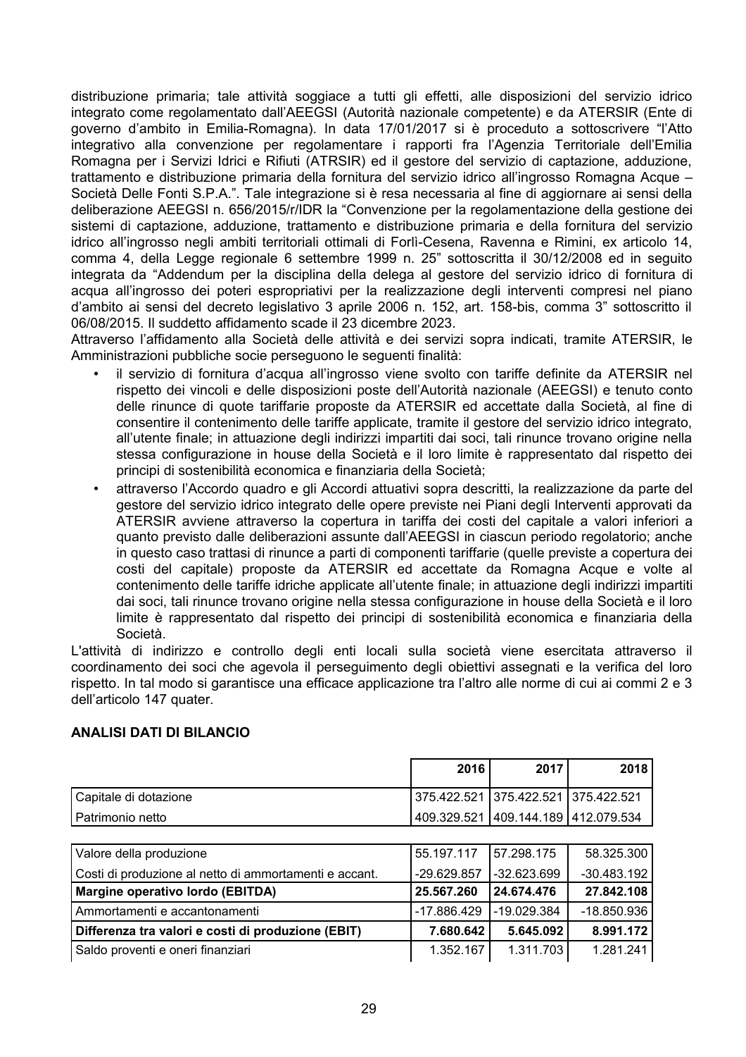distribuzione primaria; tale attività soggiace a tutti gli effetti, alle disposizioni del servizio idrico integrato come regolamentato dall'AEEGSI (Autorità nazionale competente) e da ATERSIR (Ente di governo d'ambito in Emilia-Romagna). In data 17/01/2017 si è proceduto a sottoscrivere "l'Atto integrativo alla convenzione per regolamentare i rapporti fra l'Agenzia Territoriale dell'Emilia Romagna per i Servizi Idrici e Rifiuti (ATRSIR) ed il gestore del servizio di captazione, adduzione, trattamento e distribuzione primaria della fornitura del servizio idrico all'ingrosso Romagna Acque – Società Delle Fonti S.P.A.". Tale integrazione si è resa necessaria al fine di aggiornare ai sensi della deliberazione AEEGSI n. 656/2015/r/IDR la "Convenzione per la regolamentazione della gestione dei sistemi di captazione, adduzione, trattamento e distribuzione primaria e della fornitura del servizio idrico all'ingrosso negli ambiti territoriali ottimali di Forlì-Cesena, Ravenna e Rimini, ex articolo 14, comma 4, della Legge regionale 6 settembre 1999 n. 25" sottoscritta il 30/12/2008 ed in seguito integrata da "Addendum per la disciplina della delega al gestore del servizio idrico di fornitura di acqua all'ingrosso dei poteri espropriativi per la realizzazione degli interventi compresi nel piano d'ambito ai sensi del decreto legislativo 3 aprile 2006 n. 152, art. 158-bis, comma 3" sottoscritto il 06/08/2015. Il suddetto affidamento scade il 23 dicembre 2023.

Attraverso l'affidamento alla Società delle attività e dei servizi sopra indicati, tramite ATERSIR, le Amministrazioni pubbliche socie perseguono le seguenti finalità:

- il servizio di fornitura d'acqua all'ingrosso viene svolto con tariffe definite da ATERSIR nel rispetto dei vincoli e delle disposizioni poste dell'Autorità nazionale (AEEGSI) e tenuto conto delle rinunce di quote tariffarie proposte da ATERSIR ed accettate dalla Società, al fine di consentire il contenimento delle tariffe applicate, tramite il gestore del servizio idrico integrato, all'utente finale; in attuazione degli indirizzi impartiti dai soci, tali rinunce trovano origine nella stessa configurazione in house della Società e il loro limite è rappresentato dal rispetto dei principi di sostenibilità economica e finanziaria della Società;
- attraverso l'Accordo quadro e gli Accordi attuativi sopra descritti, la realizzazione da parte del gestore del servizio idrico integrato delle opere previste nei Piani degli Interventi approvati da ATERSIR avviene attraverso la copertura in tariffa dei costi del capitale a valori inferiori a quanto previsto dalle deliberazioni assunte dall'AEEGSI in ciascun periodo regolatorio; anche in questo caso trattasi di rinunce a parti di componenti tariffarie (quelle previste a copertura dei costi del capitale) proposte da ATERSIR ed accettate da Romagna Acque e volte al contenimento delle tariffe idriche applicate all'utente finale; in attuazione degli indirizzi impartiti dai soci, tali rinunce trovano origine nella stessa configurazione in house della Società e il loro limite è rappresentato dal rispetto dei principi di sostenibilità economica e finanziaria della Società.

L'attività di indirizzo e controllo degli enti locali sulla società viene esercitata attraverso il coordinamento dei soci che agevola il perseguimento degli obiettivi assegnati e la verifica del loro rispetto. In tal modo si garantisce una efficace applicazione tra l'altro alle norme di cui ai commi 2 e 3 dell'articolo 147 quater.

## ANALISI DATI DI BILANCIO

| | 2016 | 2017 | 2018 |
|---|---|---|---|
| Capitale di dotazione | 375.422.521 | 375.422.521 | 375.422.521 |
| Patrimonio netto | 409.329.521 | 409.144.189 | 412.079.534 |

| | | | |
|---|---|---|---|
| Valore della produzione | 55.197.117 | 57.298.175 | 58.325.300 |
| Costi di produzione al netto di ammortamenti e accant. | -29.629.857 | -32.623.699 | -30.483.192 |
| **Margine operativo lordo (EBITDA)** | **25.567.260** | **24.674.476** | **27.842.108** |
| Ammortamenti e accantonamenti | -17.886.429 | -19.029.384 | -18.850.936 |
| **Differenza tra valori e costi di produzione (EBIT)** | **7.680.642** | **5.645.092** | **8.991.172** |
| Saldo proventi e oneri finanziari | 1.352.167 | 1.311.703 | 1.281.241 |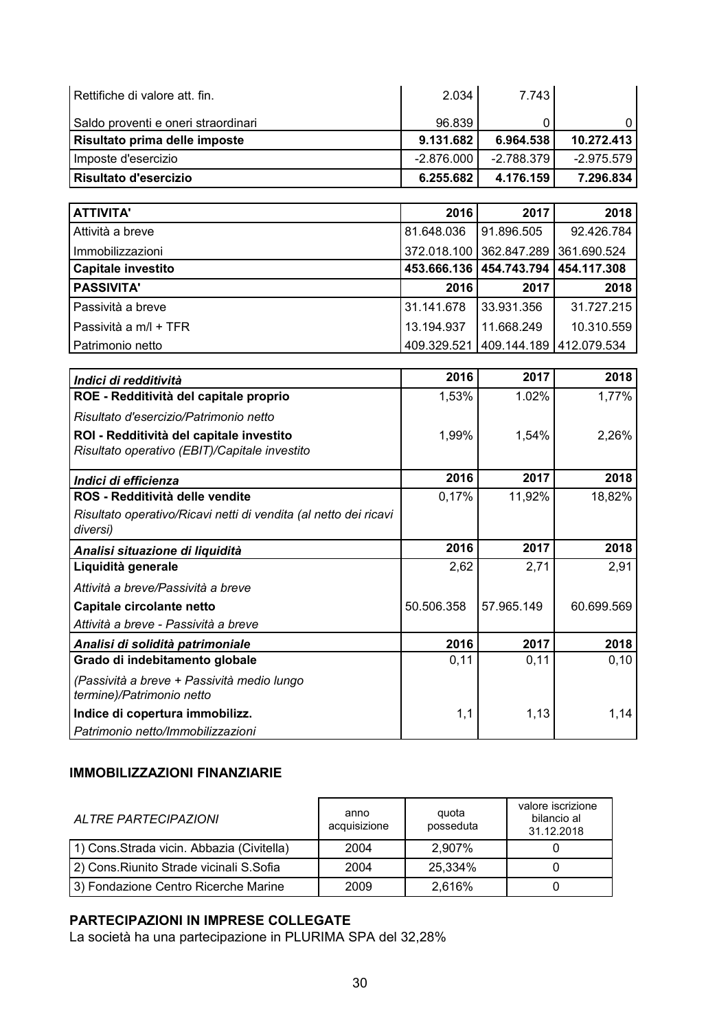| | | | |
|---|---|---|---|
| Rettifiche di valore att. fin. | 2.034 | 7.743 | |
| Saldo proventi e oneri straordinari | 96.839 | 0 | 0 |
| **Risultato prima delle imposte** | **9.131.682** | **6.964.538** | **10.272.413** |
| Imposte d'esercizio | -2.876.000 | -2.788.379 | -2.975.579 |
| **Risultato d'esercizio** | **6.255.682** | **4.176.159** | **7.296.834** |

| **ATTIVITA'** | **2016** | **2017** | **2018** |
|---|---|---|---|
| Attività a breve | 81.648.036 | 91.896.505 | 92.426.784 |
| Immobilizzazioni | 372.018.100 | 362.847.289 | 361.690.524 |
| **Capitale investito** | **453.666.136** | **454.743.794** | **454.117.308** |
| **PASSIVITA'** | **2016** | **2017** | **2018** |
| Passività a breve | 31.141.678 | 33.931.356 | 31.727.215 |
| Passività a m/l + TFR | 13.194.937 | 11.668.249 | 10.310.559 |
| Patrimonio netto | 409.329.521 | 409.144.189 | 412.079.534 |

| ***Indici di redditività*** | **2016** | **2017** | **2018** |
|---|---|---|---|
| **ROE - Redditività del capitale proprio** | 1,53% | 1.02% | 1,77% |
| *Risultato d'esercizio/Patrimonio netto* | | | |
| **ROI - Redditività del capitale investito** *Risultato operativo (EBIT)/Capitale investito* | 1,99% | 1,54% | 2,26% |
| ***Indici di efficienza*** | **2016** | **2017** | **2018** |
| **ROS - Redditività delle vendite** | 0,17% | 11,92% | 18,82% |
| *Risultato operativo/Ricavi netti di vendita (al netto dei ricavi diversi)* | | | |
| ***Analisi situazione di liquidità*** | **2016** | **2017** | **2018** |
| **Liquidità generale** | 2,62 | 2,71 | 2,91 |
| *Attività a breve/Passività a breve* | | | |
| **Capitale circolante netto** | 50.506.358 | 57.965.149 | 60.699.569 |
| *Attività a breve - Passività a breve* | | | |
| ***Analisi di solidità patrimoniale*** | **2016** | **2017** | **2018** |
| **Grado di indebitamento globale** | 0,11 | 0,11 | 0,10 |
| *(Passività a breve + Passività medio lungo termine)/Patrimonio netto* | | | |
| **Indice di copertura immobilizz.** | 1,1 | 1,13 | 1,14 |
| *Patrimonio netto/Immobilizzazioni* | | | |

### IMMOBILIZZAZIONI FINANZIARIE

| *ALTRE PARTECIPAZIONI* | anno acquisizione | quota posseduta | valore iscrizione bilancio al 31.12.2018 |
|---|---|---|---|
| 1) Cons.Strada vicin. Abbazia (Civitella) | 2004 | 2,907% | 0 |
| 2) Cons.Riunito Strade vicinali S.Sofia | 2004 | 25,334% | 0 |
| 3) Fondazione Centro Ricerche Marine | 2009 | 2,616% | 0 |

### PARTECIPAZIONI IN IMPRESE COLLEGATE

La società ha una partecipazione in PLURIMA SPA del 32,28%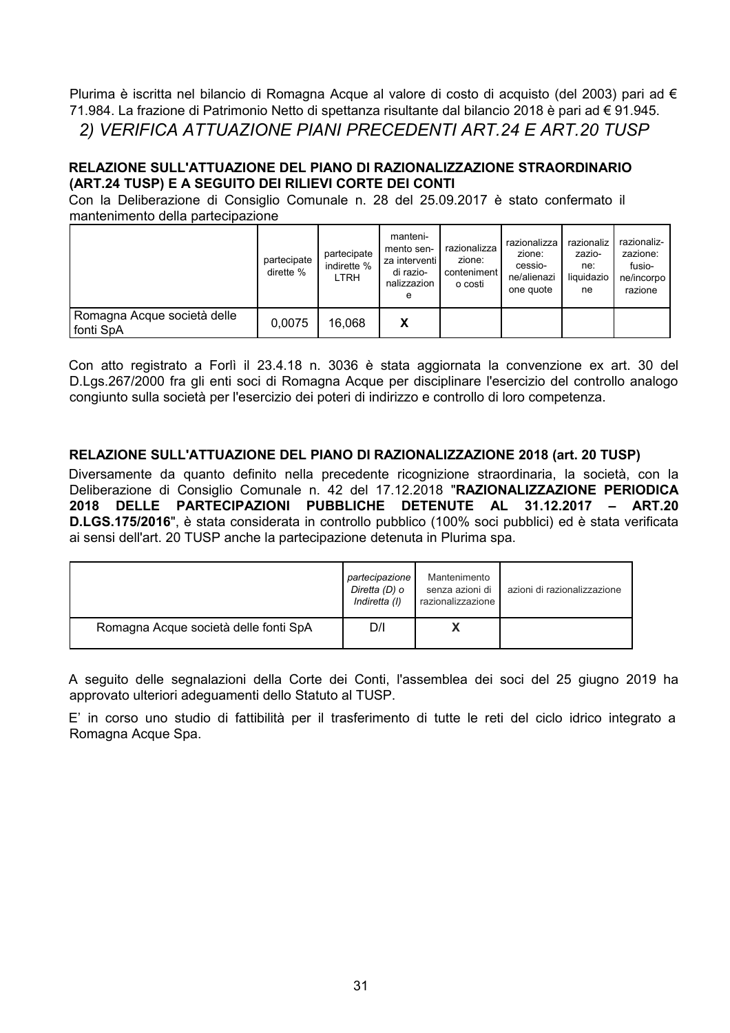Plurima è iscritta nel bilancio di Romagna Acque al valore di costo di acquisto (del 2003) pari ad € 71.984. La frazione di Patrimonio Netto di spettanza risultante dal bilancio 2018 è pari ad € 91.945.

## *2) VERIFICA ATTUAZIONE PIANI PRECEDENTI ART.24 E ART.20 TUSP*

**RELAZIONE SULL'ATTUAZIONE DEL PIANO DI RAZIONALIZZAZIONE STRAORDINARIO (ART.24 TUSP) E A SEGUITO DEI RILIEVI CORTE DEI CONTI**

Con la Deliberazione di Consiglio Comunale n. 28 del 25.09.2017 è stato confermato il mantenimento della partecipazione

| | partecipate dirette % | partecipate indirette % LTRH | manteni-mento sen-za interventi di razio-nalizzazione | razionalizzazione: contenimento costi | razionalizzazione: cessio-ne/alienazione quote | razionalizzazio-ne: liquidazione | razionaliz-zazione: fusio-ne/incorporazione |
|---|---|---|---|---|---|---|---|
| Romagna Acque società delle fonti SpA | 0,0075 | 16,068 | X | | | | |

Con atto registrato a Forlì il 23.4.18 n. 3036 è stata aggiornata la convenzione ex art. 30 del D.Lgs.267/2000 fra gli enti soci di Romagna Acque per disciplinare l'esercizio del controllo analogo congiunto sulla società per l'esercizio dei poteri di indirizzo e controllo di loro competenza.

**RELAZIONE SULL'ATTUAZIONE DEL PIANO DI RAZIONALIZZAZIONE 2018 (art. 20 TUSP)**

Diversamente da quanto definito nella precedente ricognizione straordinaria, la società, con la Deliberazione di Consiglio Comunale n. 42 del 17.12.2018 "**RAZIONALIZZAZIONE PERIODICA 2018 DELLE PARTECIPAZIONI PUBBLICHE DETENUTE AL 31.12.2017 – ART.20 D.LGS.175/2016**", è stata considerata in controllo pubblico (100% soci pubblici) ed è stata verificata ai sensi dell'art. 20 TUSP anche la partecipazione detenuta in Plurima spa.

| | *partecipazione Diretta (D) o Indiretta (I)* | Mantenimento senza azioni di razionalizzazione | azioni di razionalizzazione |
|---|---|---|---|
| Romagna Acque società delle fonti SpA | D/I | X | |

A seguito delle segnalazioni della Corte dei Conti, l'assemblea dei soci del 25 giugno 2019 ha approvato ulteriori adeguamenti dello Statuto al TUSP.

E' in corso uno studio di fattibilità per il trasferimento di tutte le reti del ciclo idrico integrato a Romagna Acque Spa.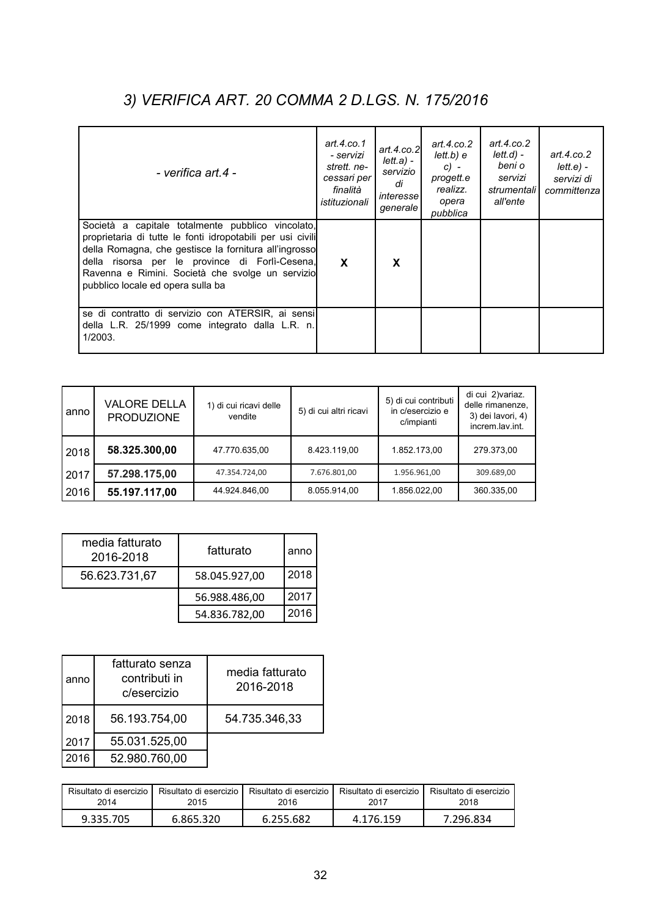## *3) VERIFICA ART. 20 COMMA 2 D.LGS. N. 175/2016*

| *- verifica art.4 -* | *art.4.co.1 - servizi strett. necessari per finalità istituzionali* | *art.4.co.2 lett.a) - servizio di interesse generale* | *art.4.co.2 lett.b) e c) - progett.e realizz. opera pubblica* | *art.4.co.2 lett.d) - beni o servizi strumentali all'ente* | *art.4.co.2 lett.e) - servizi di committenza* |
|---|---|---|---|---|---|
| Società a capitale totalmente pubblico vincolato, proprietaria di tutte le fonti idropotabili per usi civili della Romagna, che gestisce la fornitura all'ingrosso della risorsa per le province di Forlì-Cesena, Ravenna e Rimini. Società che svolge un servizio pubblico locale ed opera sulla ba | **X** | **X** | | | |
| se di contratto di servizio con ATERSIR, ai sensi della L.R. 25/1999 come integrato dalla L.R. n. 1/2003. | | | | | |

| anno | VALORE DELLA PRODUZIONE | 1) di cui ricavi delle vendite | 5) di cui altri ricavi | 5) di cui contributi in c/esercizio e c/impianti | di cui 2)variaz. delle rimanenze, 3) dei lavori, 4) increm.lav.int. |
|---|---|---|---|---|---|
| 2018 | **58.325.300,00** | 47.770.635,00 | 8.423.119,00 | 1.852.173,00 | 279.373,00 |
| 2017 | **57.298.175,00** | 47.354.724,00 | 7.676.801,00 | 1.956.961,00 | 309.689,00 |
| 2016 | **55.197.117,00** | 44.924.846,00 | 8.055.914,00 | 1.856.022,00 | 360.335,00 |

| media fatturato 2016-2018 | fatturato | anno |
|---|---|---|
| 56.623.731,67 | 58.045.927,00 | 2018 |
| | 56.988.486,00 | 2017 |
| | 54.836.782,00 | 2016 |

| anno | fatturato senza contributi in c/esercizio | media fatturato 2016-2018 |
|---|---|---|
| 2018 | 56.193.754,00 | 54.735.346,33 |
| 2017 | 55.031.525,00 | |
| 2016 | 52.980.760,00 | |

| Risultato di esercizio 2014 | Risultato di esercizio 2015 | Risultato di esercizio 2016 | Risultato di esercizio 2017 | Risultato di esercizio 2018 |
|---|---|---|---|---|
| 9.335.705 | 6.865.320 | 6.255.682 | 4.176.159 | 7.296.834 |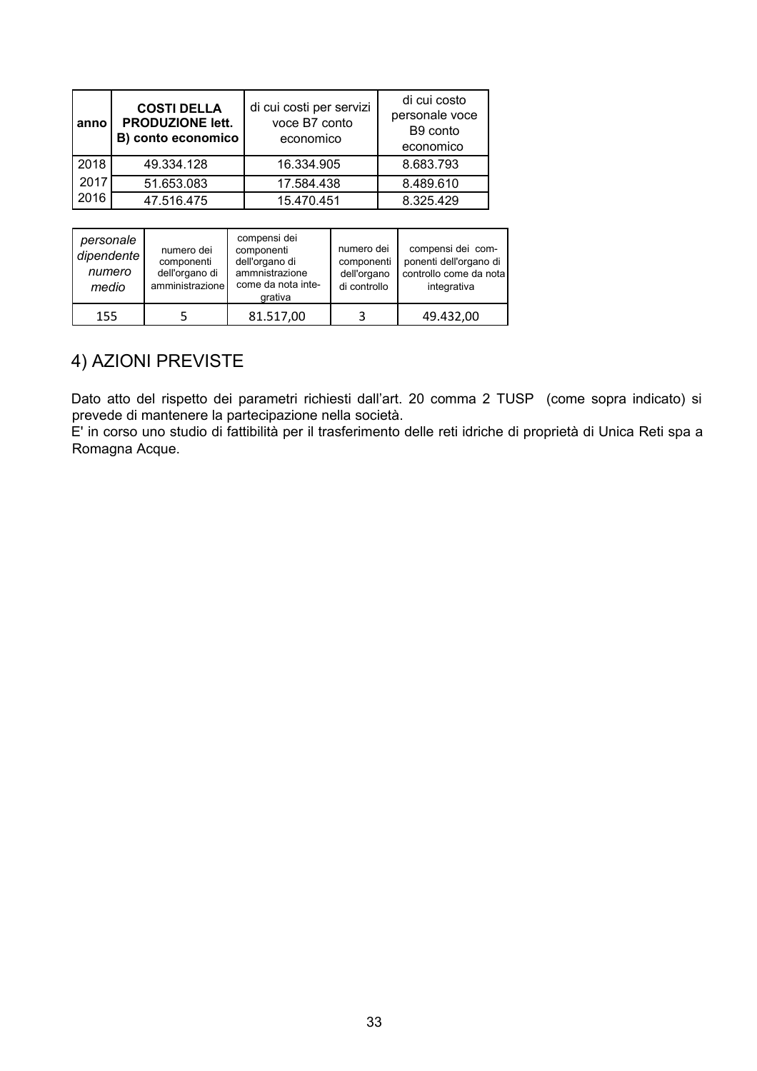| anno | **COSTI DELLA PRODUZIONE lett. B) conto economico** | di cui costi per servizi voce B7 conto economico | di cui costo personale voce B9 conto economico |
|---|---|---|---|
| 2018 | 49.334.128 | 16.334.905 | 8.683.793 |
| 2017 | 51.653.083 | 17.584.438 | 8.489.610 |
| 2016 | 47.516.475 | 15.470.451 | 8.325.429 |

| *personale dipendente numero medio* | numero dei componenti dell'organo di amministrazione | compensi dei componenti dell'organo di ammnistrazione come da nota integrativa | numero dei componenti dell'organo di controllo | compensi dei componenti dell'organo di controllo come da nota integrativa |
|---|---|---|---|---|
| 155 | 5 | 81.517,00 | 3 | 49.432,00 |

## 4) AZIONI PREVISTE

Dato atto del rispetto dei parametri richiesti dall'art. 20 comma 2 TUSP (come sopra indicato) si prevede di mantenere la partecipazione nella società.
E' in corso uno studio di fattibilità per il trasferimento delle reti idriche di proprietà di Unica Reti spa a Romagna Acque.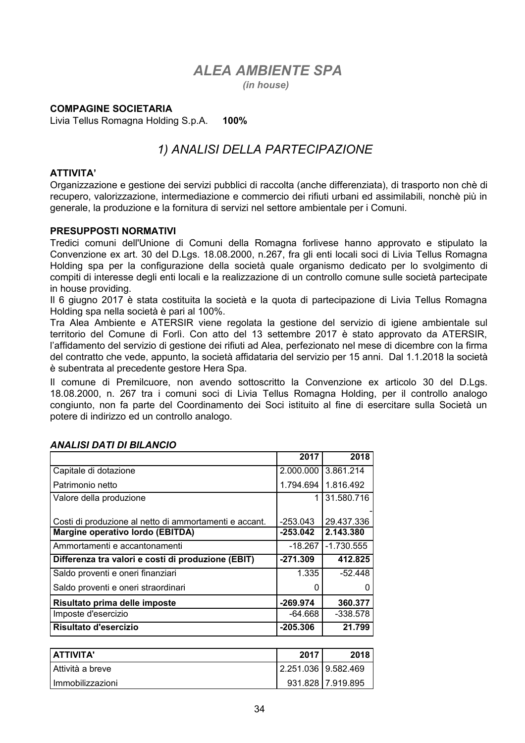# *ALEA AMBIENTE SPA*

*(in house)*

**COMPAGINE SOCIETARIA**

Livia Tellus Romagna Holding S.p.A. **100%**

## *1) ANALISI DELLA PARTECIPAZIONE*

**ATTIVITA'**

Organizzazione e gestione dei servizi pubblici di raccolta (anche differenziata), di trasporto non chè di recupero, valorizzazione, intermediazione e commercio dei rifiuti urbani ed assimilabili, nonchè più in generale, la produzione e la fornitura di servizi nel settore ambientale per i Comuni.

**PRESUPPOSTI NORMATIVI**

Tredici comuni dell'Unione di Comuni della Romagna forlivese hanno approvato e stipulato la Convenzione ex art. 30 del D.Lgs. 18.08.2000, n.267, fra gli enti locali soci di Livia Tellus Romagna Holding spa per la configurazione della società quale organismo dedicato per lo svolgimento di compiti di interesse degli enti locali e la realizzazione di un controllo comune sulle società partecipate in house providing.

Il 6 giugno 2017 è stata costituita la società e la quota di partecipazione di Livia Tellus Romagna Holding spa nella società è pari al 100%.

Tra Alea Ambiente e ATERSIR viene regolata la gestione del servizio di igiene ambientale sul territorio del Comune di Forlì. Con atto del 13 settembre 2017 è stato approvato da ATERSIR, l'affidamento del servizio di gestione dei rifiuti ad Alea, perfezionato nel mese di dicembre con la firma del contratto che vede, appunto, la società affidataria del servizio per 15 anni. Dal 1.1.2018 la società è subentrata al precedente gestore Hera Spa.

Il comune di Premilcuore, non avendo sottoscritto la Convenzione ex articolo 30 del D.Lgs. 18.08.2000, n. 267 tra i comuni soci di Livia Tellus Romagna Holding, per il controllo analogo congiunto, non fa parte del Coordinamento dei Soci istituito al fine di esercitare sulla Società un potere di indirizzo ed un controllo analogo.

***ANALISI DATI DI BILANCIO***

| | 2017 | 2018 |
|---|---|---|
| Capitale di dotazione | 2.000.000 | 3.861.214 |
| Patrimonio netto | 1.794.694 | 1.816.492 |
| Valore della produzione | 1 | 31.580.716 |
| Costi di produzione al netto di ammortamenti e accant. | -253.043 | -29.437.336 |
| **Margine operativo lordo (EBITDA)** | **-253.042** | **2.143.380** |
| Ammortamenti e accantonamenti | -18.267 | -1.730.555 |
| **Differenza tra valori e costi di produzione (EBIT)** | **-271.309** | **412.825** |
| Saldo proventi e oneri finanziari | 1.335 | -52.448 |
| Saldo proventi e oneri straordinari | 0 | 0 |
| **Risultato prima delle imposte** | **-269.974** | **360.377** |
| Imposte d'esercizio | -64.668 | -338.578 |
| **Risultato d'esercizio** | **-205.306** | **21.799** |

| **ATTIVITA'** | **2017** | **2018** |
|---|---|---|
| Attività a breve | 2.251.036 | 9.582.469 |
| Immobilizzazioni | 931.828 | 7.919.895 |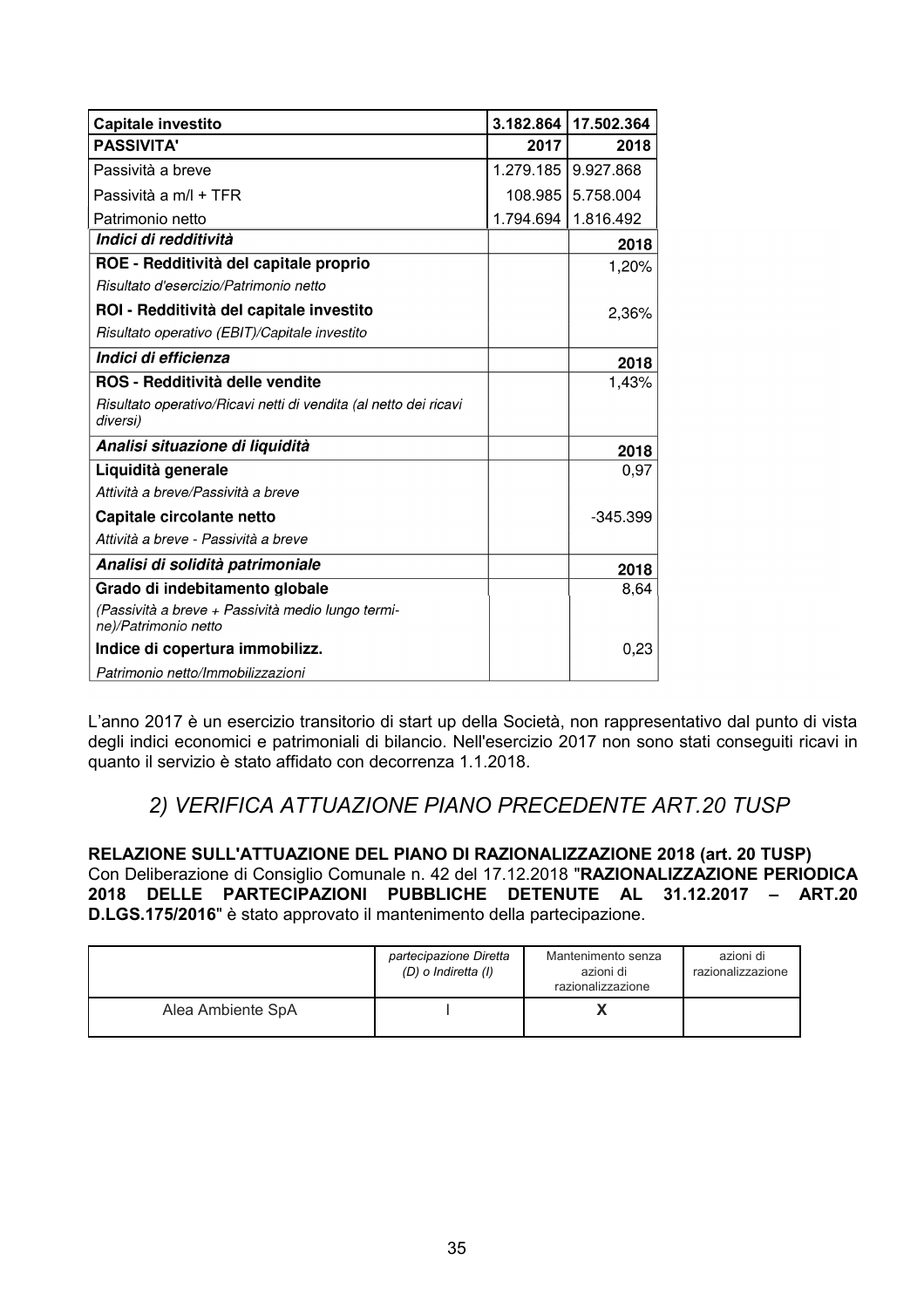| Capitale investito | 3.182.864 | 17.502.364 |
|---|---|---|
| **PASSIVITA'** | **2017** | **2018** |
| Passività a breve | 1.279.185 | 9.927.868 |
| Passività a m/l + TFR | 108.985 | 5.758.004 |
| Patrimonio netto | 1.794.694 | 1.816.492 |
| ***Indici di redditività*** | | **2018** |
| **ROE - Redditività del capitale proprio** | | 1,20% |
| *Risultato d'esercizio/Patrimonio netto* | | |
| **ROI - Redditività del capitale investito** | | 2,36% |
| *Risultato operativo (EBIT)/Capitale investito* | | |
| ***Indici di efficienza*** | | **2018** |
| **ROS - Redditività delle vendite** | | 1,43% |
| *Risultato operativo/Ricavi netti di vendita (al netto dei ricavi diversi)* | | |
| ***Analisi situazione di liquidità*** | | **2018** |
| **Liquidità generale** | | 0,97 |
| *Attività a breve/Passività a breve* | | |
| **Capitale circolante netto** | | -345.399 |
| *Attività a breve - Passività a breve* | | |
| ***Analisi di solidità patrimoniale*** | | **2018** |
| **Grado di indebitamento globale** | | 8,64 |
| *(Passività a breve + Passività medio lungo termine)/Patrimonio netto* | | |
| **Indice di copertura immobilizz.** | | 0,23 |
| *Patrimonio netto/Immobilizzazioni* | | |

L'anno 2017 è un esercizio transitorio di start up della Società, non rappresentativo dal punto di vista degli indici economici e patrimoniali di bilancio. Nell'esercizio 2017 non sono stati conseguiti ricavi in quanto il servizio è stato affidato con decorrenza 1.1.2018.

## *2) VERIFICA ATTUAZIONE PIANO PRECEDENTE ART.20 TUSP*

**RELAZIONE SULL'ATTUAZIONE DEL PIANO DI RAZIONALIZZAZIONE 2018 (art. 20 TUSP)**
Con Deliberazione di Consiglio Comunale n. 42 del 17.12.2018 "**RAZIONALIZZAZIONE PERIODICA 2018 DELLE PARTECIPAZIONI PUBBLICHE DETENUTE AL 31.12.2017 – ART.20 D.LGS.175/2016**" è stato approvato il mantenimento della partecipazione.

| | *partecipazione Diretta (D) o Indiretta (I)* | Mantenimento senza azioni di razionalizzazione | azioni di razionalizzazione |
|---|---|---|---|
| Alea Ambiente SpA | I | **X** | |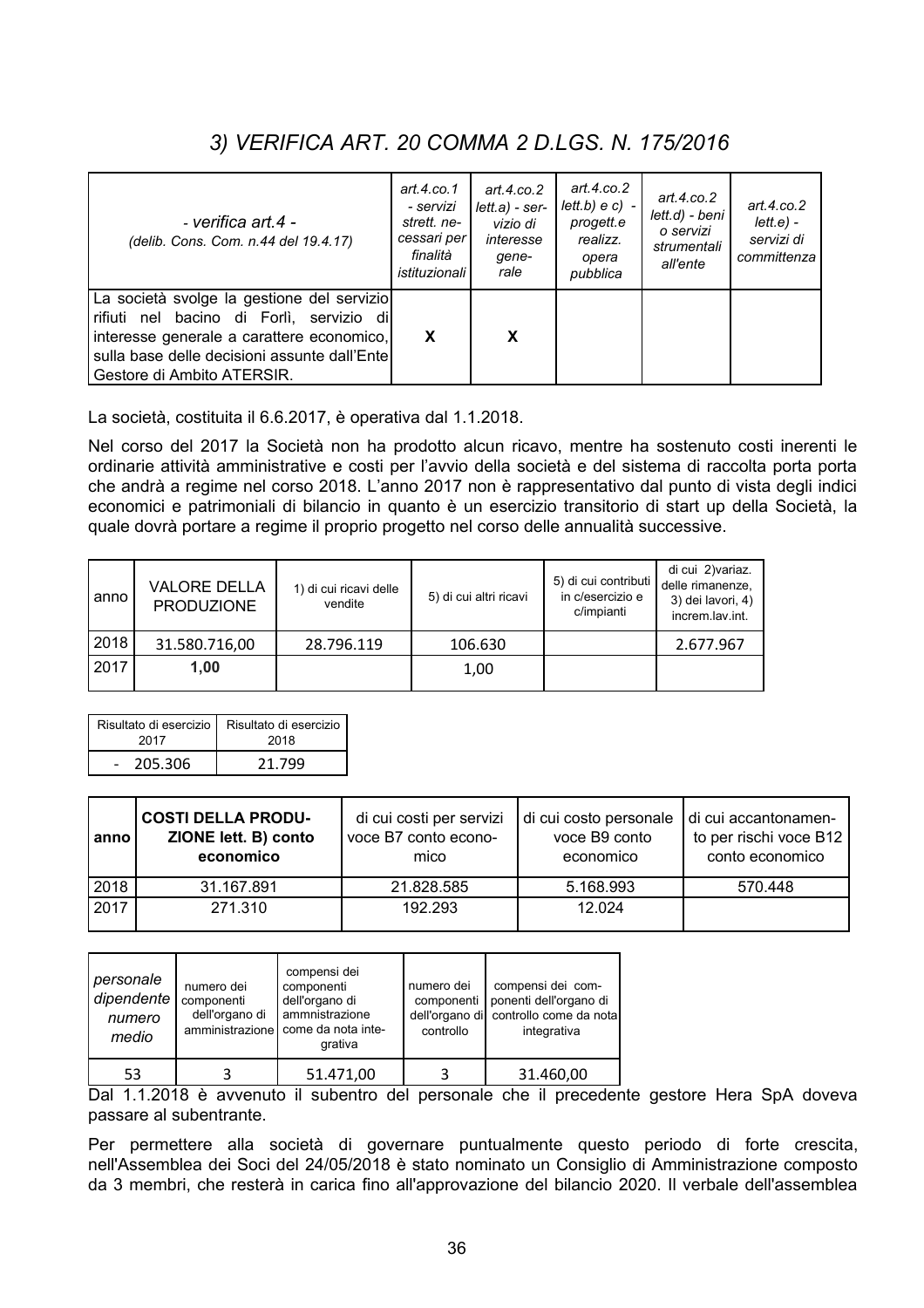## *3) VERIFICA ART. 20 COMMA 2 D.LGS. N. 175/2016*

| *- verifica art.4 -* *(delib. Cons. Com. n.44 del 19.4.17)* | *art.4.co.1 - servizi strett. necessari per finalità istituzionali* | *art.4.co.2 lett.a) - servizio di interesse generale* | *art.4.co.2 lett.b) e c) - progett.e realizz. opera pubblica* | *art.4.co.2 lett.d) - beni o servizi strumentali all'ente* | *art.4.co.2 lett.e) - servizi di committenza* |
|---|---|---|---|---|---|
| La società svolge la gestione del servizio rifiuti nel bacino di Forlì, servizio di interesse generale a carattere economico, sulla base delle decisioni assunte dall'Ente Gestore di Ambito ATERSIR. | **X** | **X** | | | |

La società, costituita il 6.6.2017, è operativa dal 1.1.2018.

Nel corso del 2017 la Società non ha prodotto alcun ricavo, mentre ha sostenuto costi inerenti le ordinarie attività amministrative e costi per l'avvio della società e del sistema di raccolta porta porta che andrà a regime nel corso 2018. L'anno 2017 non è rappresentativo dal punto di vista degli indici economici e patrimoniali di bilancio in quanto è un esercizio transitorio di start up della Società, la quale dovrà portare a regime il proprio progetto nel corso delle annualità successive.

| anno | VALORE DELLA PRODUZIONE | 1) di cui ricavi delle vendite | 5) di cui altri ricavi | 5) di cui contributi in c/esercizio e c/impianti | di cui 2)variaz. delle rimanenze, 3) dei lavori, 4) increm.lav.int. |
|---|---|---|---|---|---|
| 2018 | 31.580.716,00 | 28.796.119 | 106.630 | | 2.677.967 |
| 2017 | **1,00** | | 1,00 | | |

| Risultato di esercizio 2017 | Risultato di esercizio 2018 |
|---|---|
| - 205.306 | 21.799 |

| anno | COSTI DELLA PRODUZIONE lett. B) conto economico | di cui costi per servizi voce B7 conto economico | di cui costo personale voce B9 conto economico | di cui accantonamento per rischi voce B12 conto economico |
|---|---|---|---|---|
| 2018 | 31.167.891 | 21.828.585 | 5.168.993 | 570.448 |
| 2017 | 271.310 | 192.293 | 12.024 | |

| *personale dipendente numero medio* | numero dei componenti dell'organo di amministrazione | compensi dei componenti dell'organo di ammnistrazione come da nota integrativa | numero dei componenti dell'organo di controllo | compensi dei componenti dell'organo di controllo come da nota integrativa |
|---|---|---|---|---|
| 53 | 3 | 51.471,00 | 3 | 31.460,00 |

Dal 1.1.2018 è avvenuto il subentro del personale che il precedente gestore Hera SpA doveva passare al subentrante.

Per permettere alla società di governare puntualmente questo periodo di forte crescita, nell'Assemblea dei Soci del 24/05/2018 è stato nominato un Consiglio di Amministrazione composto da 3 membri, che resterà in carica fino all'approvazione del bilancio 2020. Il verbale dell'assemblea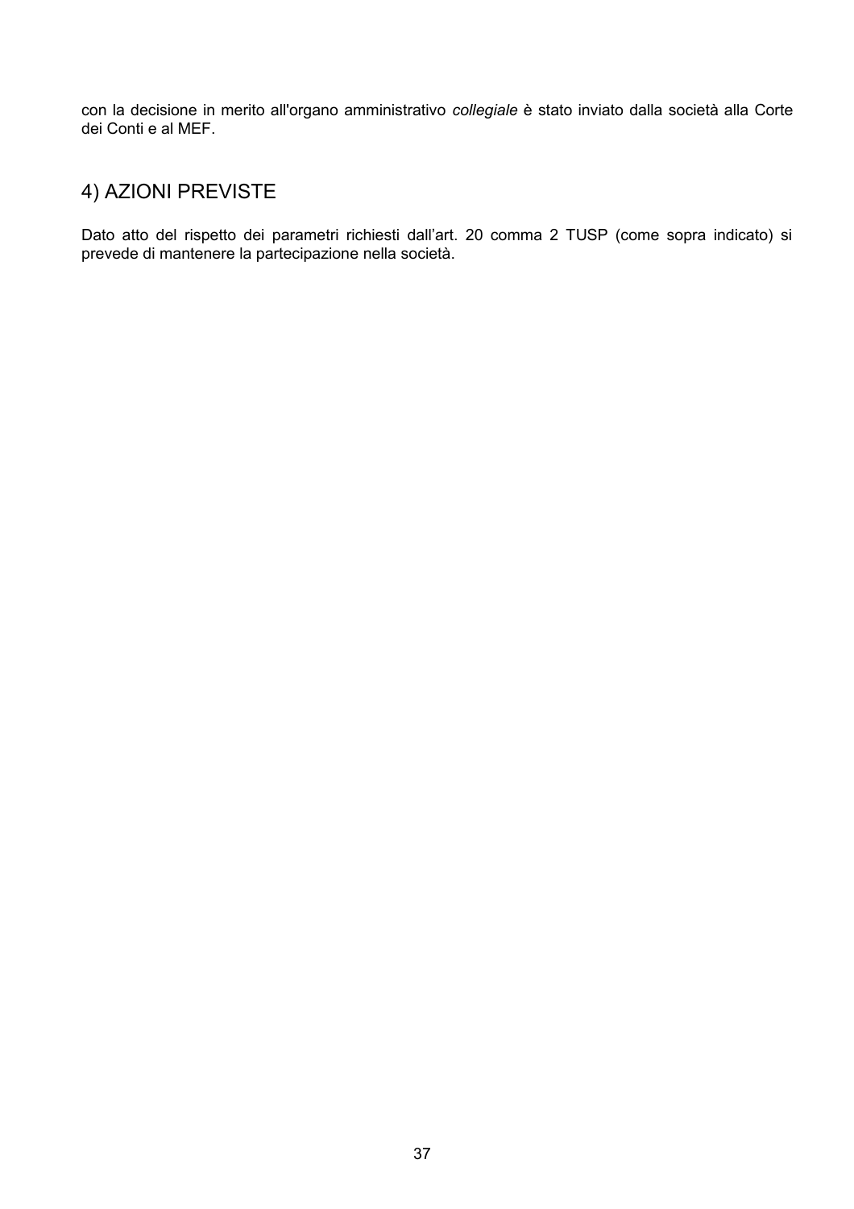con la decisione in merito all'organo amministrativo *collegiale* è stato inviato dalla società alla Corte dei Conti e al MEF.

## 4) AZIONI PREVISTE

Dato atto del rispetto dei parametri richiesti dall'art. 20 comma 2 TUSP (come sopra indicato) si prevede di mantenere la partecipazione nella società.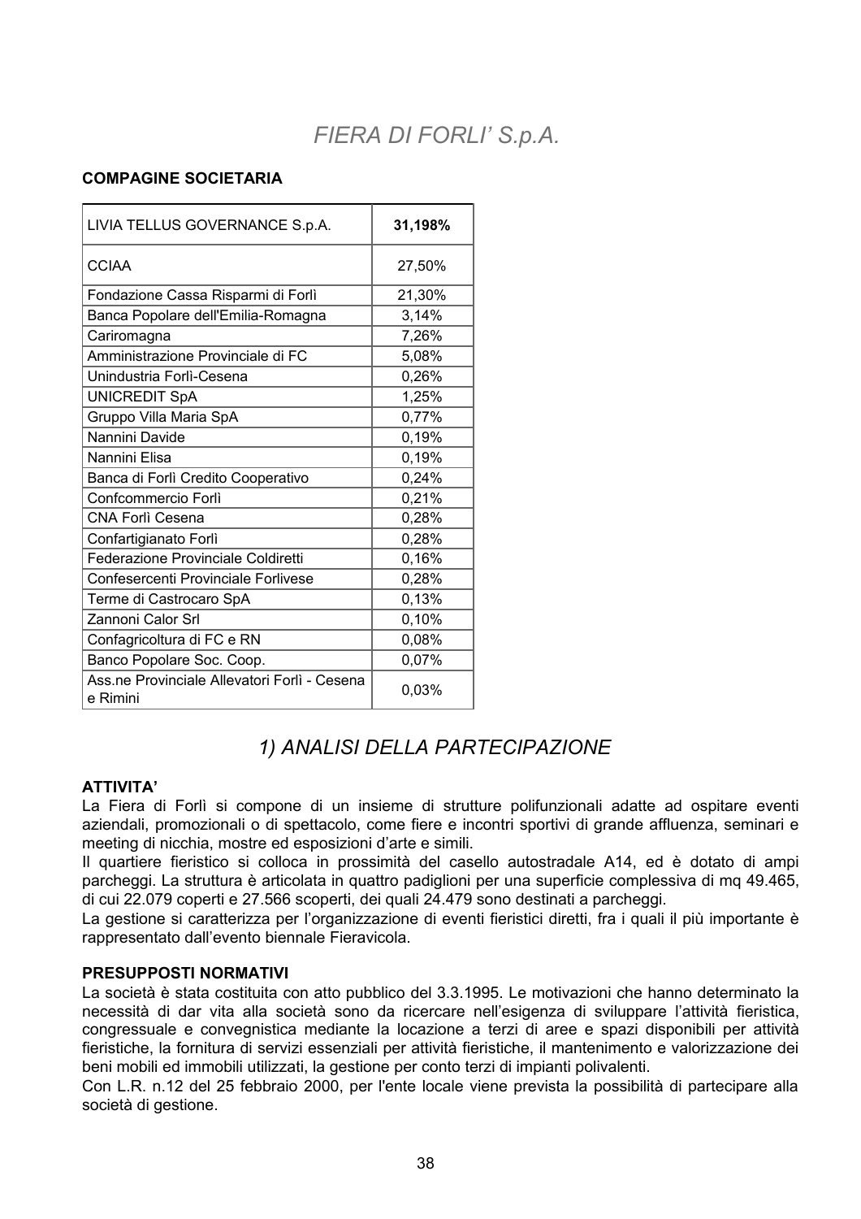# FIERA DI FORLI' S.p.A.

**COMPAGINE SOCIETARIA**

| | |
|---|---|
| LIVIA TELLUS GOVERNANCE S.p.A. | **31,198%** |
| CCIAA | 27,50% |
| Fondazione Cassa Risparmi di Forlì | 21,30% |
| Banca Popolare dell'Emilia-Romagna | 3,14% |
| Cariromagna | 7,26% |
| Amministrazione Provinciale di FC | 5,08% |
| Unindustria Forlì-Cesena | 0,26% |
| UNICREDIT SpA | 1,25% |
| Gruppo Villa Maria SpA | 0,77% |
| Nannini Davide | 0,19% |
| Nannini Elisa | 0,19% |
| Banca di Forlì Credito Cooperativo | 0,24% |
| Confcommercio Forlì | 0,21% |
| CNA Forlì Cesena | 0,28% |
| Confartigianato Forlì | 0,28% |
| Federazione Provinciale Coldiretti | 0,16% |
| Confesercenti Provinciale Forlivese | 0,28% |
| Terme di Castrocaro SpA | 0,13% |
| Zannoni Calor Srl | 0,10% |
| Confagricoltura di FC e RN | 0,08% |
| Banco Popolare Soc. Coop. | 0,07% |
| Ass.ne Provinciale Allevatori Forlì - Cesena e Rimini | 0,03% |

## 1) ANALISI DELLA PARTECIPAZIONE

**ATTIVITA'**

La Fiera di Forlì si compone di un insieme di strutture polifunzionali adatte ad ospitare eventi aziendali, promozionali o di spettacolo, come fiere e incontri sportivi di grande affluenza, seminari e meeting di nicchia, mostre ed esposizioni d'arte e simili.

Il quartiere fieristico si colloca in prossimità del casello autostradale A14, ed è dotato di ampi parcheggi. La struttura è articolata in quattro padiglioni per una superficie complessiva di mq 49.465, di cui 22.079 coperti e 27.566 scoperti, dei quali 24.479 sono destinati a parcheggi.

La gestione si caratterizza per l'organizzazione di eventi fieristici diretti, fra i quali il più importante è rappresentato dall'evento biennale Fieravicola.

**PRESUPPOSTI NORMATIVI**

La società è stata costituita con atto pubblico del 3.3.1995. Le motivazioni che hanno determinato la necessità di dar vita alla società sono da ricercare nell'esigenza di sviluppare l'attività fieristica, congressuale e convegnistica mediante la locazione a terzi di aree e spazi disponibili per attività fieristiche, la fornitura di servizi essenziali per attività fieristiche, il mantenimento e valorizzazione dei beni mobili ed immobili utilizzati, la gestione per conto terzi di impianti polivalenti.

Con L.R. n.12 del 25 febbraio 2000, per l'ente locale viene prevista la possibilità di partecipare alla società di gestione.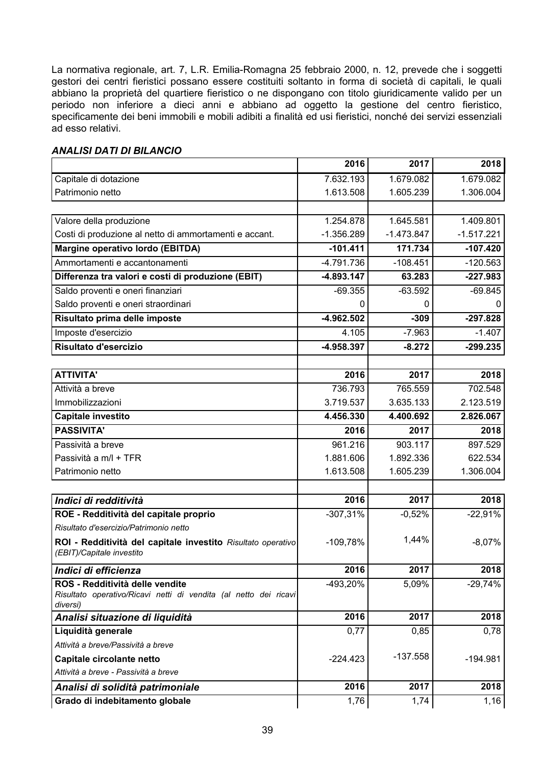La normativa regionale, art. 7, L.R. Emilia-Romagna 25 febbraio 2000, n. 12, prevede che i soggetti gestori dei centri fieristici possano essere costituiti soltanto in forma di società di capitali, le quali abbiano la proprietà del quartiere fieristico o ne dispongano con titolo giuridicamente valido per un periodo non inferiore a dieci anni e abbiano ad oggetto la gestione del centro fieristico, specificamente dei beni immobili e mobili adibiti a finalità ed usi fieristici, nonché dei servizi essenziali ad esso relativi.

### *ANALISI DATI DI BILANCIO*

| | 2016 | 2017 | 2018 |
|---|---|---|---|
| Capitale di dotazione | 7.632.193 | 1.679.082 | 1.679.082 |
| Patrimonio netto | 1.613.508 | 1.605.239 | 1.306.004 |
| | | | |
| Valore della produzione | 1.254.878 | 1.645.581 | 1.409.801 |
| Costi di produzione al netto di ammortamenti e accant. | -1.356.289 | -1.473.847 | -1.517.221 |
| **Margine operativo lordo (EBITDA)** | **-101.411** | **171.734** | **-107.420** |
| Ammortamenti e accantonamenti | -4.791.736 | -108.451 | -120.563 |
| **Differenza tra valori e costi di produzione (EBIT)** | **-4.893.147** | **63.283** | **-227.983** |
| Saldo proventi e oneri finanziari | -69.355 | -63.592 | -69.845 |
| Saldo proventi e oneri straordinari | 0 | 0 | 0 |
| **Risultato prima delle imposte** | **-4.962.502** | **-309** | **-297.828** |
| Imposte d'esercizio | 4.105 | -7.963 | -1.407 |
| **Risultato d'esercizio** | **-4.958.397** | **-8.272** | **-299.235** |
| | | | |
| **ATTIVITA'** | **2016** | **2017** | **2018** |
| Attività a breve | 736.793 | 765.559 | 702.548 |
| Immobilizzazioni | 3.719.537 | 3.635.133 | 2.123.519 |
| **Capitale investito** | **4.456.330** | **4.400.692** | **2.826.067** |
| **PASSIVITA'** | **2016** | **2017** | **2018** |
| Passività a breve | 961.216 | 903.117 | 897.529 |
| Passività a m/l + TFR | 1.881.606 | 1.892.336 | 622.534 |
| Patrimonio netto | 1.613.508 | 1.605.239 | 1.306.004 |
| | | | |
| ***Indici di redditività*** | **2016** | **2017** | **2018** |
| **ROE - Redditività del capitale proprio**<br>*Risultato d'esercizio/Patrimonio netto* | -307,31% | -0,52% | -22,91% |
| **ROI - Redditività del capitale investito** *Risultato operativo (EBIT)/Capitale investito* | -109,78% | 1,44% | -8,07% |
| ***Indici di efficienza*** | **2016** | **2017** | **2018** |
| **ROS - Redditività delle vendite**<br>*Risultato operativo/Ricavi netti di vendita (al netto dei ricavi diversi)* | -493,20% | 5,09% | -29,74% |
| ***Analisi situazione di liquidità*** | **2016** | **2017** | **2018** |
| **Liquidità generale**<br>*Attività a breve/Passività a breve* | 0,77 | 0,85 | 0,78 |
| **Capitale circolante netto**<br>*Attività a breve - Passività a breve* | -224.423 | -137.558 | -194.981 |
| ***Analisi di solidità patrimoniale*** | **2016** | **2017** | **2018** |
| **Grado di indebitamento globale** | 1,76 | 1,74 | 1,16 |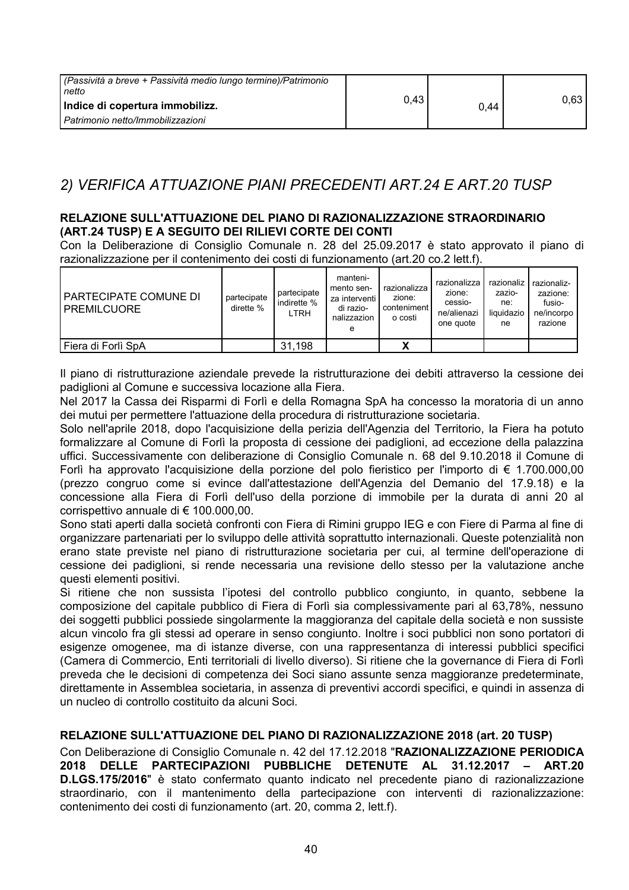| | | | |
|---|---|---|---|
| *(Passività a breve + Passività medio lungo termine)/Patrimonio netto* | | | |
| **Indice di copertura immobilizz.** | 0,43 | 0,44 | 0,63 |
| *Patrimonio netto/Immobilizzazioni* | | | |

## *2) VERIFICA ATTUAZIONE PIANI PRECEDENTI ART.24 E ART.20 TUSP*

### RELAZIONE SULL'ATTUAZIONE DEL PIANO DI RAZIONALIZZAZIONE STRAORDINARIO (ART.24 TUSP) E A SEGUITO DEI RILIEVI CORTE DEI CONTI

Con la Deliberazione di Consiglio Comunale n. 28 del 25.09.2017 è stato approvato il piano di razionalizzazione per il contenimento dei costi di funzionamento (art.20 co.2 lett.f).

| PARTECIPATE COMUNE DI PREMILCUORE | partecipate dirette % | partecipate indirette % LTRH | mantenimento senza interventi di razionalizzazione | razionalizzazione: contenimento costi | razionalizzazione: cessione/alienazione quote | razionalizzazione: liquidazione | razionalizzazione: fusione/incorporazione |
|---|---|---|---|---|---|---|---|
| Fiera di Forlì SpA | | 31,198 | | X | | | |

Il piano di ristrutturazione aziendale prevede la ristrutturazione dei debiti attraverso la cessione dei padiglioni al Comune e successiva locazione alla Fiera.

Nel 2017 la Cassa dei Risparmi di Forlì e della Romagna SpA ha concesso la moratoria di un anno dei mutui per permettere l'attuazione della procedura di ristrutturazione societaria.

Solo nell'aprile 2018, dopo l'acquisizione della perizia dell'Agenzia del Territorio, la Fiera ha potuto formalizzare al Comune di Forlì la proposta di cessione dei padiglioni, ad eccezione della palazzina uffici. Successivamente con deliberazione di Consiglio Comunale n. 68 del 9.10.2018 il Comune di Forlì ha approvato l'acquisizione della porzione del polo fieristico per l'importo di € 1.700.000,00 (prezzo congruo come si evince dall'attestazione dell'Agenzia del Demanio del 17.9.18) e la concessione alla Fiera di Forlì dell'uso della porzione di immobile per la durata di anni 20 al corrispettivo annuale di € 100.000,00.

Sono stati aperti dalla società confronti con Fiera di Rimini gruppo IEG e con Fiere di Parma al fine di organizzare partenariati per lo sviluppo delle attività soprattutto internazionali. Queste potenzialità non erano state previste nel piano di ristrutturazione societaria per cui, al termine dell'operazione di cessione dei padiglioni, si rende necessaria una revisione dello stesso per la valutazione anche questi elementi positivi.

Si ritiene che non sussista l'ipotesi del controllo pubblico congiunto, in quanto, sebbene la composizione del capitale pubblico di Fiera di Forlì sia complessivamente pari al 63,78%, nessuno dei soggetti pubblici possiede singolarmente la maggioranza del capitale della società e non sussiste alcun vincolo fra gli stessi ad operare in senso congiunto. Inoltre i soci pubblici non sono portatori di esigenze omogenee, ma di istanze diverse, con una rappresentanza di interessi pubblici specifici (Camera di Commercio, Enti territoriali di livello diverso). Si ritiene che la governance di Fiera di Forlì preveda che le decisioni di competenza dei Soci siano assunte senza maggioranze predeterminate, direttamente in Assemblea societaria, in assenza di preventivi accordi specifici, e quindi in assenza di un nucleo di controllo costituito da alcuni Soci.

### RELAZIONE SULL'ATTUAZIONE DEL PIANO DI RAZIONALIZZAZIONE 2018 (art. 20 TUSP)

Con Deliberazione di Consiglio Comunale n. 42 del 17.12.2018 "**RAZIONALIZZAZIONE PERIODICA 2018 DELLE PARTECIPAZIONI PUBBLICHE DETENUTE AL 31.12.2017 – ART.20 D.LGS.175/2016**" è stato confermato quanto indicato nel precedente piano di razionalizzazione straordinario, con il mantenimento della partecipazione con interventi di razionalizzazione: contenimento dei costi di funzionamento (art. 20, comma 2, lett.f).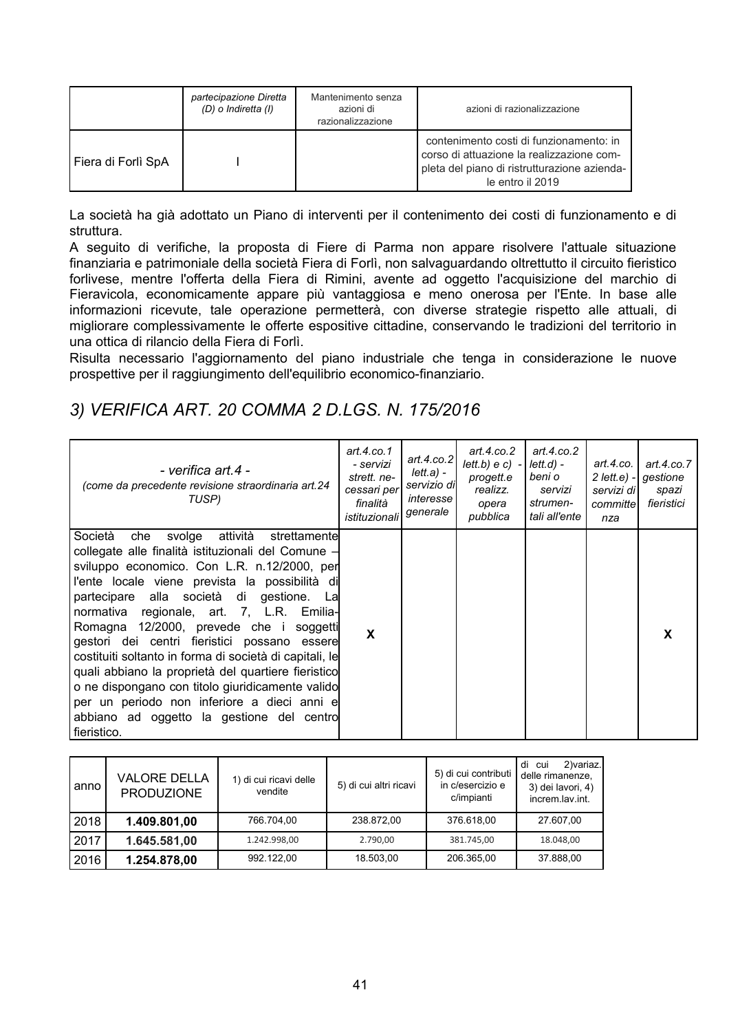| | *partecipazione Diretta (D) o Indiretta (I)* | Mantenimento senza azioni di razionalizzazione | azioni di razionalizzazione |
|---|---|---|---|
| Fiera di Forlì SpA | I | | contenimento costi di funzionamento: in corso di attuazione la realizzazione completa del piano di ristrutturazione aziendale entro il 2019 |

La società ha già adottato un Piano di interventi per il contenimento dei costi di funzionamento e di struttura.

A seguito di verifiche, la proposta di Fiere di Parma non appare risolvere l'attuale situazione finanziaria e patrimoniale della società Fiera di Forlì, non salvaguardando oltrettutto il circuito fieristico forlivese, mentre l'offerta della Fiera di Rimini, avente ad oggetto l'acquisizione del marchio di Fieravicola, economicamente appare più vantaggiosa e meno onerosa per l'Ente. In base alle informazioni ricevute, tale operazione permetterà, con diverse strategie rispetto alle attuali, di migliorare complessivamente le offerte espositive cittadine, conservando le tradizioni del territorio in una ottica di rilancio della Fiera di Forlì.

Risulta necessario l'aggiornamento del piano industriale che tenga in considerazione le nuove prospettive per il raggiungimento dell'equilibrio economico-finanziario.

## *3) VERIFICA ART. 20 COMMA 2 D.LGS. N. 175/2016*

| *- verifica art.4 -* *(come da precedente revisione straordinaria art.24 TUSP)* | *art.4.co.1 - servizi strett. necessari per finalità istituzionali* | *art.4.co.2 lett.a) - servizio di interesse generale* | *art.4.co.2 lett.b) e c) - progett.e realizz. opera pubblica* | *art.4.co.2 lett.d) - beni o servizi strumentali all'ente* | *art.4.co. 2 lett.e) - servizi di committenza* | *art.4.co.7 gestione spazi fieristici* |
|---|---|---|---|---|---|---|
| Società che svolge attività strettamente collegate alle finalità istituzionali del Comune – sviluppo economico. Con L.R. n.12/2000, per l'ente locale viene prevista la possibilità di partecipare alla società di gestione. La normativa regionale, art. 7, L.R. Emilia-Romagna 12/2000, prevede che i soggetti gestori dei centri fieristici possano essere costituiti soltanto in forma di società di capitali, le quali abbiano la proprietà del quartiere fieristico o ne dispongano con titolo giuridicamente valido per un periodo non inferiore a dieci anni e abbiano ad oggetto la gestione del centro fieristico. | **X** | | | | | **X** |

| anno | VALORE DELLA PRODUZIONE | 1) di cui ricavi delle vendite | 5) di cui altri ricavi | 5) di cui contributi in c/esercizio e c/impianti | di cui 2)variaz. delle rimanenze, 3) dei lavori, 4) increm.lav.int. |
|---|---|---|---|---|---|
| 2018 | **1.409.801,00** | 766.704,00 | 238.872,00 | 376.618,00 | 27.607,00 |
| 2017 | **1.645.581,00** | 1.242.998,00 | 2.790,00 | 381.745,00 | 18.048,00 |
| 2016 | **1.254.878,00** | 992.122,00 | 18.503,00 | 206.365,00 | 37.888,00 |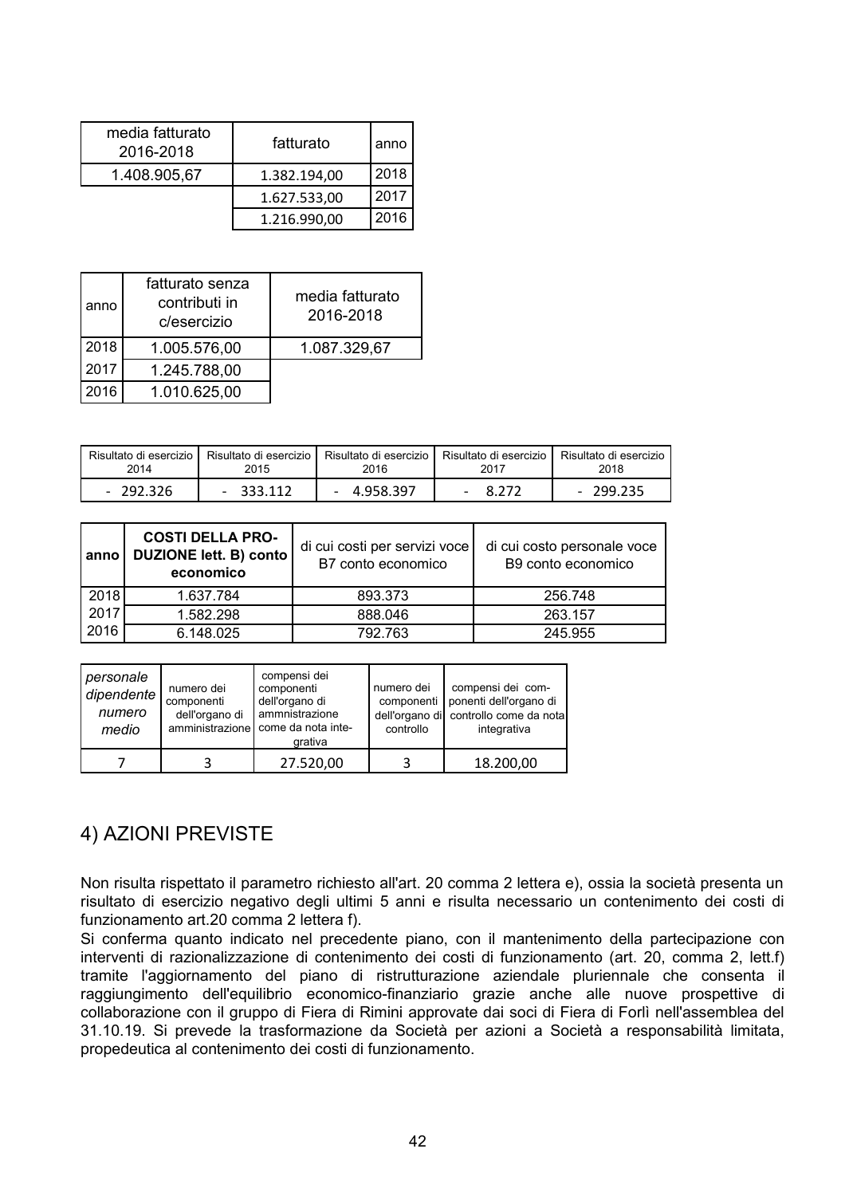| media fatturato 2016-2018 | fatturato | anno |
|---|---|---|
| 1.408.905,67 | 1.382.194,00 | 2018 |
| | 1.627.533,00 | 2017 |
| | 1.216.990,00 | 2016 |

| anno | fatturato senza contributi in c/esercizio | media fatturato 2016-2018 |
|---|---|---|
| 2018 | 1.005.576,00 | 1.087.329,67 |
| 2017 | 1.245.788,00 | |
| 2016 | 1.010.625,00 | |

| Risultato di esercizio 2014 | Risultato di esercizio 2015 | Risultato di esercizio 2016 | Risultato di esercizio 2017 | Risultato di esercizio 2018 |
|---|---|---|---|---|
| - 292.326 | - 333.112 | - 4.958.397 | - 8.272 | - 299.235 |

| anno | **COSTI DELLA PRO-DUZIONE lett. B) conto economico** | di cui costi per servizi voce B7 conto economico | di cui costo personale voce B9 conto economico |
|---|---|---|---|
| 2018 | 1.637.784 | 893.373 | 256.748 |
| 2017 | 1.582.298 | 888.046 | 263.157 |
| 2016 | 6.148.025 | 792.763 | 245.955 |

| *personale dipendente numero medio* | numero dei componenti dell'organo di amministrazione | compensi dei componenti dell'organo di ammnistrazione come da nota integrativa | numero dei componenti dell'organo di controllo | compensi dei com-ponenti dell'organo di controllo come da nota integrativa |
|---|---|---|---|---|
| 7 | 3 | 27.520,00 | 3 | 18.200,00 |

## 4) AZIONI PREVISTE

Non risulta rispettato il parametro richiesto all'art. 20 comma 2 lettera e), ossia la società presenta un risultato di esercizio negativo degli ultimi 5 anni e risulta necessario un contenimento dei costi di funzionamento art.20 comma 2 lettera f).

Si conferma quanto indicato nel precedente piano, con il mantenimento della partecipazione con interventi di razionalizzazione di contenimento dei costi di funzionamento (art. 20, comma 2, lett.f) tramite l'aggiornamento del piano di ristrutturazione aziendale pluriennale che consenta il raggiungimento dell'equilibrio economico-finanziario grazie anche alle nuove prospettive di collaborazione con il gruppo di Fiera di Rimini approvate dai soci di Fiera di Forlì nell'assemblea del 31.10.19. Si prevede la trasformazione da Società per azioni a Società a responsabilità limitata, propedeutica al contenimento dei costi di funzionamento.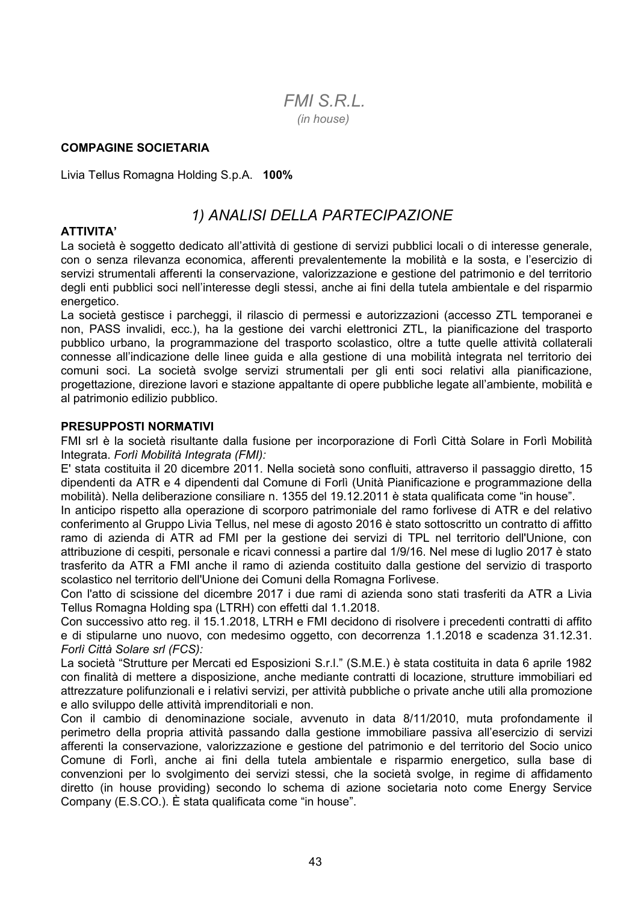# *FMI S.R.L.*

*(in house)*

**COMPAGINE SOCIETARIA**

Livia Tellus Romagna Holding S.p.A. **100%**

## *1) ANALISI DELLA PARTECIPAZIONE*

**ATTIVITA'**

La società è soggetto dedicato all'attività di gestione di servizi pubblici locali o di interesse generale, con o senza rilevanza economica, afferenti prevalentemente la mobilità e la sosta, e l'esercizio di servizi strumentali afferenti la conservazione, valorizzazione e gestione del patrimonio e del territorio degli enti pubblici soci nell'interesse degli stessi, anche ai fini della tutela ambientale e del risparmio energetico.

La società gestisce i parcheggi, il rilascio di permessi e autorizzazioni (accesso ZTL temporanei e non, PASS invalidi, ecc.), ha la gestione dei varchi elettronici ZTL, la pianificazione del trasporto pubblico urbano, la programmazione del trasporto scolastico, oltre a tutte quelle attività collaterali connesse all'indicazione delle linee guida e alla gestione di una mobilità integrata nel territorio dei comuni soci. La società svolge servizi strumentali per gli enti soci relativi alla pianificazione, progettazione, direzione lavori e stazione appaltante di opere pubbliche legate all'ambiente, mobilità e al patrimonio edilizio pubblico.

**PRESUPPOSTI NORMATIVI**

FMI srl è la società risultante dalla fusione per incorporazione di Forlì Città Solare in Forlì Mobilità Integrata. *Forlì Mobilità Integrata (FMI):*

E' stata costituita il 20 dicembre 2011. Nella società sono confluiti, attraverso il passaggio diretto, 15 dipendenti da ATR e 4 dipendenti dal Comune di Forlì (Unità Pianificazione e programmazione della mobilità). Nella deliberazione consiliare n. 1355 del 19.12.2011 è stata qualificata come "in house".

In anticipo rispetto alla operazione di scorporo patrimoniale del ramo forlivese di ATR e del relativo conferimento al Gruppo Livia Tellus, nel mese di agosto 2016 è stato sottoscritto un contratto di affitto ramo di azienda di ATR ad FMI per la gestione dei servizi di TPL nel territorio dell'Unione, con attribuzione di cespiti, personale e ricavi connessi a partire dal 1/9/16. Nel mese di luglio 2017 è stato trasferito da ATR a FMI anche il ramo di azienda costituito dalla gestione del servizio di trasporto scolastico nel territorio dell'Unione dei Comuni della Romagna Forlivese.

Con l'atto di scissione del dicembre 2017 i due rami di azienda sono stati trasferiti da ATR a Livia Tellus Romagna Holding spa (LTRH) con effetti dal 1.1.2018.

Con successivo atto reg. il 15.1.2018, LTRH e FMI decidono di risolvere i precedenti contratti di affito e di stipularne uno nuovo, con medesimo oggetto, con decorrenza 1.1.2018 e scadenza 31.12.31.

*Forlì Città Solare srl (FCS):*

La società "Strutture per Mercati ed Esposizioni S.r.l." (S.M.E.) è stata costituita in data 6 aprile 1982 con finalità di mettere a disposizione, anche mediante contratti di locazione, strutture immobiliari ed attrezzature polifunzionali e i relativi servizi, per attività pubbliche o private anche utili alla promozione e allo sviluppo delle attività imprenditoriali e non.

Con il cambio di denominazione sociale, avvenuto in data 8/11/2010, muta profondamente il perimetro della propria attività passando dalla gestione immobiliare passiva all'esercizio di servizi afferenti la conservazione, valorizzazione e gestione del patrimonio e del territorio del Socio unico Comune di Forlì, anche ai fini della tutela ambientale e risparmio energetico, sulla base di convenzioni per lo svolgimento dei servizi stessi, che la società svolge, in regime di affidamento diretto (in house providing) secondo lo schema di azione societaria noto come Energy Service Company (E.S.CO.). È stata qualificata come "in house".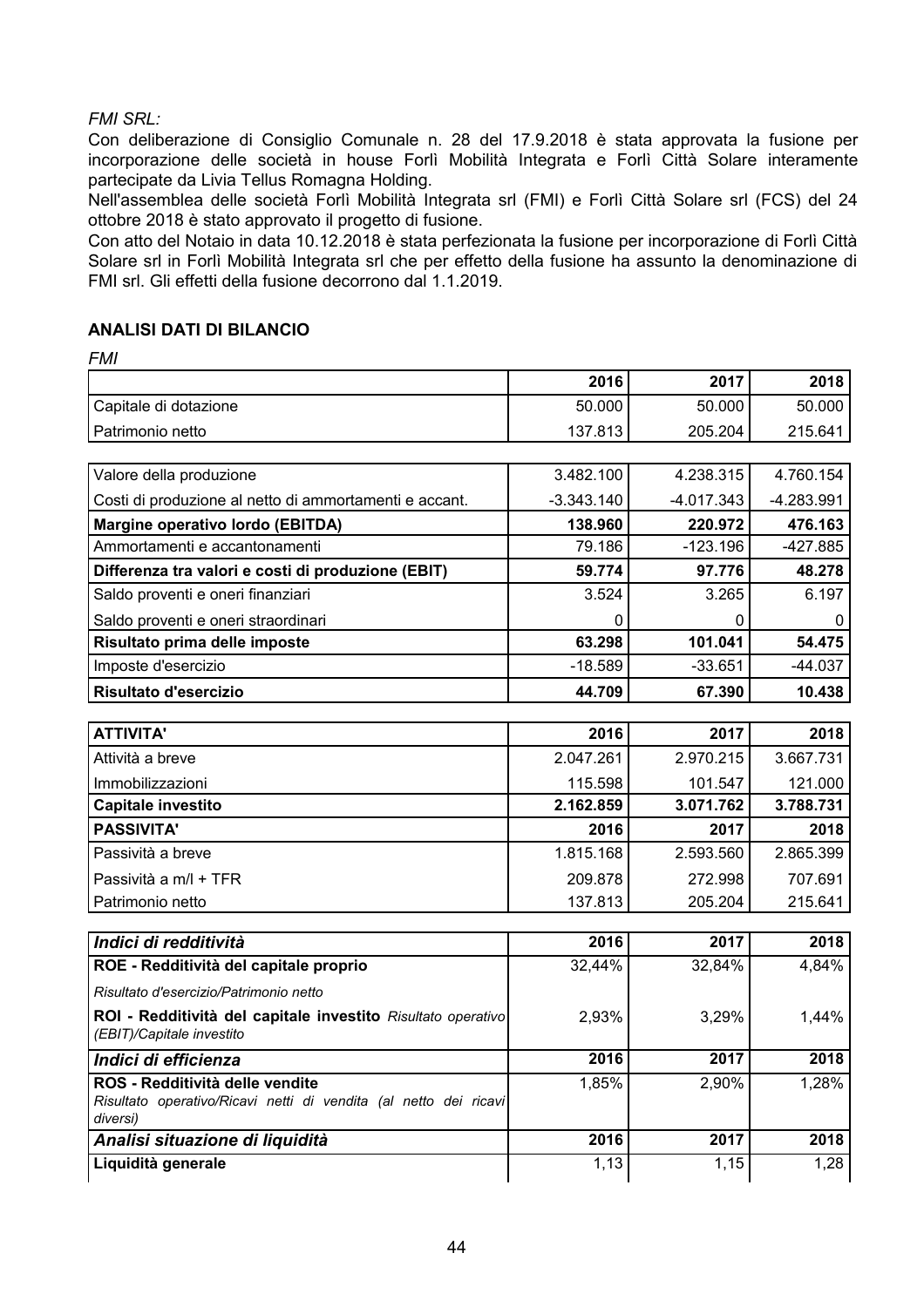*FMI SRL:*

Con deliberazione di Consiglio Comunale n. 28 del 17.9.2018 è stata approvata la fusione per incorporazione delle società in house Forlì Mobilità Integrata e Forlì Città Solare interamente partecipate da Livia Tellus Romagna Holding.

Nell'assemblea delle società Forlì Mobilità Integrata srl (FMI) e Forlì Città Solare srl (FCS) del 24 ottobre 2018 è stato approvato il progetto di fusione.

Con atto del Notaio in data 10.12.2018 è stata perfezionata la fusione per incorporazione di Forlì Città Solare srl in Forlì Mobilità Integrata srl che per effetto della fusione ha assunto la denominazione di FMI srl. Gli effetti della fusione decorrono dal 1.1.2019.

## ANALISI DATI DI BILANCIO

*FMI*

| | 2016 | 2017 | 2018 |
|---|---|---|---|
| Capitale di dotazione | 50.000 | 50.000 | 50.000 |
| Patrimonio netto | 137.813 | 205.204 | 215.641 |

| | | | |
|---|---|---|---|
| Valore della produzione | 3.482.100 | 4.238.315 | 4.760.154 |
| Costi di produzione al netto di ammortamenti e accant. | -3.343.140 | -4.017.343 | -4.283.991 |
| **Margine operativo lordo (EBITDA)** | **138.960** | **220.972** | **476.163** |
| Ammortamenti e accantonamenti | 79.186 | -123.196 | -427.885 |
| **Differenza tra valori e costi di produzione (EBIT)** | **59.774** | **97.776** | **48.278** |
| Saldo proventi e oneri finanziari | 3.524 | 3.265 | 6.197 |
| Saldo proventi e oneri straordinari | 0 | 0 | 0 |
| **Risultato prima delle imposte** | **63.298** | **101.041** | **54.475** |
| Imposte d'esercizio | -18.589 | -33.651 | -44.037 |
| **Risultato d'esercizio** | **44.709** | **67.390** | **10.438** |

| **ATTIVITA'** | **2016** | **2017** | **2018** |
|---|---|---|---|
| Attività a breve | 2.047.261 | 2.970.215 | 3.667.731 |
| Immobilizzazioni | 115.598 | 101.547 | 121.000 |
| **Capitale investito** | **2.162.859** | **3.071.762** | **3.788.731** |
| **PASSIVITA'** | **2016** | **2017** | **2018** |
| Passività a breve | 1.815.168 | 2.593.560 | 2.865.399 |
| Passività a m/l + TFR | 209.878 | 272.998 | 707.691 |
| Patrimonio netto | 137.813 | 205.204 | 215.641 |

| ***Indici di redditività*** | **2016** | **2017** | **2018** |
|---|---|---|---|
| **ROE - Redditività del capitale proprio** | 32,44% | 32,84% | 4,84% |
| *Risultato d'esercizio/Patrimonio netto* | | | |
| **ROI - Redditività del capitale investito** *Risultato operativo (EBIT)/Capitale investito* | 2,93% | 3,29% | 1,44% |
| ***Indici di efficienza*** | **2016** | **2017** | **2018** |
| **ROS - Redditività delle vendite** *Risultato operativo/Ricavi netti di vendita (al netto dei ricavi diversi)* | 1,85% | 2,90% | 1,28% |
| ***Analisi situazione di liquidità*** | **2016** | **2017** | **2018** |
| **Liquidità generale** | 1,13 | 1,15 | 1,28 |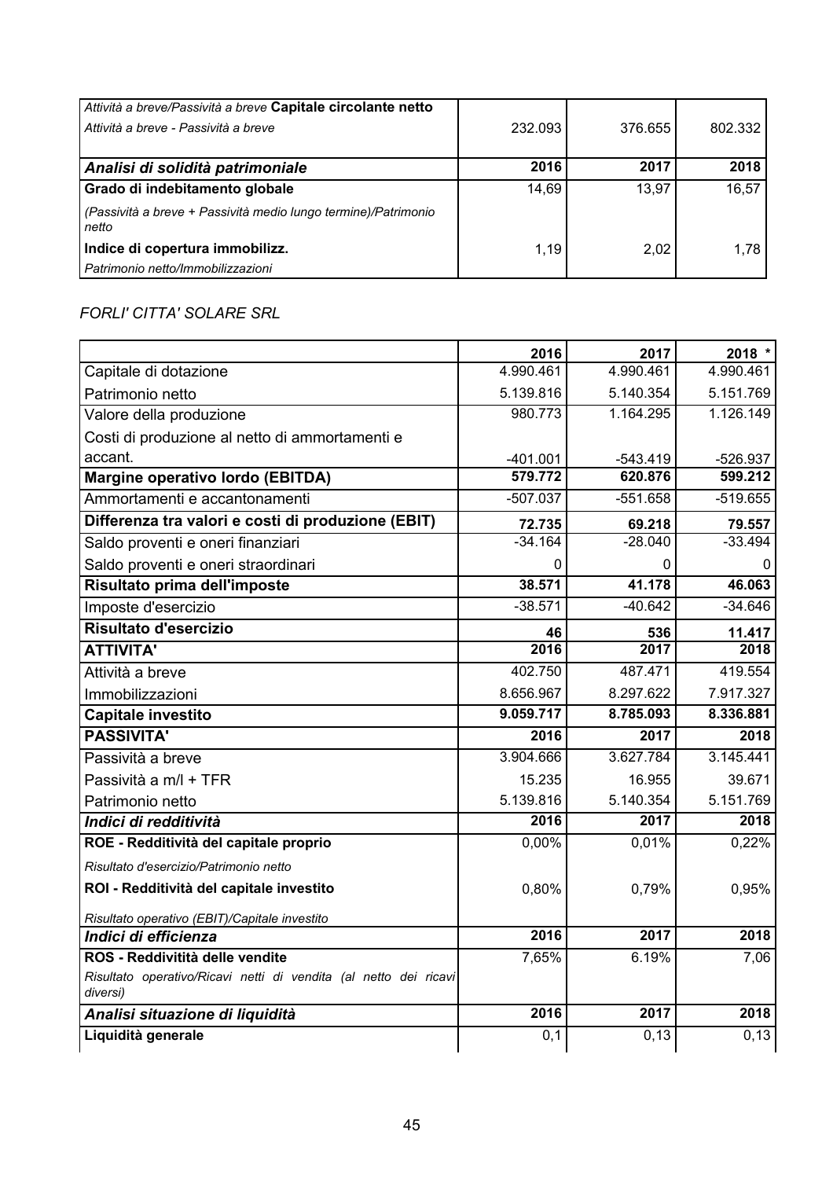| | | | |
|---|---|---|---|
| *Attività a breve/Passività a breve* **Capitale circolante netto** | | | |
| *Attività a breve - Passività a breve* | 232.093 | 376.655 | 802.332 |
| ***Analisi di solidità patrimoniale*** | **2016** | **2017** | **2018** |
| **Grado di indebitamento globale** | 14,69 | 13,97 | 16,57 |
| *(Passività a breve + Passività medio lungo termine)/Patrimonio netto* | | | |
| **Indice di copertura immobilizz.** | 1,19 | 2,02 | 1,78 |
| *Patrimonio netto/Immobilizzazioni* | | | |

*FORLI' CITTA' SOLARE SRL*

| | 2016 | 2017 | 2018 * |
|---|---|---|---|
| Capitale di dotazione | 4.990.461 | 4.990.461 | 4.990.461 |
| Patrimonio netto | 5.139.816 | 5.140.354 | 5.151.769 |
| Valore della produzione | 980.773 | 1.164.295 | 1.126.149 |
| Costi di produzione al netto di ammortamenti e accant. | -401.001 | -543.419 | -526.937 |
| **Margine operativo lordo (EBITDA)** | **579.772** | **620.876** | **599.212** |
| Ammortamenti e accantonamenti | -507.037 | -551.658 | -519.655 |
| **Differenza tra valori e costi di produzione (EBIT)** | **72.735** | **69.218** | **79.557** |
| Saldo proventi e oneri finanziari | -34.164 | -28.040 | -33.494 |
| Saldo proventi e oneri straordinari | 0 | 0 | 0 |
| **Risultato prima dell'imposte** | **38.571** | **41.178** | **46.063** |
| Imposte d'esercizio | -38.571 | -40.642 | -34.646 |
| **Risultato d'esercizio** | **46** | **536** | **11.417** |
| **ATTIVITA'** | **2016** | **2017** | **2018** |
| Attività a breve | 402.750 | 487.471 | 419.554 |
| Immobilizzazioni | 8.656.967 | 8.297.622 | 7.917.327 |
| **Capitale investito** | **9.059.717** | **8.785.093** | **8.336.881** |
| **PASSIVITA'** | **2016** | **2017** | **2018** |
| Passività a breve | 3.904.666 | 3.627.784 | 3.145.441 |
| Passività a m/l + TFR | 15.235 | 16.955 | 39.671 |
| Patrimonio netto | 5.139.816 | 5.140.354 | 5.151.769 |
| ***Indici di redditività*** | **2016** | **2017** | **2018** |
| **ROE - Redditività del capitale proprio** | 0,00% | 0,01% | 0,22% |
| *Risultato d'esercizio/Patrimonio netto* | | | |
| **ROI - Redditività del capitale investito** | 0,80% | 0,79% | 0,95% |
| *Risultato operativo (EBIT)/Capitale investito* | | | |
| ***Indici di efficienza*** | **2016** | **2017** | **2018** |
| **ROS - Reddivitità delle vendite** | 7,65% | 6.19% | 7,06 |
| *Risultato operativo/Ricavi netti di vendita (al netto dei ricavi diversi)* | | | |
| ***Analisi situazione di liquidità*** | **2016** | **2017** | **2018** |
| **Liquidità generale** | 0,1 | 0,13 | 0,13 |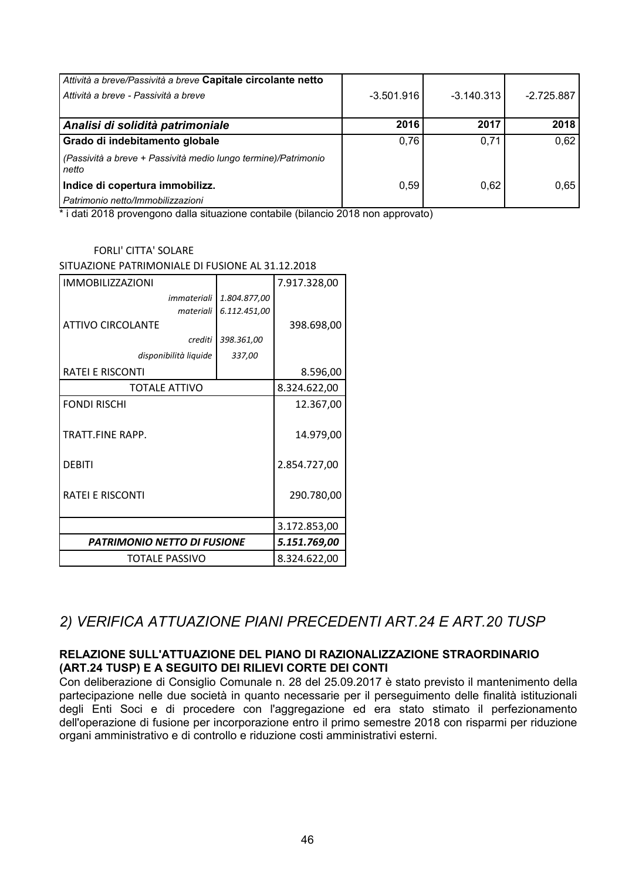| *Attività a breve/Passività a breve* **Capitale circolante netto** *Attività a breve - Passività a breve* | -3.501.916 | -3.140.313 | -2.725.887 |
|---|---|---|---|
| ***Analisi di solidità patrimoniale*** | **2016** | **2017** | **2018** |
| **Grado di indebitamento globale** | 0,76 | 0,71 | 0,62 |
| *(Passività a breve + Passività medio lungo termine)/Patrimonio netto* | | | |
| **Indice di copertura immobilizz.** | 0,59 | 0,62 | 0,65 |
| *Patrimonio netto/Immobilizzazioni* | | | |

* i dati 2018 provengono dalla situazione contabile (bilancio 2018 non approvato)

FORLI' CITTA' SOLARE

SITUAZIONE PATRIMONIALE DI FUSIONE AL 31.12.2018

| | | |
|---|---|---|
| IMMOBILIZZAZIONI | | 7.917.328,00 |
| *immateriali* | *1.804.877,00* | |
| *materiali* | *6.112.451,00* | |
| ATTIVO CIRCOLANTE | | 398.698,00 |
| *crediti* | *398.361,00* | |
| *disponibilità liquide* | *337,00* | |
| RATEI E RISCONTI | | 8.596,00 |
| TOTALE ATTIVO | | 8.324.622,00 |
| FONDI RISCHI | | 12.367,00 |
| TRATT.FINE RAPP. | | 14.979,00 |
| DEBITI | | 2.854.727,00 |
| RATEI E RISCONTI | | 290.780,00 |
| | | 3.172.853,00 |
| ***PATRIMONIO NETTO DI FUSIONE*** | | ***5.151.769,00*** |
| TOTALE PASSIVO | | 8.324.622,00 |

## *2) VERIFICA ATTUAZIONE PIANI PRECEDENTI ART.24 E ART.20 TUSP*

**RELAZIONE SULL'ATTUAZIONE DEL PIANO DI RAZIONALIZZAZIONE STRAORDINARIO (ART.24 TUSP) E A SEGUITO DEI RILIEVI CORTE DEI CONTI**

Con deliberazione di Consiglio Comunale n. 28 del 25.09.2017 è stato previsto il mantenimento della partecipazione nelle due società in quanto necessarie per il perseguimento delle finalità istituzionali degli Enti Soci e di procedere con l'aggregazione ed era stato stimato il perfezionamento dell'operazione di fusione per incorporazione entro il primo semestre 2018 con risparmi per riduzione organi amministrativo e di controllo e riduzione costi amministrativi esterni.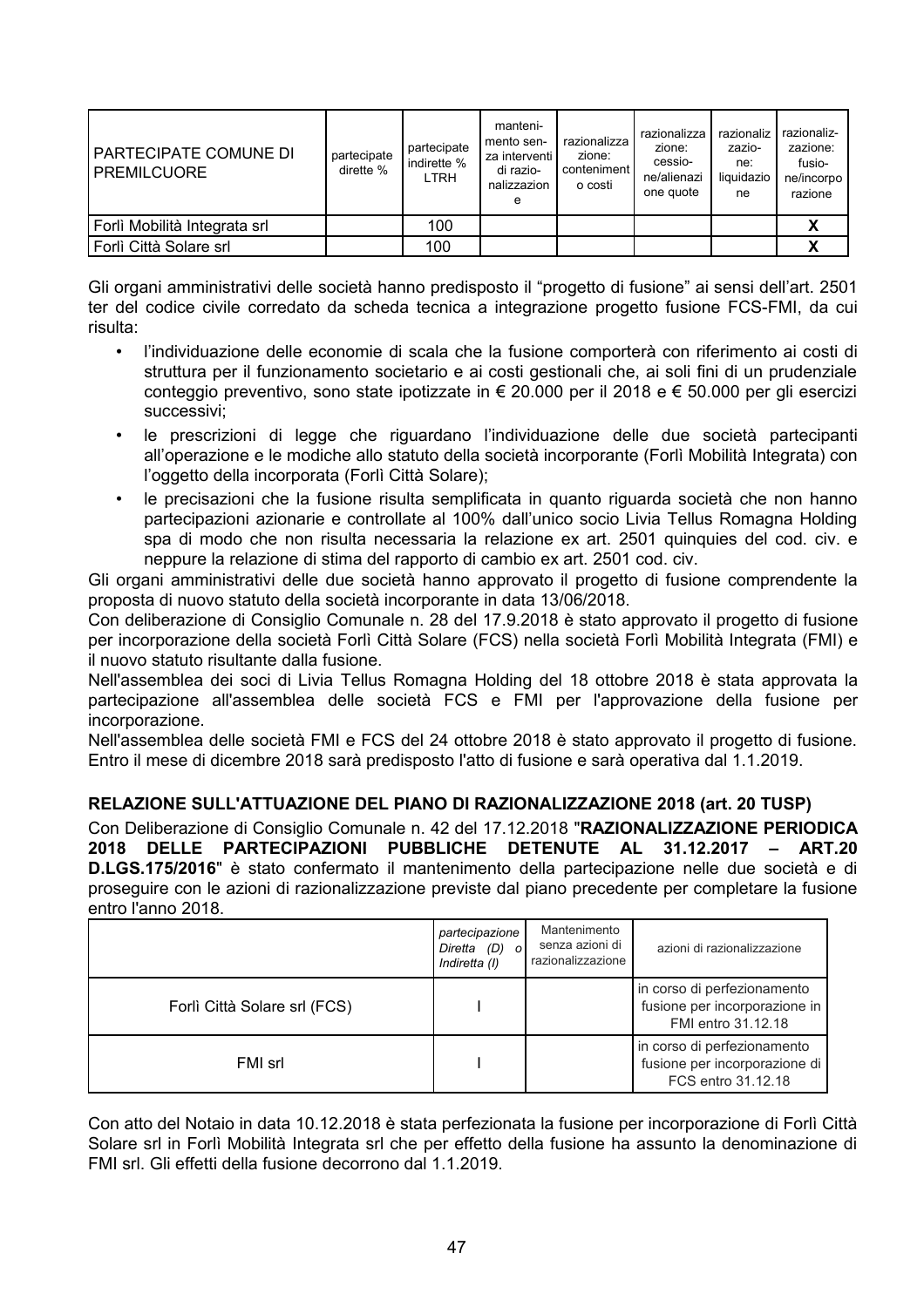| PARTECIPATE COMUNE DI PREMILCUORE | partecipate dirette % | partecipate indirette % LTRH | mantenimento senza interventi di razionalizzazione | razionalizzazione: contenimento costi | razionalizzazione: cessione/alienazione quote | razionalizzazione: liquidazione | razionalizzazione: fusione/incorporazione |
|---|---|---|---|---|---|---|---|
| Forlì Mobilità Integrata srl | | 100 | | | | | X |
| Forlì Città Solare srl | | 100 | | | | | X |

Gli organi amministrativi delle società hanno predisposto il "progetto di fusione" ai sensi dell'art. 2501 ter del codice civile corredato da scheda tecnica a integrazione progetto fusione FCS-FMI, da cui risulta:

- l'individuazione delle economie di scala che la fusione comporterà con riferimento ai costi di struttura per il funzionamento societario e ai costi gestionali che, ai soli fini di un prudenziale conteggio preventivo, sono state ipotizzate in € 20.000 per il 2018 e € 50.000 per gli esercizi successivi;
- le prescrizioni di legge che riguardano l'individuazione delle due società partecipanti all'operazione e le modiche allo statuto della società incorporante (Forlì Mobilità Integrata) con l'oggetto della incorporata (Forlì Città Solare);
- le precisazioni che la fusione risulta semplificata in quanto riguarda società che non hanno partecipazioni azionarie e controllate al 100% dall'unico socio Livia Tellus Romagna Holding spa di modo che non risulta necessaria la relazione ex art. 2501 quinquies del cod. civ. e neppure la relazione di stima del rapporto di cambio ex art. 2501 cod. civ.

Gli organi amministrativi delle due società hanno approvato il progetto di fusione comprendente la proposta di nuovo statuto della società incorporante in data 13/06/2018.
Con deliberazione di Consiglio Comunale n. 28 del 17.9.2018 è stato approvato il progetto di fusione per incorporazione della società Forlì Città Solare (FCS) nella società Forlì Mobilità Integrata (FMI) e il nuovo statuto risultante dalla fusione.
Nell'assemblea dei soci di Livia Tellus Romagna Holding del 18 ottobre 2018 è stata approvata la partecipazione all'assemblea delle società FCS e FMI per l'approvazione della fusione per incorporazione.
Nell'assemblea delle società FMI e FCS del 24 ottobre 2018 è stato approvato il progetto di fusione. Entro il mese di dicembre 2018 sarà predisposto l'atto di fusione e sarà operativa dal 1.1.2019.

**RELAZIONE SULL'ATTUAZIONE DEL PIANO DI RAZIONALIZZAZIONE 2018 (art. 20 TUSP)**

Con Deliberazione di Consiglio Comunale n. 42 del 17.12.2018 "**RAZIONALIZZAZIONE PERIODICA 2018 DELLE PARTECIPAZIONI PUBBLICHE DETENUTE AL 31.12.2017 – ART.20 D.LGS.175/2016**" è stato confermato il mantenimento della partecipazione nelle due società e di proseguire con le azioni di razionalizzazione previste dal piano precedente per completare la fusione entro l'anno 2018.

| | *partecipazione Diretta (D) o Indiretta (I)* | Mantenimento senza azioni di razionalizzazione | azioni di razionalizzazione |
|---|---|---|---|
| Forlì Città Solare srl (FCS) | I | | in corso di perfezionamento fusione per incorporazione in FMI entro 31.12.18 |
| FMI srl | I | | in corso di perfezionamento fusione per incorporazione di FCS entro 31.12.18 |

Con atto del Notaio in data 10.12.2018 è stata perfezionata la fusione per incorporazione di Forlì Città Solare srl in Forlì Mobilità Integrata srl che per effetto della fusione ha assunto la denominazione di FMI srl. Gli effetti della fusione decorrono dal 1.1.2019.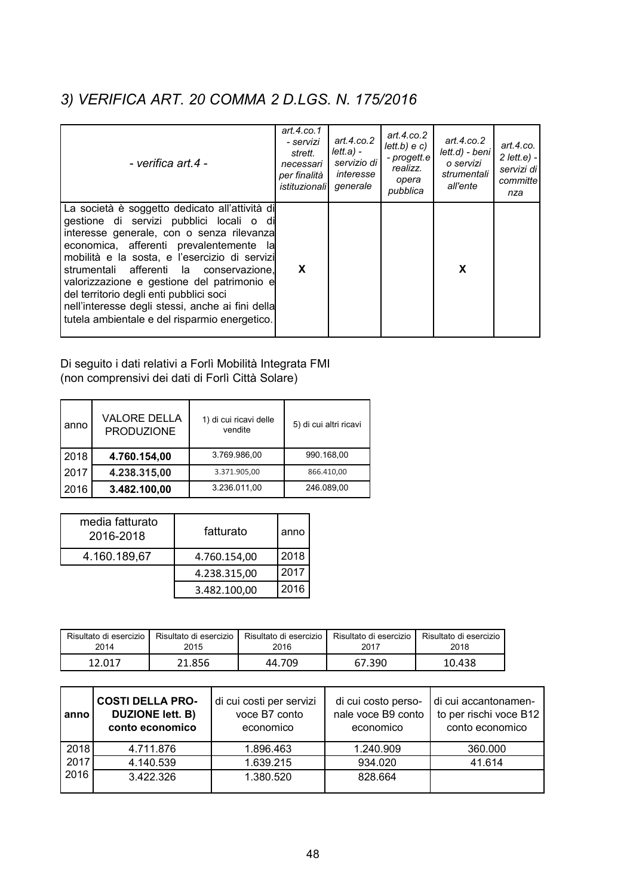## *3) VERIFICA ART. 20 COMMA 2 D.LGS. N. 175/2016*

| *- verifica art.4 -* | *art.4.co.1 - servizi strett. necessari per finalità istituzionali* | *art.4.co.2 lett.a) - servizio di interesse generale* | *art.4.co.2 lett.b) e c) - progett.e realizz. opera pubblica* | *art.4.co.2 lett.d) - beni o servizi strumentali all'ente* | *art.4.co. 2 lett.e) - servizi di committenza* |
|---|---|---|---|---|---|
| La società è soggetto dedicato all'attività di gestione di servizi pubblici locali o di interesse generale, con o senza rilevanza economica, afferenti prevalentemente la mobilità e la sosta, e l'esercizio di servizi strumentali afferenti la conservazione, valorizzazione e gestione del patrimonio e del territorio degli enti pubblici soci nell'interesse degli stessi, anche ai fini della tutela ambientale e del risparmio energetico. | X | | | X | |

Di seguito i dati relativi a Forlì Mobilità Integrata FMI
(non comprensivi dei dati di Forlì Città Solare)

| anno | VALORE DELLA PRODUZIONE | 1) di cui ricavi delle vendite | 5) di cui altri ricavi |
|---|---|---|---|
| 2018 | **4.760.154,00** | 3.769.986,00 | 990.168,00 |
| 2017 | **4.238.315,00** | 3.371.905,00 | 866.410,00 |
| 2016 | **3.482.100,00** | 3.236.011,00 | 246.089,00 |

| media fatturato 2016-2018 | fatturato | anno |
|---|---|---|
| 4.160.189,67 | 4.760.154,00 | 2018 |
| | 4.238.315,00 | 2017 |
| | 3.482.100,00 | 2016 |

| Risultato di esercizio 2014 | Risultato di esercizio 2015 | Risultato di esercizio 2016 | Risultato di esercizio 2017 | Risultato di esercizio 2018 |
|---|---|---|---|---|
| 12.017 | 21.856 | 44.709 | 67.390 | 10.438 |

| anno | **COSTI DELLA PRODUZIONE lett. B) conto economico** | di cui costi per servizi voce B7 conto economico | di cui costo personale voce B9 conto economico | di cui accantonamento per rischi voce B12 conto economico |
|---|---|---|---|---|
| 2018 | 4.711.876 | 1.896.463 | 1.240.909 | 360.000 |
| 2017 | 4.140.539 | 1.639.215 | 934.020 | 41.614 |
| 2016 | 3.422.326 | 1.380.520 | 828.664 | |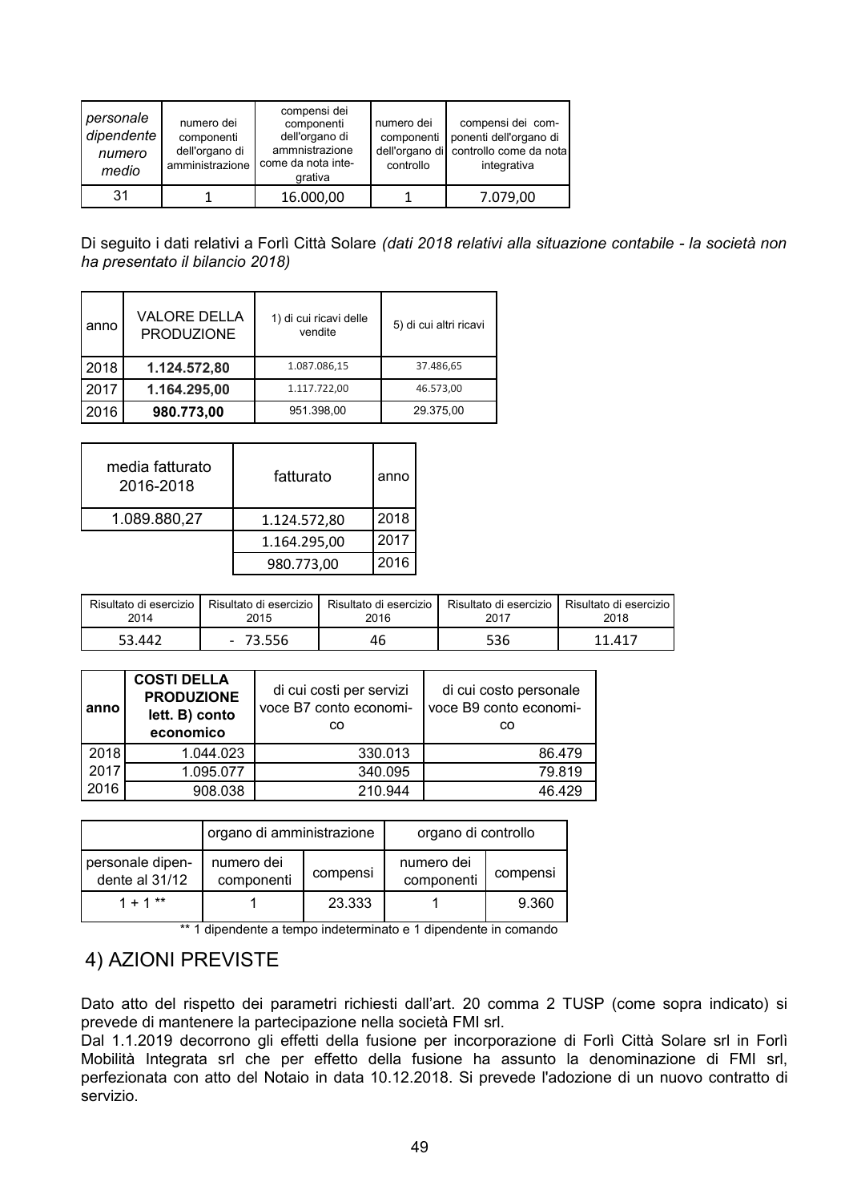| *personale dipendente numero medio* | numero dei componenti dell'organo di amministrazione | compensi dei componenti dell'organo di ammnistrazione come da nota integrativa | numero dei componenti dell'organo di controllo | compensi dei componenti dell'organo di controllo come da nota integrativa |
|---|---|---|---|---|
| 31 | 1 | 16.000,00 | 1 | 7.079,00 |

Di seguito i dati relativi a Forlì Città Solare *(dati 2018 relativi alla situazione contabile - la società non ha presentato il bilancio 2018)*

| anno | VALORE DELLA PRODUZIONE | 1) di cui ricavi delle vendite | 5) di cui altri ricavi |
|---|---|---|---|
| 2018 | **1.124.572,80** | 1.087.086,15 | 37.486,65 |
| 2017 | **1.164.295,00** | 1.117.722,00 | 46.573,00 |
| 2016 | **980.773,00** | 951.398,00 | 29.375,00 |

| media fatturato 2016-2018 | fatturato | anno |
|---|---|---|
| 1.089.880,27 | 1.124.572,80 | 2018 |
| | 1.164.295,00 | 2017 |
| | 980.773,00 | 2016 |

| Risultato di esercizio 2014 | Risultato di esercizio 2015 | Risultato di esercizio 2016 | Risultato di esercizio 2017 | Risultato di esercizio 2018 |
|---|---|---|---|---|
| 53.442 | - 73.556 | 46 | 536 | 11.417 |

| **anno** | **COSTI DELLA PRODUZIONE lett. B) conto economico** | di cui costi per servizi voce B7 conto economico | di cui costo personale voce B9 conto economico |
|---|---|---|---|
| 2018 | 1.044.023 | 330.013 | 86.479 |
| 2017 | 1.095.077 | 340.095 | 79.819 |
| 2016 | 908.038 | 210.944 | 46.429 |

| | organo di amministrazione | | organo di controllo | |
|---|---|---|---|---|
| personale dipendente al 31/12 | numero dei componenti | compensi | numero dei componenti | compensi |
| 1 + 1 ** | 1 | 23.333 | 1 | 9.360 |

** 1 dipendente a tempo indeterminato e 1 dipendente in comando

## 4) AZIONI PREVISTE

Dato atto del rispetto dei parametri richiesti dall'art. 20 comma 2 TUSP (come sopra indicato) si prevede di mantenere la partecipazione nella società FMI srl.

Dal 1.1.2019 decorrono gli effetti della fusione per incorporazione di Forlì Città Solare srl in Forlì Mobilità Integrata srl che per effetto della fusione ha assunto la denominazione di FMI srl, perfezionata con atto del Notaio in data 10.12.2018. Si prevede l'adozione di un nuovo contratto di servizio.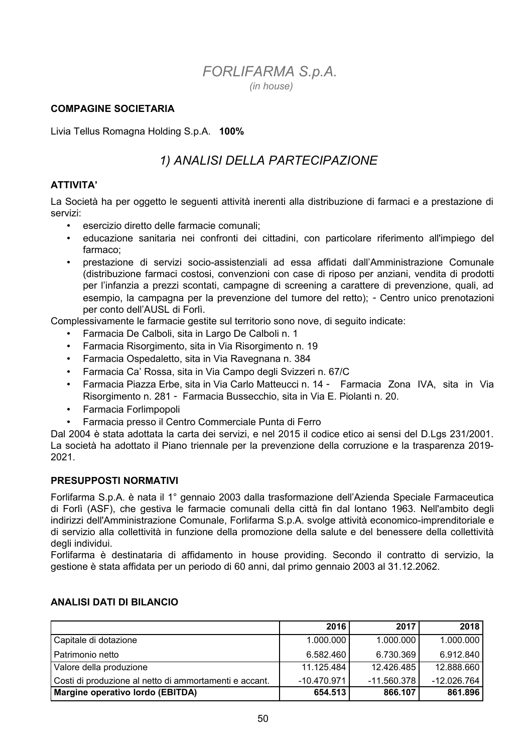# *FORLIFARMA S.p.A.*

*(in house)*

**COMPAGINE SOCIETARIA**

Livia Tellus Romagna Holding S.p.A. **100%**

## *1) ANALISI DELLA PARTECIPAZIONE*

**ATTIVITA'**

La Società ha per oggetto le seguenti attività inerenti alla distribuzione di farmaci e a prestazione di servizi:

- esercizio diretto delle farmacie comunali;
- educazione sanitaria nei confronti dei cittadini, con particolare riferimento all'impiego del farmaco;
- prestazione di servizi socio-assistenziali ad essa affidati dall'Amministrazione Comunale (distribuzione farmaci costosi, convenzioni con case di riposo per anziani, vendita di prodotti per l'infanzia a prezzi scontati, campagne di screening a carattere di prevenzione, quali, ad esempio, la campagna per la prevenzione del tumore del retto); - Centro unico prenotazioni per conto dell'AUSL di Forlì.

Complessivamente le farmacie gestite sul territorio sono nove, di seguito indicate:

- Farmacia De Calboli, sita in Largo De Calboli n. 1
- Farmacia Risorgimento, sita in Via Risorgimento n. 19
- Farmacia Ospedaletto, sita in Via Ravegnana n. 384
- Farmacia Ca' Rossa, sita in Via Campo degli Svizzeri n. 67/C
- Farmacia Piazza Erbe, sita in Via Carlo Matteucci n. 14 - Farmacia Zona IVA, sita in Via Risorgimento n. 281 - Farmacia Bussecchio, sita in Via E. Piolanti n. 20.
- Farmacia Forlimpopoli
- Farmacia presso il Centro Commerciale Punta di Ferro

Dal 2004 è stata adottata la carta dei servizi, e nel 2015 il codice etico ai sensi del D.Lgs 231/2001. La società ha adottato il Piano triennale per la prevenzione della corruzione e la trasparenza 2019-2021.

**PRESUPPOSTI NORMATIVI**

Forlifarma S.p.A. è nata il 1° gennaio 2003 dalla trasformazione dell'Azienda Speciale Farmaceutica di Forlì (ASF), che gestiva le farmacie comunali della città fin dal lontano 1963. Nell'ambito degli indirizzi dell'Amministrazione Comunale, Forlifarma S.p.A. svolge attività economico-imprenditoriale e di servizio alla collettività in funzione della promozione della salute e del benessere della collettività degli individui.

Forlifarma è destinataria di affidamento in house providing. Secondo il contratto di servizio, la gestione è stata affidata per un periodo di 60 anni, dal primo gennaio 2003 al 31.12.2062.

**ANALISI DATI DI BILANCIO**

| | 2016 | 2017 | 2018 |
|---|---:|---:|---:|
| Capitale di dotazione | 1.000.000 | 1.000.000 | 1.000.000 |
| Patrimonio netto | 6.582.460 | 6.730.369 | 6.912.840 |
| Valore della produzione | 11.125.484 | 12.426.485 | 12.888.660 |
| Costi di produzione al netto di ammortamenti e accant. | -10.470.971 | -11.560.378 | -12.026.764 |
| **Margine operativo lordo (EBITDA)** | **654.513** | **866.107** | **861.896** |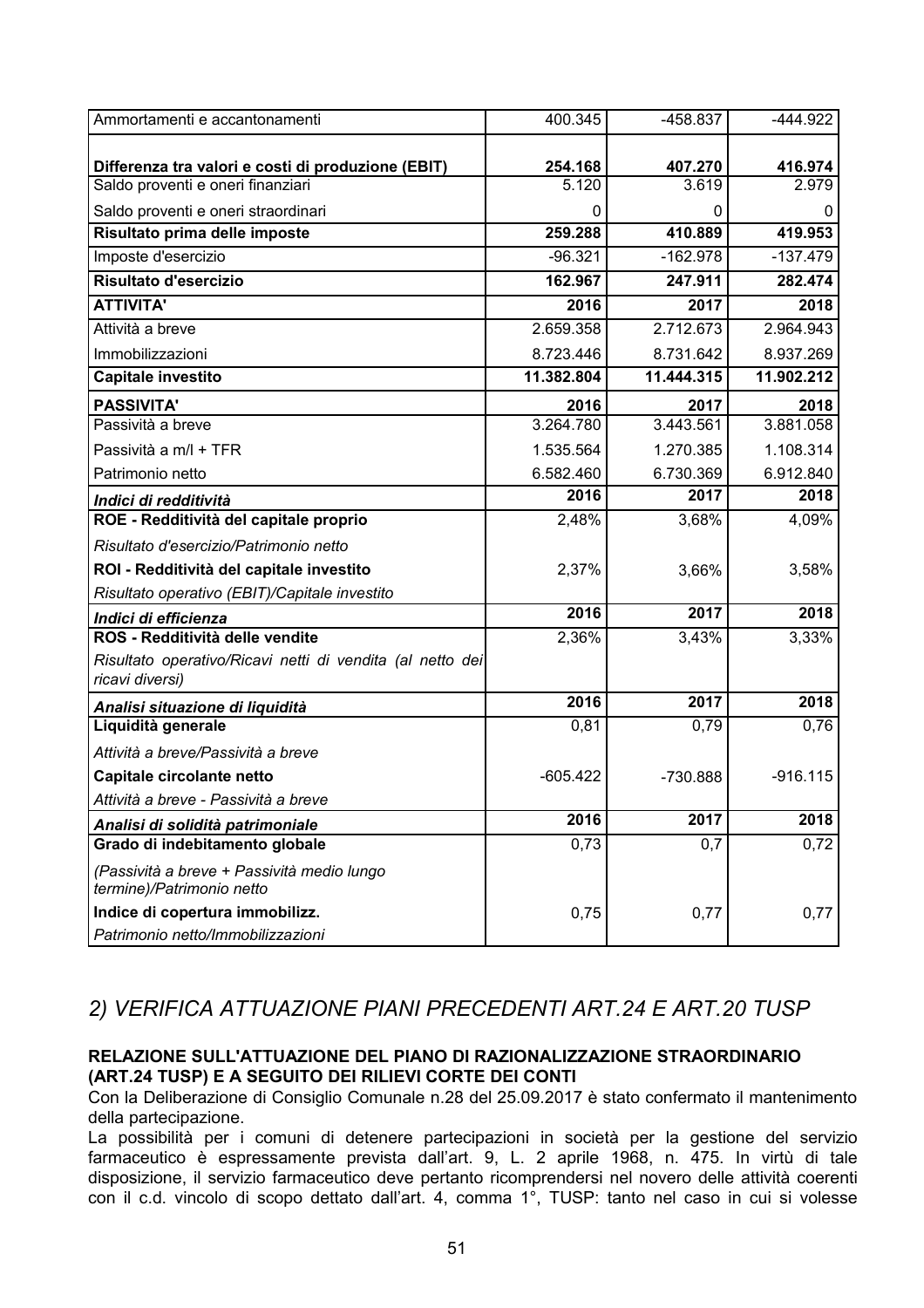| | | | |
|---|---|---|---|
| Ammortamenti e accantonamenti | 400.345 | -458.837 | -444.922 |
| **Differenza tra valori e costi di produzione (EBIT)** | **254.168** | **407.270** | **416.974** |
| Saldo proventi e oneri finanziari | 5.120 | 3.619 | 2.979 |
| Saldo proventi e oneri straordinari | 0 | 0 | 0 |
| **Risultato prima delle imposte** | **259.288** | **410.889** | **419.953** |
| Imposte d'esercizio | -96.321 | -162.978 | -137.479 |
| **Risultato d'esercizio** | **162.967** | **247.911** | **282.474** |
| **ATTIVITA'** | **2016** | **2017** | **2018** |
| Attività a breve | 2.659.358 | 2.712.673 | 2.964.943 |
| Immobilizzazioni | 8.723.446 | 8.731.642 | 8.937.269 |
| **Capitale investito** | **11.382.804** | **11.444.315** | **11.902.212** |
| **PASSIVITA'** | **2016** | **2017** | **2018** |
| Passività a breve | 3.264.780 | 3.443.561 | 3.881.058 |
| Passività a m/l + TFR | 1.535.564 | 1.270.385 | 1.108.314 |
| Patrimonio netto | 6.582.460 | 6.730.369 | 6.912.840 |
| ***Indici di redditività*** | **2016** | **2017** | **2018** |
| **ROE - Redditività del capitale proprio** | 2,48% | 3,68% | 4,09% |
| *Risultato d'esercizio/Patrimonio netto* | | | |
| **ROI - Redditività del capitale investito** | 2,37% | 3,66% | 3,58% |
| *Risultato operativo (EBIT)/Capitale investito* | | | |
| ***Indici di efficienza*** | **2016** | **2017** | **2018** |
| **ROS - Redditività delle vendite** | 2,36% | 3,43% | 3,33% |
| *Risultato operativo/Ricavi netti di vendita (al netto dei ricavi diversi)* | | | |
| ***Analisi situazione di liquidità*** | **2016** | **2017** | **2018** |
| **Liquidità generale** | 0,81 | 0,79 | 0,76 |
| *Attività a breve/Passività a breve* | | | |
| **Capitale circolante netto** | -605.422 | -730.888 | -916.115 |
| *Attività a breve - Passività a breve* | | | |
| ***Analisi di solidità patrimoniale*** | **2016** | **2017** | **2018** |
| **Grado di indebitamento globale** | 0,73 | 0,7 | 0,72 |
| *(Passività a breve + Passività medio lungo termine)/Patrimonio netto* | | | |
| **Indice di copertura immobilizz.** | 0,75 | 0,77 | 0,77 |
| *Patrimonio netto/Immobilizzazioni* | | | |

## *2) VERIFICA ATTUAZIONE PIANI PRECEDENTI ART.24 E ART.20 TUSP*

**RELAZIONE SULL'ATTUAZIONE DEL PIANO DI RAZIONALIZZAZIONE STRAORDINARIO (ART.24 TUSP) E A SEGUITO DEI RILIEVI CORTE DEI CONTI**

Con la Deliberazione di Consiglio Comunale n.28 del 25.09.2017 è stato confermato il mantenimento della partecipazione.

La possibilità per i comuni di detenere partecipazioni in società per la gestione del servizio farmaceutico è espressamente prevista dall'art. 9, L. 2 aprile 1968, n. 475. In virtù di tale disposizione, il servizio farmaceutico deve pertanto ricomprendersi nel novero delle attività coerenti con il c.d. vincolo di scopo dettato dall'art. 4, comma 1°, TUSP: tanto nel caso in cui si volesse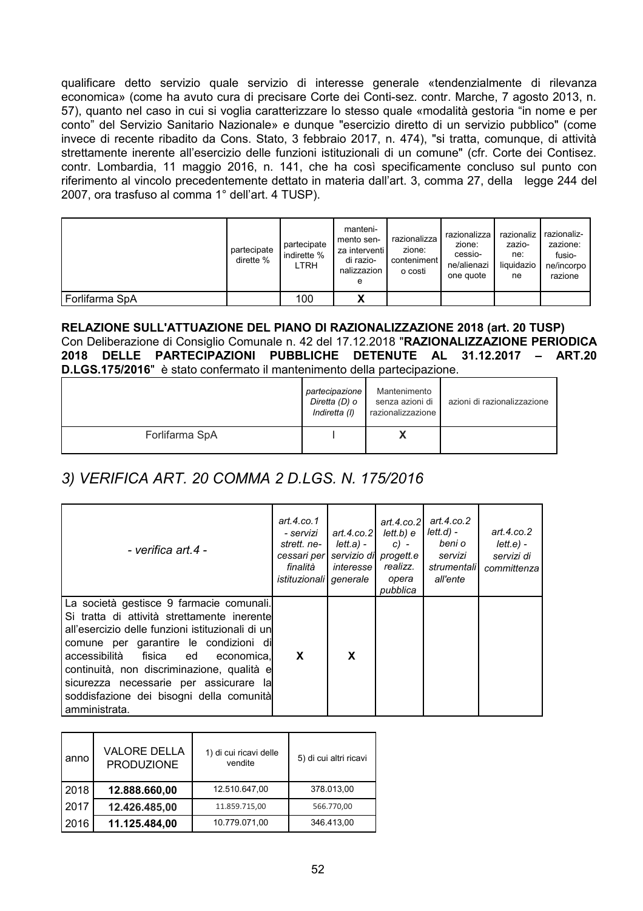qualificare detto servizio quale servizio di interesse generale «tendenzialmente di rilevanza economica» (come ha avuto cura di precisare Corte dei Conti-sez. contr. Marche, 7 agosto 2013, n. 57), quanto nel caso in cui si voglia caratterizzare lo stesso quale «modalità gestoria "in nome e per conto" del Servizio Sanitario Nazionale» e dunque "esercizio diretto di un servizio pubblico" (come invece di recente ribadito da Cons. Stato, 3 febbraio 2017, n. 474), "si tratta, comunque, di attività strettamente inerente all'esercizio delle funzioni istituzionali di un comune" (cfr. Corte dei Contisez. contr. Lombardia, 11 maggio 2016, n. 141, che ha così specificamente concluso sul punto con riferimento al vincolo precedentemente dettato in materia dall'art. 3, comma 27, della legge 244 del 2007, ora trasfuso al comma 1° dell'art. 4 TUSP).

| | partecipate dirette % | partecipate indirette % LTRH | mantenimento senza interventi di razionalizzazione | razionalizzazione: contenimento costi | razionalizzazione: cessione/alienazione quote | razionalizzazione: liquidazione | razionalizzazione: fusione/incorporazione |
|---|---|---|---|---|---|---|---|
| Forlifarma SpA | | 100 | X | | | | |

**RELAZIONE SULL'ATTUAZIONE DEL PIANO DI RAZIONALIZZAZIONE 2018 (art. 20 TUSP)**
Con Deliberazione di Consiglio Comunale n. 42 del 17.12.2018 "**RAZIONALIZZAZIONE PERIODICA 2018 DELLE PARTECIPAZIONI PUBBLICHE DETENUTE AL 31.12.2017 – ART.20 D.LGS.175/2016**" è stato confermato il mantenimento della partecipazione.

| | *partecipazione Diretta (D) o Indiretta (I)* | Mantenimento senza azioni di razionalizzazione | azioni di razionalizzazione |
|---|---|---|---|
| Forlifarma SpA | I | X | |

## *3) VERIFICA ART. 20 COMMA 2 D.LGS. N. 175/2016*

| *- verifica art.4 -* | *art.4.co.1 - servizi strett. necessari per finalità istituzionali* | *art.4.co.2 lett.a) - servizio di interesse generale* | *art.4.co.2 lett.b) e c) - progett.e realizz. opera pubblica* | *art.4.co.2 lett.d) - beni o servizi strumentali all'ente* | *art.4.co.2 lett.e) - servizi di committenza* |
|---|---|---|---|---|---|
| La società gestisce 9 farmacie comunali. Si tratta di attività strettamente inerente all'esercizio delle funzioni istituzionali di un comune per garantire le condizioni di accessibilità fisica ed economica, continuità, non discriminazione, qualità e sicurezza necessarie per assicurare la soddisfazione dei bisogni della comunità amministrata. | X | X | | | |

| anno | VALORE DELLA PRODUZIONE | 1) di cui ricavi delle vendite | 5) di cui altri ricavi |
|---|---|---|---|
| 2018 | **12.888.660,00** | 12.510.647,00 | 378.013,00 |
| 2017 | **12.426.485,00** | 11.859.715,00 | 566.770,00 |
| 2016 | **11.125.484,00** | 10.779.071,00 | 346.413,00 |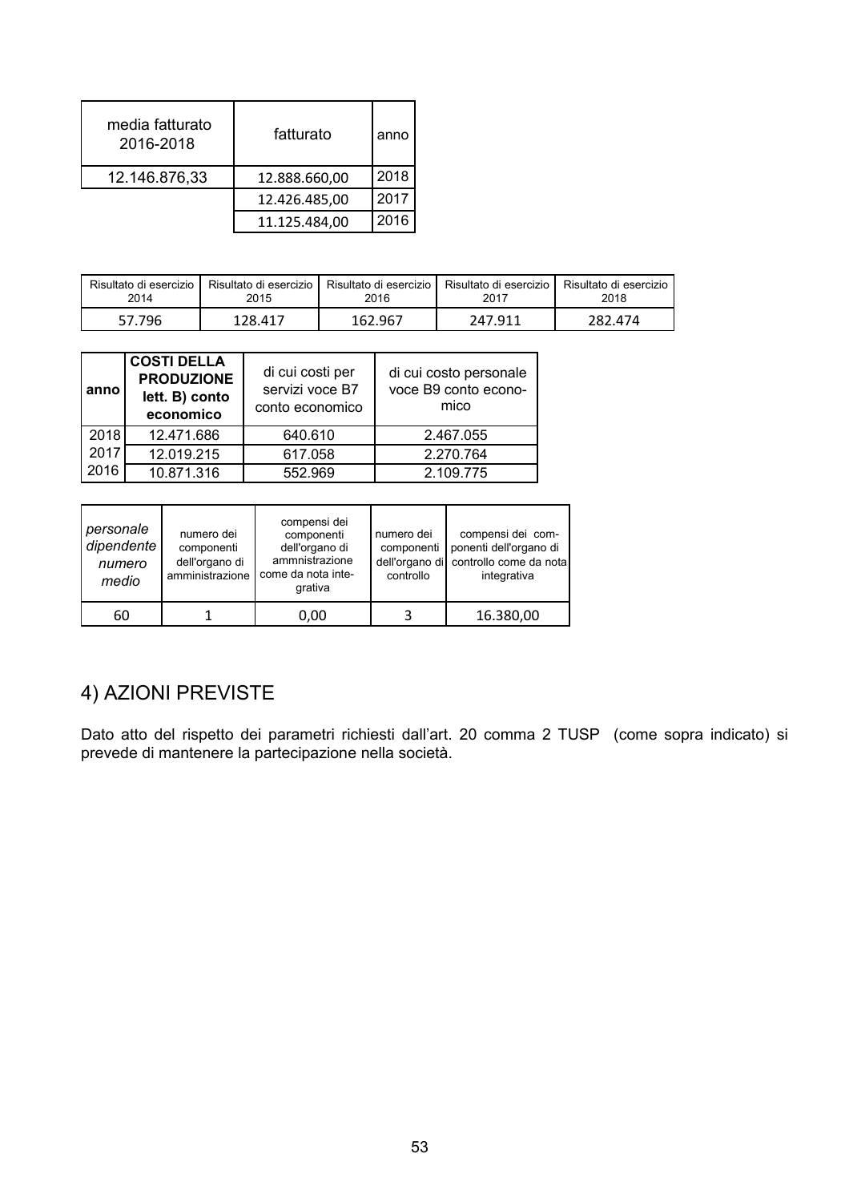| media fatturato 2016-2018 | fatturato | anno |
|---|---|---|
| 12.146.876,33 | 12.888.660,00 | 2018 |
| | 12.426.485,00 | 2017 |
| | 11.125.484,00 | 2016 |

| Risultato di esercizio 2014 | Risultato di esercizio 2015 | Risultato di esercizio 2016 | Risultato di esercizio 2017 | Risultato di esercizio 2018 |
|---|---|---|---|---|
| 57.796 | 128.417 | 162.967 | 247.911 | 282.474 |

| **anno** | **COSTI DELLA PRODUZIONE lett. B) conto economico** | di cui costi per servizi voce B7 conto economico | di cui costo personale voce B9 conto economico |
|---|---|---|---|
| 2018 | 12.471.686 | 640.610 | 2.467.055 |
| 2017 | 12.019.215 | 617.058 | 2.270.764 |
| 2016 | 10.871.316 | 552.969 | 2.109.775 |

| *personale dipendente numero medio* | numero dei componenti dell'organo di amministrazione | compensi dei componenti dell'organo di ammnistrazione come da nota integrativa | numero dei componenti dell'organo di controllo | compensi dei componenti dell'organo di controllo come da nota integrativa |
|---|---|---|---|---|
| 60 | 1 | 0,00 | 3 | 16.380,00 |

## 4) AZIONI PREVISTE

Dato atto del rispetto dei parametri richiesti dall'art. 20 comma 2 TUSP (come sopra indicato) si prevede di mantenere la partecipazione nella società.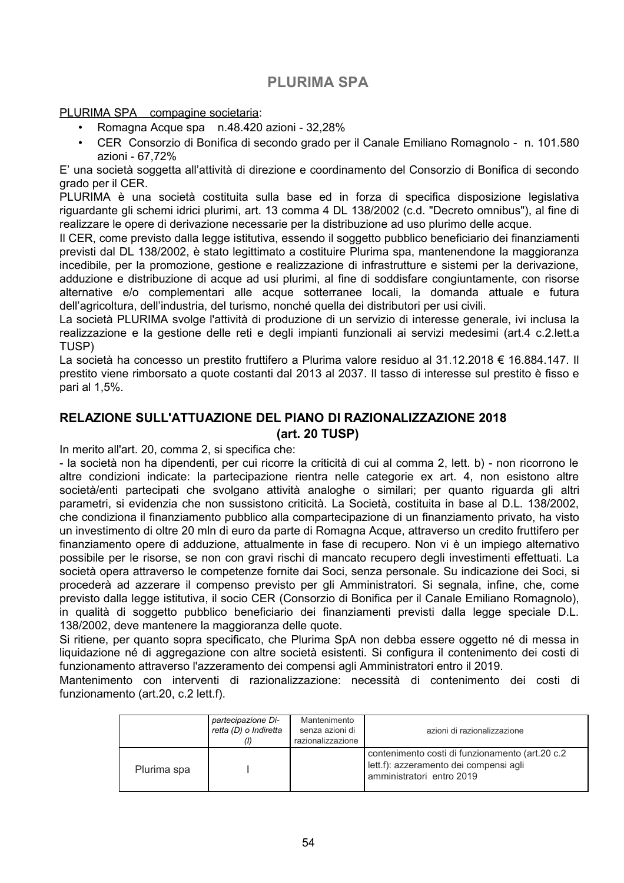# PLURIMA SPA

PLURIMA SPA   compagine societaria:

- Romagna Acque spa   n.48.420 azioni - 32,28%
- CER  Consorzio di Bonifica di secondo grado per il Canale Emiliano Romagnolo -  n. 101.580 azioni - 67,72%

E' una società soggetta all'attività di direzione e coordinamento del Consorzio di Bonifica di secondo grado per il CER.

PLURIMA è una società costituita sulla base ed in forza di specifica disposizione legislativa riguardante gli schemi idrici plurimi, art. 13 comma 4 DL 138/2002 (c.d. "Decreto omnibus"), al fine di realizzare le opere di derivazione necessarie per la distribuzione ad uso plurimo delle acque.

Il CER, come previsto dalla legge istitutiva, essendo il soggetto pubblico beneficiario dei finanziamenti previsti dal DL 138/2002, è stato legittimato a costituire Plurima spa, mantenendone la maggioranza incedibile, per la promozione, gestione e realizzazione di infrastrutture e sistemi per la derivazione, adduzione e distribuzione di acque ad usi plurimi, al fine di soddisfare congiuntamente, con risorse alternative e/o complementari alle acque sotterranee locali, la domanda attuale e futura dell'agricoltura, dell'industria, del turismo, nonché quella dei distributori per usi civili.

La società PLURIMA svolge l'attività di produzione di un servizio di interesse generale, ivi inclusa la realizzazione e la gestione delle reti e degli impianti funzionali ai servizi medesimi (art.4 c.2.lett.a TUSP)

La società ha concesso un prestito fruttifero a Plurima valore residuo al 31.12.2018 € 16.884.147. Il prestito viene rimborsato a quote costanti dal 2013 al 2037. Il tasso di interesse sul prestito è fisso e pari al 1,5%.

## RELAZIONE SULL'ATTUAZIONE DEL PIANO DI RAZIONALIZZAZIONE 2018 (art. 20 TUSP)

In merito all'art. 20, comma 2, si specifica che:

- la società non ha dipendenti, per cui ricorre la criticità di cui al comma 2, lett. b) - non ricorrono le altre condizioni indicate: la partecipazione rientra nelle categorie ex art. 4, non esistono altre società/enti partecipati che svolgano attività analoghe o similari; per quanto riguarda gli altri parametri, si evidenzia che non sussistono criticità. La Società, costituita in base al D.L. 138/2002, che condiziona il finanziamento pubblico alla compartecipazione di un finanziamento privato, ha visto un investimento di oltre 20 mln di euro da parte di Romagna Acque, attraverso un credito fruttifero per finanziamento opere di adduzione, attualmente in fase di recupero. Non vi è un impiego alternativo possibile per le risorse, se non con gravi rischi di mancato recupero degli investimenti effettuati. La società opera attraverso le competenze fornite dai Soci, senza personale. Su indicazione dei Soci, si procederà ad azzerare il compenso previsto per gli Amministratori. Si segnala, infine, che, come previsto dalla legge istitutiva, il socio CER (Consorzio di Bonifica per il Canale Emiliano Romagnolo), in qualità di soggetto pubblico beneficiario dei finanziamenti previsti dalla legge speciale D.L. 138/2002, deve mantenere la maggioranza delle quote.

Si ritiene, per quanto sopra specificato, che Plurima SpA non debba essere oggetto né di messa in liquidazione né di aggregazione con altre società esistenti. Si configura il contenimento dei costi di funzionamento attraverso l'azzeramento dei compensi agli Amministratori entro il 2019.

Mantenimento con interventi di razionalizzazione: necessità di contenimento dei costi di funzionamento (art.20, c.2 lett.f).

| | *partecipazione Diretta (D) o Indiretta (I)* | Mantenimento senza azioni di razionalizzazione | azioni di razionalizzazione |
|---|---|---|---|
| Plurima spa | I | | contenimento costi di funzionamento (art.20 c.2 lett.f): azzeramento dei compensi agli amministratori entro 2019 |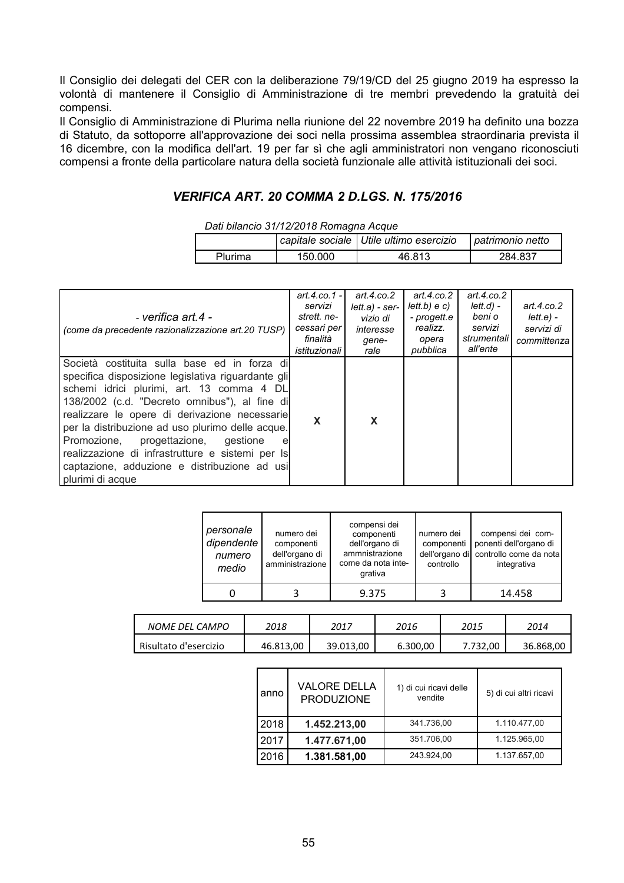Il Consiglio dei delegati del CER con la deliberazione 79/19/CD del 25 giugno 2019 ha espresso la volontà di mantenere il Consiglio di Amministrazione di tre membri prevedendo la gratuità dei compensi.

Il Consiglio di Amministrazione di Plurima nella riunione del 22 novembre 2019 ha definito una bozza di Statuto, da sottoporre all'approvazione dei soci nella prossima assemblea straordinaria prevista il 16 dicembre, con la modifica dell'art. 19 per far sì che agli amministratori non vengano riconosciuti compensi a fronte della particolare natura della società funzionale alle attività istituzionali dei soci.

## *VERIFICA ART. 20 COMMA 2 D.LGS. N. 175/2016*

*Dati bilancio 31/12/2018 Romagna Acque*

| | *capitale sociale* | *Utile ultimo esercizio* | *patrimonio netto* |
|---|---|---|---|
| Plurima | 150.000 | 46.813 | 284.837 |

| *- verifica art.4 -* *(come da precedente razionalizzazione art.20 TUSP)* | *art.4.co.1 - servizi strett. necessari per finalità istituzionali* | *art.4.co.2 lett.a) - servizio di interesse generale* | *art.4.co.2 lett.b) e c) - progett.e realizz. opera pubblica* | *art.4.co.2 lett.d) - beni o servizi strumentali all'ente* | *art.4.co.2 lett.e) - servizi di committenza* |
|---|---|---|---|---|---|
| Società costituita sulla base ed in forza di specifica disposizione legislativa riguardante gli schemi idrici plurimi, art. 13 comma 4 DL 138/2002 (c.d. "Decreto omnibus"), al fine di realizzare le opere di derivazione necessarie per la distribuzione ad uso plurimo delle acque. Promozione, progettazione, gestione e realizzazione di infrastrutture e sistemi per la captazione, adduzione e distribuzione ad usi plurimi di acque | X | X | | | |

| *personale dipendente numero medio* | numero dei componenti dell'organo di amministrazione | compensi dei componenti dell'organo di ammnistrazione come da nota integrativa | numero dei componenti dell'organo di controllo | compensi dei componenti dell'organo di controllo come da nota integrativa |
|---|---|---|---|---|
| 0 | 3 | 9.375 | 3 | 14.458 |

| *NOME DEL CAMPO* | *2018* | *2017* | *2016* | *2015* | *2014* |
|---|---|---|---|---|---|
| Risultato d'esercizio | 46.813,00 | 39.013,00 | 6.300,00 | 7.732,00 | 36.868,00 |

| anno | VALORE DELLA PRODUZIONE | 1) di cui ricavi delle vendite | 5) di cui altri ricavi |
|---|---|---|---|
| 2018 | **1.452.213,00** | 341.736,00 | 1.110.477,00 |
| 2017 | **1.477.671,00** | 351.706,00 | 1.125.965,00 |
| 2016 | **1.381.581,00** | 243.924,00 | 1.137.657,00 |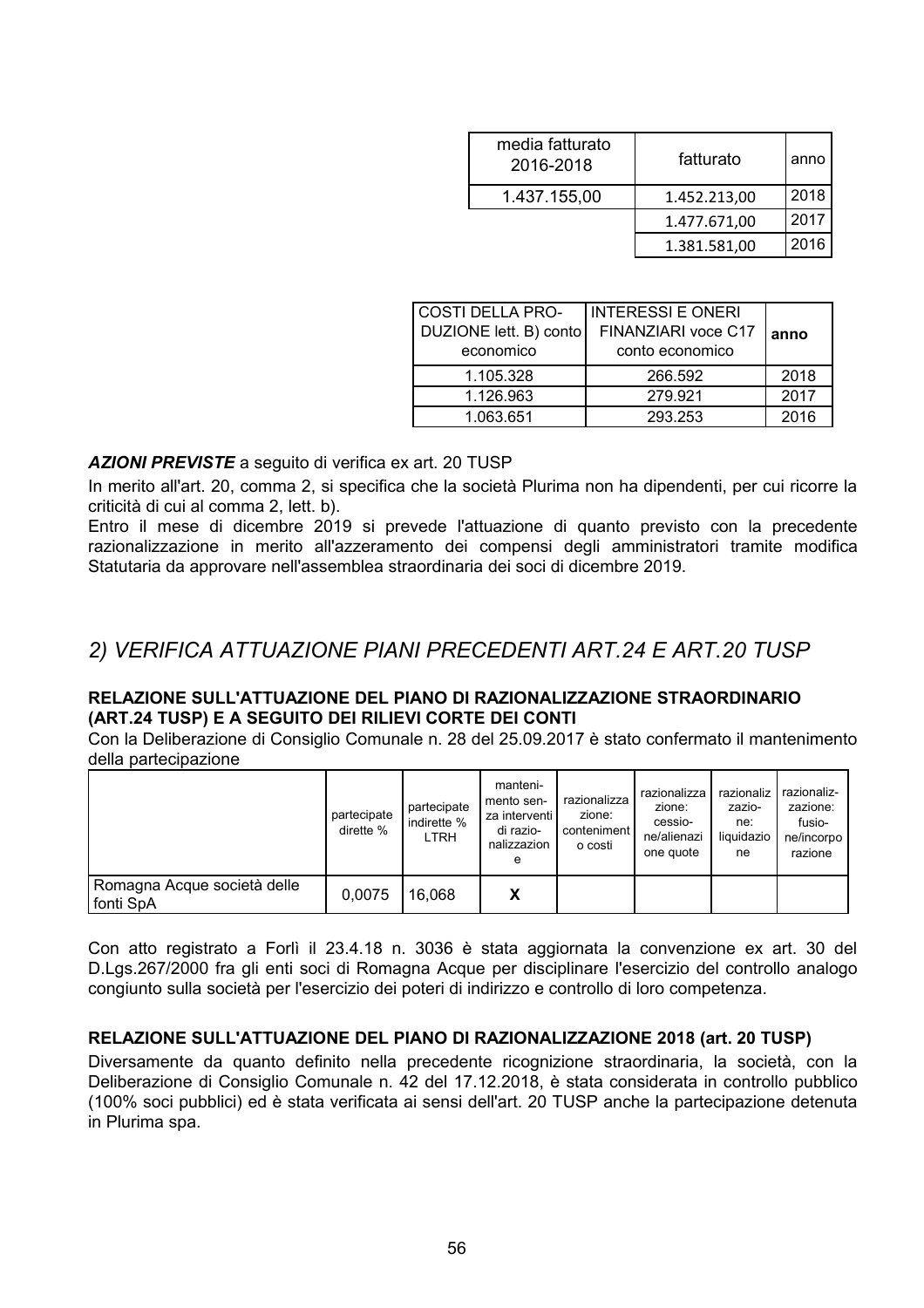| media fatturato 2016-2018 | fatturato | anno |
|---|---|---|
| 1.437.155,00 | 1.452.213,00 | 2018 |
| | 1.477.671,00 | 2017 |
| | 1.381.581,00 | 2016 |

| COSTI DELLA PRO-DUZIONE lett. B) conto economico | INTERESSI E ONERI FINANZIARI voce C17 conto economico | anno |
|---|---|---|
| 1.105.328 | 266.592 | 2018 |
| 1.126.963 | 279.921 | 2017 |
| 1.063.651 | 293.253 | 2016 |

***AZIONI PREVISTE*** a seguito di verifica ex art. 20 TUSP

In merito all'art. 20, comma 2, si specifica che la società Plurima non ha dipendenti, per cui ricorre la criticità di cui al comma 2, lett. b).

Entro il mese di dicembre 2019 si prevede l'attuazione di quanto previsto con la precedente razionalizzazione in merito all'azzeramento dei compensi degli amministratori tramite modifica Statutaria da approvare nell'assemblea straordinaria dei soci di dicembre 2019.

## *2) VERIFICA ATTUAZIONE PIANI PRECEDENTI ART.24 E ART.20 TUSP*

**RELAZIONE SULL'ATTUAZIONE DEL PIANO DI RAZIONALIZZAZIONE STRAORDINARIO (ART.24 TUSP) E A SEGUITO DEI RILIEVI CORTE DEI CONTI**

Con la Deliberazione di Consiglio Comunale n. 28 del 25.09.2017 è stato confermato il mantenimento della partecipazione

| | partecipate dirette % | partecipate indirette % LTRH | manteni-mento sen-za interventi di razio-nalizzazione | razionalizzazione: contenimento costi | razionalizzazione: cessio-ne/alienazione quote | razionalizzazione: liquidazione | razionaliz-zazione: fusio-ne/incorporazione |
|---|---|---|---|---|---|---|---|
| Romagna Acque società delle fonti SpA | 0,0075 | 16,068 | X | | | | |

Con atto registrato a Forlì il 23.4.18 n. 3036 è stata aggiornata la convenzione ex art. 30 del D.Lgs.267/2000 fra gli enti soci di Romagna Acque per disciplinare l'esercizio del controllo analogo congiunto sulla società per l'esercizio dei poteri di indirizzo e controllo di loro competenza.

**RELAZIONE SULL'ATTUAZIONE DEL PIANO DI RAZIONALIZZAZIONE 2018 (art. 20 TUSP)**

Diversamente da quanto definito nella precedente ricognizione straordinaria, la società, con la Deliberazione di Consiglio Comunale n. 42 del 17.12.2018, è stata considerata in controllo pubblico (100% soci pubblici) ed è stata verificata ai sensi dell'art. 20 TUSP anche la partecipazione detenuta in Plurima spa.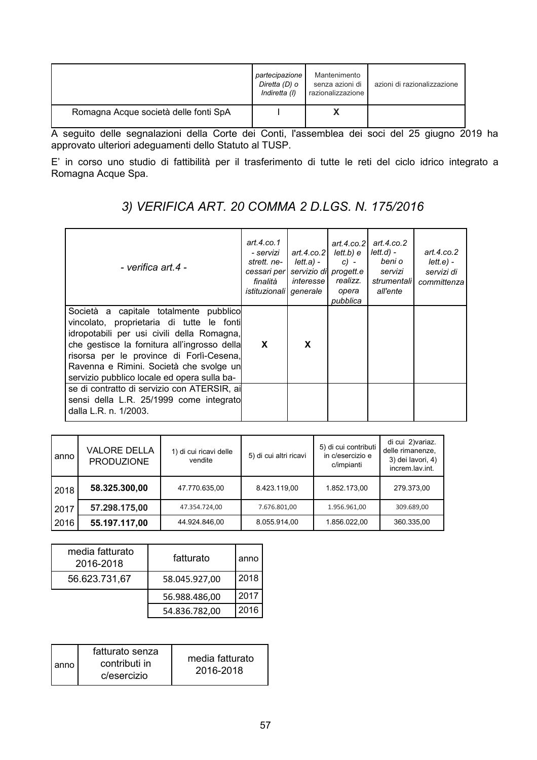| | partecipazione Diretta (D) o Indiretta (I) | Mantenimento senza azioni di razionalizzazione | azioni di razionalizzazione |
|---|---|---|---|
| Romagna Acque società delle fonti SpA | I | X | |

A seguito delle segnalazioni della Corte dei Conti, l'assemblea dei soci del 25 giugno 2019 ha approvato ulteriori adeguamenti dello Statuto al TUSP.

E' in corso uno studio di fattibilità per il trasferimento di tutte le reti del ciclo idrico integrato a Romagna Acque Spa.

## *3) VERIFICA ART. 20 COMMA 2 D.LGS. N. 175/2016*

| *- verifica art.4 -* | *art.4.co.1 - servizi strett. necessari per finalità istituzionali* | *art.4.co.2 lett.a) - servizio di interesse generale* | *art.4.co.2 lett.b) e c) - progett.e realizz. opera pubblica* | *art.4.co.2 lett.d) - beni o servizi strumentali all'ente* | *art.4.co.2 lett.e) - servizi di committenza* |
|---|---|---|---|---|---|
| Società a capitale totalmente pubblico vincolato, proprietaria di tutte le fonti idropotabili per usi civili della Romagna, che gestisce la fornitura all'ingrosso della risorsa per le province di Forlì-Cesena, Ravenna e Rimini. Società che svolge un servizio pubblico locale ed opera sulla base di contratto di servizio con ATERSIR, ai sensi della L.R. 25/1999 come integrato dalla L.R. n. 1/2003. | X | X | | | |

| anno | VALORE DELLA PRODUZIONE | 1) di cui ricavi delle vendite | 5) di cui altri ricavi | 5) di cui contributi in c/esercizio e c/impianti | di cui 2)variaz. delle rimanenze, 3) dei lavori, 4) increm.lav.int. |
|---|---|---|---|---|---|
| 2018 | **58.325.300,00** | 47.770.635,00 | 8.423.119,00 | 1.852.173,00 | 279.373,00 |
| 2017 | **57.298.175,00** | 47.354.724,00 | 7.676.801,00 | 1.956.961,00 | 309.689,00 |
| 2016 | **55.197.117,00** | 44.924.846,00 | 8.055.914,00 | 1.856.022,00 | 360.335,00 |

| media fatturato 2016-2018 | fatturato | anno |
|---|---|---|
| 56.623.731,67 | 58.045.927,00 | 2018 |
| | 56.988.486,00 | 2017 |
| | 54.836.782,00 | 2016 |

| anno | fatturato senza contributi in c/esercizio | media fatturato 2016-2018 |
|---|---|---|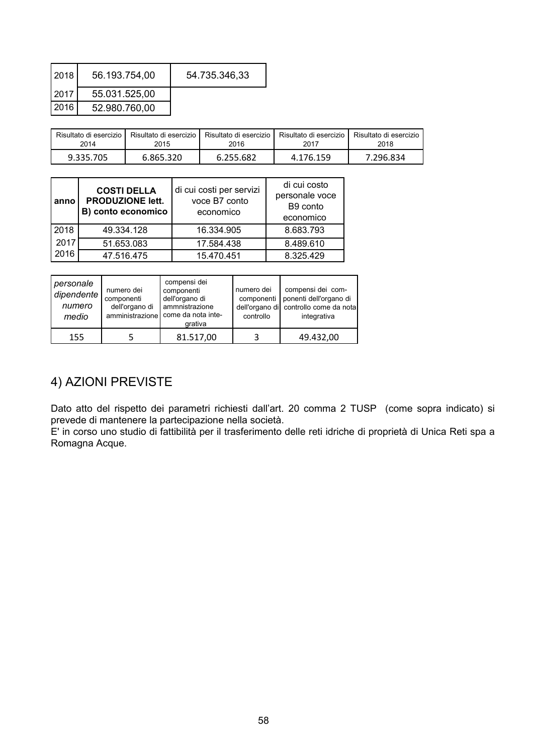| | | |
|---|---|---|
| 2018 | 56.193.754,00 | 54.735.346,33 |
| 2017 | 55.031.525,00 | |
| 2016 | 52.980.760,00 | |

| Risultato di esercizio 2014 | Risultato di esercizio 2015 | Risultato di esercizio 2016 | Risultato di esercizio 2017 | Risultato di esercizio 2018 |
|---|---|---|---|---|
| 9.335.705 | 6.865.320 | 6.255.682 | 4.176.159 | 7.296.834 |

| **anno** | **COSTI DELLA PRODUZIONE lett. B) conto economico** | di cui costi per servizi voce B7 conto economico | di cui costo personale voce B9 conto economico |
|---|---|---|---|
| 2018 | 49.334.128 | 16.334.905 | 8.683.793 |
| 2017 | 51.653.083 | 17.584.438 | 8.489.610 |
| 2016 | 47.516.475 | 15.470.451 | 8.325.429 |

| *personale dipendente numero medio* | numero dei componenti dell'organo di amministrazione | compensi dei componenti dell'organo di ammnistrazione come da nota integrativa | numero dei componenti dell'organo di controllo | compensi dei componenti dell'organo di controllo come da nota integrativa |
|---|---|---|---|---|
| 155 | 5 | 81.517,00 | 3 | 49.432,00 |

## 4) AZIONI PREVISTE

Dato atto del rispetto dei parametri richiesti dall'art. 20 comma 2 TUSP (come sopra indicato) si prevede di mantenere la partecipazione nella società.
E' in corso uno studio di fattibilità per il trasferimento delle reti idriche di proprietà di Unica Reti spa a Romagna Acque.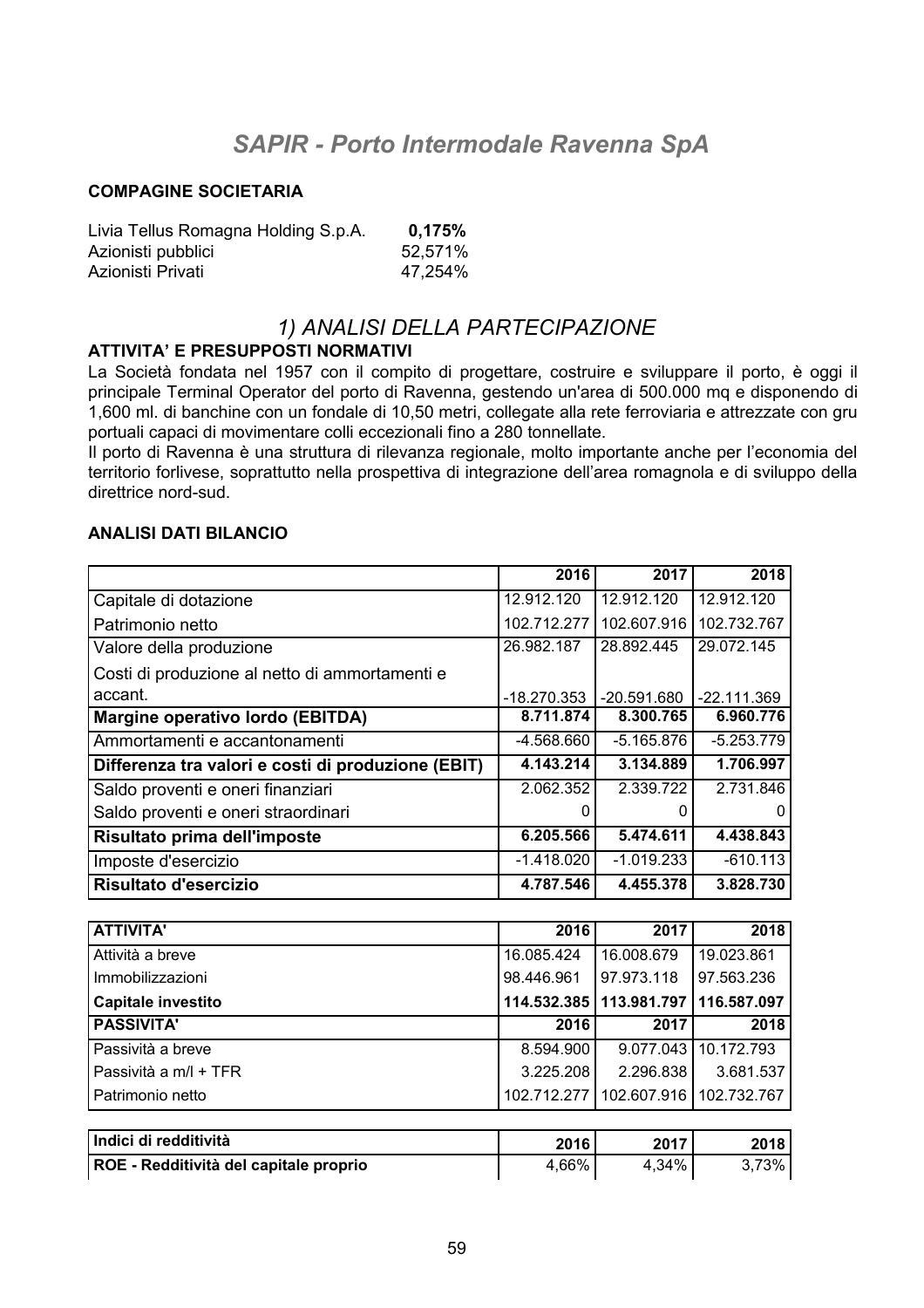# SAPIR - Porto Intermodale Ravenna SpA

**COMPAGINE SOCIETARIA**

| | |
|---|---|
| Livia Tellus Romagna Holding S.p.A. | **0,175%** |
| Azionisti pubblici | 52,571% |
| Azionisti Privati | 47,254% |

## 1) ANALISI DELLA PARTECIPAZIONE

**ATTIVITA' E PRESUPPOSTI NORMATIVI**

La Società fondata nel 1957 con il compito di progettare, costruire e sviluppare il porto, è oggi il principale Terminal Operator del porto di Ravenna, gestendo un'area di 500.000 mq e disponendo di 1,600 ml. di banchine con un fondale di 10,50 metri, collegate alla rete ferroviaria e attrezzate con gru portuali capaci di movimentare colli eccezionali fino a 280 tonnellate.

Il porto di Ravenna è una struttura di rilevanza regionale, molto importante anche per l'economia del territorio forlivese, soprattutto nella prospettiva di integrazione dell'area romagnola e di sviluppo della direttrice nord-sud.

**ANALISI DATI BILANCIO**

| | 2016 | 2017 | 2018 |
|---|---|---|---|
| Capitale di dotazione | 12.912.120 | 12.912.120 | 12.912.120 |
| Patrimonio netto | 102.712.277 | 102.607.916 | 102.732.767 |
| Valore della produzione | 26.982.187 | 28.892.445 | 29.072.145 |
| Costi di produzione al netto di ammortamenti e accant. | -18.270.353 | -20.591.680 | -22.111.369 |
| **Margine operativo lordo (EBITDA)** | **8.711.874** | **8.300.765** | **6.960.776** |
| Ammortamenti e accantonamenti | -4.568.660 | -5.165.876 | -5.253.779 |
| **Differenza tra valori e costi di produzione (EBIT)** | **4.143.214** | **3.134.889** | **1.706.997** |
| Saldo proventi e oneri finanziari | 2.062.352 | 2.339.722 | 2.731.846 |
| Saldo proventi e oneri straordinari | 0 | 0 | 0 |
| **Risultato prima dell'imposte** | **6.205.566** | **5.474.611** | **4.438.843** |
| Imposte d'esercizio | -1.418.020 | -1.019.233 | -610.113 |
| **Risultato d'esercizio** | **4.787.546** | **4.455.378** | **3.828.730** |

| **ATTIVITA'** | **2016** | **2017** | **2018** |
|---|---|---|---|
| Attività a breve | 16.085.424 | 16.008.679 | 19.023.861 |
| Immobilizzazioni | 98.446.961 | 97.973.118 | 97.563.236 |
| **Capitale investito** | **114.532.385** | **113.981.797** | **116.587.097** |
| **PASSIVITA'** | **2016** | **2017** | **2018** |
| Passività a breve | 8.594.900 | 9.077.043 | 10.172.793 |
| Passività a m/l + TFR | 3.225.208 | 2.296.838 | 3.681.537 |
| Patrimonio netto | 102.712.277 | 102.607.916 | 102.732.767 |

| **Indici di redditività** | **2016** | **2017** | **2018** |
|---|---|---|---|
| **ROE - Redditività del capitale proprio** | 4,66% | 4,34% | 3,73% |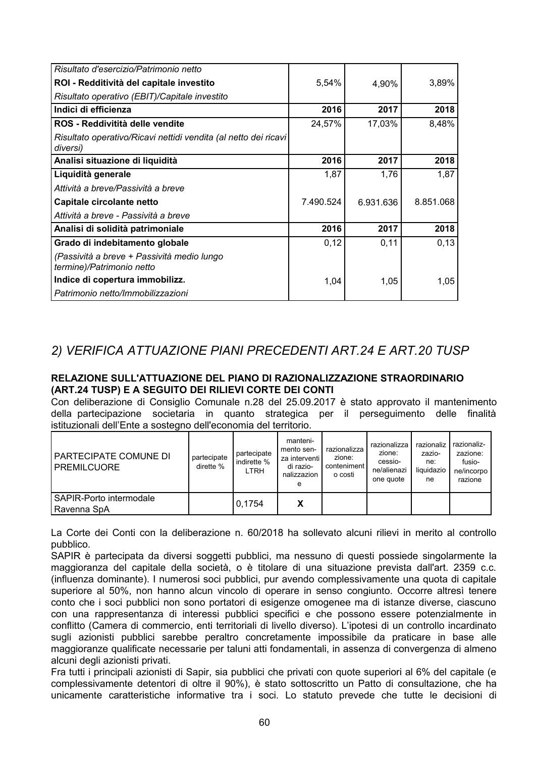| | | | |
|---|---|---|---|
| *Risultato d'esercizio/Patrimonio netto* | | | |
| **ROI - Redditività del capitale investito** | 5,54% | 4,90% | 3,89% |
| *Risultato operativo (EBIT)/Capitale investito* | | | |
| **Indici di efficienza** | **2016** | **2017** | **2018** |
| **ROS - Reddivitità delle vendite** | 24,57% | 17,03% | 8,48% |
| *Risultato operativo/Ricavi nettidi vendita (al netto dei ricavi diversi)* | | | |
| **Analisi situazione di liquidità** | **2016** | **2017** | **2018** |
| **Liquidità generale** | 1,87 | 1,76 | 1,87 |
| *Attività a breve/Passività a breve* | | | |
| **Capitale circolante netto** | 7.490.524 | 6.931.636 | 8.851.068 |
| *Attività a breve - Passività a breve* | | | |
| **Analisi di solidità patrimoniale** | **2016** | **2017** | **2018** |
| **Grado di indebitamento globale** | 0,12 | 0,11 | 0,13 |
| *(Passività a breve + Passività medio lungo termine)/Patrimonio netto* | | | |
| **Indice di copertura immobilizz.** | 1,04 | 1,05 | 1,05 |
| *Patrimonio netto/Immobilizzazioni* | | | |

## *2) VERIFICA ATTUAZIONE PIANI PRECEDENTI ART.24 E ART.20 TUSP*

**RELAZIONE SULL'ATTUAZIONE DEL PIANO DI RAZIONALIZZAZIONE STRAORDINARIO (ART.24 TUSP) E A SEGUITO DEI RILIEVI CORTE DEI CONTI**

Con deliberazione di Consiglio Comunale n.28 del 25.09.2017 è stato approvato il mantenimento della partecipazione societaria in quanto strategica per il perseguimento delle finalità istituzionali dell'Ente a sostegno dell'economia del territorio.

| PARTECIPATE COMUNE DI PREMILCUORE | partecipate diretto % | partecipate indirette % LTRH | manteni-mento sen-za interventi di razio-nalizzazione | razionalizzazione: contenimento costi | razionalizzazione: cessio-ne/alienazione quote | razionalizzazione: liquidazione | razionaliz-zazione: fusio-ne/incorporazione |
|---|---|---|---|---|---|---|---|
| SAPIR-Porto intermodale Ravenna SpA | | 0,1754 | **X** | | | | |

La Corte dei Conti con la deliberazione n. 60/2018 ha sollevato alcuni rilievi in merito al controllo pubblico.

SAPIR è partecipata da diversi soggetti pubblici, ma nessuno di questi possiede singolarmente la maggioranza del capitale della società, o è titolare di una situazione prevista dall'art. 2359 c.c. (influenza dominante). I numerosi soci pubblici, pur avendo complessivamente una quota di capitale superiore al 50%, non hanno alcun vincolo di operare in senso congiunto. Occorre altresì tenere conto che i soci pubblici non sono portatori di esigenze omogenee ma di istanze diverse, ciascuno con una rappresentanza di interessi pubblici specifici e che possono essere potenzialmente in conflitto (Camera di commercio, enti territoriali di livello diverso). L'ipotesi di un controllo incardinato sugli azionisti pubblici sarebbe peraltro concretamente impossibile da praticare in base alle maggioranze qualificate necessarie per taluni atti fondamentali, in assenza di convergenza di almeno alcuni degli azionisti privati.

Fra tutti i principali azionisti di Sapir, sia pubblici che privati con quote superiori al 6% del capitale (e complessivamente detentori di oltre il 90%), è stato sottoscritto un Patto di consultazione, che ha unicamente caratteristiche informative tra i soci. Lo statuto prevede che tutte le decisioni di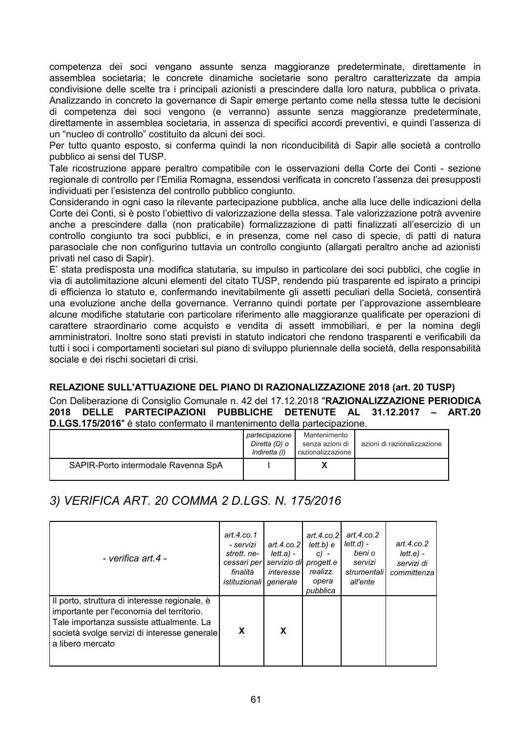competenza dei soci vengano assunte senza maggioranze predeterminate, direttamente in assemblea societaria; le concrete dinamiche societarie sono peraltro caratterizzate da ampia condivisione delle scelte tra i principali azionisti a prescindere dalla loro natura, pubblica o privata. Analizzando in concreto la governance di Sapir emerge pertanto come nella stessa tutte le decisioni di competenza dei soci vengono (e verranno) assunte senza maggioranze predeterminate, direttamente in assemblea societaria, in assenza di specifici accordi preventivi, e quindi l'assenza di un "nucleo di controllo" costituito da alcuni dei soci.

Per tutto quanto esposto, si conferma quindi la non riconducibilità di Sapir alle società a controllo pubblico ai sensi del TUSP.

Tale ricostruzione appare peraltro compatibile con le osservazioni della Corte dei Conti - sezione regionale di controllo per l'Emilia Romagna, essendosi verificata in concreto l'assenza dei presupposti individuati per l'esistenza del controllo pubblico congiunto.

Considerando in ogni caso la rilevante partecipazione pubblica, anche alla luce delle indicazioni della Corte dei Conti, si è posto l'obiettivo di valorizzazione della stessa. Tale valorizzazione potrà avvenire anche a prescindere dalla (non praticabile) formalizzazione di patti finalizzati all'esercizio di un controllo congiunto tra soci pubblici, e in presenza, come nel caso di specie, di patti di natura parasociale che non configurino tuttavia un controllo congiunto (allargati peraltro anche ad azionisti privati nel caso di Sapir).

E' stata predisposta una modifica statutaria, su impulso in particolare dei soci pubblici, che coglie in via di autolimitazione alcuni elementi del citato TUSP, rendendo più trasparente ed ispirato a principi di efficienza lo statuto e, confermando inevitabilmente gli assetti peculiari della Società, consentirà una evoluzione anche della governance. Verranno quindi portate per l'approvazione assembleare alcune modifiche statutarie con particolare riferimento alle maggioranze qualificate per operazioni di carattere straordinario come acquisto e vendita di assett immobiliari, e per la nomina degli amministratori. Inoltre sono stati previsti in statuto indicatori che rendono trasparenti e verificabili da tutti i soci i comportamenti societari sul piano di sviluppo pluriennale della società, della responsabilità sociale e dei rischi societari di crisi.

**RELAZIONE SULL'ATTUAZIONE DEL PIANO DI RAZIONALIZZAZIONE 2018 (art. 20 TUSP)**

Con Deliberazione di Consiglio Comunale n. 42 del 17.12.2018 "**RAZIONALIZZAZIONE PERIODICA 2018 DELLE PARTECIPAZIONI PUBBLICHE DETENUTE AL 31.12.2017 – ART.20 D.LGS.175/2016**" è stato confermato il mantenimento della partecipazione.

| | *partecipazione Diretta (D) o Indiretta (I)* | Mantenimento senza azioni di razionalizzazione | azioni di razionalizzazione |
|---|---|---|---|
| SAPIR-Porto intermodale Ravenna SpA | I | X | |

## *3) VERIFICA ART. 20 COMMA 2 D.LGS. N. 175/2016*

| *- verifica art.4 -* | *art.4.co.1 - servizi strett. necessari per finalità istituzionali* | *art.4.co.2 lett.a) - servizio di interesse generale* | *art.4.co.2 lett.b) e c) - progett.e realizz. opera pubblica* | *art.4.co.2 lett.d) - beni o servizi strumentali all'ente* | *art.4.co.2 lett.e) - servizi di committenza* |
|---|---|---|---|---|---|
| Il porto, struttura di interesse regionale, è importante per l'economia del territorio. Tale importanza sussiste attualmente. La società svolge servizi di interesse generale a libero mercato | X | X | | | |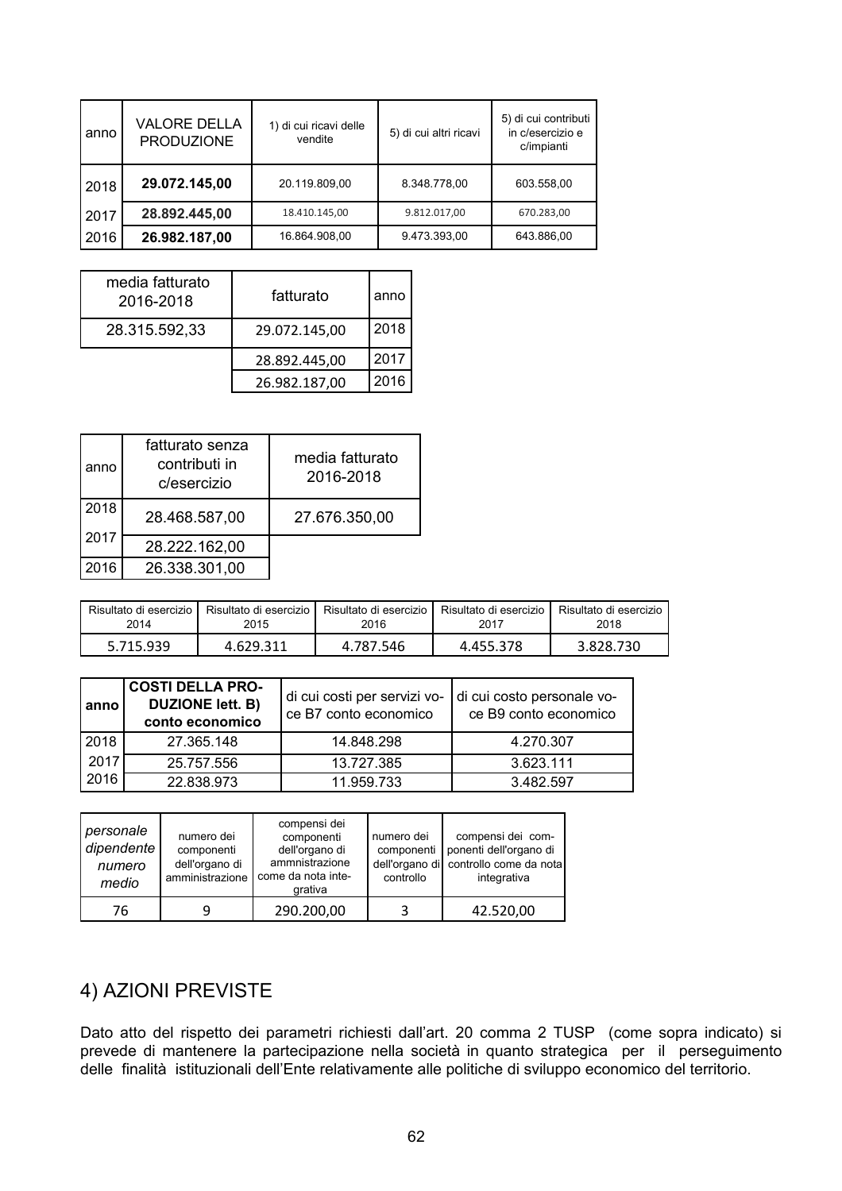| anno | VALORE DELLA PRODUZIONE | 1) di cui ricavi delle vendite | 5) di cui altri ricavi | 5) di cui contributi in c/esercizio e c/impianti |
|---|---|---|---|---|
| 2018 | **29.072.145,00** | 20.119.809,00 | 8.348.778,00 | 603.558,00 |
| 2017 | **28.892.445,00** | 18.410.145,00 | 9.812.017,00 | 670.283,00 |
| 2016 | **26.982.187,00** | 16.864.908,00 | 9.473.393,00 | 643.886,00 |

| media fatturato 2016-2018 | fatturato | anno |
|---|---|---|
| 28.315.592,33 | 29.072.145,00 | 2018 |
| | 28.892.445,00 | 2017 |
| | 26.982.187,00 | 2016 |

| anno | fatturato senza contributi in c/esercizio | media fatturato 2016-2018 |
|---|---|---|
| 2018 | 28.468.587,00 | 27.676.350,00 |
| 2017 | 28.222.162,00 | |
| 2016 | 26.338.301,00 | |

| Risultato di esercizio 2014 | Risultato di esercizio 2015 | Risultato di esercizio 2016 | Risultato di esercizio 2017 | Risultato di esercizio 2018 |
|---|---|---|---|---|
| 5.715.939 | 4.629.311 | 4.787.546 | 4.455.378 | 3.828.730 |

| anno | COSTI DELLA PRO-DUZIONE lett. B) conto economico | di cui costi per servizi voce B7 conto economico | di cui costo personale voce B9 conto economico |
|---|---|---|---|
| 2018 | 27.365.148 | 14.848.298 | 4.270.307 |
| 2017 | 25.757.556 | 13.727.385 | 3.623.111 |
| 2016 | 22.838.973 | 11.959.733 | 3.482.597 |

| *personale dipendente numero medio* | numero dei componenti dell'organo di amministrazione | compensi dei componenti dell'organo di ammnistrazione come da nota integrativa | numero dei componenti dell'organo di controllo | compensi dei componenti dell'organo di controllo come da nota integrativa |
|---|---|---|---|---|
| 76 | 9 | 290.200,00 | 3 | 42.520,00 |

## 4) AZIONI PREVISTE

Dato atto del rispetto dei parametri richiesti dall'art. 20 comma 2 TUSP (come sopra indicato) si prevede di mantenere la partecipazione nella società in quanto strategica per il perseguimento delle finalità istituzionali dell'Ente relativamente alle politiche di sviluppo economico del territorio.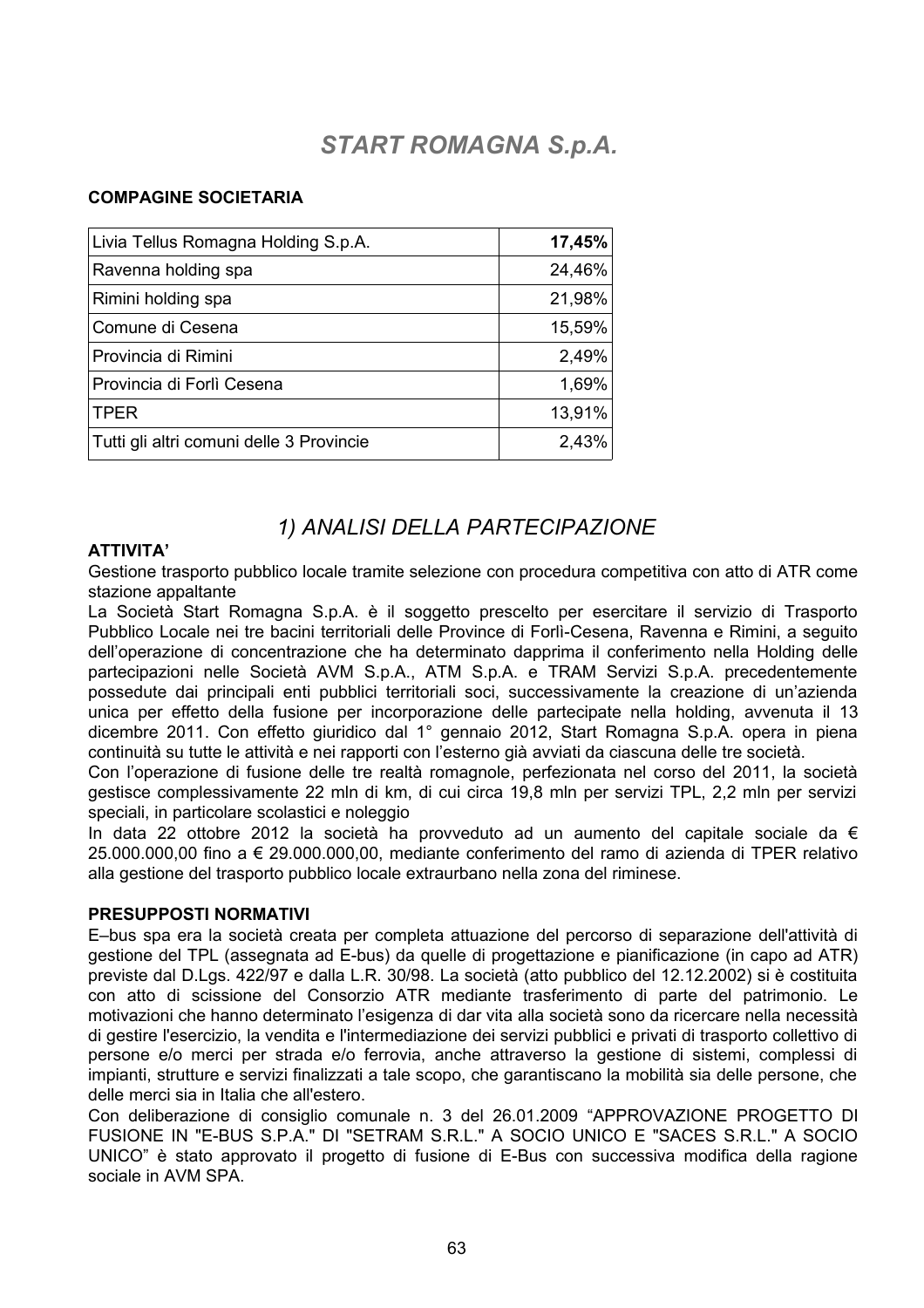# *START ROMAGNA S.p.A.*

**COMPAGINE SOCIETARIA**

| | |
|---|---:|
| Livia Tellus Romagna Holding S.p.A. | **17,45%** |
| Ravenna holding spa | 24,46% |
| Rimini holding spa | 21,98% |
| Comune di Cesena | 15,59% |
| Provincia di Rimini | 2,49% |
| Provincia di Forlì Cesena | 1,69% |
| TPER | 13,91% |
| Tutti gli altri comuni delle 3 Provincie | 2,43% |

## *1) ANALISI DELLA PARTECIPAZIONE*

**ATTIVITA'**

Gestione trasporto pubblico locale tramite selezione con procedura competitiva con atto di ATR come stazione appaltante

La Società Start Romagna S.p.A. è il soggetto prescelto per esercitare il servizio di Trasporto Pubblico Locale nei tre bacini territoriali delle Province di Forlì-Cesena, Ravenna e Rimini, a seguito dell'operazione di concentrazione che ha determinato dapprima il conferimento nella Holding delle partecipazioni nelle Società AVM S.p.A., ATM S.p.A. e TRAM Servizi S.p.A. precedentemente possedute dai principali enti pubblici territoriali soci, successivamente la creazione di un'azienda unica per effetto della fusione per incorporazione delle partecipate nella holding, avvenuta il 13 dicembre 2011. Con effetto giuridico dal 1° gennaio 2012, Start Romagna S.p.A. opera in piena continuità su tutte le attività e nei rapporti con l'esterno già avviati da ciascuna delle tre società.

Con l'operazione di fusione delle tre realtà romagnole, perfezionata nel corso del 2011, la società gestisce complessivamente 22 mln di km, di cui circa 19,8 mln per servizi TPL, 2,2 mln per servizi speciali, in particolare scolastici e noleggio

In data 22 ottobre 2012 la società ha provveduto ad un aumento del capitale sociale da € 25.000.000,00 fino a € 29.000.000,00, mediante conferimento del ramo di azienda di TPER relativo alla gestione del trasporto pubblico locale extraurbano nella zona del riminese.

**PRESUPPOSTI NORMATIVI**

E–bus spa era la società creata per completa attuazione del percorso di separazione dell'attività di gestione del TPL (assegnata ad E-bus) da quelle di progettazione e pianificazione (in capo ad ATR) previste dal D.Lgs. 422/97 e dalla L.R. 30/98. La società (atto pubblico del 12.12.2002) si è costituita con atto di scissione del Consorzio ATR mediante trasferimento di parte del patrimonio. Le motivazioni che hanno determinato l'esigenza di dar vita alla società sono da ricercare nella necessità di gestire l'esercizio, la vendita e l'intermediazione dei servizi pubblici e privati di trasporto collettivo di persone e/o merci per strada e/o ferrovia, anche attraverso la gestione di sistemi, complessi di impianti, strutture e servizi finalizzati a tale scopo, che garantiscano la mobilità sia delle persone, che delle merci sia in Italia che all'estero.

Con deliberazione di consiglio comunale n. 3 del 26.01.2009 "APPROVAZIONE PROGETTO DI FUSIONE IN "E-BUS S.P.A." DI "SETRAM S.R.L." A SOCIO UNICO E "SACES S.R.L." A SOCIO UNICO" è stato approvato il progetto di fusione di E-Bus con successiva modifica della ragione sociale in AVM SPA.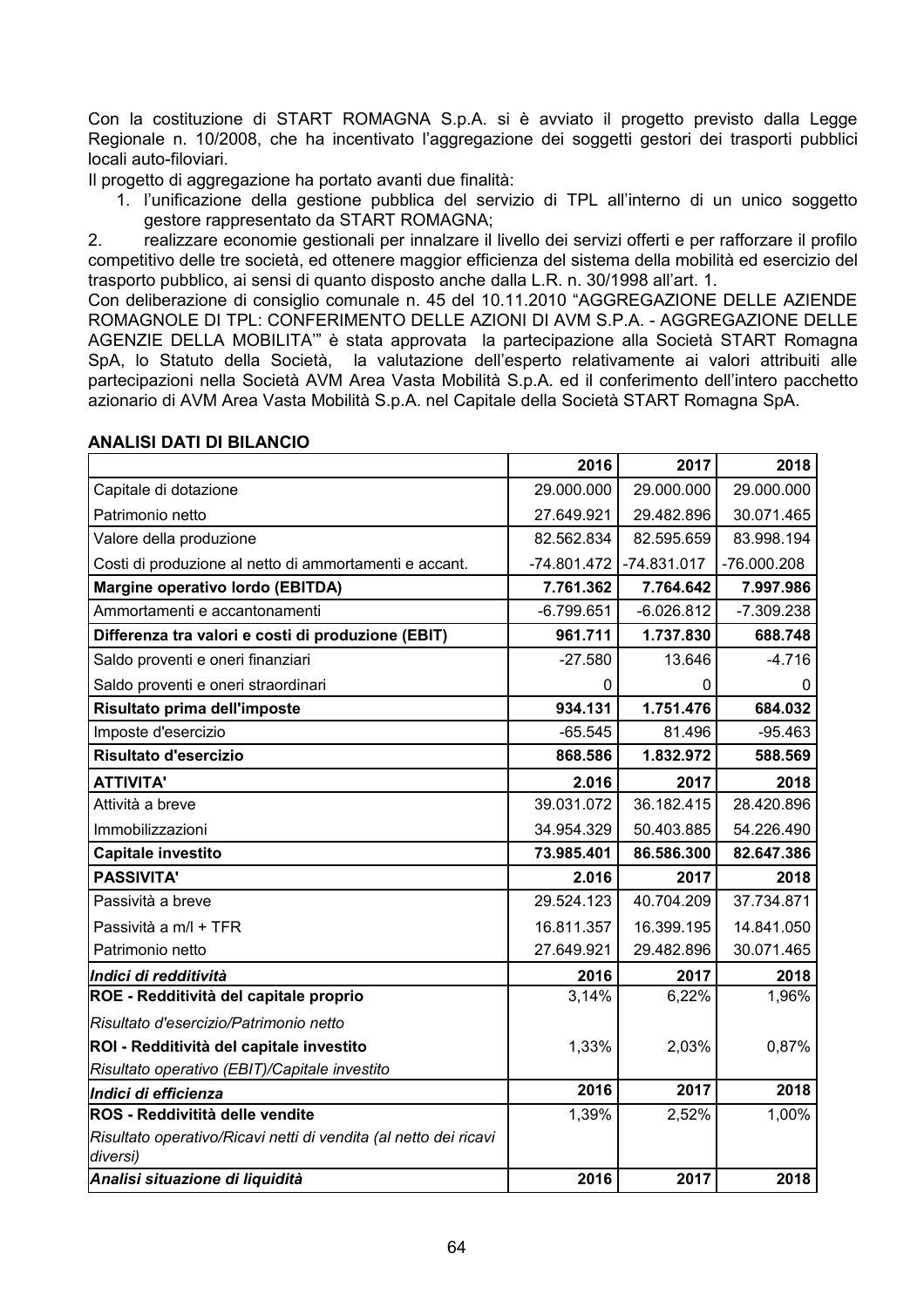Con la costituzione di START ROMAGNA S.p.A. si è avviato il progetto previsto dalla Legge Regionale n. 10/2008, che ha incentivato l'aggregazione dei soggetti gestori dei trasporti pubblici locali auto-filoviari.

Il progetto di aggregazione ha portato avanti due finalità:

1. l'unificazione della gestione pubblica del servizio di TPL all'interno di un unico soggetto gestore rappresentato da START ROMAGNA;
2. realizzare economie gestionali per innalzare il livello dei servizi offerti e per rafforzare il profilo competitivo delle tre società, ed ottenere maggior efficienza del sistema della mobilità ed esercizio del trasporto pubblico, ai sensi di quanto disposto anche dalla L.R. n. 30/1998 all'art. 1.

Con deliberazione di consiglio comunale n. 45 del 10.11.2010 "AGGREGAZIONE DELLE AZIENDE ROMAGNOLE DI TPL: CONFERIMENTO DELLE AZIONI DI AVM S.P.A. - AGGREGAZIONE DELLE AGENZIE DELLA MOBILITA'" è stata approvata la partecipazione alla Società START Romagna SpA, lo Statuto della Società, la valutazione dell'esperto relativamente ai valori attribuiti alle partecipazioni nella Società AVM Area Vasta Mobilità S.p.A. ed il conferimento dell'intero pacchetto azionario di AVM Area Vasta Mobilità S.p.A. nel Capitale della Società START Romagna SpA.

**ANALISI DATI DI BILANCIO**

| | 2016 | 2017 | 2018 |
|---|---|---|---|
| Capitale di dotazione | 29.000.000 | 29.000.000 | 29.000.000 |
| Patrimonio netto | 27.649.921 | 29.482.896 | 30.071.465 |
| Valore della produzione | 82.562.834 | 82.595.659 | 83.998.194 |
| Costi di produzione al netto di ammortamenti e accant. | -74.801.472 | -74.831.017 | -76.000.208 |
| **Margine operativo lordo (EBITDA)** | **7.761.362** | **7.764.642** | **7.997.986** |
| Ammortamenti e accantonamenti | -6.799.651 | -6.026.812 | -7.309.238 |
| **Differenza tra valori e costi di produzione (EBIT)** | **961.711** | **1.737.830** | **688.748** |
| Saldo proventi e oneri finanziari | -27.580 | 13.646 | -4.716 |
| Saldo proventi e oneri straordinari | 0 | 0 | 0 |
| **Risultato prima dell'imposte** | **934.131** | **1.751.476** | **684.032** |
| Imposte d'esercizio | -65.545 | 81.496 | -95.463 |
| **Risultato d'esercizio** | **868.586** | **1.832.972** | **588.569** |
| **ATTIVITA'** | **2.016** | **2017** | **2018** |
| Attività a breve | 39.031.072 | 36.182.415 | 28.420.896 |
| Immobilizzazioni | 34.954.329 | 50.403.885 | 54.226.490 |
| **Capitale investito** | **73.985.401** | **86.586.300** | **82.647.386** |
| **PASSIVITA'** | **2.016** | **2017** | **2018** |
| Passività a breve | 29.524.123 | 40.704.209 | 37.734.871 |
| Passività a m/l + TFR | 16.811.357 | 16.399.195 | 14.841.050 |
| Patrimonio netto | 27.649.921 | 29.482.896 | 30.071.465 |
| ***Indici di redditività*** | **2016** | **2017** | **2018** |
| **ROE - Redditività del capitale proprio** | 3,14% | 6,22% | 1,96% |
| *Risultato d'esercizio/Patrimonio netto* | | | |
| **ROI - Redditività del capitale investito** | 1,33% | 2,03% | 0,87% |
| *Risultato operativo (EBIT)/Capitale investito* | | | |
| ***Indici di efficienza*** | **2016** | **2017** | **2018** |
| **ROS - Reddivitità delle vendite** | 1,39% | 2,52% | 1,00% |
| *Risultato operativo/Ricavi netti di vendita (al netto dei ricavi diversi)* | | | |
| ***Analisi situazione di liquidità*** | **2016** | **2017** | **2018** |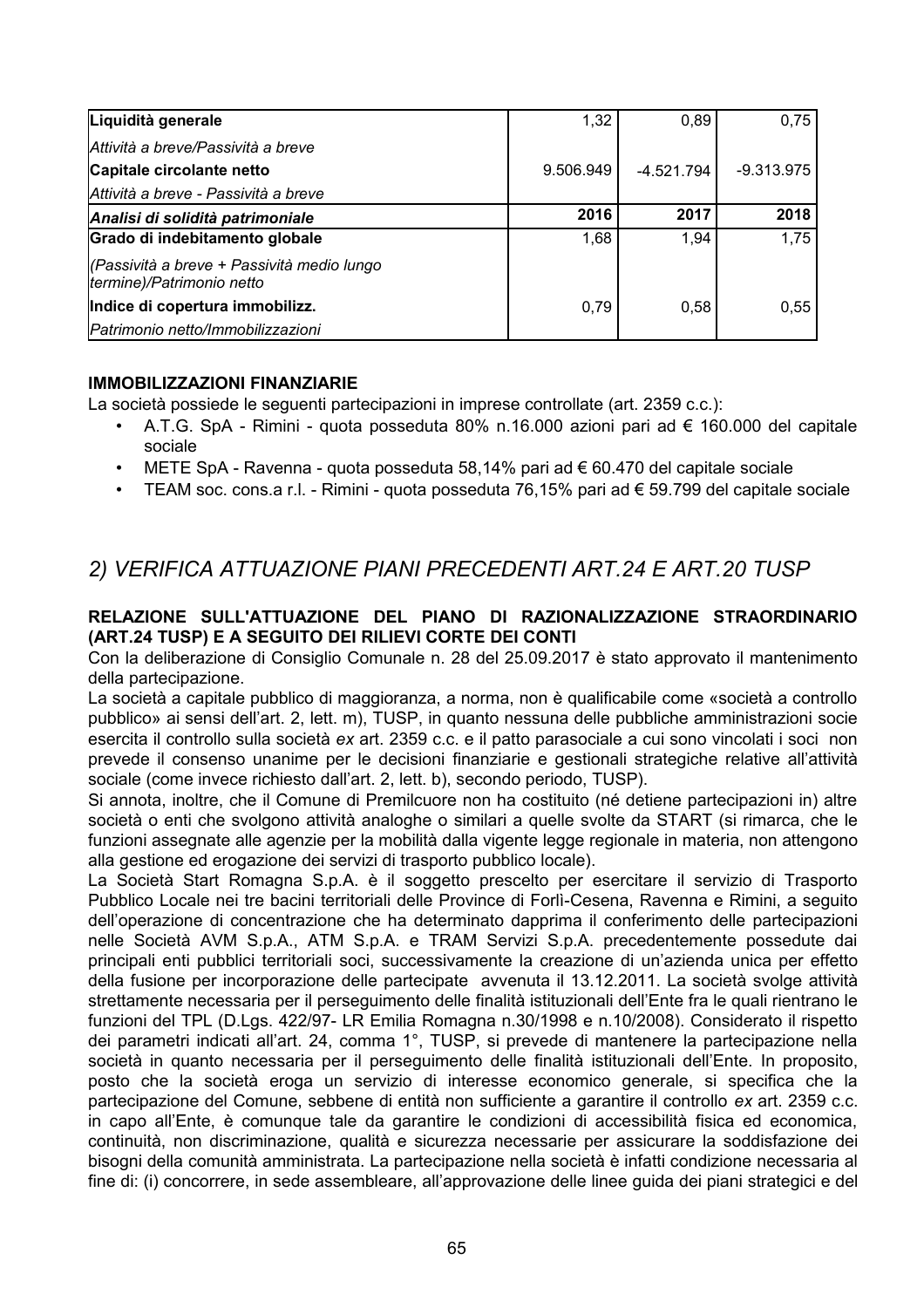| **Liquidità generale** | 1,32 | 0,89 | 0,75 |
|---|---|---|---|
| *Attività a breve/Passività a breve* | | | |
| **Capitale circolante netto** | 9.506.949 | -4.521.794 | -9.313.975 |
| *Attività a breve - Passività a breve* | | | |
| ***Analisi di solidità patrimoniale*** | **2016** | **2017** | **2018** |
| **Grado di indebitamento globale** | 1,68 | 1,94 | 1,75 |
| *(Passività a breve + Passività medio lungo termine)/Patrimonio netto* | | | |
| **Indice di copertura immobilizz.** | 0,79 | 0,58 | 0,55 |
| *Patrimonio netto/Immobilizzazioni* | | | |

**IMMOBILIZZAZIONI FINANZIARIE**

La società possiede le seguenti partecipazioni in imprese controllate (art. 2359 c.c.):

- A.T.G. SpA - Rimini - quota posseduta 80% n.16.000 azioni pari ad € 160.000 del capitale sociale
- METE SpA - Ravenna - quota posseduta 58,14% pari ad € 60.470 del capitale sociale
- TEAM soc. cons.a r.l. - Rimini - quota posseduta 76,15% pari ad € 59.799 del capitale sociale

## *2) VERIFICA ATTUAZIONE PIANI PRECEDENTI ART.24 E ART.20 TUSP*

**RELAZIONE SULL'ATTUAZIONE DEL PIANO DI RAZIONALIZZAZIONE STRAORDINARIO (ART.24 TUSP) E A SEGUITO DEI RILIEVI CORTE DEI CONTI**

Con la deliberazione di Consiglio Comunale n. 28 del 25.09.2017 è stato approvato il mantenimento della partecipazione.

La società a capitale pubblico di maggioranza, a norma, non è qualificabile come «società a controllo pubblico» ai sensi dell'art. 2, lett. m), TUSP, in quanto nessuna delle pubbliche amministrazioni socie esercita il controllo sulla società *ex* art. 2359 c.c. e il patto parasociale a cui sono vincolati i soci non prevede il consenso unanime per le decisioni finanziarie e gestionali strategiche relative all'attività sociale (come invece richiesto dall'art. 2, lett. b), secondo periodo, TUSP).

Si annota, inoltre, che il Comune di Premilcuore non ha costituito (né detiene partecipazioni in) altre società o enti che svolgono attività analoghe o similari a quelle svolte da START (si rimarca, che le funzioni assegnate alle agenzie per la mobilità dalla vigente legge regionale in materia, non attengono alla gestione ed erogazione dei servizi di trasporto pubblico locale).

La Società Start Romagna S.p.A. è il soggetto prescelto per esercitare il servizio di Trasporto Pubblico Locale nei tre bacini territoriali delle Province di Forlì-Cesena, Ravenna e Rimini, a seguito dell'operazione di concentrazione che ha determinato dapprima il conferimento delle partecipazioni nelle Società AVM S.p.A., ATM S.p.A. e TRAM Servizi S.p.A. precedentemente possedute dai principali enti pubblici territoriali soci, successivamente la creazione di un'azienda unica per effetto della fusione per incorporazione delle partecipate avvenuta il 13.12.2011. La società svolge attività strettamente necessaria per il perseguimento delle finalità istituzionali dell'Ente fra le quali rientrano le funzioni del TPL (D.Lgs. 422/97- LR Emilia Romagna n.30/1998 e n.10/2008). Considerato il rispetto dei parametri indicati all'art. 24, comma 1°, TUSP, si prevede di mantenere la partecipazione nella società in quanto necessaria per il perseguimento delle finalità istituzionali dell'Ente. In proposito, posto che la società eroga un servizio di interesse economico generale, si specifica che la partecipazione del Comune, sebbene di entità non sufficiente a garantire il controllo *ex* art. 2359 c.c. in capo all'Ente, è comunque tale da garantire le condizioni di accessibilità fisica ed economica, continuità, non discriminazione, qualità e sicurezza necessarie per assicurare la soddisfazione dei bisogni della comunità amministrata. La partecipazione nella società è infatti condizione necessaria al fine di: (i) concorrere, in sede assembleare, all'approvazione delle linee guida dei piani strategici e del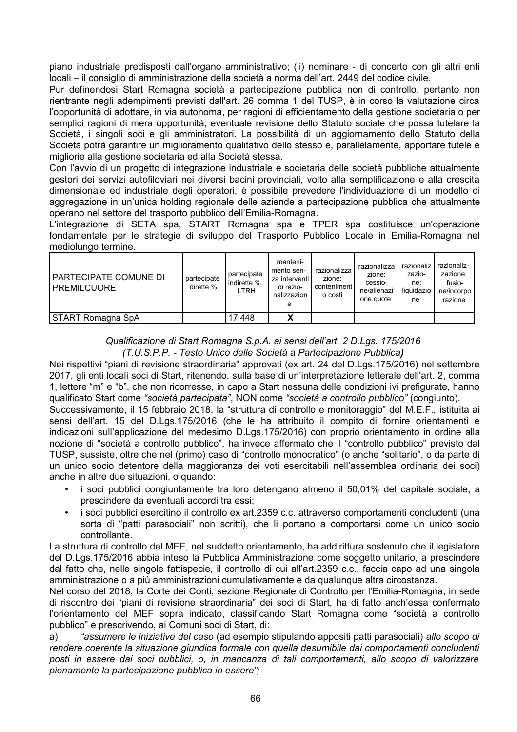piano industriale predisposti dall'organo amministrativo; (ii) nominare - di concerto con gli altri enti locali – il consiglio di amministrazione della società a norma dell'art. 2449 del codice civile.

Pur definendosi Start Romagna società a partecipazione pubblica non di controllo, pertanto non rientrante negli adempimenti previsti dall'art. 26 comma 1 del TUSP, è in corso la valutazione circa l'opportunità di adottare, in via autonoma, per ragioni di efficientamento della gestione societaria o per semplici ragioni di mera opportunità, eventuale revisione dello Statuto sociale che possa tutelare la Società, i singoli soci e gli amministratori. La possibilità di un aggiornamento dello Statuto della Società potrà garantire un miglioramento qualitativo dello stesso e, parallelamente, apportare tutele e migliorie alla gestione societaria ed alla Società stessa.

Con l'avvio di un progetto di integrazione industriale e societaria delle società pubbliche attualmente gestori dei servizi autofiloviari nei diversi bacini provinciali, volto alla semplificazione e alla crescita dimensionale ed industriale degli operatori, è possibile prevedere l'individuazione di un modello di aggregazione in un'unica holding regionale delle aziende a partecipazione pubblica che attualmente operano nel settore del trasporto pubblico dell'Emilia-Romagna.

L'integrazione di SETA spa, START Romagna spa e TPER spa costituisce un'operazione fondamentale per le strategie di sviluppo del Trasporto Pubblico Locale in Emilia-Romagna nel mediolungo termine.

| PARTECIPATE COMUNE DI PREMILCUORE | partecipate dirette % | partecipate indirette % LTRH | mantenimento senza interventi di razionalizzazione | razionalizzazione: contenimento costi | razionalizzazione: cessione/alienazione quote | razionalizzazione: liquidazione | razionalizzazione: fusione/incorporazione |
|---|---|---|---|---|---|---|---|
| START Romagna SpA | | 17,448 | X | | | | |

*Qualificazione di Start Romagna S.p.A. ai sensi dell'art. 2 D.Lgs. 175/2016*
*(T.U.S.P.P. - Testo Unico delle Società a Partecipazione Pubblica)*

Nei rispettivi "piani di revisione straordinaria" approvati (ex art. 24 del D.Lgs.175/2016) nel settembre 2017, gli enti locali soci di Start, ritenendo, sulla base di un'interpretazione letterale dell'art. 2, comma 1, lettere "m" e "b", che non ricorresse, in capo a Start nessuna delle condizioni ivi prefigurate, hanno qualificato Start come *"società partecipata"*, NON come *"società a controllo pubblico"* (congiunto).

Successivamente, il 15 febbraio 2018, la "struttura di controllo e monitoraggio" del M.E.F., istituita ai sensi dell'art. 15 del D.Lgs.175/2016 (che le ha attribuito il compito di fornire orientamenti e indicazioni sull'applicazione del medesimo D.Lgs.175/2016) con proprio orientamento in ordine alla nozione di "società a controllo pubblico", ha invece affermato che il "controllo pubblico" previsto dal TUSP, sussiste, oltre che nel (primo) caso di "controllo monocratico" (o anche "solitario", o da parte di un unico socio detentore della maggioranza dei voti esercitabili nell'assemblea ordinaria dei soci) anche in altre due situazioni, o quando:

- i soci pubblici congiuntamente tra loro detengano almeno il 50,01% del capitale sociale, a prescindere da eventuali accordi tra essi;
- i soci pubblici esercitino il controllo ex art.2359 c.c. attraverso comportamenti concludenti (una sorta di "patti parasociali" non scritti), che li portano a comportarsi come un unico socio controllante.

La struttura di controllo del MEF, nel suddetto orientamento, ha addirittura sostenuto che il legislatore del D.Lgs.175/2016 abbia inteso la Pubblica Amministrazione come soggetto unitario, a prescindere dal fatto che, nelle singole fattispecie, il controllo di cui all'art.2359 c.c., faccia capo ad una singola amministrazione o a più amministrazioni cumulativamente e da qualunque altra circostanza.

Nel corso del 2018, la Corte dei Conti, sezione Regionale di Controllo per l'Emilia-Romagna, in sede di riscontro dei "piani di revisione straordinaria" dei soci di Start, ha di fatto anch'essa confermato l'orientamento del MEF sopra indicato, classificando Start Romagna come "società a controllo pubblico" e prescrivendo, ai Comuni soci di Start, di:

a) *"assumere le iniziative del caso* (ad esempio stipulando appositi patti parasociali) *allo scopo di rendere coerente la situazione giuridica formale con quella desumibile dai comportamenti concludenti posti in essere dai soci pubblici, o, in mancanza di tali comportamenti, allo scopo di valorizzare pienamente la partecipazione pubblica in essere";*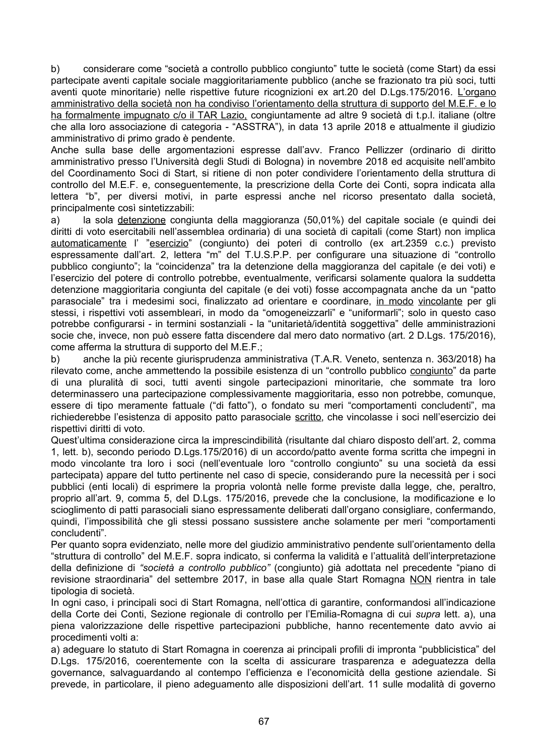b) considerare come "società a controllo pubblico congiunto" tutte le società (come Start) da essi partecipate aventi capitale sociale maggioritariamente pubblico (anche se frazionato tra più soci, tutti aventi quote minoritarie) nelle rispettive future ricognizioni ex art.20 del D.Lgs.175/2016. L'organo amministrativo della società non ha condiviso l'orientamento della struttura di supporto del M.E.F. e lo ha formalmente impugnato c/o il TAR Lazio, congiuntamente ad altre 9 società di t.p.l. italiane (oltre che alla loro associazione di categoria - "ASSTRA"), in data 13 aprile 2018 e attualmente il giudizio amministrativo di primo grado è pendente.

Anche sulla base delle argomentazioni espresse dall'avv. Franco Pellizzer (ordinario di diritto amministrativo presso l'Università degli Studi di Bologna) in novembre 2018 ed acquisite nell'ambito del Coordinamento Soci di Start, si ritiene di non poter condividere l'orientamento della struttura di controllo del M.E.F. e, conseguentemente, la prescrizione della Corte dei Conti, sopra indicata alla lettera "b", per diversi motivi, in parte espressi anche nel ricorso presentato dalla società, principalmente così sintetizzabili:

a) la sola detenzione congiunta della maggioranza (50,01%) del capitale sociale (e quindi dei diritti di voto esercitabili nell'assemblea ordinaria) di una società di capitali (come Start) non implica automaticamente l' "esercizio" (congiunto) dei poteri di controllo (ex art.2359 c.c.) previsto espressamente dall'art. 2, lettera "m" del T.U.S.P.P. per configurare una situazione di "controllo pubblico congiunto"; la "coincidenza" tra la detenzione della maggioranza del capitale (e dei voti) e l'esercizio del potere di controllo potrebbe, eventualmente, verificarsi solamente qualora la suddetta detenzione maggioritaria congiunta del capitale (e dei voti) fosse accompagnata anche da un "patto parasociale" tra i medesimi soci, finalizzato ad orientare e coordinare, in modo vincolante per gli stessi, i rispettivi voti assembleari, in modo da "omogeneizzarli" e "uniformarli"; solo in questo caso potrebbe configurarsi - in termini sostanziali - la "unitarietà/identità soggettiva" delle amministrazioni socie che, invece, non può essere fatta discendere dal mero dato normativo (art. 2 D.Lgs. 175/2016), come afferma la struttura di supporto del M.E.F.;

b) anche la più recente giurisprudenza amministrativa (T.A.R. Veneto, sentenza n. 363/2018) ha rilevato come, anche ammettendo la possibile esistenza di un "controllo pubblico congiunto" da parte di una pluralità di soci, tutti aventi singole partecipazioni minoritarie, che sommate tra loro determinassero una partecipazione complessivamente maggioritaria, esso non potrebbe, comunque, essere di tipo meramente fattuale ("di fatto"), o fondato su meri "comportamenti concludenti", ma richiederebbe l'esistenza di apposito patto parasociale scritto, che vincolasse i soci nell'esercizio dei rispettivi diritti di voto.

Quest'ultima considerazione circa la imprescindibilità (risultante dal chiaro disposto dell'art. 2, comma 1, lett. b), secondo periodo D.Lgs.175/2016) di un accordo/patto avente forma scritta che impegni in modo vincolante tra loro i soci (nell'eventuale loro "controllo congiunto" su una società da essi partecipata) appare del tutto pertinente nel caso di specie, considerando pure la necessità per i soci pubblici (enti locali) di esprimere la propria volontà nelle forme previste dalla legge, che, peraltro, proprio all'art. 9, comma 5, del D.Lgs. 175/2016, prevede che la conclusione, la modificazione e lo scioglimento di patti parasociali siano espressamente deliberati dall'organo consigliare, confermando, quindi, l'impossibilità che gli stessi possano sussistere anche solamente per meri "comportamenti concludenti".

Per quanto sopra evidenziato, nelle more del giudizio amministrativo pendente sull'orientamento della "struttura di controllo" del M.E.F. sopra indicato, si conferma la validità e l'attualità dell'interpretazione della definizione di *"società a controllo pubblico"* (congiunto) già adottata nel precedente "piano di revisione straordinaria" del settembre 2017, in base alla quale Start Romagna NON rientra in tale tipologia di società.

In ogni caso, i principali soci di Start Romagna, nell'ottica di garantire, conformandosi all'indicazione della Corte dei Conti, Sezione regionale di controllo per l'Emilia-Romagna di cui *supra* lett. a), una piena valorizzazione delle rispettive partecipazioni pubbliche, hanno recentemente dato avvio ai procedimenti volti a:

a) adeguare lo statuto di Start Romagna in coerenza ai principali profili di impronta "pubblicistica" del D.Lgs. 175/2016, coerentemente con la scelta di assicurare trasparenza e adeguatezza della governance, salvaguardando al contempo l'efficienza e l'economicità della gestione aziendale. Si prevede, in particolare, il pieno adeguamento alle disposizioni dell'art. 11 sulle modalità di governo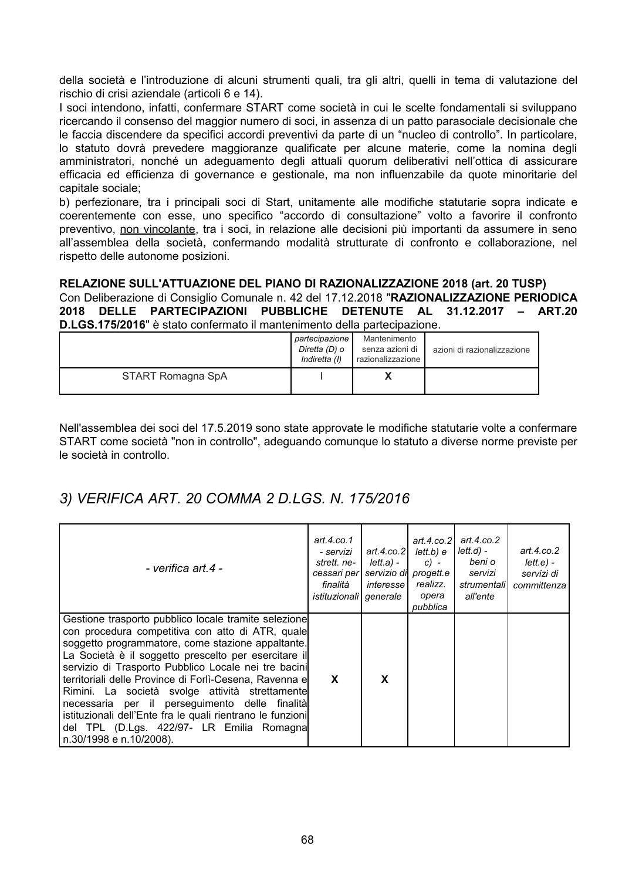della società e l'introduzione di alcuni strumenti quali, tra gli altri, quelli in tema di valutazione del rischio di crisi aziendale (articoli 6 e 14).

I soci intendono, infatti, confermare START come società in cui le scelte fondamentali si sviluppano ricercando il consenso del maggior numero di soci, in assenza di un patto parasociale decisionale che le faccia discendere da specifici accordi preventivi da parte di un "nucleo di controllo". In particolare, lo statuto dovrà prevedere maggioranze qualificate per alcune materie, come la nomina degli amministratori, nonché un adeguamento degli attuali quorum deliberativi nell'ottica di assicurare efficacia ed efficienza di governance e gestionale, ma non influenzabile da quote minoritarie del capitale sociale;

b) perfezionare, tra i principali soci di Start, unitamente alle modifiche statutarie sopra indicate e coerentemente con esse, uno specifico "accordo di consultazione" volto a favorire il confronto preventivo, <u>non vincolante</u>, tra i soci, in relazione alle decisioni più importanti da assumere in seno all'assemblea della società, confermando modalità strutturate di confronto e collaborazione, nel rispetto delle autonome posizioni.

**RELAZIONE SULL'ATTUAZIONE DEL PIANO DI RAZIONALIZZAZIONE 2018 (art. 20 TUSP)**

Con Deliberazione di Consiglio Comunale n. 42 del 17.12.2018 "**RAZIONALIZZAZIONE PERIODICA 2018 DELLE PARTECIPAZIONI PUBBLICHE DETENUTE AL 31.12.2017 – ART.20 D.LGS.175/2016**" è stato confermato il mantenimento della partecipazione.

| | *partecipazione Diretta (D) o Indiretta (I)* | Mantenimento senza azioni di razionalizzazione | azioni di razionalizzazione |
|---|---|---|---|
| START Romagna SpA | I | X | |

Nell'assemblea dei soci del 17.5.2019 sono state approvate le modifiche statutarie volte a confermare START come società "non in controllo", adeguando comunque lo statuto a diverse norme previste per le società in controllo.

## *3) VERIFICA ART. 20 COMMA 2 D.LGS. N. 175/2016*

| *- verifica art.4 -* | *art.4.co.1 - servizi strett. necessari per finalità istituzionali* | *art.4.co.2 lett.a) - servizio di interesse generale* | *art.4.co.2 lett.b) e c) - progett.e realizz. opera pubblica* | *art.4.co.2 lett.d) - beni o servizi strumentali all'ente* | *art.4.co.2 lett.e) - servizi di committenza* |
|---|---|---|---|---|---|
| Gestione trasporto pubblico locale tramite selezione con procedura competitiva con atto di ATR, quale soggetto programmatore, come stazione appaltante. La Società è il soggetto prescelto per esercitare il servizio di Trasporto Pubblico Locale nei tre bacini territoriali delle Province di Forlì-Cesena, Ravenna e Rimini. La società svolge attività strettamente necessaria per il perseguimento delle finalità istituzionali dell'Ente fra le quali rientrano le funzioni del TPL (D.Lgs. 422/97- LR Emilia Romagna n.30/1998 e n.10/2008). | X | X | | | |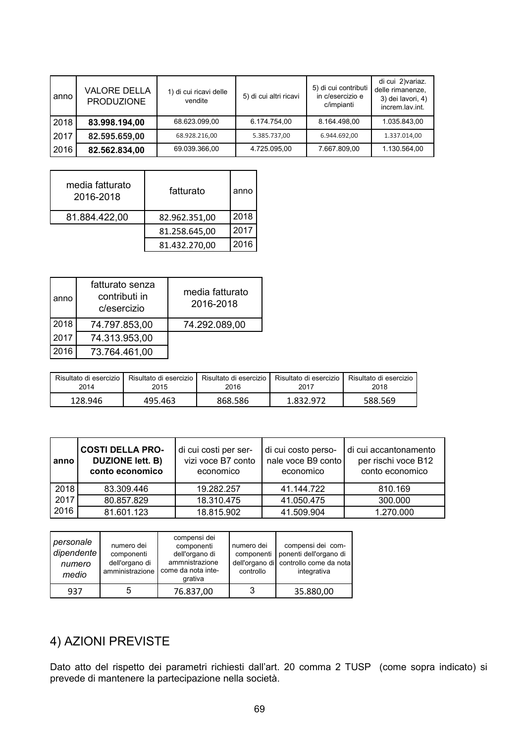| anno | VALORE DELLA PRODUZIONE | 1) di cui ricavi delle vendite | 5) di cui altri ricavi | 5) di cui contributi in c/esercizio e c/impianti | di cui 2)variaz. delle rimanenze, 3) dei lavori, 4) increm.lav.int. |
|---|---|---|---|---|---|
| 2018 | **83.998.194,00** | 68.623.099,00 | 6.174.754,00 | 8.164.498,00 | 1.035.843,00 |
| 2017 | **82.595.659,00** | 68.928.216,00 | 5.385.737,00 | 6.944.692,00 | 1.337.014,00 |
| 2016 | **82.562.834,00** | 69.039.366,00 | 4.725.095,00 | 7.667.809,00 | 1.130.564,00 |

| media fatturato 2016-2018 | fatturato | anno |
|---|---|---|
| 81.884.422,00 | 82.962.351,00 | 2018 |
| | 81.258.645,00 | 2017 |
| | 81.432.270,00 | 2016 |

| anno | fatturato senza contributi in c/esercizio | media fatturato 2016-2018 |
|---|---|---|
| 2018 | 74.797.853,00 | 74.292.089,00 |
| 2017 | 74.313.953,00 | |
| 2016 | 73.764.461,00 | |

| Risultato di esercizio 2014 | Risultato di esercizio 2015 | Risultato di esercizio 2016 | Risultato di esercizio 2017 | Risultato di esercizio 2018 |
|---|---|---|---|---|
| 128.946 | 495.463 | 868.586 | 1.832.972 | 588.569 |

| anno | COSTI DELLA PRODUZIONE lett. B) conto economico | di cui costi per servizi voce B7 conto economico | di cui costo personale voce B9 conto economico | di cui accantonamento per rischi voce B12 conto economico |
|---|---|---|---|---|
| 2018 | 83.309.446 | 19.282.257 | 41.144.722 | 810.169 |
| 2017 | 80.857.829 | 18.310.475 | 41.050.475 | 300.000 |
| 2016 | 81.601.123 | 18.815.902 | 41.509.904 | 1.270.000 |

| *personale dipendente numero medio* | numero dei componenti dell'organo di amministrazione | compensi dei componenti dell'organo di ammnistrazione come da nota integrativa | numero dei componenti dell'organo di controllo | compensi dei componenti dell'organo di controllo come da nota integrativa |
|---|---|---|---|---|
| 937 | 5 | 76.837,00 | 3 | 35.880,00 |

## 4) AZIONI PREVISTE

Dato atto del rispetto dei parametri richiesti dall'art. 20 comma 2 TUSP (come sopra indicato) si prevede di mantenere la partecipazione nella società.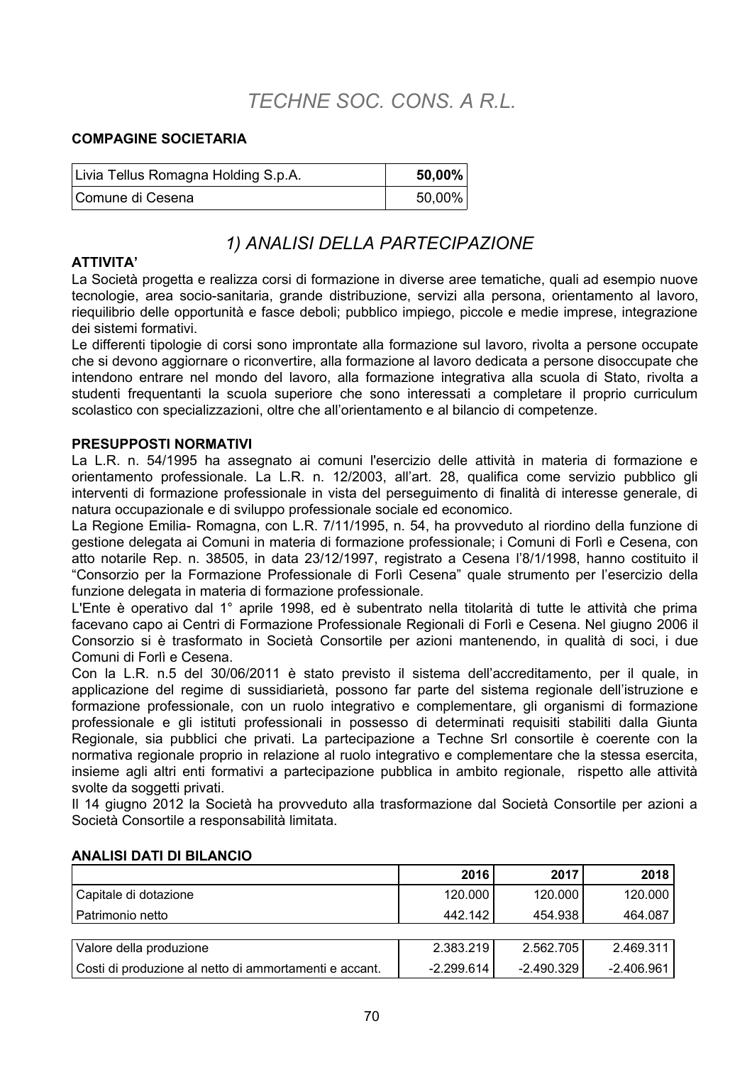# *TECHNE SOC. CONS. A R.L.*

**COMPAGINE SOCIETARIA**

| | |
|---|---|
| Livia Tellus Romagna Holding S.p.A. | **50,00%** |
| Comune di Cesena | 50,00% |

## *1) ANALISI DELLA PARTECIPAZIONE*

**ATTIVITA'**

La Società progetta e realizza corsi di formazione in diverse aree tematiche, quali ad esempio nuove tecnologie, area socio-sanitaria, grande distribuzione, servizi alla persona, orientamento al lavoro, riequilibrio delle opportunità e fasce deboli; pubblico impiego, piccole e medie imprese, integrazione dei sistemi formativi.

Le differenti tipologie di corsi sono improntate alla formazione sul lavoro, rivolta a persone occupate che si devono aggiornare o riconvertire, alla formazione al lavoro dedicata a persone disoccupate che intendono entrare nel mondo del lavoro, alla formazione integrativa alla scuola di Stato, rivolta a studenti frequentanti la scuola superiore che sono interessati a completare il proprio curriculum scolastico con specializzazioni, oltre che all'orientamento e al bilancio di competenze.

**PRESUPPOSTI NORMATIVI**

La L.R. n. 54/1995 ha assegnato ai comuni l'esercizio delle attività in materia di formazione e orientamento professionale. La L.R. n. 12/2003, all'art. 28, qualifica come servizio pubblico gli interventi di formazione professionale in vista del perseguimento di finalità di interesse generale, di natura occupazionale e di sviluppo professionale sociale ed economico.

La Regione Emilia- Romagna, con L.R. 7/11/1995, n. 54, ha provveduto al riordino della funzione di gestione delegata ai Comuni in materia di formazione professionale; i Comuni di Forlì e Cesena, con atto notarile Rep. n. 38505, in data 23/12/1997, registrato a Cesena l'8/1/1998, hanno costituito il "Consorzio per la Formazione Professionale di Forlì Cesena" quale strumento per l'esercizio della funzione delegata in materia di formazione professionale.

L'Ente è operativo dal 1° aprile 1998, ed è subentrato nella titolarità di tutte le attività che prima facevano capo ai Centri di Formazione Professionale Regionali di Forlì e Cesena. Nel giugno 2006 il Consorzio si è trasformato in Società Consortile per azioni mantenendo, in qualità di soci, i due Comuni di Forlì e Cesena.

Con la L.R. n.5 del 30/06/2011 è stato previsto il sistema dell'accreditamento, per il quale, in applicazione del regime di sussidiarietà, possono far parte del sistema regionale dell'istruzione e formazione professionale, con un ruolo integrativo e complementare, gli organismi di formazione professionale e gli istituti professionali in possesso di determinati requisiti stabiliti dalla Giunta Regionale, sia pubblici che privati. La partecipazione a Techne Srl consortile è coerente con la normativa regionale proprio in relazione al ruolo integrativo e complementare che la stessa esercita, insieme agli altri enti formativi a partecipazione pubblica in ambito regionale, rispetto alle attività svolte da soggetti privati.

Il 14 giugno 2012 la Società ha provveduto alla trasformazione dal Società Consortile per azioni a Società Consortile a responsabilità limitata.

**ANALISI DATI DI BILANCIO**

| | 2016 | 2017 | 2018 |
|---|---:|---:|---:|
| Capitale di dotazione | 120.000 | 120.000 | 120.000 |
| Patrimonio netto | 442.142 | 454.938 | 464.087 |
| | | | |
| Valore della produzione | 2.383.219 | 2.562.705 | 2.469.311 |
| Costi di produzione al netto di ammortamenti e accant. | -2.299.614 | -2.490.329 | -2.406.961 |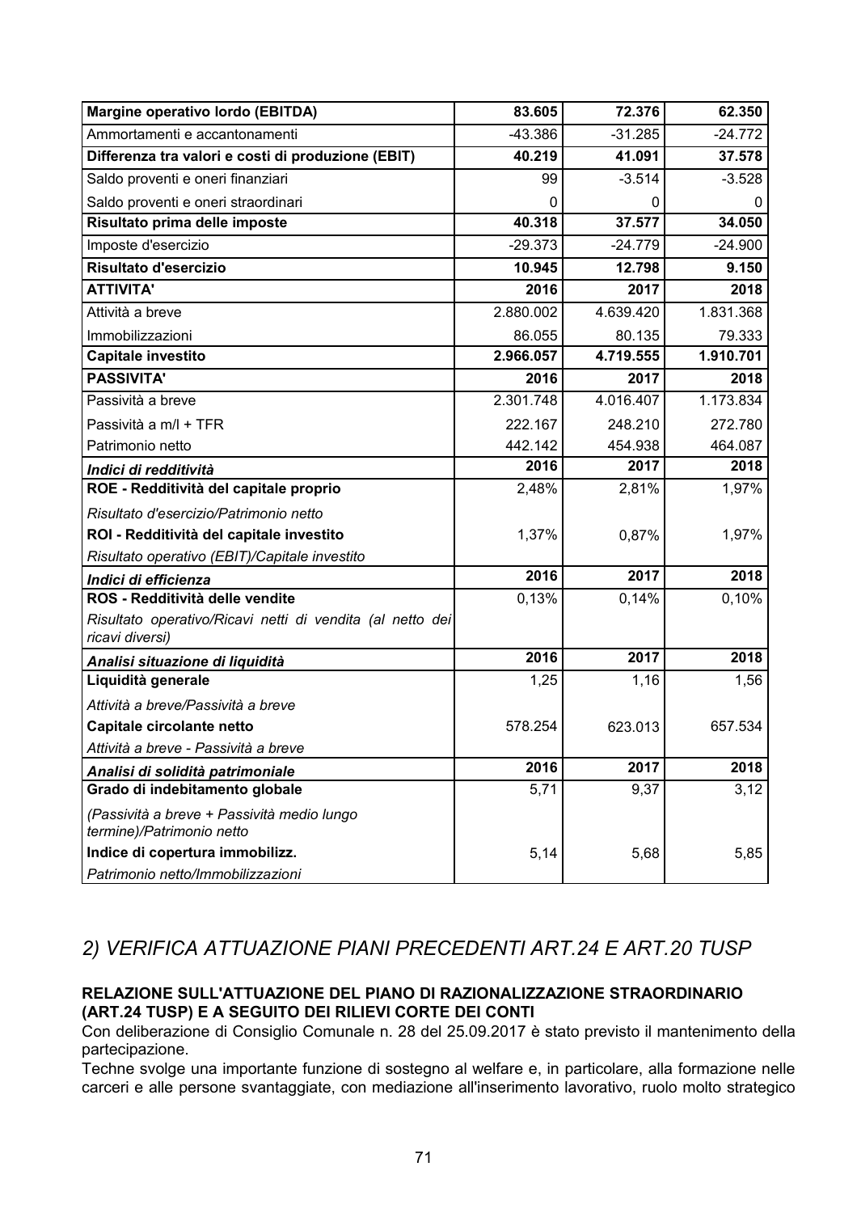| Margine operativo lordo (EBITDA) | 83.605 | 72.376 | 62.350 |
|---|---|---|---|
| Ammortamenti e accantonamenti | -43.386 | -31.285 | -24.772 |
| **Differenza tra valori e costi di produzione (EBIT)** | **40.219** | **41.091** | **37.578** |
| Saldo proventi e oneri finanziari | 99 | -3.514 | -3.528 |
| Saldo proventi e oneri straordinari | 0 | 0 | 0 |
| **Risultato prima delle imposte** | **40.318** | **37.577** | **34.050** |
| Imposte d'esercizio | -29.373 | -24.779 | -24.900 |
| **Risultato d'esercizio** | **10.945** | **12.798** | **9.150** |
| **ATTIVITA'** | **2016** | **2017** | **2018** |
| Attività a breve | 2.880.002 | 4.639.420 | 1.831.368 |
| Immobilizzazioni | 86.055 | 80.135 | 79.333 |
| **Capitale investito** | **2.966.057** | **4.719.555** | **1.910.701** |
| **PASSIVITA'** | **2016** | **2017** | **2018** |
| Passività a breve | 2.301.748 | 4.016.407 | 1.173.834 |
| Passività a m/l + TFR | 222.167 | 248.210 | 272.780 |
| Patrimonio netto | 442.142 | 454.938 | 464.087 |
| ***Indici di redditività*** | **2016** | **2017** | **2018** |
| **ROE - Redditività del capitale proprio** | 2,48% | 2,81% | 1,97% |
| *Risultato d'esercizio/Patrimonio netto* | | | |
| **ROI - Redditività del capitale investito** | 1,37% | 0,87% | 1,97% |
| *Risultato operativo (EBIT)/Capitale investito* | | | |
| ***Indici di efficienza*** | **2016** | **2017** | **2018** |
| **ROS - Redditività delle vendite** | 0,13% | 0,14% | 0,10% |
| *Risultato operativo/Ricavi netti di vendita (al netto dei ricavi diversi)* | | | |
| ***Analisi situazione di liquidità*** | **2016** | **2017** | **2018** |
| **Liquidità generale** | 1,25 | 1,16 | 1,56 |
| *Attività a breve/Passività a breve* | | | |
| **Capitale circolante netto** | 578.254 | 623.013 | 657.534 |
| *Attività a breve - Passività a breve* | | | |
| ***Analisi di solidità patrimoniale*** | **2016** | **2017** | **2018** |
| **Grado di indebitamento globale** | 5,71 | 9,37 | 3,12 |
| *(Passività a breve + Passività medio lungo termine)/Patrimonio netto* | | | |
| **Indice di copertura immobilizz.** | 5,14 | 5,68 | 5,85 |
| *Patrimonio netto/Immobilizzazioni* | | | |

## *2) VERIFICA ATTUAZIONE PIANI PRECEDENTI ART.24 E ART.20 TUSP*

**RELAZIONE SULL'ATTUAZIONE DEL PIANO DI RAZIONALIZZAZIONE STRAORDINARIO (ART.24 TUSP) E A SEGUITO DEI RILIEVI CORTE DEI CONTI**

Con deliberazione di Consiglio Comunale n. 28 del 25.09.2017 è stato previsto il mantenimento della partecipazione.

Techne svolge una importante funzione di sostegno al welfare e, in particolare, alla formazione nelle carceri e alle persone svantaggiate, con mediazione all'inserimento lavorativo, ruolo molto strategico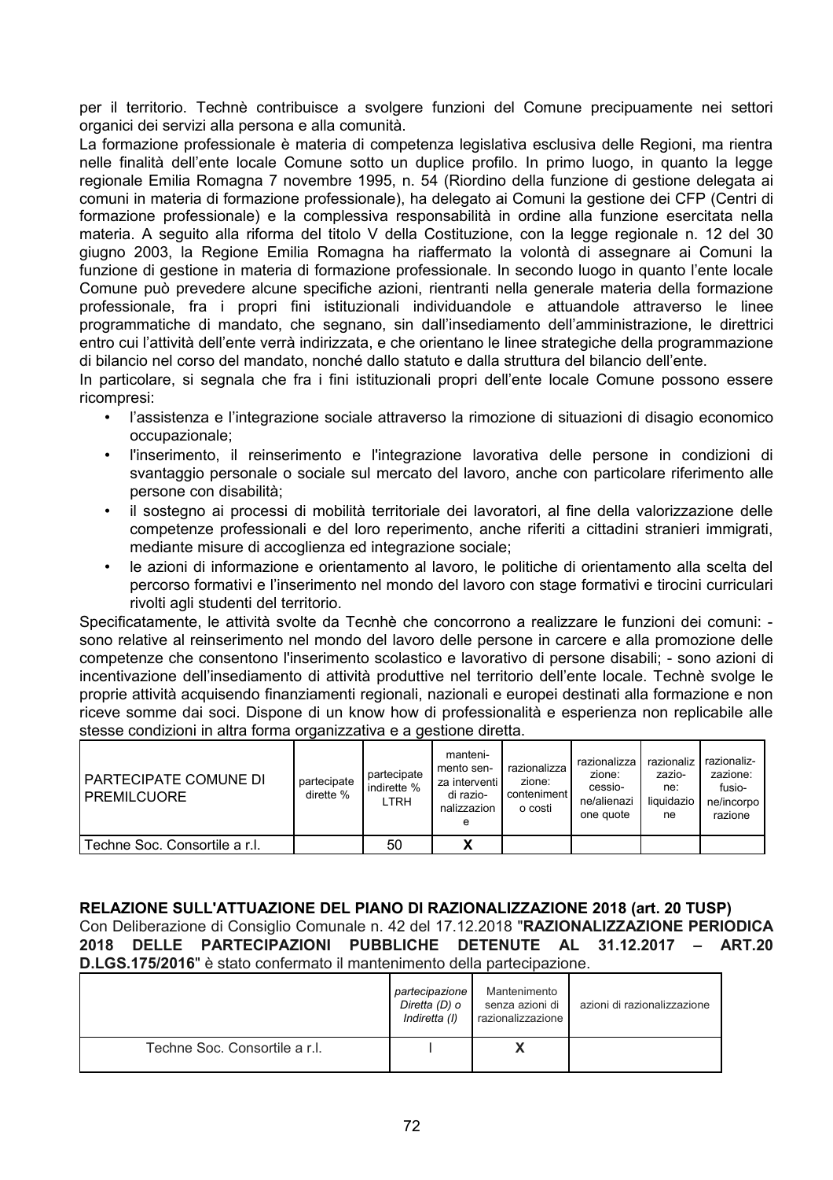per il territorio. Technè contribuisce a svolgere funzioni del Comune precipuamente nei settori organici dei servizi alla persona e alla comunità.

La formazione professionale è materia di competenza legislativa esclusiva delle Regioni, ma rientra nelle finalità dell'ente locale Comune sotto un duplice profilo. In primo luogo, in quanto la legge regionale Emilia Romagna 7 novembre 1995, n. 54 (Riordino della funzione di gestione delegata ai comuni in materia di formazione professionale), ha delegato ai Comuni la gestione dei CFP (Centri di formazione professionale) e la complessiva responsabilità in ordine alla funzione esercitata nella materia. A seguito alla riforma del titolo V della Costituzione, con la legge regionale n. 12 del 30 giugno 2003, la Regione Emilia Romagna ha riaffermato la volontà di assegnare ai Comuni la funzione di gestione in materia di formazione professionale. In secondo luogo in quanto l'ente locale Comune può prevedere alcune specifiche azioni, rientranti nella generale materia della formazione professionale, fra i propri fini istituzionali individuandole e attuandole attraverso le linee programmatiche di mandato, che segnano, sin dall'insediamento dell'amministrazione, le direttrici entro cui l'attività dell'ente verrà indirizzata, e che orientano le linee strategiche della programmazione di bilancio nel corso del mandato, nonché dallo statuto e dalla struttura del bilancio dell'ente.

In particolare, si segnala che fra i fini istituzionali propri dell'ente locale Comune possono essere ricompresi:

- l'assistenza e l'integrazione sociale attraverso la rimozione di situazioni di disagio economico occupazionale;
- l'inserimento, il reinserimento e l'integrazione lavorativa delle persone in condizioni di svantaggio personale o sociale sul mercato del lavoro, anche con particolare riferimento alle persone con disabilità;
- il sostegno ai processi di mobilità territoriale dei lavoratori, al fine della valorizzazione delle competenze professionali e del loro reperimento, anche riferiti a cittadini stranieri immigrati, mediante misure di accoglienza ed integrazione sociale;
- le azioni di informazione e orientamento al lavoro, le politiche di orientamento alla scelta del percorso formativi e l'inserimento nel mondo del lavoro con stage formativi e tirocini curriculari rivolti agli studenti del territorio.

Specificatamente, le attività svolte da Tecnhè che concorrono a realizzare le funzioni dei comuni: - sono relative al reinserimento nel mondo del lavoro delle persone in carcere e alla promozione delle competenze che consentono l'inserimento scolastico e lavorativo di persone disabili; - sono azioni di incentivazione dell'insediamento di attività produttive nel territorio dell'ente locale. Technè svolge le proprie attività acquisendo finanziamenti regionali, nazionali e europei destinati alla formazione e non riceve somme dai soci. Dispone di un know how di professionalità e esperienza non replicabile alle stesse condizioni in altra forma organizzativa e a gestione diretta.

| PARTECIPATE COMUNE DI PREMILCUORE | partecipate dirette % | partecipate indirette % LTRH | mantenimento senza interventi di razionalizzazione | razionalizzazione: contenimento costi | razionalizzazione: cessione/alienazione quote | razionalizzazione: liquidazione | razionalizzazione: fusione/incorporazione |
|---|---|---|---|---|---|---|---|
| Techne Soc. Consortile a r.l. | | 50 | X | | | | |

**RELAZIONE SULL'ATTUAZIONE DEL PIANO DI RAZIONALIZZAZIONE 2018 (art. 20 TUSP)**

Con Deliberazione di Consiglio Comunale n. 42 del 17.12.2018 "**RAZIONALIZZAZIONE PERIODICA 2018 DELLE PARTECIPAZIONI PUBBLICHE DETENUTE AL 31.12.2017 – ART.20 D.LGS.175/2016**" è stato confermato il mantenimento della partecipazione.

| | *partecipazione Diretta (D) o Indiretta (I)* | Mantenimento senza azioni di razionalizzazione | azioni di razionalizzazione |
|---|---|---|---|
| Techne Soc. Consortile a r.l. | I | X | |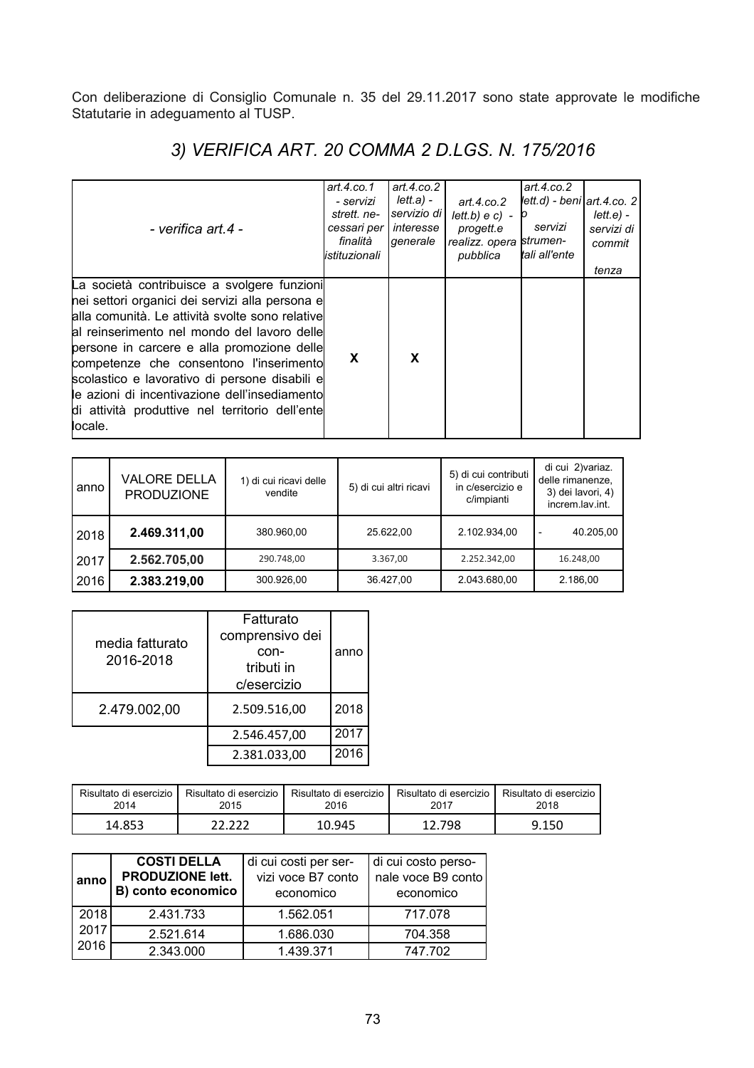Con deliberazione di Consiglio Comunale n. 35 del 29.11.2017 sono state approvate le modifiche Statutarie in adeguamento al TUSP.

## *3) VERIFICA ART. 20 COMMA 2 D.LGS. N. 175/2016*

| *- verifica art.4 -* | *art.4.co.1 - servizi strett. necessari per finalità istituzionali* | *art.4.co.2 lett.a) - servizio di interesse generale* | *art.4.co.2 lett.b) e c) - progett.e realizz. opera pubblica* | *art.4.co.2 lett.d) - beni o servizi strumentali all'ente* | *art.4.co. 2 lett.e) - servizi di committenza* |
|---|---|---|---|---|---|
| La società contribuisce a svolgere funzioni nei settori organici dei servizi alla persona e alla comunità. Le attività svolte sono relative al reinserimento nel mondo del lavoro delle persone in carcere e alla promozione delle competenze che consentono l'inserimento scolastico e lavorativo di persone disabili e le azioni di incentivazione dell'insediamento di attività produttive nel territorio dell'ente locale. | **X** | **X** | | | |

| anno | VALORE DELLA PRODUZIONE | 1) di cui ricavi delle vendite | 5) di cui altri ricavi | 5) di cui contributi in c/esercizio e c/impianti | di cui 2)variaz. delle rimanenze, 3) dei lavori, 4) increm.lav.int. |
|---|---|---|---|---|---|
| 2018 | **2.469.311,00** | 380.960,00 | 25.622,00 | 2.102.934,00 | - 40.205,00 |
| 2017 | **2.562.705,00** | 290.748,00 | 3.367,00 | 2.252.342,00 | 16.248,00 |
| 2016 | **2.383.219,00** | 300.926,00 | 36.427,00 | 2.043.680,00 | 2.186,00 |

| media fatturato 2016-2018 | Fatturato comprensivo dei contributi in c/esercizio | anno |
|---|---|---|
| 2.479.002,00 | 2.509.516,00 | 2018 |
| | 2.546.457,00 | 2017 |
| | 2.381.033,00 | 2016 |

| Risultato di esercizio 2014 | Risultato di esercizio 2015 | Risultato di esercizio 2016 | Risultato di esercizio 2017 | Risultato di esercizio 2018 |
|---|---|---|---|---|
| 14.853 | 22.222 | 10.945 | 12.798 | 9.150 |

| anno | **COSTI DELLA PRODUZIONE lett. B) conto economico** | di cui costi per servizi voce B7 conto economico | di cui costo personale voce B9 conto economico |
|---|---|---|---|
| 2018 | 2.431.733 | 1.562.051 | 717.078 |
| 2017 | 2.521.614 | 1.686.030 | 704.358 |
| 2016 | 2.343.000 | 1.439.371 | 747.702 |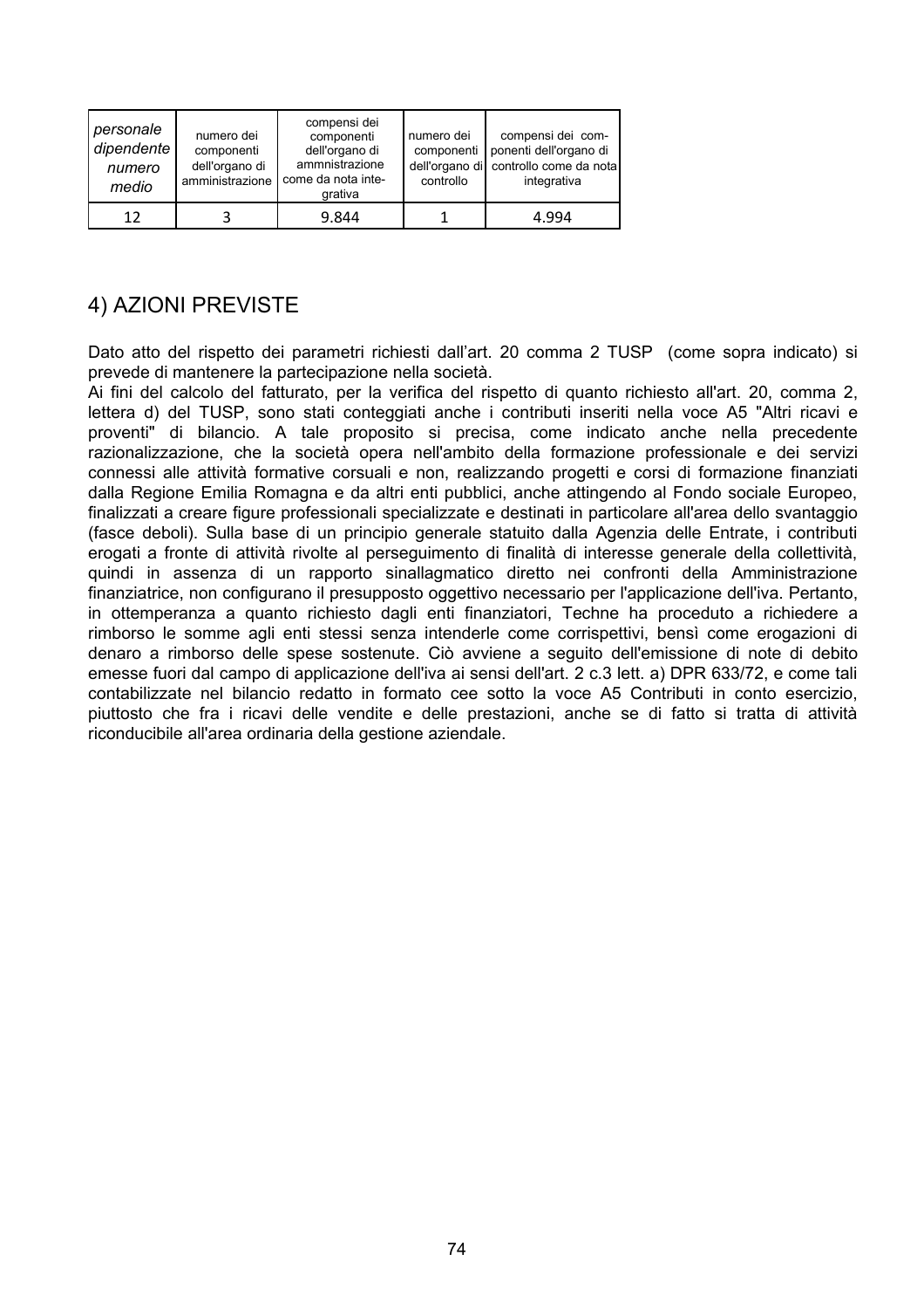| *personale dipendente numero medio* | numero dei componenti dell'organo di amministrazione | compensi dei componenti dell'organo di ammnistrazione come da nota integrativa | numero dei componenti dell'organo di controllo | compensi dei componenti dell'organo di controllo come da nota integrativa |
|---|---|---|---|---|
| 12 | 3 | 9.844 | 1 | 4.994 |

## 4) AZIONI PREVISTE

Dato atto del rispetto dei parametri richiesti dall’art. 20 comma 2 TUSP (come sopra indicato) si prevede di mantenere la partecipazione nella società.
Ai fini del calcolo del fatturato, per la verifica del rispetto di quanto richiesto all'art. 20, comma 2, lettera d) del TUSP, sono stati conteggiati anche i contributi inseriti nella voce A5 "Altri ricavi e proventi" di bilancio. A tale proposito si precisa, come indicato anche nella precedente razionalizzazione, che la società opera nell'ambito della formazione professionale e dei servizi connessi alle attività formative corsuali e non, realizzando progetti e corsi di formazione finanziati dalla Regione Emilia Romagna e da altri enti pubblici, anche attingendo al Fondo sociale Europeo, finalizzati a creare figure professionali specializzate e destinati in particolare all'area dello svantaggio (fasce deboli). Sulla base di un principio generale statuito dalla Agenzia delle Entrate, i contributi erogati a fronte di attività rivolte al perseguimento di finalità di interesse generale della collettività, quindi in assenza di un rapporto sinallagmatico diretto nei confronti della Amministrazione finanziatrice, non configurano il presupposto oggettivo necessario per l'applicazione dell'iva. Pertanto, in ottemperanza a quanto richiesto dagli enti finanziatori, Techne ha proceduto a richiedere a rimborso le somme agli enti stessi senza intenderle come corrispettivi, bensì come erogazioni di denaro a rimborso delle spese sostenute. Ciò avviene a seguito dell'emissione di note di debito emesse fuori dal campo di applicazione dell'iva ai sensi dell'art. 2 c.3 lett. a) DPR 633/72, e come tali contabilizzate nel bilancio redatto in formato cee sotto la voce A5 Contributi in conto esercizio, piuttosto che fra i ricavi delle vendite e delle prestazioni, anche se di fatto si tratta di attività riconducibile all'area ordinaria della gestione aziendale.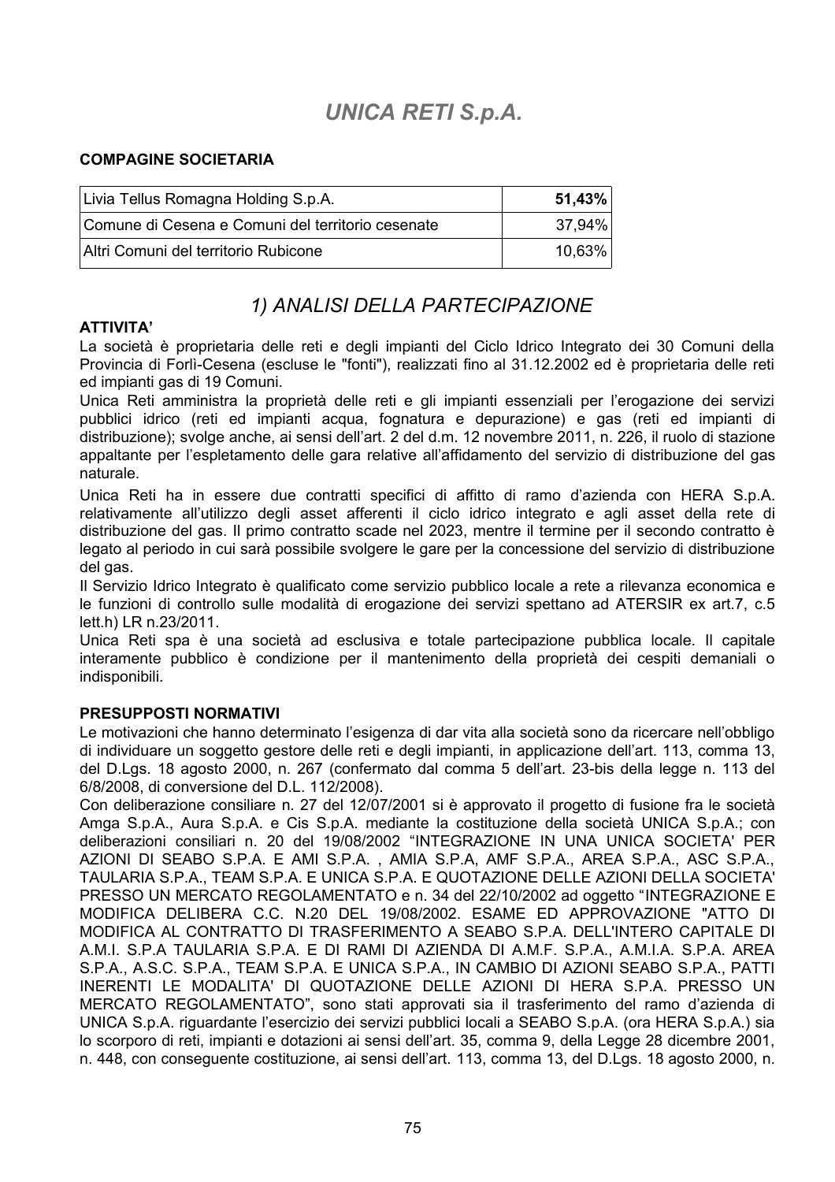# *UNICA RETI S.p.A.*

**COMPAGINE SOCIETARIA**

| | |
|---|---|
| Livia Tellus Romagna Holding S.p.A. | **51,43%** |
| Comune di Cesena e Comuni del territorio cesenate | 37,94% |
| Altri Comuni del territorio Rubicone | 10,63% |

## *1) ANALISI DELLA PARTECIPAZIONE*

**ATTIVITA'**

La società è proprietaria delle reti e degli impianti del Ciclo Idrico Integrato dei 30 Comuni della Provincia di Forlì-Cesena (escluse le "fonti"), realizzati fino al 31.12.2002 ed è proprietaria delle reti ed impianti gas di 19 Comuni.

Unica Reti amministra la proprietà delle reti e gli impianti essenziali per l'erogazione dei servizi pubblici idrico (reti ed impianti acqua, fognatura e depurazione) e gas (reti ed impianti di distribuzione); svolge anche, ai sensi dell'art. 2 del d.m. 12 novembre 2011, n. 226, il ruolo di stazione appaltante per l'espletamento delle gara relative all'affidamento del servizio di distribuzione del gas naturale.

Unica Reti ha in essere due contratti specifici di affitto di ramo d'azienda con HERA S.p.A. relativamente all'utilizzo degli asset afferenti il ciclo idrico integrato e agli asset della rete di distribuzione del gas. Il primo contratto scade nel 2023, mentre il termine per il secondo contratto è legato al periodo in cui sarà possibile svolgere le gare per la concessione del servizio di distribuzione del gas.

Il Servizio Idrico Integrato è qualificato come servizio pubblico locale a rete a rilevanza economica e le funzioni di controllo sulle modalità di erogazione dei servizi spettano ad ATERSIR ex art.7, c.5 lett.h) LR n.23/2011.

Unica Reti spa è una società ad esclusiva e totale partecipazione pubblica locale. Il capitale interamente pubblico è condizione per il mantenimento della proprietà dei cespiti demaniali o indisponibili.

**PRESUPPOSTI NORMATIVI**

Le motivazioni che hanno determinato l'esigenza di dar vita alla società sono da ricercare nell'obbligo di individuare un soggetto gestore delle reti e degli impianti, in applicazione dell'art. 113, comma 13, del D.Lgs. 18 agosto 2000, n. 267 (confermato dal comma 5 dell'art. 23-bis della legge n. 113 del 6/8/2008, di conversione del D.L. 112/2008).

Con deliberazione consiliare n. 27 del 12/07/2001 si è approvato il progetto di fusione fra le società Amga S.p.A., Aura S.p.A. e Cis S.p.A. mediante la costituzione della società UNICA S.p.A.; con deliberazioni consiliari n. 20 del 19/08/2002 "INTEGRAZIONE IN UNA UNICA SOCIETA' PER AZIONI DI SEABO S.P.A. E AMI S.P.A. , AMIA S.P.A, AMF S.P.A., AREA S.P.A., ASC S.P.A., TAULARIA S.P.A., TEAM S.P.A. E UNICA S.P.A. E QUOTAZIONE DELLE AZIONI DELLA SOCIETA' PRESSO UN MERCATO REGOLAMENTATO e n. 34 del 22/10/2002 ad oggetto "INTEGRAZIONE E MODIFICA DELIBERA C.C. N.20 DEL 19/08/2002. ESAME ED APPROVAZIONE "ATTO DI MODIFICA AL CONTRATTO DI TRASFERIMENTO A SEABO S.P.A. DELL'INTERO CAPITALE DI A.M.I. S.P.A TAULARIA S.P.A. E DI RAMI DI AZIENDA DI A.M.F. S.P.A., A.M.I.A. S.P.A. AREA S.P.A., A.S.C. S.P.A., TEAM S.P.A. E UNICA S.P.A., IN CAMBIO DI AZIONI SEABO S.P.A., PATTI INERENTI LE MODALITA' DI QUOTAZIONE DELLE AZIONI DI HERA S.P.A. PRESSO UN MERCATO REGOLAMENTATO", sono stati approvati sia il trasferimento del ramo d'azienda di UNICA S.p.A. riguardante l'esercizio dei servizi pubblici locali a SEABO S.p.A. (ora HERA S.p.A.) sia lo scorporo di reti, impianti e dotazioni ai sensi dell'art. 35, comma 9, della Legge 28 dicembre 2001, n. 448, con conseguente costituzione, ai sensi dell'art. 113, comma 13, del D.Lgs. 18 agosto 2000, n.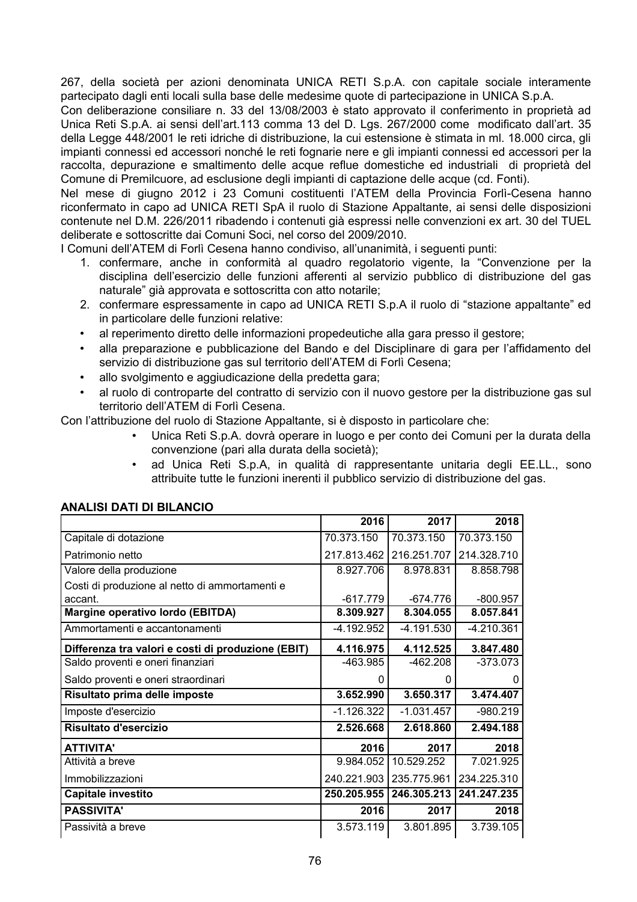267, della società per azioni denominata UNICA RETI S.p.A. con capitale sociale interamente partecipato dagli enti locali sulla base delle medesime quote di partecipazione in UNICA S.p.A.

Con deliberazione consiliare n. 33 del 13/08/2003 è stato approvato il conferimento in proprietà ad Unica Reti S.p.A. ai sensi dell'art.113 comma 13 del D. Lgs. 267/2000 come modificato dall'art. 35 della Legge 448/2001 le reti idriche di distribuzione, la cui estensione è stimata in ml. 18.000 circa, gli impianti connessi ed accessori nonché le reti fognarie nere e gli impianti connessi ed accessori per la raccolta, depurazione e smaltimento delle acque reflue domestiche ed industriali di proprietà del Comune di Premilcuore, ad esclusione degli impianti di captazione delle acque (cd. Fonti).

Nel mese di giugno 2012 i 23 Comuni costituenti l'ATEM della Provincia Forlì-Cesena hanno riconfermato in capo ad UNICA RETI SpA il ruolo di Stazione Appaltante, ai sensi delle disposizioni contenute nel D.M. 226/2011 ribadendo i contenuti già espressi nelle convenzioni ex art. 30 del TUEL deliberate e sottoscritte dai Comuni Soci, nel corso del 2009/2010.

I Comuni dell'ATEM di Forlì Cesena hanno condiviso, all'unanimità, i seguenti punti:

1. confermare, anche in conformità al quadro regolatorio vigente, la "Convenzione per la disciplina dell'esercizio delle funzioni afferenti al servizio pubblico di distribuzione del gas naturale" già approvata e sottoscritta con atto notarile;
2. confermare espressamente in capo ad UNICA RETI S.p.A il ruolo di "stazione appaltante" ed in particolare delle funzioni relative:

- al reperimento diretto delle informazioni propedeutiche alla gara presso il gestore;
- alla preparazione e pubblicazione del Bando e del Disciplinare di gara per l'affidamento del servizio di distribuzione gas sul territorio dell'ATEM di Forlì Cesena;
- allo svolgimento e aggiudicazione della predetta gara;
- al ruolo di controparte del contratto di servizio con il nuovo gestore per la distribuzione gas sul territorio dell'ATEM di Forlì Cesena.

Con l'attribuzione del ruolo di Stazione Appaltante, si è disposto in particolare che:

- Unica Reti S.p.A. dovrà operare in luogo e per conto dei Comuni per la durata della convenzione (pari alla durata della società);
- ad Unica Reti S.p.A, in qualità di rappresentante unitaria degli EE.LL., sono attribuite tutte le funzioni inerenti il pubblico servizio di distribuzione del gas.

**ANALISI DATI DI BILANCIO**

| | 2016 | 2017 | 2018 |
|---|---|---|---|
| Capitale di dotazione | 70.373.150 | 70.373.150 | 70.373.150 |
| Patrimonio netto | 217.813.462 | 216.251.707 | 214.328.710 |
| Valore della produzione | 8.927.706 | 8.978.831 | 8.858.798 |
| Costi di produzione al netto di ammortamenti e accant. | -617.779 | -674.776 | -800.957 |
| **Margine operativo lordo (EBITDA)** | **8.309.927** | **8.304.055** | **8.057.841** |
| Ammortamenti e accantonamenti | -4.192.952 | -4.191.530 | -4.210.361 |
| **Differenza tra valori e costi di produzione (EBIT)** | **4.116.975** | **4.112.525** | **3.847.480** |
| Saldo proventi e oneri finanziari | -463.985 | -462.208 | -373.073 |
| Saldo proventi e oneri straordinari | 0 | 0 | 0 |
| **Risultato prima delle imposte** | **3.652.990** | **3.650.317** | **3.474.407** |
| Imposte d'esercizio | -1.126.322 | -1.031.457 | -980.219 |
| **Risultato d'esercizio** | **2.526.668** | **2.618.860** | **2.494.188** |
| **ATTIVITA'** | **2016** | **2017** | **2018** |
| Attività a breve | 9.984.052 | 10.529.252 | 7.021.925 |
| Immobilizzazioni | 240.221.903 | 235.775.961 | 234.225.310 |
| **Capitale investito** | **250.205.955** | **246.305.213** | **241.247.235** |
| **PASSIVITA'** | **2016** | **2017** | **2018** |
| Passività a breve | 3.573.119 | 3.801.895 | 3.739.105 |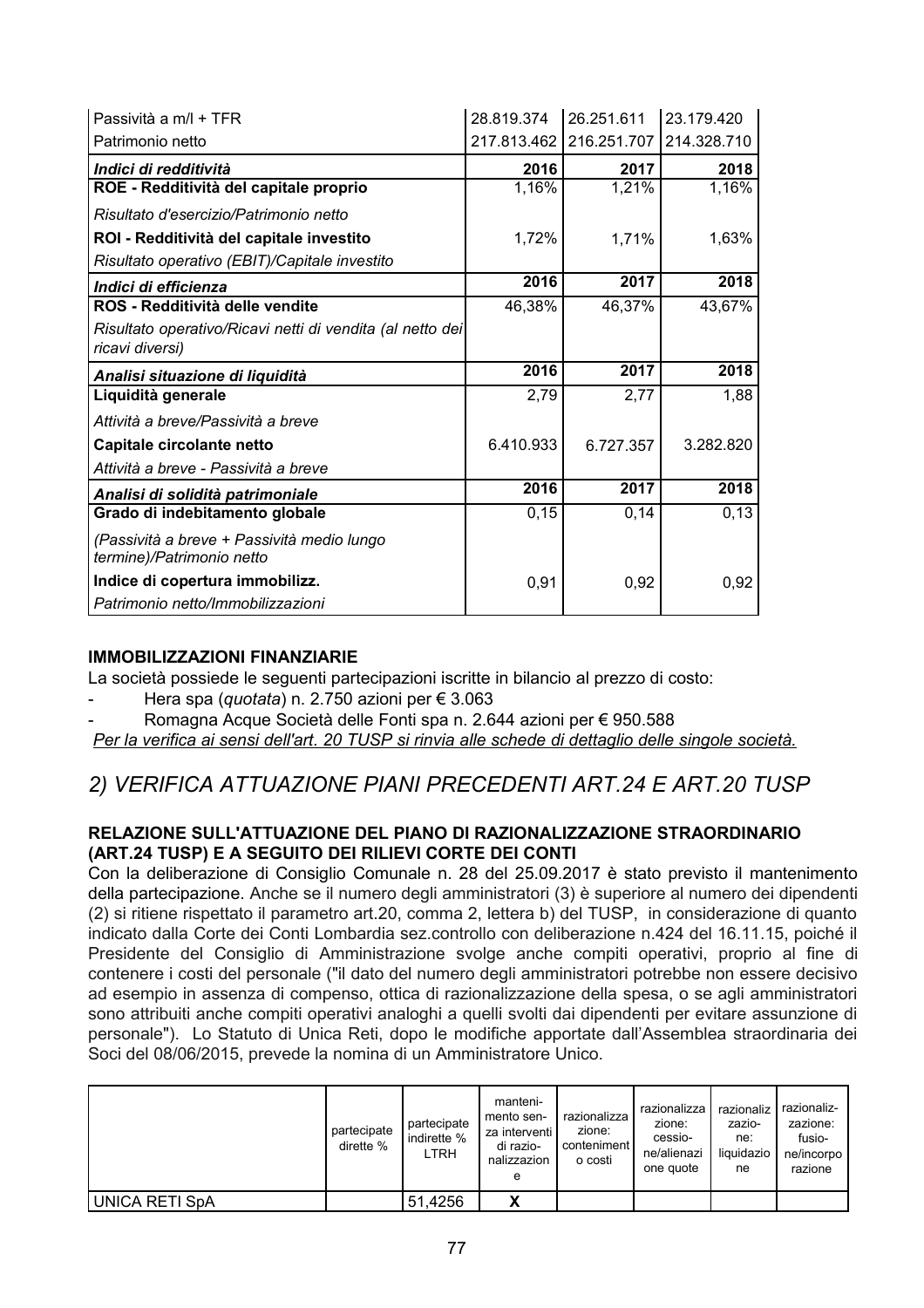| | | | |
|---|---|---|---|
| Passività a m/l + TFR | 28.819.374 | 26.251.611 | 23.179.420 |
| Patrimonio netto | 217.813.462 | 216.251.707 | 214.328.710 |
| ***Indici di redditività*** | **2016** | **2017** | **2018** |
| **ROE - Redditività del capitale proprio** | 1,16% | 1,21% | 1,16% |
| *Risultato d'esercizio/Patrimonio netto* | | | |
| **ROI - Redditività del capitale investito** | 1,72% | 1,71% | 1,63% |
| *Risultato operativo (EBIT)/Capitale investito* | | | |
| ***Indici di efficienza*** | **2016** | **2017** | **2018** |
| **ROS - Redditività delle vendite** | 46,38% | 46,37% | 43,67% |
| *Risultato operativo/Ricavi netti di vendita (al netto dei ricavi diversi)* | | | |
| ***Analisi situazione di liquidità*** | **2016** | **2017** | **2018** |
| **Liquidità generale** | 2,79 | 2,77 | 1,88 |
| *Attività a breve/Passività a breve* | | | |
| **Capitale circolante netto** | 6.410.933 | 6.727.357 | 3.282.820 |
| *Attività a breve - Passività a breve* | | | |
| ***Analisi di solidità patrimoniale*** | **2016** | **2017** | **2018** |
| **Grado di indebitamento globale** | 0,15 | 0,14 | 0,13 |
| *(Passività a breve + Passività medio lungo termine)/Patrimonio netto* | | | |
| **Indice di copertura immobilizz.** | 0,91 | 0,92 | 0,92 |
| *Patrimonio netto/Immobilizzazioni* | | | |

**IMMOBILIZZAZIONI FINANZIARIE**

La società possiede le seguenti partecipazioni iscritte in bilancio al prezzo di costo:

- Hera spa (*quotata*) n. 2.750 azioni per € 3.063
- Romagna Acque Società delle Fonti spa n. 2.644 azioni per € 950.588

*Per la verifica ai sensi dell'art. 20 TUSP si rinvia alle schede di dettaglio delle singole società.*

## *2) VERIFICA ATTUAZIONE PIANI PRECEDENTI ART.24 E ART.20 TUSP*

**RELAZIONE SULL'ATTUAZIONE DEL PIANO DI RAZIONALIZZAZIONE STRAORDINARIO (ART.24 TUSP) E A SEGUITO DEI RILIEVI CORTE DEI CONTI**

Con la deliberazione di Consiglio Comunale n. 28 del 25.09.2017 è stato previsto il mantenimento della partecipazione. Anche se il numero degli amministratori (3) è superiore al numero dei dipendenti (2) si ritiene rispettato il parametro art.20, comma 2, lettera b) del TUSP, in considerazione di quanto indicato dalla Corte dei Conti Lombardia sez.controllo con deliberazione n.424 del 16.11.15, poiché il Presidente del Consiglio di Amministrazione svolge anche compiti operativi, proprio al fine di contenere i costi del personale ("il dato del numero degli amministratori potrebbe non essere decisivo ad esempio in assenza di compenso, ottica di razionalizzazione della spesa, o se agli amministratori sono attribuiti anche compiti operativi analoghi a quelli svolti dai dipendenti per evitare assunzione di personale"). Lo Statuto di Unica Reti, dopo le modifiche apportate dall'Assemblea straordinaria dei Soci del 08/06/2015, prevede la nomina di un Amministratore Unico.

| | partecipate dirette % | partecipate indirette % LTRH | mantenimento senza interventi di razionalizzazione | razionalizzazione: contenimento costi | razionalizzazione: cessione/alienazione quote | razionalizzazione: liquidazione | razionalizzazione: fusione/incorporazione |
|---|---|---|---|---|---|---|---|
| UNICA RETI SpA | | 51,4256 | X | | | | |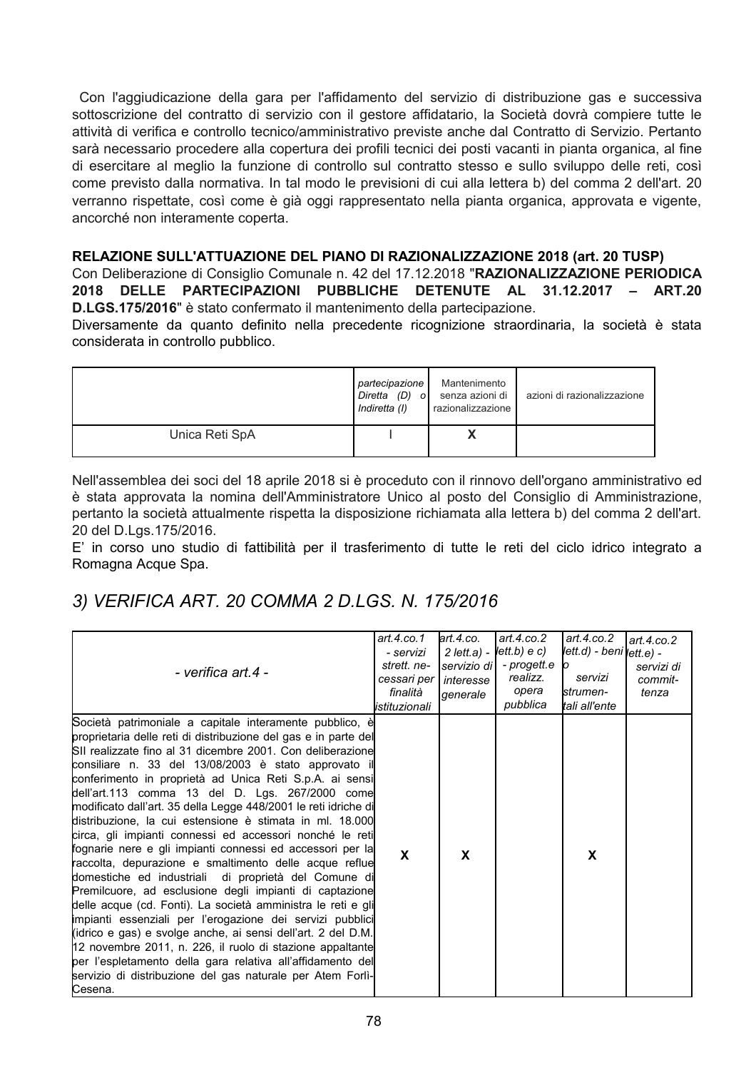Con l'aggiudicazione della gara per l'affidamento del servizio di distribuzione gas e successiva sottoscrizione del contratto di servizio con il gestore affidatario, la Società dovrà compiere tutte le attività di verifica e controllo tecnico/amministrativo previste anche dal Contratto di Servizio. Pertanto sarà necessario procedere alla copertura dei profili tecnici dei posti vacanti in pianta organica, al fine di esercitare al meglio la funzione di controllo sul contratto stesso e sullo sviluppo delle reti, così come previsto dalla normativa. In tal modo le previsioni di cui alla lettera b) del comma 2 dell'art. 20 verranno rispettate, così come è già oggi rappresentato nella pianta organica, approvata e vigente, ancorché non interamente coperta.

**RELAZIONE SULL'ATTUAZIONE DEL PIANO DI RAZIONALIZZAZIONE 2018 (art. 20 TUSP)**

Con Deliberazione di Consiglio Comunale n. 42 del 17.12.2018 "**RAZIONALIZZAZIONE PERIODICA 2018 DELLE PARTECIPAZIONI PUBBLICHE DETENUTE AL 31.12.2017 – ART.20 D.LGS.175/2016**" è stato confermato il mantenimento della partecipazione.

Diversamente da quanto definito nella precedente ricognizione straordinaria, la società è stata considerata in controllo pubblico.

| | *partecipazione Diretta (D) o Indiretta (I)* | Mantenimento senza azioni di razionalizzazione | azioni di razionalizzazione |
|---|---|---|---|
| Unica Reti SpA | I | **X** | |

Nell'assemblea dei soci del 18 aprile 2018 si è proceduto con il rinnovo dell'organo amministrativo ed è stata approvata la nomina dell'Amministratore Unico al posto del Consiglio di Amministrazione, pertanto la società attualmente rispetta la disposizione richiamata alla lettera b) del comma 2 dell'art. 20 del D.Lgs.175/2016.

E' in corso uno studio di fattibilità per il trasferimento di tutte le reti del ciclo idrico integrato a Romagna Acque Spa.

## *3) VERIFICA ART. 20 COMMA 2 D.LGS. N. 175/2016*

| *- verifica art.4 -* | *art.4.co.1 - servizi strett. necessari per finalità istituzionali* | *art.4.co. 2 lett.a) - servizio di interesse generale* | *art.4.co.2 lett.b) e c) - progett.e realizz. opera pubblica* | *art.4.co.2 lett.d) - beni o servizi strumentali all'ente* | *art.4.co.2 lett.e) - servizi di committenza* |
|---|---|---|---|---|---|
| Società patrimoniale a capitale interamente pubblico, è proprietaria delle reti di distribuzione del gas e in parte del SII realizzate fino al 31 dicembre 2001. Con deliberazione consiliare n. 33 del 13/08/2003 è stato approvato il conferimento in proprietà ad Unica Reti S.p.A. ai sensi dell'art.113 comma 13 del D. Lgs. 267/2000 come modificato dall'art. 35 della Legge 448/2001 le reti idriche di distribuzione, la cui estensione è stimata in ml. 18.000 circa, gli impianti connessi ed accessori nonché le reti fognarie nere e gli impianti connessi ed accessori per la raccolta, depurazione e smaltimento delle acque reflue domestiche ed industriali di proprietà del Comune di Premilcuore, ad esclusione degli impianti di captazione delle acque (cd. Fonti). La società amministra le reti e gli impianti essenziali per l'erogazione dei servizi pubblici (idrico e gas) e svolge anche, ai sensi dell'art. 2 del D.M. 12 novembre 2011, n. 226, il ruolo di stazione appaltante per l'espletamento della gara relativa all'affidamento del servizio di distribuzione del gas naturale per Atem Forlì-Cesena. | **X** | **X** | | **X** | |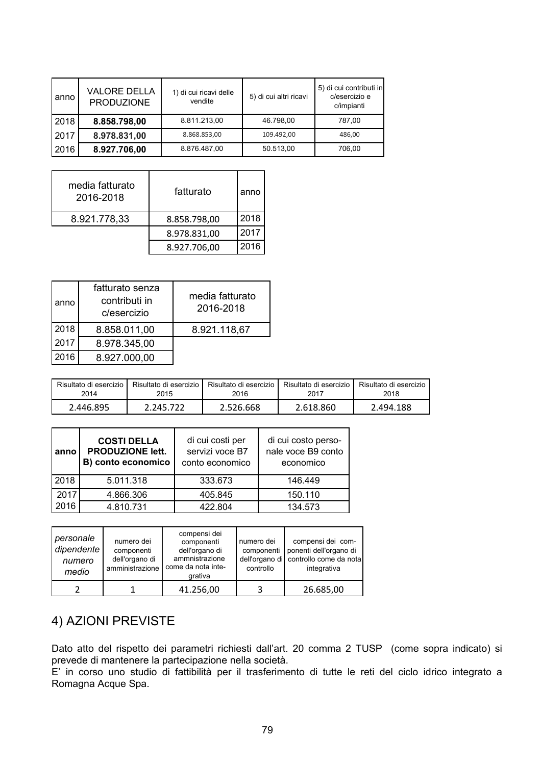| anno | VALORE DELLA PRODUZIONE | 1) di cui ricavi delle vendite | 5) di cui altri ricavi | 5) di cui contributi in c/esercizio e c/impianti |
|---|---|---|---|---|
| 2018 | **8.858.798,00** | 8.811.213,00 | 46.798,00 | 787,00 |
| 2017 | **8.978.831,00** | 8.868.853,00 | 109.492,00 | 486,00 |
| 2016 | **8.927.706,00** | 8.876.487,00 | 50.513,00 | 706,00 |

| media fatturato 2016-2018 | fatturato | anno |
|---|---|---|
| 8.921.778,33 | 8.858.798,00 | 2018 |
| | 8.978.831,00 | 2017 |
| | 8.927.706,00 | 2016 |

| anno | fatturato senza contributi in c/esercizio | media fatturato 2016-2018 |
|---|---|---|
| 2018 | 8.858.011,00 | 8.921.118,67 |
| 2017 | 8.978.345,00 | |
| 2016 | 8.927.000,00 | |

| Risultato di esercizio 2014 | Risultato di esercizio 2015 | Risultato di esercizio 2016 | Risultato di esercizio 2017 | Risultato di esercizio 2018 |
|---|---|---|---|---|
| 2.446.895 | 2.245.722 | 2.526.668 | 2.618.860 | 2.494.188 |

| **anno** | **COSTI DELLA PRODUZIONE lett. B) conto economico** | di cui costi per servizi voce B7 conto economico | di cui costo personale voce B9 conto economico |
|---|---|---|---|
| 2018 | 5.011.318 | 333.673 | 146.449 |
| 2017 | 4.866.306 | 405.845 | 150.110 |
| 2016 | 4.810.731 | 422.804 | 134.573 |

| *personale dipendente numero medio* | numero dei componenti dell'organo di amministrazione | compensi dei componenti dell'organo di ammnistrazione come da nota integrativa | numero dei componenti dell'organo di controllo | compensi dei componenti dell'organo di controllo come da nota integrativa |
|---|---|---|---|---|
| 2 | 1 | 41.256,00 | 3 | 26.685,00 |

## 4) AZIONI PREVISTE

Dato atto del rispetto dei parametri richiesti dall'art. 20 comma 2 TUSP (come sopra indicato) si prevede di mantenere la partecipazione nella società.
E' in corso uno studio di fattibilità per il trasferimento di tutte le reti del ciclo idrico integrato a Romagna Acque Spa.